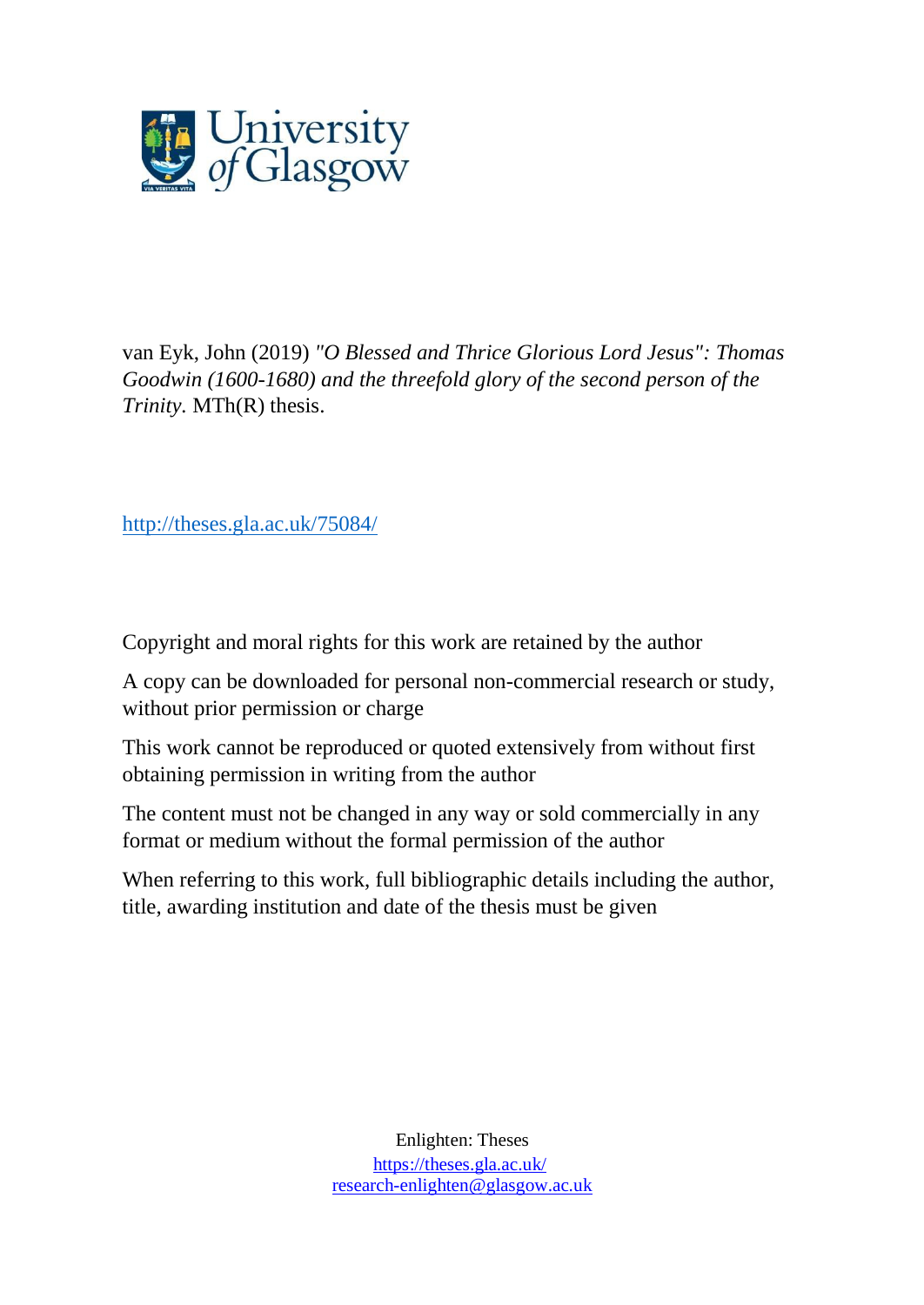van Eyk, John (2019) *"O Blessed and Thrice Glorious Lord Jesus": Thomas Goodwin (1600-1680) and the threefold glory of the second person of the Trinity.* MTh(R) thesis.

http://theses.gla.ac.uk/75084/

Copyright and moral rights for this work are retained by the author

A copy can be downloaded for personal non-commercial research or study, without prior permission or charge

This work cannot be reproduced or quoted extensively from without first obtaining permission in writing from the author

The content must not be changed in any way or sold commercially in any format or medium without the formal permission of the author

When referring to this work, full bibliographic details including the author, title, awarding institution and date of the thesis must be given

Enlighten: Theses
https://theses.gla.ac.uk/
research-enlighten@glasgow.ac.uk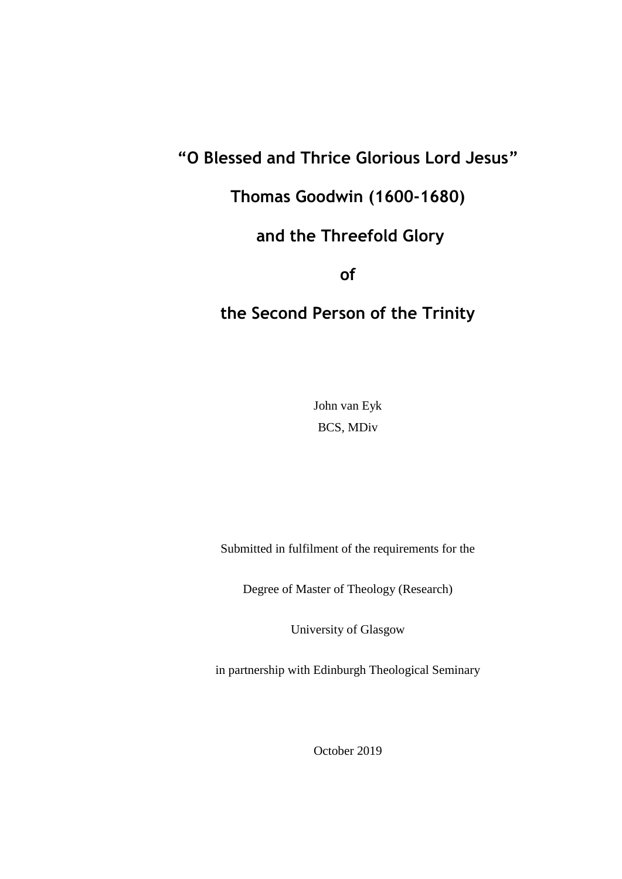# "O Blessed and Thrice Glorious Lord Jesus"

# Thomas Goodwin (1600-1680)

# and the Threefold Glory

# of

# the Second Person of the Trinity

John van Eyk
BCS, MDiv

Submitted in fulfilment of the requirements for the

Degree of Master of Theology (Research)

University of Glasgow

in partnership with Edinburgh Theological Seminary

October 2019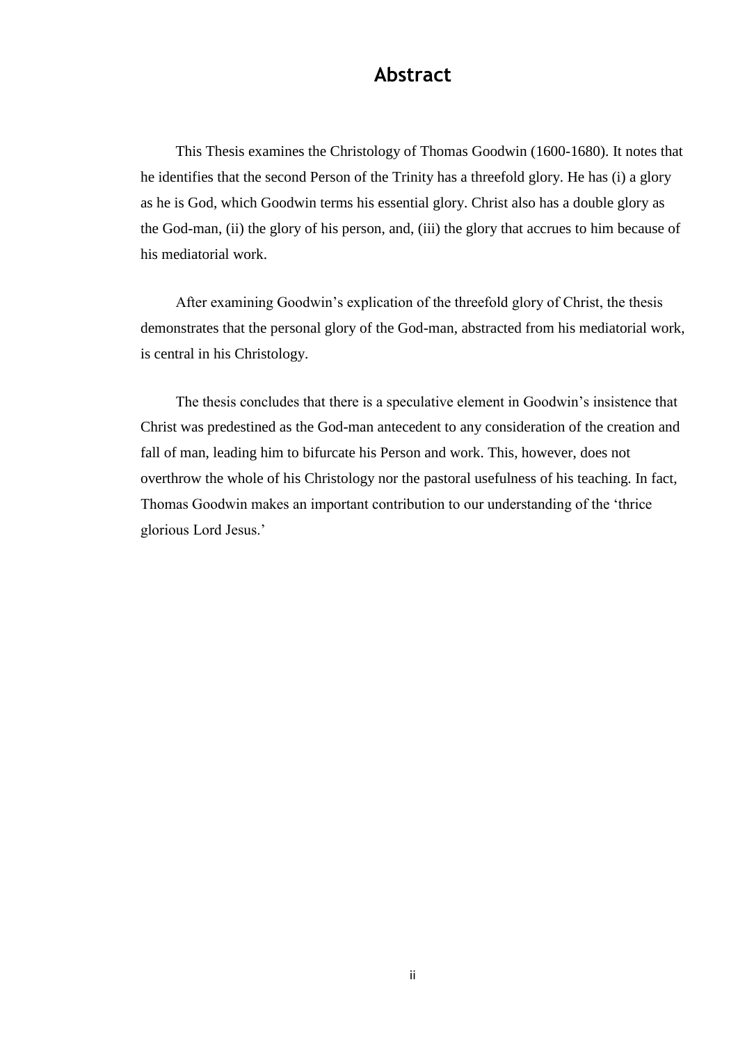# Abstract

This Thesis examines the Christology of Thomas Goodwin (1600-1680). It notes that he identifies that the second Person of the Trinity has a threefold glory. He has (i) a glory as he is God, which Goodwin terms his essential glory. Christ also has a double glory as the God-man, (ii) the glory of his person, and, (iii) the glory that accrues to him because of his mediatorial work.

After examining Goodwin's explication of the threefold glory of Christ, the thesis demonstrates that the personal glory of the God-man, abstracted from his mediatorial work, is central in his Christology.

The thesis concludes that there is a speculative element in Goodwin's insistence that Christ was predestined as the God-man antecedent to any consideration of the creation and fall of man, leading him to bifurcate his Person and work. This, however, does not overthrow the whole of his Christology nor the pastoral usefulness of his teaching. In fact, Thomas Goodwin makes an important contribution to our understanding of the 'thrice glorious Lord Jesus.'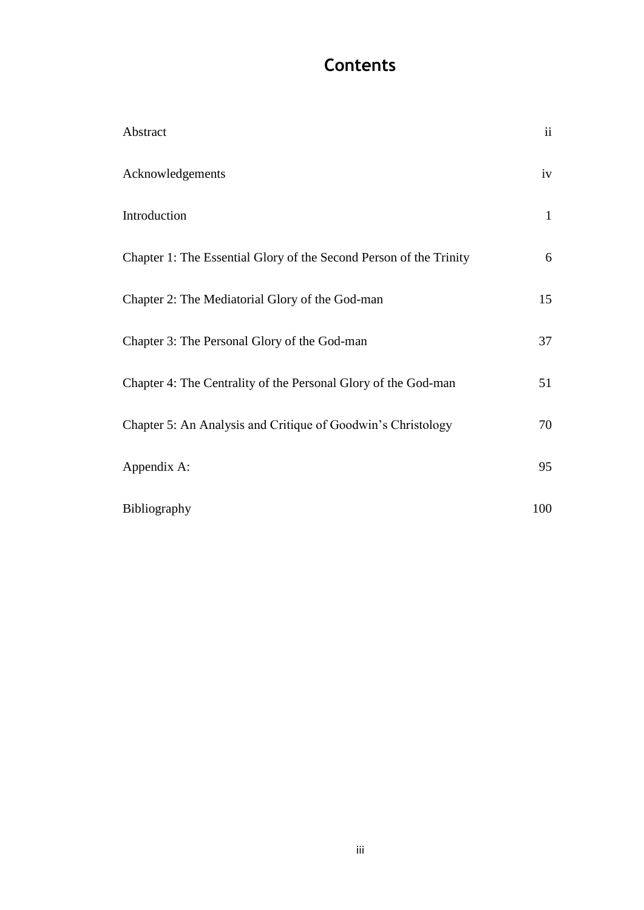# Contents

| | |
|---|---|
| Abstract | ii |
| Acknowledgements | iv |
| Introduction | 1 |
| Chapter 1: The Essential Glory of the Second Person of the Trinity | 6 |
| Chapter 2: The Mediatorial Glory of the God-man | 15 |
| Chapter 3: The Personal Glory of the God-man | 37 |
| Chapter 4: The Centrality of the Personal Glory of the God-man | 51 |
| Chapter 5: An Analysis and Critique of Goodwin's Christology | 70 |
| Appendix A: | 95 |
| Bibliography | 100 |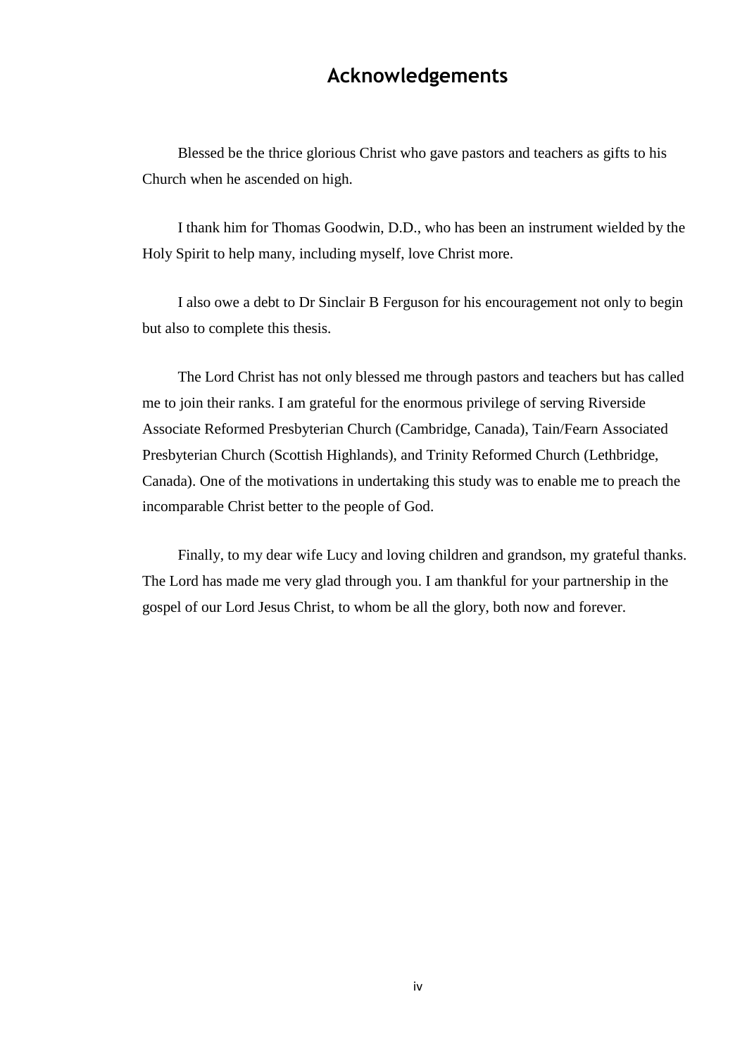# Acknowledgements

Blessed be the thrice glorious Christ who gave pastors and teachers as gifts to his Church when he ascended on high.

I thank him for Thomas Goodwin, D.D., who has been an instrument wielded by the Holy Spirit to help many, including myself, love Christ more.

I also owe a debt to Dr Sinclair B Ferguson for his encouragement not only to begin but also to complete this thesis.

The Lord Christ has not only blessed me through pastors and teachers but has called me to join their ranks. I am grateful for the enormous privilege of serving Riverside Associate Reformed Presbyterian Church (Cambridge, Canada), Tain/Fearn Associated Presbyterian Church (Scottish Highlands), and Trinity Reformed Church (Lethbridge, Canada). One of the motivations in undertaking this study was to enable me to preach the incomparable Christ better to the people of God.

Finally, to my dear wife Lucy and loving children and grandson, my grateful thanks. The Lord has made me very glad through you. I am thankful for your partnership in the gospel of our Lord Jesus Christ, to whom be all the glory, both now and forever.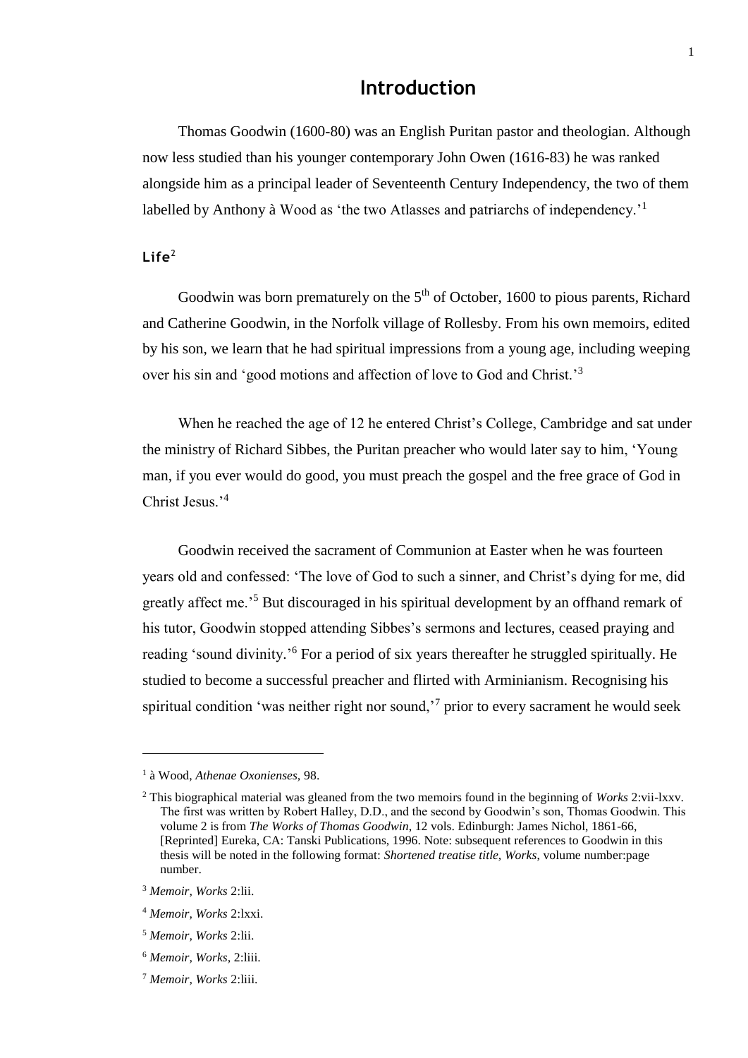# Introduction

Thomas Goodwin (1600-80) was an English Puritan pastor and theologian. Although now less studied than his younger contemporary John Owen (1616-83) he was ranked alongside him as a principal leader of Seventeenth Century Independency, the two of them labelled by Anthony à Wood as 'the two Atlasses and patriarchs of independency.'[1]

## Life[2]

Goodwin was born prematurely on the 5th of October, 1600 to pious parents, Richard and Catherine Goodwin, in the Norfolk village of Rollesby. From his own memoirs, edited by his son, we learn that he had spiritual impressions from a young age, including weeping over his sin and 'good motions and affection of love to God and Christ.'[3]

When he reached the age of 12 he entered Christ's College, Cambridge and sat under the ministry of Richard Sibbes, the Puritan preacher who would later say to him, 'Young man, if you ever would do good, you must preach the gospel and the free grace of God in Christ Jesus.'[4]

Goodwin received the sacrament of Communion at Easter when he was fourteen years old and confessed: 'The love of God to such a sinner, and Christ's dying for me, did greatly affect me.'[5] But discouraged in his spiritual development by an offhand remark of his tutor, Goodwin stopped attending Sibbes's sermons and lectures, ceased praying and reading 'sound divinity.'[6] For a period of six years thereafter he struggled spiritually. He studied to become a successful preacher and flirted with Arminianism. Recognising his spiritual condition 'was neither right nor sound,'[7] prior to every sacrament he would seek

---

[1] à Wood, *Athenae Oxonienses,* 98.

[2] This biographical material was gleaned from the two memoirs found in the beginning of *Works* 2:vii-lxxv. The first was written by Robert Halley, D.D., and the second by Goodwin's son, Thomas Goodwin. This volume 2 is from *The Works of Thomas Goodwin*, 12 vols. Edinburgh: James Nichol, 1861-66, [Reprinted] Eureka, CA: Tanski Publications, 1996. Note: subsequent references to Goodwin in this thesis will be noted in the following format: *Shortened treatise title, Works*, volume number:page number.

[3] *Memoir, Works* 2:lii.

[4] *Memoir, Works* 2:lxxi.

[5] *Memoir, Works* 2:lii.

[6] *Memoir, Works,* 2:liii.

[7] *Memoir, Works* 2:liii.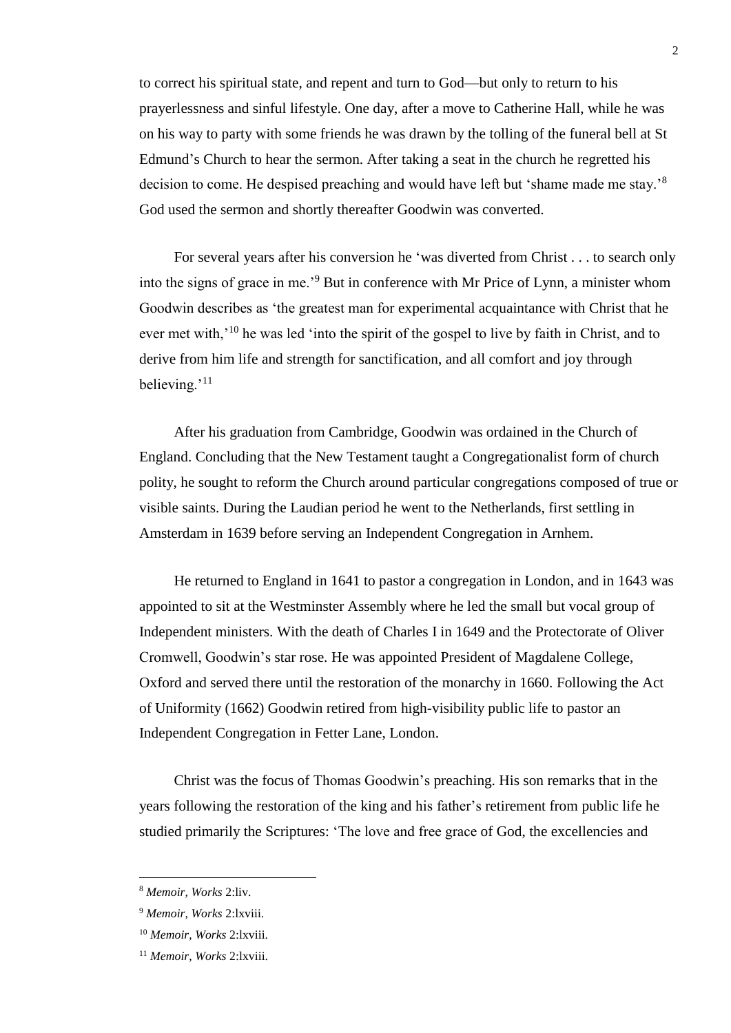to correct his spiritual state, and repent and turn to God—but only to return to his prayerlessness and sinful lifestyle. One day, after a move to Catherine Hall, while he was on his way to party with some friends he was drawn by the tolling of the funeral bell at St Edmund's Church to hear the sermon. After taking a seat in the church he regretted his decision to come. He despised preaching and would have left but 'shame made me stay.'[8] God used the sermon and shortly thereafter Goodwin was converted.

For several years after his conversion he 'was diverted from Christ . . . to search only into the signs of grace in me.'[9] But in conference with Mr Price of Lynn, a minister whom Goodwin describes as 'the greatest man for experimental acquaintance with Christ that he ever met with,'[10] he was led 'into the spirit of the gospel to live by faith in Christ, and to derive from him life and strength for sanctification, and all comfort and joy through believing.'[11]

After his graduation from Cambridge, Goodwin was ordained in the Church of England. Concluding that the New Testament taught a Congregationalist form of church polity, he sought to reform the Church around particular congregations composed of true or visible saints. During the Laudian period he went to the Netherlands, first settling in Amsterdam in 1639 before serving an Independent Congregation in Arnhem.

He returned to England in 1641 to pastor a congregation in London, and in 1643 was appointed to sit at the Westminster Assembly where he led the small but vocal group of Independent ministers. With the death of Charles I in 1649 and the Protectorate of Oliver Cromwell, Goodwin's star rose. He was appointed President of Magdalene College, Oxford and served there until the restoration of the monarchy in 1660. Following the Act of Uniformity (1662) Goodwin retired from high-visibility public life to pastor an Independent Congregation in Fetter Lane, London.

Christ was the focus of Thomas Goodwin's preaching. His son remarks that in the years following the restoration of the king and his father's retirement from public life he studied primarily the Scriptures: 'The love and free grace of God, the excellencies and

---

[8] *Memoir, Works* 2:liv.

[9] *Memoir, Works* 2:lxviii.

[10] *Memoir, Works* 2:lxviii.

[11] *Memoir, Works* 2:lxviii.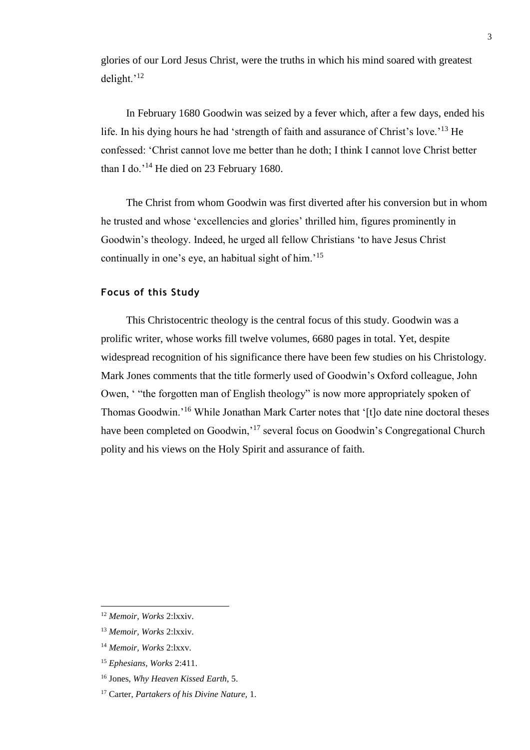glories of our Lord Jesus Christ, were the truths in which his mind soared with greatest delight.'[12]

In February 1680 Goodwin was seized by a fever which, after a few days, ended his life. In his dying hours he had 'strength of faith and assurance of Christ's love.'[13] He confessed: 'Christ cannot love me better than he doth; I think I cannot love Christ better than I do.'[14] He died on 23 February 1680.

The Christ from whom Goodwin was first diverted after his conversion but in whom he trusted and whose 'excellencies and glories' thrilled him, figures prominently in Goodwin's theology. Indeed, he urged all fellow Christians 'to have Jesus Christ continually in one's eye, an habitual sight of him.'[15]

## Focus of this Study

This Christocentric theology is the central focus of this study. Goodwin was a prolific writer, whose works fill twelve volumes, 6680 pages in total. Yet, despite widespread recognition of his significance there have been few studies on his Christology. Mark Jones comments that the title formerly used of Goodwin's Oxford colleague, John Owen, ' "the forgotten man of English theology" is now more appropriately spoken of Thomas Goodwin.'[16] While Jonathan Mark Carter notes that '[t]o date nine doctoral theses have been completed on Goodwin,'[17] several focus on Goodwin's Congregational Church polity and his views on the Holy Spirit and assurance of faith.

---

[12] *Memoir, Works* 2:lxxiv.

[13] *Memoir, Works* 2:lxxiv.

[14] *Memoir, Works* 2:lxxv.

[15] *Ephesians, Works* 2:411.

[16] Jones, *Why Heaven Kissed Earth*, 5.

[17] Carter, *Partakers of his Divine Nature,* 1.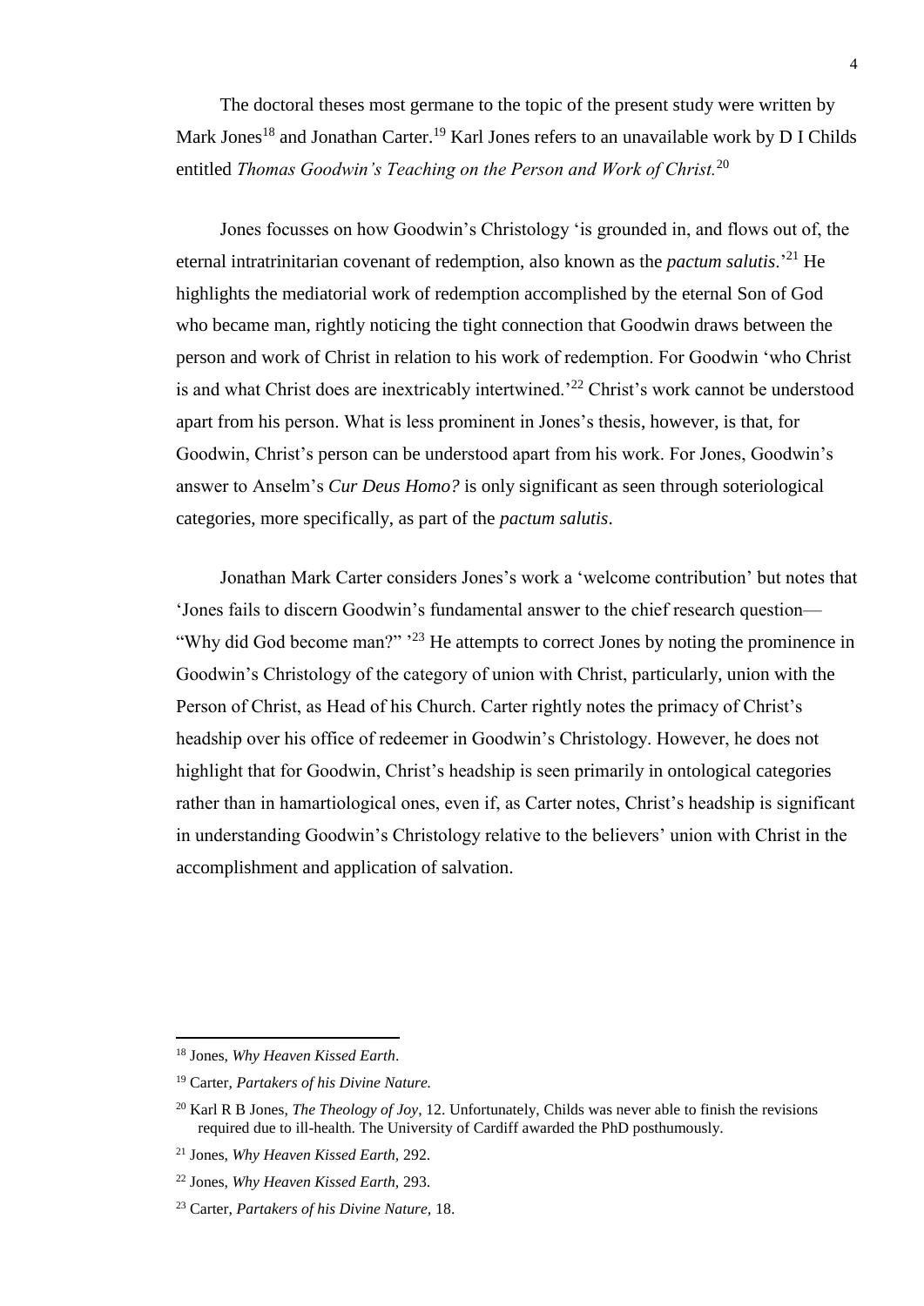The doctoral theses most germane to the topic of the present study were written by Mark Jones[18] and Jonathan Carter.[19] Karl Jones refers to an unavailable work by D I Childs entitled *Thomas Goodwin's Teaching on the Person and Work of Christ.*[20]

Jones focusses on how Goodwin's Christology 'is grounded in, and flows out of, the eternal intratrinitarian covenant of redemption, also known as the *pactum salutis*.'[21] He highlights the mediatorial work of redemption accomplished by the eternal Son of God who became man, rightly noticing the tight connection that Goodwin draws between the person and work of Christ in relation to his work of redemption. For Goodwin 'who Christ is and what Christ does are inextricably intertwined.'[22] Christ's work cannot be understood apart from his person. What is less prominent in Jones's thesis, however, is that, for Goodwin, Christ's person can be understood apart from his work. For Jones, Goodwin's answer to Anselm's *Cur Deus Homo?* is only significant as seen through soteriological categories, more specifically, as part of the *pactum salutis*.

Jonathan Mark Carter considers Jones's work a 'welcome contribution' but notes that 'Jones fails to discern Goodwin's fundamental answer to the chief research question—"Why did God become man?" '[23] He attempts to correct Jones by noting the prominence in Goodwin's Christology of the category of union with Christ, particularly, union with the Person of Christ, as Head of his Church. Carter rightly notes the primacy of Christ's headship over his office of redeemer in Goodwin's Christology. However, he does not highlight that for Goodwin, Christ's headship is seen primarily in ontological categories rather than in hamartiological ones, even if, as Carter notes, Christ's headship is significant in understanding Goodwin's Christology relative to the believers' union with Christ in the accomplishment and application of salvation.

---

[18] Jones, *Why Heaven Kissed Earth*.

[19] Carter, *Partakers of his Divine Nature.*

[20] Karl R B Jones, *The Theology of Joy*, 12. Unfortunately, Childs was never able to finish the revisions required due to ill-health. The University of Cardiff awarded the PhD posthumously.

[21] Jones, *Why Heaven Kissed Earth,* 292.

[22] Jones, *Why Heaven Kissed Earth,* 293.

[23] Carter, *Partakers of his Divine Nature,* 18.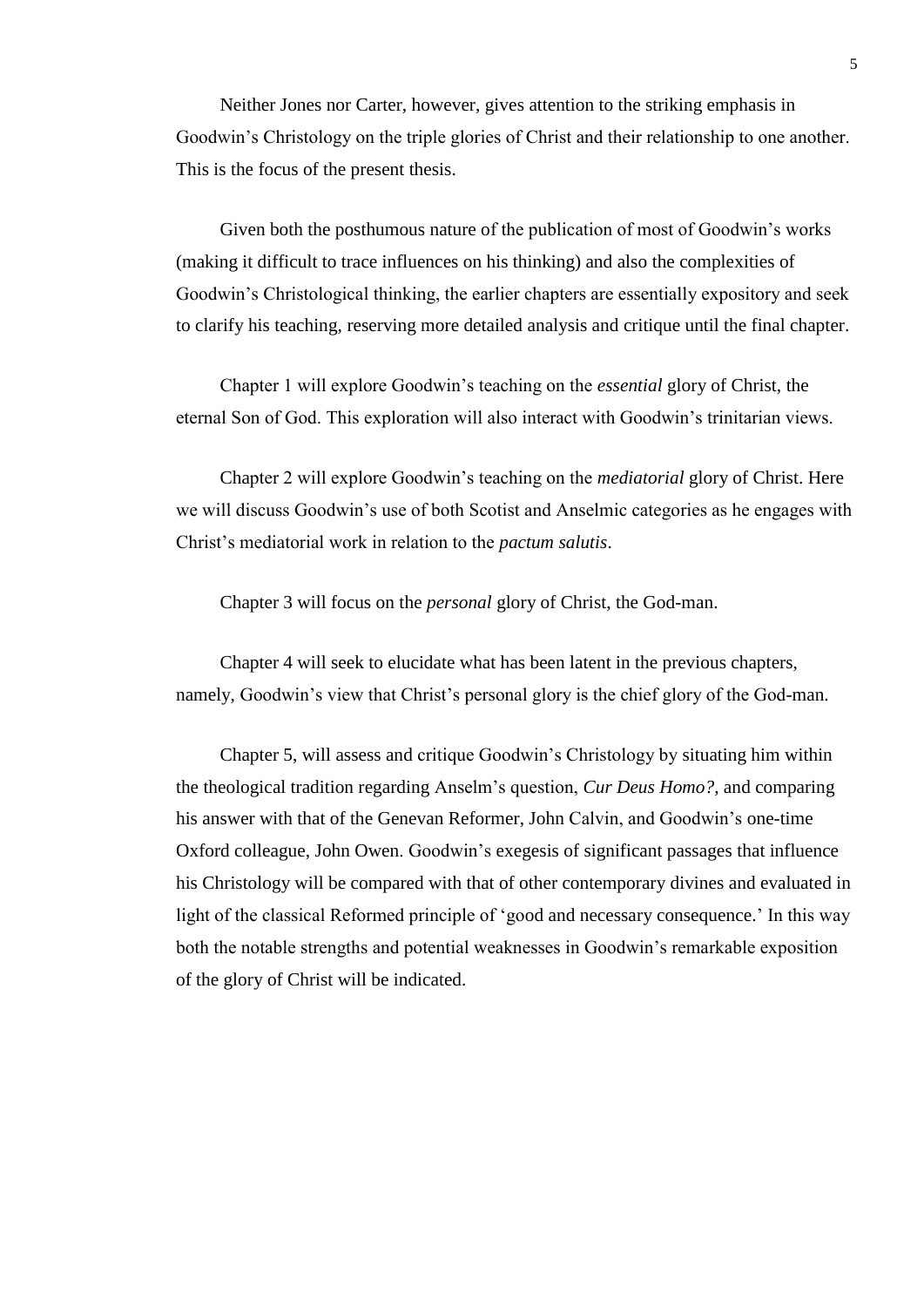Neither Jones nor Carter, however, gives attention to the striking emphasis in Goodwin's Christology on the triple glories of Christ and their relationship to one another. This is the focus of the present thesis.

Given both the posthumous nature of the publication of most of Goodwin's works (making it difficult to trace influences on his thinking) and also the complexities of Goodwin's Christological thinking, the earlier chapters are essentially expository and seek to clarify his teaching, reserving more detailed analysis and critique until the final chapter.

Chapter 1 will explore Goodwin's teaching on the *essential* glory of Christ, the eternal Son of God. This exploration will also interact with Goodwin's trinitarian views.

Chapter 2 will explore Goodwin's teaching on the *mediatorial* glory of Christ. Here we will discuss Goodwin's use of both Scotist and Anselmic categories as he engages with Christ's mediatorial work in relation to the *pactum salutis*.

Chapter 3 will focus on the *personal* glory of Christ, the God-man.

Chapter 4 will seek to elucidate what has been latent in the previous chapters, namely, Goodwin's view that Christ's personal glory is the chief glory of the God-man.

Chapter 5, will assess and critique Goodwin's Christology by situating him within the theological tradition regarding Anselm's question, *Cur Deus Homo?*, and comparing his answer with that of the Genevan Reformer, John Calvin, and Goodwin's one-time Oxford colleague, John Owen. Goodwin's exegesis of significant passages that influence his Christology will be compared with that of other contemporary divines and evaluated in light of the classical Reformed principle of 'good and necessary consequence.' In this way both the notable strengths and potential weaknesses in Goodwin's remarkable exposition of the glory of Christ will be indicated.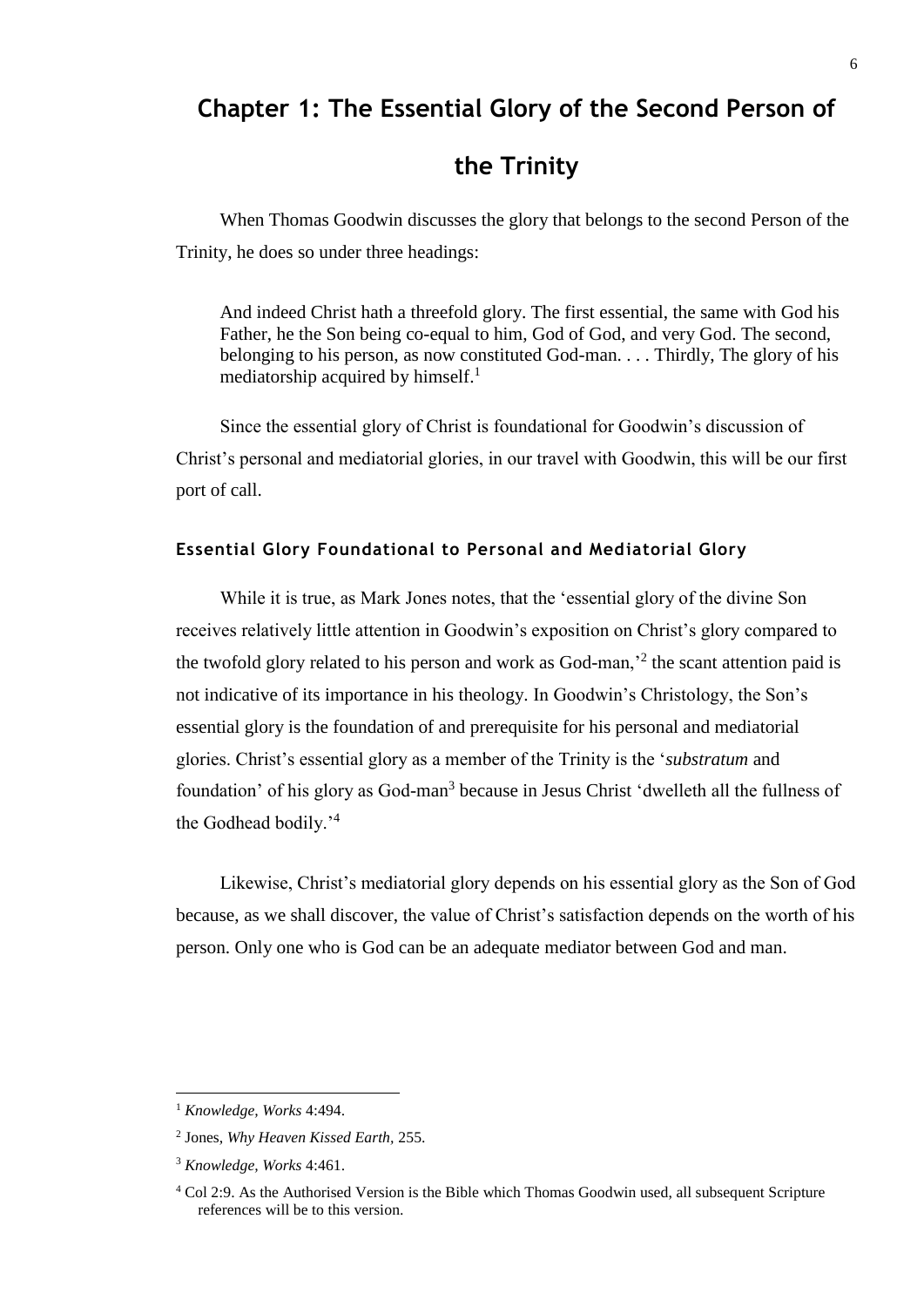# Chapter 1: The Essential Glory of the Second Person of the Trinity

When Thomas Goodwin discusses the glory that belongs to the second Person of the Trinity, he does so under three headings:

> And indeed Christ hath a threefold glory. The first essential, the same with God his Father, he the Son being co-equal to him, God of God, and very God. The second, belonging to his person, as now constituted God-man. . . . Thirdly, The glory of his mediatorship acquired by himself.[1]

Since the essential glory of Christ is foundational for Goodwin's discussion of Christ's personal and mediatorial glories, in our travel with Goodwin, this will be our first port of call.

### Essential Glory Foundational to Personal and Mediatorial Glory

While it is true, as Mark Jones notes, that the 'essential glory of the divine Son receives relatively little attention in Goodwin's exposition on Christ's glory compared to the twofold glory related to his person and work as God-man,'[2] the scant attention paid is not indicative of its importance in his theology. In Goodwin's Christology, the Son's essential glory is the foundation of and prerequisite for his personal and mediatorial glories. Christ's essential glory as a member of the Trinity is the '*substratum* and foundation' of his glory as God-man[3] because in Jesus Christ 'dwelleth all the fullness of the Godhead bodily.'[4]

Likewise, Christ's mediatorial glory depends on his essential glory as the Son of God because, as we shall discover, the value of Christ's satisfaction depends on the worth of his person. Only one who is God can be an adequate mediator between God and man.

---

[1] *Knowledge, Works* 4:494.

[2] Jones, *Why Heaven Kissed Earth*, 255.

[3] *Knowledge, Works* 4:461.

[4] Col 2:9. As the Authorised Version is the Bible which Thomas Goodwin used, all subsequent Scripture references will be to this version.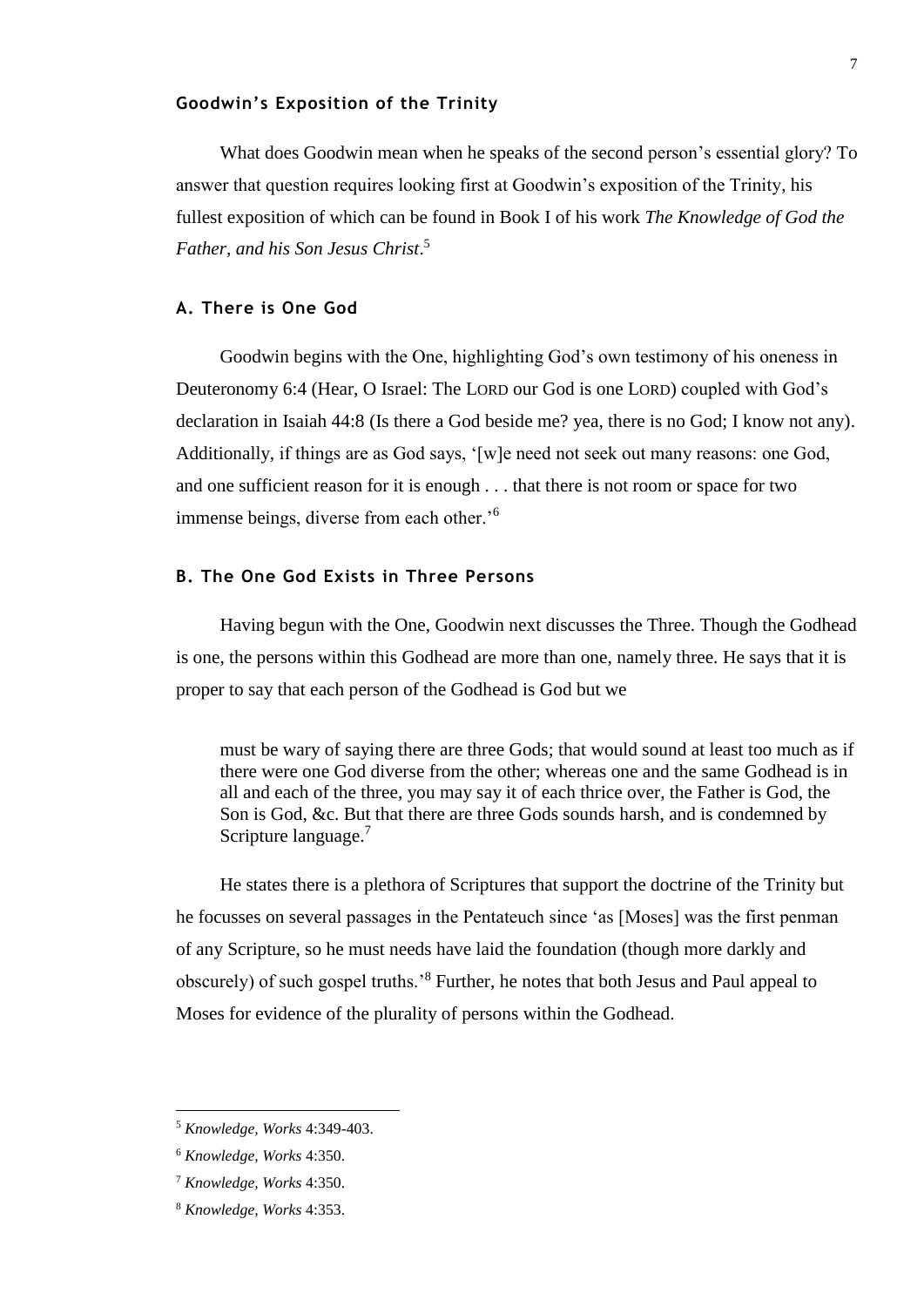### Goodwin's Exposition of the Trinity

What does Goodwin mean when he speaks of the second person's essential glory? To answer that question requires looking first at Goodwin's exposition of the Trinity, his fullest exposition of which can be found in Book I of his work *The Knowledge of God the Father, and his Son Jesus Christ*.[5]

#### A. There is One God

Goodwin begins with the One, highlighting God's own testimony of his oneness in Deuteronomy 6:4 (Hear, O Israel: The LORD our God is one LORD) coupled with God's declaration in Isaiah 44:8 (Is there a God beside me? yea, there is no God; I know not any). Additionally, if things are as God says, '[w]e need not seek out many reasons: one God, and one sufficient reason for it is enough . . . that there is not room or space for two immense beings, diverse from each other.'[6]

#### B. The One God Exists in Three Persons

Having begun with the One, Goodwin next discusses the Three. Though the Godhead is one, the persons within this Godhead are more than one, namely three. He says that it is proper to say that each person of the Godhead is God but we

> must be wary of saying there are three Gods; that would sound at least too much as if there were one God diverse from the other; whereas one and the same Godhead is in all and each of the three, you may say it of each thrice over, the Father is God, the Son is God, &c. But that there are three Gods sounds harsh, and is condemned by Scripture language.[7]

He states there is a plethora of Scriptures that support the doctrine of the Trinity but he focusses on several passages in the Pentateuch since 'as [Moses] was the first penman of any Scripture, so he must needs have laid the foundation (though more darkly and obscurely) of such gospel truths.'[8] Further, he notes that both Jesus and Paul appeal to Moses for evidence of the plurality of persons within the Godhead.

---

[5] *Knowledge, Works* 4:349-403.

[6] *Knowledge, Works* 4:350.

[7] *Knowledge, Works* 4:350.

[8] *Knowledge, Works* 4:353.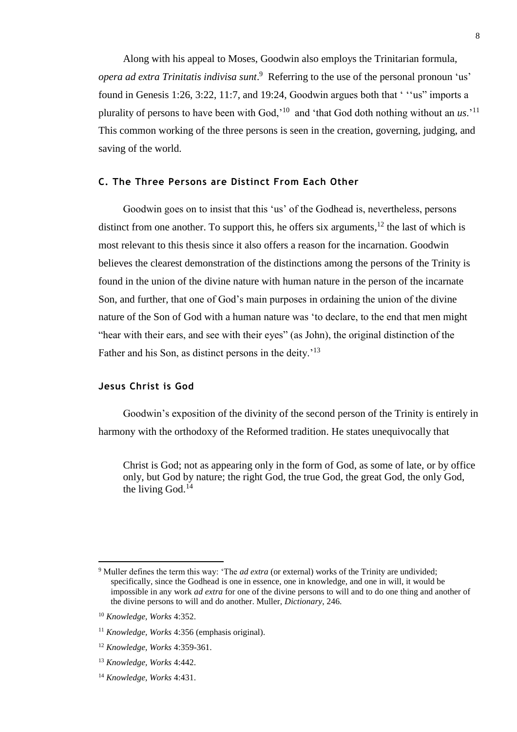Along with his appeal to Moses, Goodwin also employs the Trinitarian formula, *opera ad extra Trinitatis indivisa sunt*.[9] Referring to the use of the personal pronoun 'us' found in Genesis 1:26, 3:22, 11:7, and 19:24, Goodwin argues both that ' ''us" imports a plurality of persons to have been with God,'[10] and 'that God doth nothing without an *us*.'[11] This common working of the three persons is seen in the creation, governing, judging, and saving of the world.

### C. The Three Persons are Distinct From Each Other

Goodwin goes on to insist that this 'us' of the Godhead is, nevertheless, persons distinct from one another. To support this, he offers six arguments,[12] the last of which is most relevant to this thesis since it also offers a reason for the incarnation. Goodwin believes the clearest demonstration of the distinctions among the persons of the Trinity is found in the union of the divine nature with human nature in the person of the incarnate Son, and further, that one of God's main purposes in ordaining the union of the divine nature of the Son of God with a human nature was 'to declare, to the end that men might "hear with their ears, and see with their eyes" (as John), the original distinction of the Father and his Son, as distinct persons in the deity.'[13]

### Jesus Christ is God

Goodwin's exposition of the divinity of the second person of the Trinity is entirely in harmony with the orthodoxy of the Reformed tradition. He states unequivocally that

> Christ is God; not as appearing only in the form of God, as some of late, or by office only, but God by nature; the right God, the true God, the great God, the only God, the living God.[14]

---

[9] Muller defines the term this way: 'The *ad extra* (or external) works of the Trinity are undivided; specifically, since the Godhead is one in essence, one in knowledge, and one in will, it would be impossible in any work *ad extra* for one of the divine persons to will and to do one thing and another of the divine persons to will and do another. Muller, *Dictionary*, 246.

[10] *Knowledge, Works* 4:352.

[11] *Knowledge, Works* 4:356 (emphasis original).

[12] *Knowledge, Works* 4:359-361.

[13] *Knowledge, Works* 4:442.

[14] *Knowledge, Works* 4:431.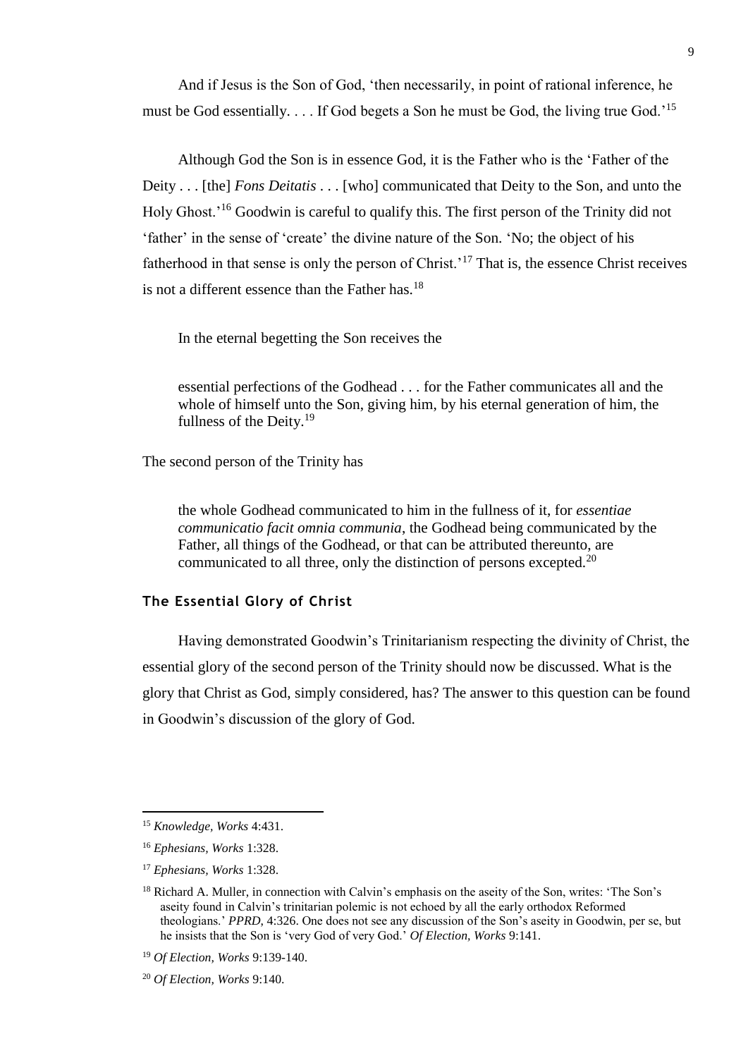And if Jesus is the Son of God, 'then necessarily, in point of rational inference, he must be God essentially. . . . If God begets a Son he must be God, the living true God.'[15]

Although God the Son is in essence God, it is the Father who is the 'Father of the Deity . . . [the] *Fons Deitatis* . . . [who] communicated that Deity to the Son, and unto the Holy Ghost.'[16] Goodwin is careful to qualify this. The first person of the Trinity did not 'father' in the sense of 'create' the divine nature of the Son. 'No; the object of his fatherhood in that sense is only the person of Christ.'[17] That is, the essence Christ receives is not a different essence than the Father has.[18]

In the eternal begetting the Son receives the

> essential perfections of the Godhead . . . for the Father communicates all and the whole of himself unto the Son, giving him, by his eternal generation of him, the fullness of the Deity.[19]

The second person of the Trinity has

> the whole Godhead communicated to him in the fullness of it, for *essentiae communicatio facit omnia communia*, the Godhead being communicated by the Father, all things of the Godhead, or that can be attributed thereunto, are communicated to all three, only the distinction of persons excepted.[20]

### The Essential Glory of Christ

Having demonstrated Goodwin's Trinitarianism respecting the divinity of Christ, the essential glory of the second person of the Trinity should now be discussed. What is the glory that Christ as God, simply considered, has? The answer to this question can be found in Goodwin's discussion of the glory of God.

---

[15] *Knowledge, Works* 4:431.

[16] *Ephesians, Works* 1:328.

[17] *Ephesians, Works* 1:328.

[18] Richard A. Muller, in connection with Calvin's emphasis on the aseity of the Son, writes: 'The Son's aseity found in Calvin's trinitarian polemic is not echoed by all the early orthodox Reformed theologians.' *PPRD*, 4:326. One does not see any discussion of the Son's aseity in Goodwin, per se, but he insists that the Son is 'very God of very God.' *Of Election, Works* 9:141.

[19] *Of Election, Works* 9:139-140.

[20] *Of Election, Works* 9:140.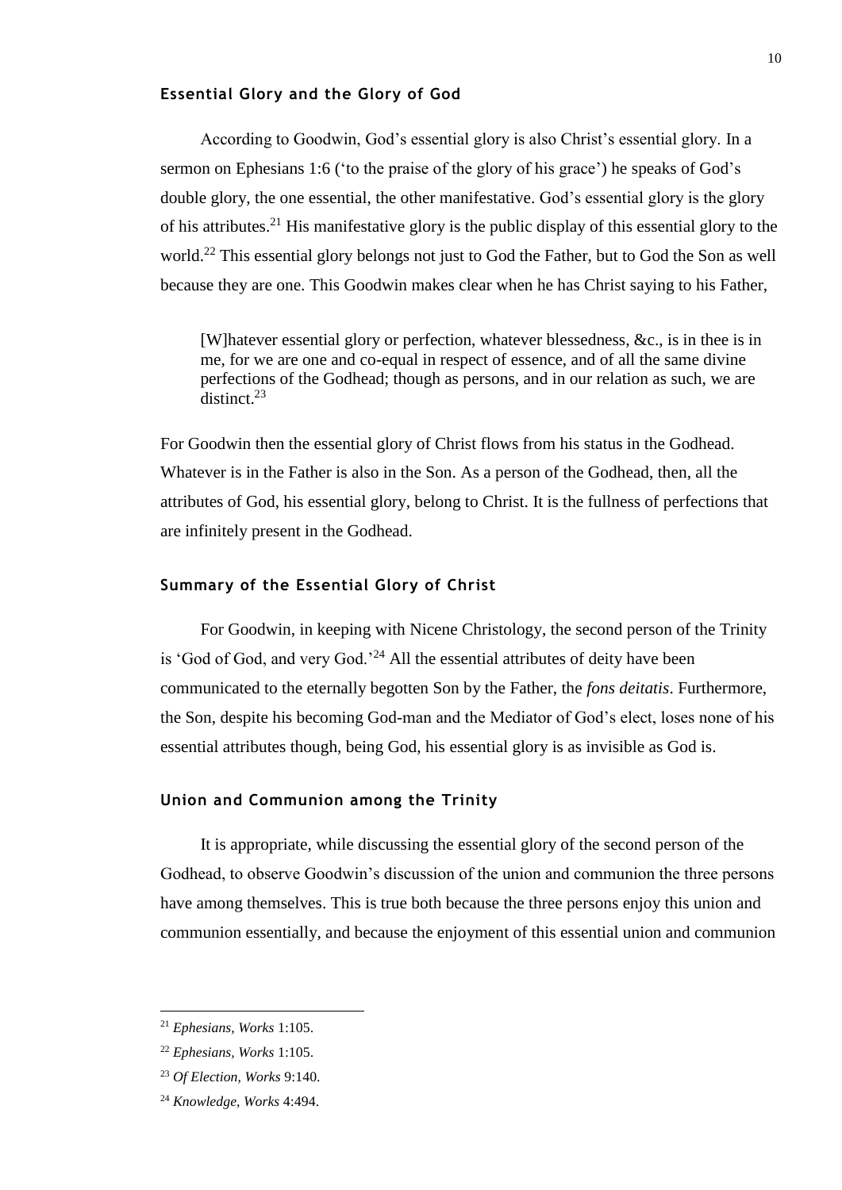### Essential Glory and the Glory of God

According to Goodwin, God's essential glory is also Christ's essential glory. In a sermon on Ephesians 1:6 ('to the praise of the glory of his grace') he speaks of God's double glory, the one essential, the other manifestative. God's essential glory is the glory of his attributes.[21] His manifestative glory is the public display of this essential glory to the world.[22] This essential glory belongs not just to God the Father, but to God the Son as well because they are one. This Goodwin makes clear when he has Christ saying to his Father,

> [W]hatever essential glory or perfection, whatever blessedness, &c., is in thee is in me, for we are one and co-equal in respect of essence, and of all the same divine perfections of the Godhead; though as persons, and in our relation as such, we are distinct.[23]

For Goodwin then the essential glory of Christ flows from his status in the Godhead. Whatever is in the Father is also in the Son. As a person of the Godhead, then, all the attributes of God, his essential glory, belong to Christ. It is the fullness of perfections that are infinitely present in the Godhead.

### Summary of the Essential Glory of Christ

For Goodwin, in keeping with Nicene Christology, the second person of the Trinity is 'God of God, and very God.'[24] All the essential attributes of deity have been communicated to the eternally begotten Son by the Father, the *fons deitatis*. Furthermore, the Son, despite his becoming God-man and the Mediator of God's elect, loses none of his essential attributes though, being God, his essential glory is as invisible as God is.

### Union and Communion among the Trinity

It is appropriate, while discussing the essential glory of the second person of the Godhead, to observe Goodwin's discussion of the union and communion the three persons have among themselves. This is true both because the three persons enjoy this union and communion essentially, and because the enjoyment of this essential union and communion

---

[21] *Ephesians, Works* 1:105.

[22] *Ephesians, Works* 1:105.

[23] *Of Election, Works* 9:140.

[24] *Knowledge, Works* 4:494.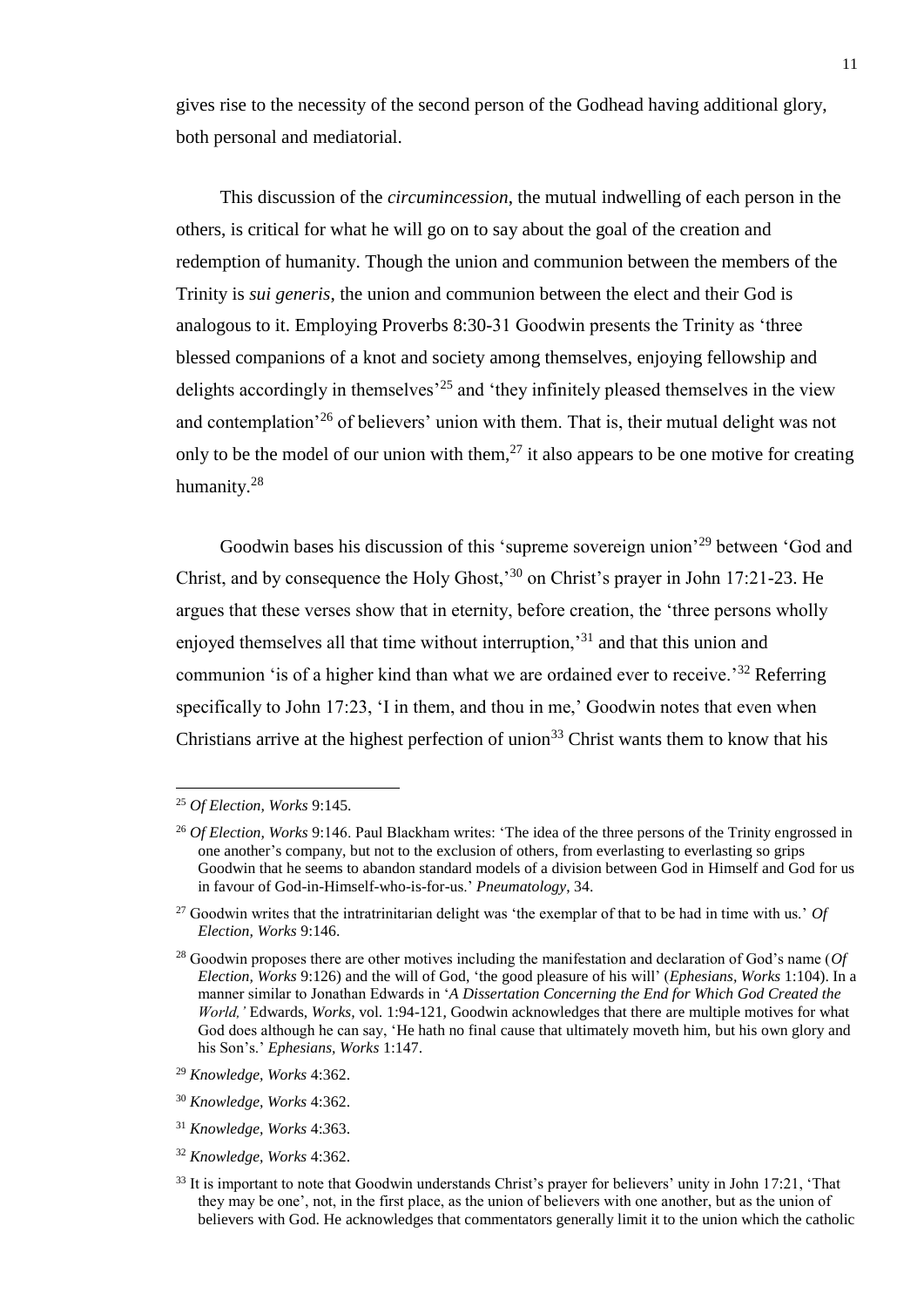gives rise to the necessity of the second person of the Godhead having additional glory, both personal and mediatorial.

This discussion of the *circumincession*, the mutual indwelling of each person in the others, is critical for what he will go on to say about the goal of the creation and redemption of humanity. Though the union and communion between the members of the Trinity is *sui generis*, the union and communion between the elect and their God is analogous to it. Employing Proverbs 8:30-31 Goodwin presents the Trinity as 'three blessed companions of a knot and society among themselves, enjoying fellowship and delights accordingly in themselves'[25] and 'they infinitely pleased themselves in the view and contemplation'[26] of believers' union with them. That is, their mutual delight was not only to be the model of our union with them,[27] it also appears to be one motive for creating humanity.[28]

Goodwin bases his discussion of this 'supreme sovereign union'[29] between 'God and Christ, and by consequence the Holy Ghost,'[30] on Christ's prayer in John 17:21-23. He argues that these verses show that in eternity, before creation, the 'three persons wholly enjoyed themselves all that time without interruption,'[31] and that this union and communion 'is of a higher kind than what we are ordained ever to receive.'[32] Referring specifically to John 17:23, 'I in them, and thou in me,' Goodwin notes that even when Christians arrive at the highest perfection of union[33] Christ wants them to know that his

---

[25] *Of Election, Works* 9:145.

[26] *Of Election, Works* 9:146. Paul Blackham writes: 'The idea of the three persons of the Trinity engrossed in one another's company, but not to the exclusion of others, from everlasting to everlasting so grips Goodwin that he seems to abandon standard models of a division between God in Himself and God for us in favour of God-in-Himself-who-is-for-us.' *Pneumatology*, 34.

[27] Goodwin writes that the intratrinitarian delight was 'the exemplar of that to be had in time with us.' *Of Election, Works* 9:146.

[28] Goodwin proposes there are other motives including the manifestation and declaration of God's name (*Of Election, Works* 9:126) and the will of God, 'the good pleasure of his will' (*Ephesians, Works* 1:104). In a manner similar to Jonathan Edwards in '*A Dissertation Concerning the End for Which God Created the World,'* Edwards, *Works,* vol. 1:94-121, Goodwin acknowledges that there are multiple motives for what God does although he can say, 'He hath no final cause that ultimately moveth him, but his own glory and his Son's.' *Ephesians, Works* 1:147.

[29] *Knowledge, Works* 4:362.

[30] *Knowledge, Works* 4:362.

[31] *Knowledge, Works* 4:363.

[32] *Knowledge, Works* 4:362.

[33] It is important to note that Goodwin understands Christ's prayer for believers' unity in John 17:21, 'That they may be one', not, in the first place, as the union of believers with one another, but as the union of believers with God. He acknowledges that commentators generally limit it to the union which the catholic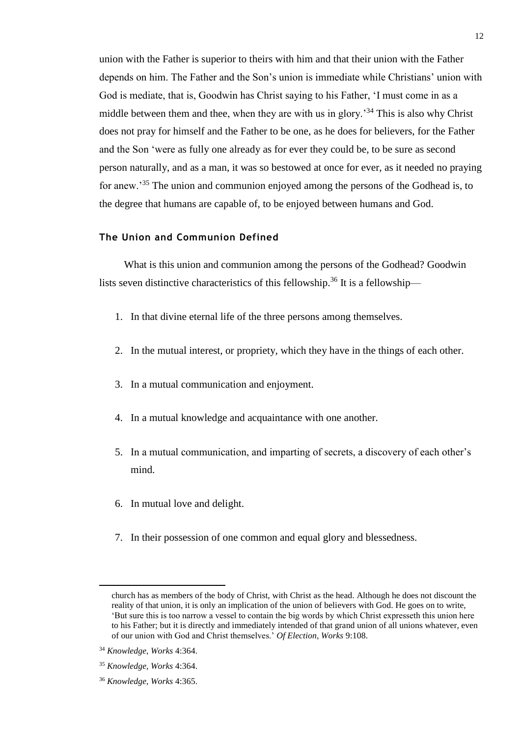union with the Father is superior to theirs with him and that their union with the Father depends on him. The Father and the Son's union is immediate while Christians' union with God is mediate, that is, Goodwin has Christ saying to his Father, 'I must come in as a middle between them and thee, when they are with us in glory.'[34] This is also why Christ does not pray for himself and the Father to be one, as he does for believers, for the Father and the Son 'were as fully one already as for ever they could be, to be sure as second person naturally, and as a man, it was so bestowed at once for ever, as it needed no praying for anew.'[35] The union and communion enjoyed among the persons of the Godhead is, to the degree that humans are capable of, to be enjoyed between humans and God.

### The Union and Communion Defined

What is this union and communion among the persons of the Godhead? Goodwin lists seven distinctive characteristics of this fellowship.[36] It is a fellowship—

1. In that divine eternal life of the three persons among themselves.
2. In the mutual interest, or propriety, which they have in the things of each other.
3. In a mutual communication and enjoyment.
4. In a mutual knowledge and acquaintance with one another.
5. In a mutual communication, and imparting of secrets, a discovery of each other's mind.
6. In mutual love and delight.
7. In their possession of one common and equal glory and blessedness.

---

church has as members of the body of Christ, with Christ as the head. Although he does not discount the reality of that union, it is only an implication of the union of believers with God. He goes on to write, 'But sure this is too narrow a vessel to contain the big words by which Christ expresseth this union here to his Father; but it is directly and immediately intended of that grand union of all unions whatever, even of our union with God and Christ themselves.' *Of Election*, *Works* 9:108.

[34] *Knowledge, Works* 4:364.

[35] *Knowledge, Works* 4:364.

[36] *Knowledge, Works* 4:365.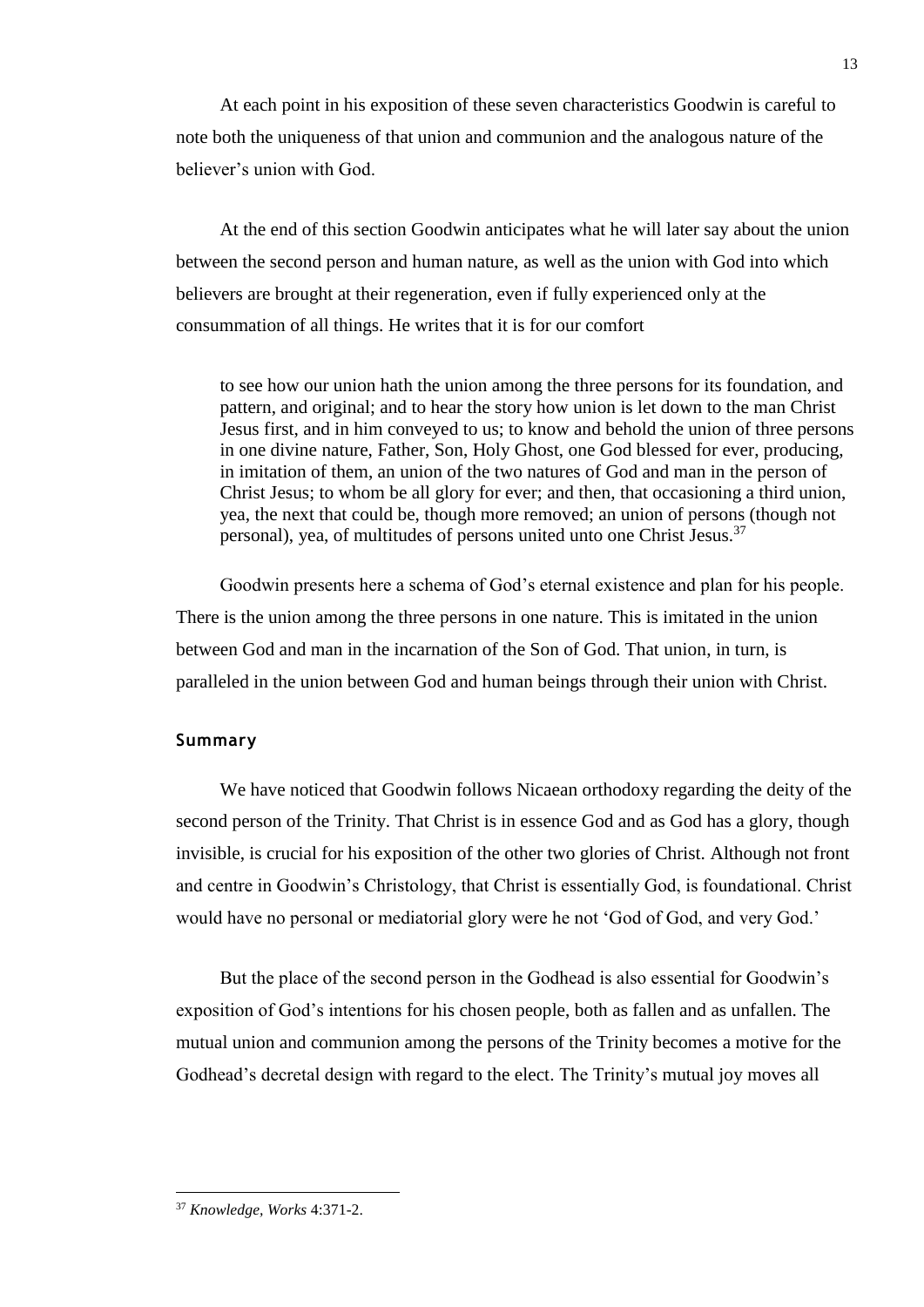At each point in his exposition of these seven characteristics Goodwin is careful to note both the uniqueness of that union and communion and the analogous nature of the believer's union with God.

At the end of this section Goodwin anticipates what he will later say about the union between the second person and human nature, as well as the union with God into which believers are brought at their regeneration, even if fully experienced only at the consummation of all things. He writes that it is for our comfort

> to see how our union hath the union among the three persons for its foundation, and pattern, and original; and to hear the story how union is let down to the man Christ Jesus first, and in him conveyed to us; to know and behold the union of three persons in one divine nature, Father, Son, Holy Ghost, one God blessed for ever, producing, in imitation of them, an union of the two natures of God and man in the person of Christ Jesus; to whom be all glory for ever; and then, that occasioning a third union, yea, the next that could be, though more removed; an union of persons (though not personal), yea, of multitudes of persons united unto one Christ Jesus.[37]

Goodwin presents here a schema of God's eternal existence and plan for his people. There is the union among the three persons in one nature. This is imitated in the union between God and man in the incarnation of the Son of God. That union, in turn, is paralleled in the union between God and human beings through their union with Christ.

### Summary

We have noticed that Goodwin follows Nicaean orthodoxy regarding the deity of the second person of the Trinity. That Christ is in essence God and as God has a glory, though invisible, is crucial for his exposition of the other two glories of Christ. Although not front and centre in Goodwin's Christology, that Christ is essentially God, is foundational. Christ would have no personal or mediatorial glory were he not 'God of God, and very God.'

But the place of the second person in the Godhead is also essential for Goodwin's exposition of God's intentions for his chosen people, both as fallen and as unfallen. The mutual union and communion among the persons of the Trinity becomes a motive for the Godhead's decretal design with regard to the elect. The Trinity's mutual joy moves all

---

[37] *Knowledge, Works* 4:371-2.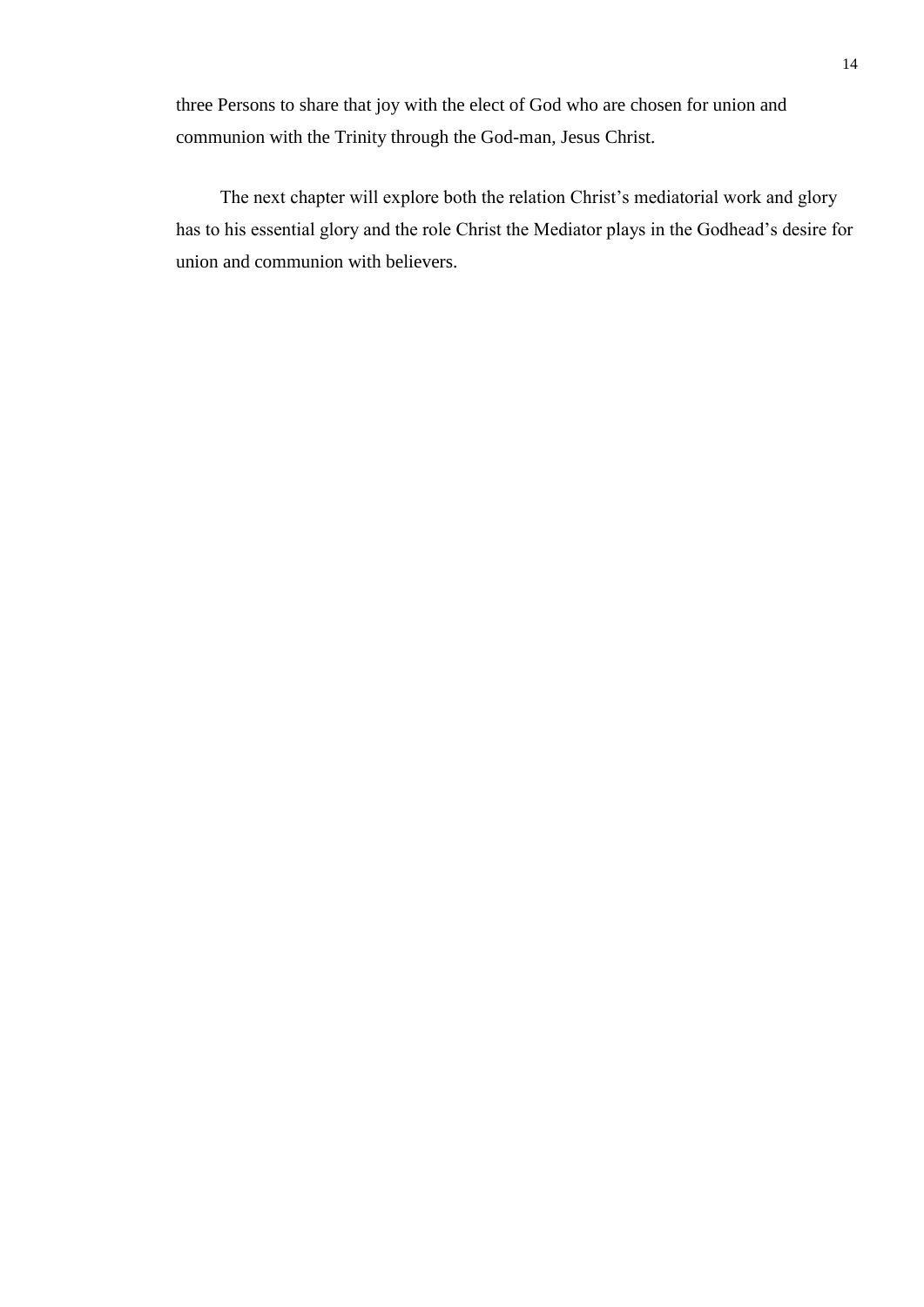three Persons to share that joy with the elect of God who are chosen for union and communion with the Trinity through the God-man, Jesus Christ.

The next chapter will explore both the relation Christ's mediatorial work and glory has to his essential glory and the role Christ the Mediator plays in the Godhead's desire for union and communion with believers.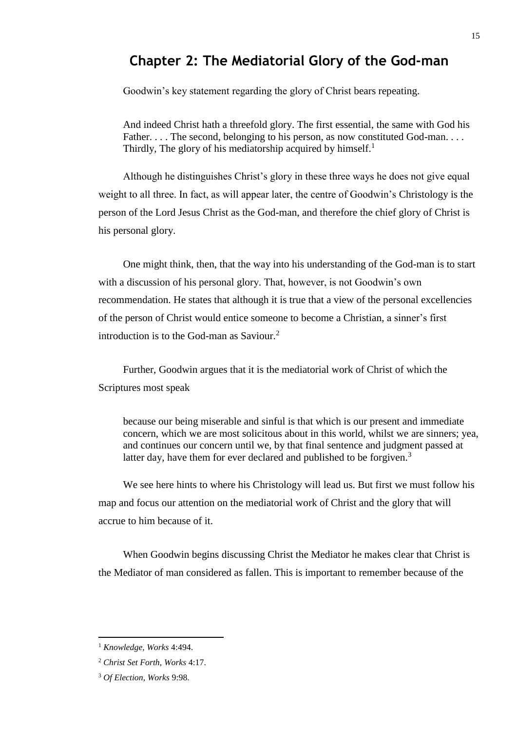## Chapter 2: The Mediatorial Glory of the God-man

Goodwin's key statement regarding the glory of Christ bears repeating.

> And indeed Christ hath a threefold glory. The first essential, the same with God his Father. . . . The second, belonging to his person, as now constituted God-man. . . . Thirdly, The glory of his mediatorship acquired by himself.[1]

Although he distinguishes Christ's glory in these three ways he does not give equal weight to all three. In fact, as will appear later, the centre of Goodwin's Christology is the person of the Lord Jesus Christ as the God-man, and therefore the chief glory of Christ is his personal glory.

One might think, then, that the way into his understanding of the God-man is to start with a discussion of his personal glory. That, however, is not Goodwin's own recommendation. He states that although it is true that a view of the personal excellencies of the person of Christ would entice someone to become a Christian, a sinner's first introduction is to the God-man as Saviour.[2]

Further, Goodwin argues that it is the mediatorial work of Christ of which the Scriptures most speak

> because our being miserable and sinful is that which is our present and immediate concern, which we are most solicitous about in this world, whilst we are sinners; yea, and continues our concern until we, by that final sentence and judgment passed at latter day, have them for ever declared and published to be forgiven.[3]

We see here hints to where his Christology will lead us. But first we must follow his map and focus our attention on the mediatorial work of Christ and the glory that will accrue to him because of it.

When Goodwin begins discussing Christ the Mediator he makes clear that Christ is the Mediator of man considered as fallen. This is important to remember because of the

---

[1] *Knowledge, Works* 4:494.

[2] *Christ Set Forth, Works* 4:17.

[3] *Of Election, Works* 9:98.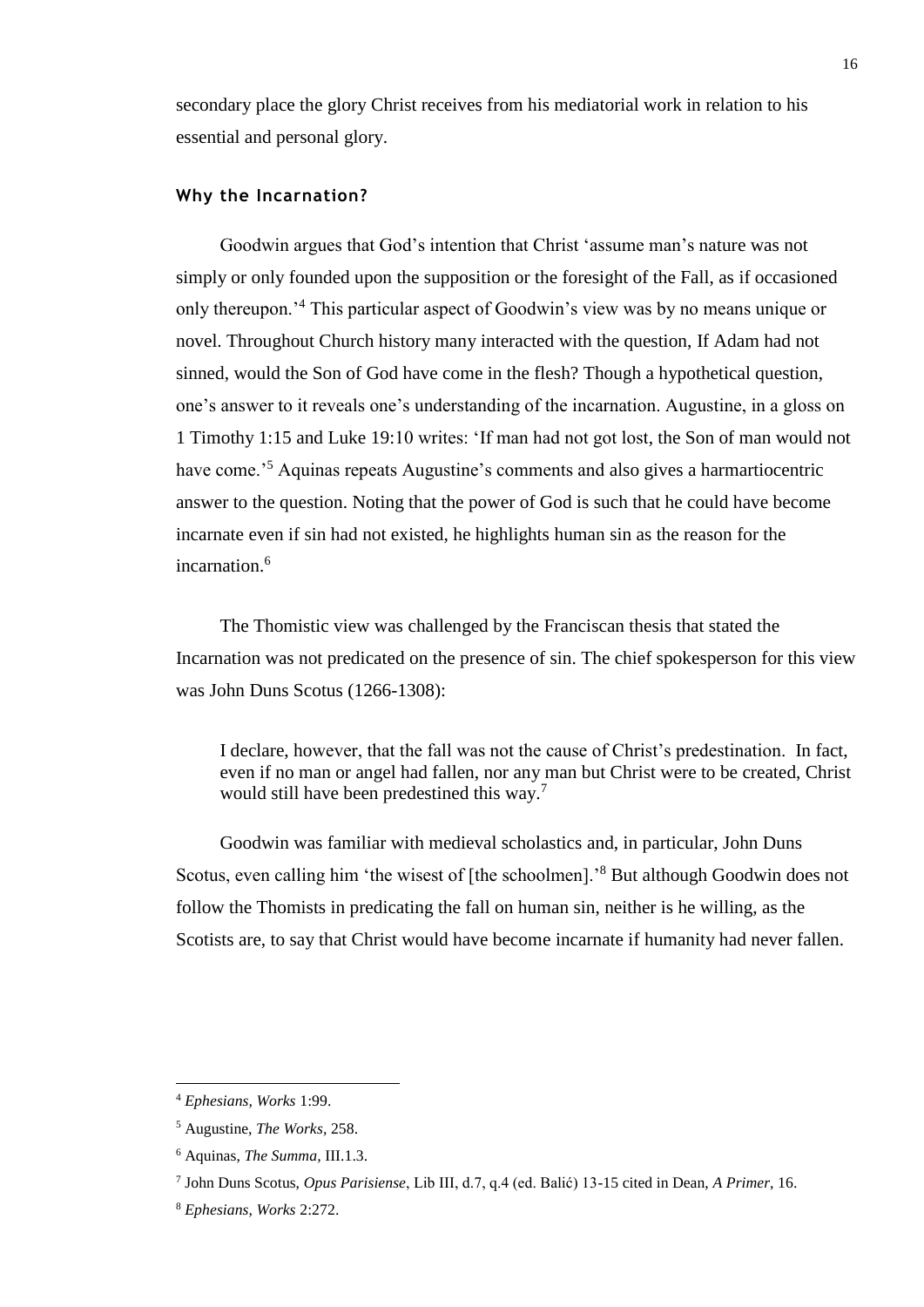secondary place the glory Christ receives from his mediatorial work in relation to his essential and personal glory.

### Why the Incarnation?

Goodwin argues that God's intention that Christ 'assume man's nature was not simply or only founded upon the supposition or the foresight of the Fall, as if occasioned only thereupon.'[4] This particular aspect of Goodwin's view was by no means unique or novel. Throughout Church history many interacted with the question, If Adam had not sinned, would the Son of God have come in the flesh? Though a hypothetical question, one's answer to it reveals one's understanding of the incarnation. Augustine, in a gloss on 1 Timothy 1:15 and Luke 19:10 writes: 'If man had not got lost, the Son of man would not have come.'[5] Aquinas repeats Augustine's comments and also gives a harmartiocentric answer to the question. Noting that the power of God is such that he could have become incarnate even if sin had not existed, he highlights human sin as the reason for the incarnation.[6]

The Thomistic view was challenged by the Franciscan thesis that stated the Incarnation was not predicated on the presence of sin. The chief spokesperson for this view was John Duns Scotus (1266-1308):

> I declare, however, that the fall was not the cause of Christ's predestination. In fact, even if no man or angel had fallen, nor any man but Christ were to be created, Christ would still have been predestined this way.[7]

Goodwin was familiar with medieval scholastics and, in particular, John Duns Scotus, even calling him 'the wisest of [the schoolmen].'[8] But although Goodwin does not follow the Thomists in predicating the fall on human sin, neither is he willing, as the Scotists are, to say that Christ would have become incarnate if humanity had never fallen.

---

[4] *Ephesians, Works* 1:99.

[5] Augustine, *The Works*, 258.

[6] Aquinas, *The Summa*, III.1.3.

[7] John Duns Scotus, *Opus Parisiense*, Lib III, d.7, q.4 (ed. Balić) 13-15 cited in Dean, *A Primer*, 16.

[8] *Ephesians, Works* 2:272.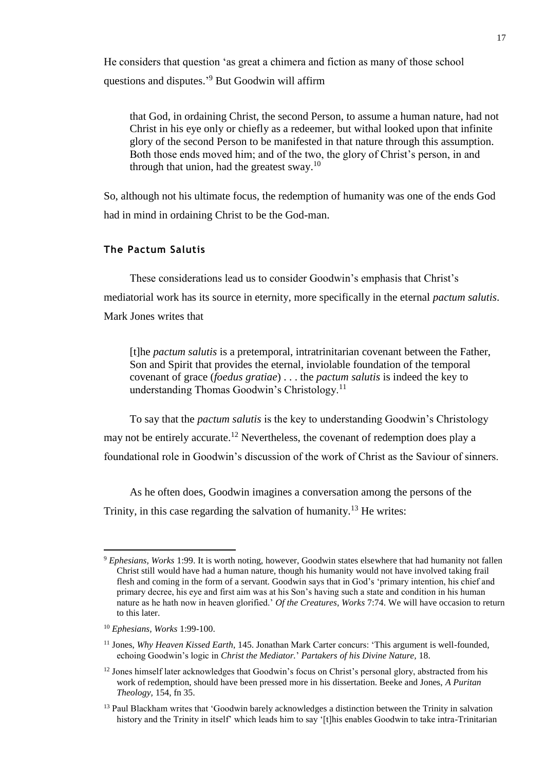He considers that question 'as great a chimera and fiction as many of those school questions and disputes.'[9] But Goodwin will affirm

> that God, in ordaining Christ, the second Person, to assume a human nature, had not Christ in his eye only or chiefly as a redeemer, but withal looked upon that infinite glory of the second Person to be manifested in that nature through this assumption. Both those ends moved him; and of the two, the glory of Christ's person, in and through that union, had the greatest sway.[10]

So, although not his ultimate focus, the redemption of humanity was one of the ends God had in mind in ordaining Christ to be the God-man.

### The Pactum Salutis

These considerations lead us to consider Goodwin's emphasis that Christ's mediatorial work has its source in eternity, more specifically in the eternal *pactum salutis*. Mark Jones writes that

> [t]he *pactum salutis* is a pretemporal, intratrinitarian covenant between the Father, Son and Spirit that provides the eternal, inviolable foundation of the temporal covenant of grace (*foedus gratiae*) . . . the *pactum salutis* is indeed the key to understanding Thomas Goodwin's Christology.[11]

To say that the *pactum salutis* is the key to understanding Goodwin's Christology may not be entirely accurate.[12] Nevertheless, the covenant of redemption does play a foundational role in Goodwin's discussion of the work of Christ as the Saviour of sinners.

As he often does, Goodwin imagines a conversation among the persons of the Trinity, in this case regarding the salvation of humanity.[13] He writes:

---

[9] *Ephesians, Works* 1:99. It is worth noting, however, Goodwin states elsewhere that had humanity not fallen Christ still would have had a human nature, though his humanity would not have involved taking frail flesh and coming in the form of a servant. Goodwin says that in God's 'primary intention, his chief and primary decree, his eye and first aim was at his Son's having such a state and condition in his human nature as he hath now in heaven glorified.' *Of the Creatures, Works* 7:74. We will have occasion to return to this later.

[10] *Ephesians, Works* 1:99-100.

[11] Jones, *Why Heaven Kissed Earth*, 145. Jonathan Mark Carter concurs: 'This argument is well-founded, echoing Goodwin's logic in *Christ the Mediator.*' *Partakers of his Divine Nature,* 18.

[12] Jones himself later acknowledges that Goodwin's focus on Christ's personal glory, abstracted from his work of redemption, should have been pressed more in his dissertation. Beeke and Jones, *A Puritan Theology,* 154, fn 35.

[13] Paul Blackham writes that 'Goodwin barely acknowledges a distinction between the Trinity in salvation history and the Trinity in itself' which leads him to say '[t]his enables Goodwin to take intra-Trinitarian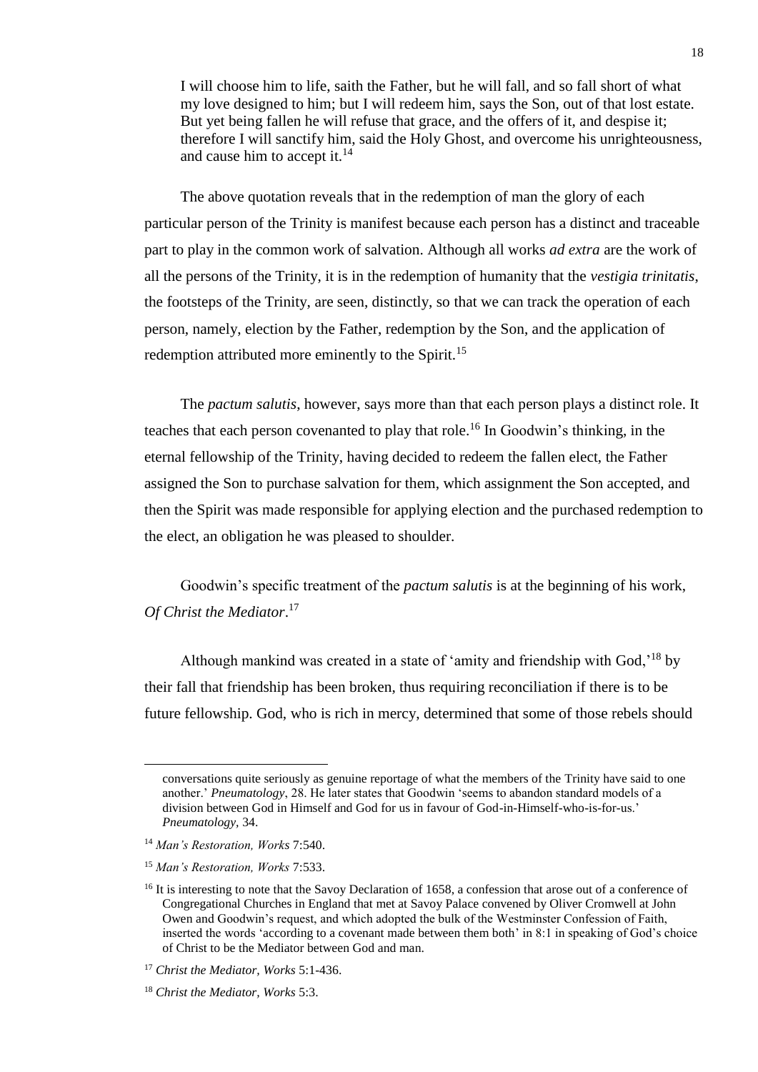> I will choose him to life, saith the Father, but he will fall, and so fall short of what my love designed to him; but I will redeem him, says the Son, out of that lost estate. But yet being fallen he will refuse that grace, and the offers of it, and despise it; therefore I will sanctify him, said the Holy Ghost, and overcome his unrighteousness, and cause him to accept it.[14]

The above quotation reveals that in the redemption of man the glory of each particular person of the Trinity is manifest because each person has a distinct and traceable part to play in the common work of salvation. Although all works *ad extra* are the work of all the persons of the Trinity, it is in the redemption of humanity that the *vestigia trinitatis*, the footsteps of the Trinity, are seen, distinctly, so that we can track the operation of each person, namely, election by the Father, redemption by the Son, and the application of redemption attributed more eminently to the Spirit.[15]

The *pactum salutis*, however, says more than that each person plays a distinct role. It teaches that each person covenanted to play that role.[16] In Goodwin's thinking, in the eternal fellowship of the Trinity, having decided to redeem the fallen elect, the Father assigned the Son to purchase salvation for them, which assignment the Son accepted, and then the Spirit was made responsible for applying election and the purchased redemption to the elect, an obligation he was pleased to shoulder.

Goodwin's specific treatment of the *pactum salutis* is at the beginning of his work, *Of Christ the Mediator*.[17]

Although mankind was created in a state of 'amity and friendship with God,'[18] by their fall that friendship has been broken, thus requiring reconciliation if there is to be future fellowship. God, who is rich in mercy, determined that some of those rebels should

---

conversations quite seriously as genuine reportage of what the members of the Trinity have said to one another.' *Pneumatology*, 28. He later states that Goodwin 'seems to abandon standard models of a division between God in Himself and God for us in favour of God-in-Himself-who-is-for-us.' *Pneumatology*, 34.

[14] *Man's Restoration, Works* 7:540.

[15] *Man's Restoration, Works* 7:533.

[16] It is interesting to note that the Savoy Declaration of 1658, a confession that arose out of a conference of Congregational Churches in England that met at Savoy Palace convened by Oliver Cromwell at John Owen and Goodwin's request, and which adopted the bulk of the Westminster Confession of Faith, inserted the words 'according to a covenant made between them both' in 8:1 in speaking of God's choice of Christ to be the Mediator between God and man.

[17] *Christ the Mediator, Works* 5:1-436.

[18] *Christ the Mediator, Works* 5:3.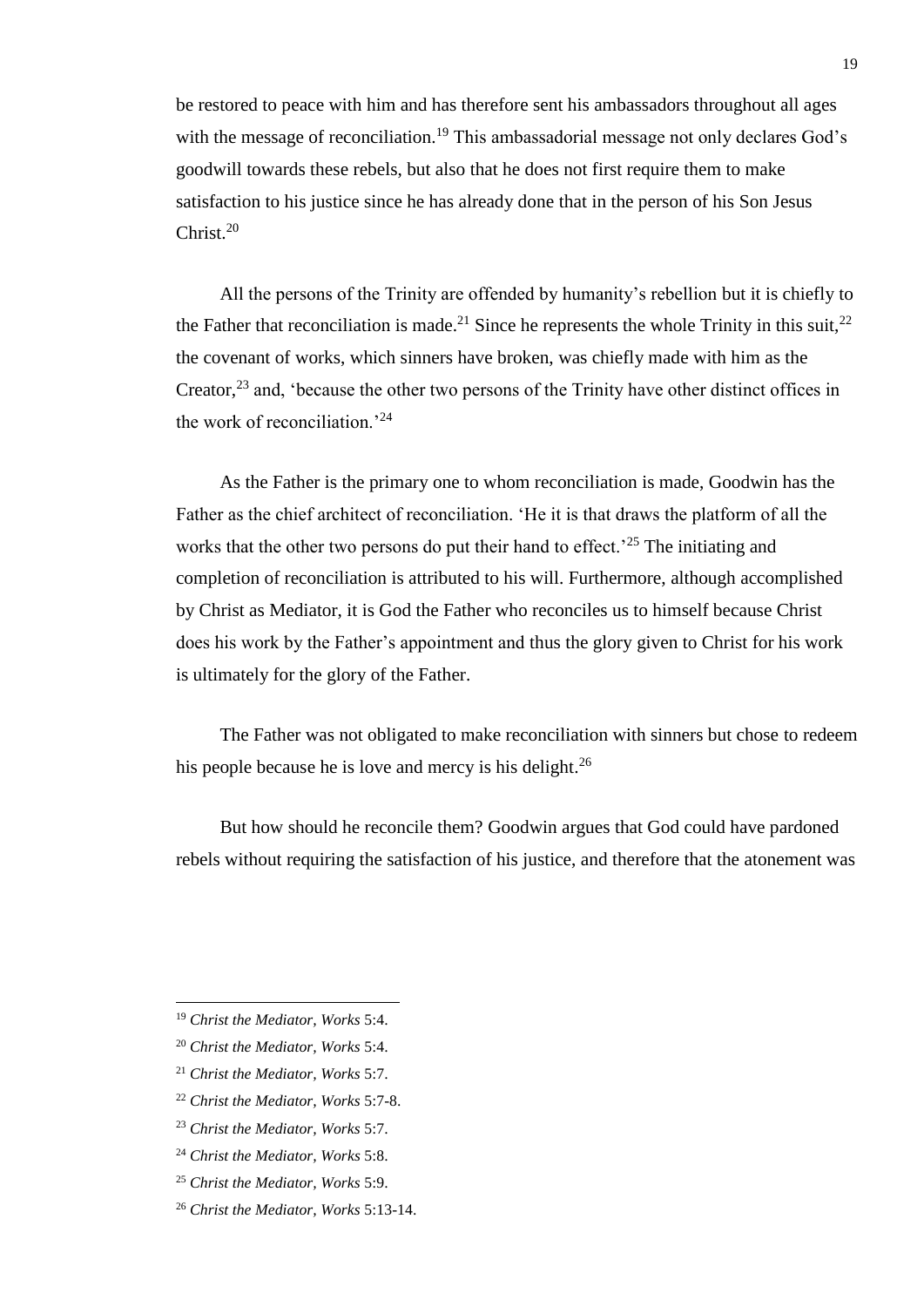be restored to peace with him and has therefore sent his ambassadors throughout all ages with the message of reconciliation.[19] This ambassadorial message not only declares God's goodwill towards these rebels, but also that he does not first require them to make satisfaction to his justice since he has already done that in the person of his Son Jesus Christ.[20]

All the persons of the Trinity are offended by humanity's rebellion but it is chiefly to the Father that reconciliation is made.[21] Since he represents the whole Trinity in this suit,[22] the covenant of works, which sinners have broken, was chiefly made with him as the Creator,[23] and, 'because the other two persons of the Trinity have other distinct offices in the work of reconciliation.'[24]

As the Father is the primary one to whom reconciliation is made, Goodwin has the Father as the chief architect of reconciliation. 'He it is that draws the platform of all the works that the other two persons do put their hand to effect.'[25] The initiating and completion of reconciliation is attributed to his will. Furthermore, although accomplished by Christ as Mediator, it is God the Father who reconciles us to himself because Christ does his work by the Father's appointment and thus the glory given to Christ for his work is ultimately for the glory of the Father.

The Father was not obligated to make reconciliation with sinners but chose to redeem his people because he is love and mercy is his delight.[26]

But how should he reconcile them? Goodwin argues that God could have pardoned rebels without requiring the satisfaction of his justice, and therefore that the atonement was

---

[19] *Christ the Mediator*, *Works* 5:4.

[20] *Christ the Mediator*, *Works* 5:4.

[21] *Christ the Mediator*, *Works* 5:7.

[22] *Christ the Mediator*, *Works* 5:7-8.

[23] *Christ the Mediator*, *Works* 5:7.

[24] *Christ the Mediator*, *Works* 5:8.

[25] *Christ the Mediator*, *Works* 5:9.

[26] *Christ the Mediator*, *Works* 5:13-14.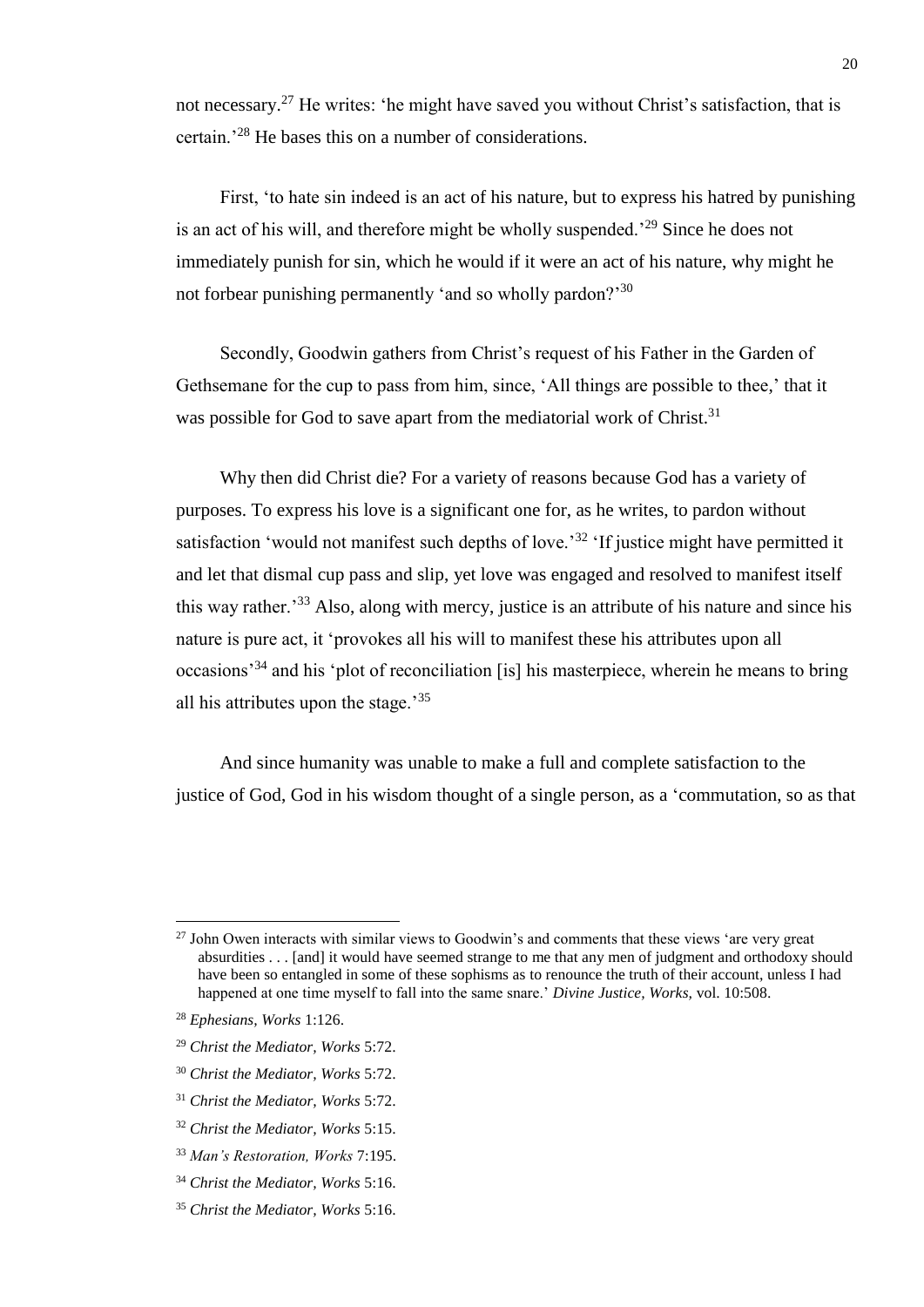not necessary.[27] He writes: 'he might have saved you without Christ's satisfaction, that is certain.'[28] He bases this on a number of considerations.

First, 'to hate sin indeed is an act of his nature, but to express his hatred by punishing is an act of his will, and therefore might be wholly suspended.'[29] Since he does not immediately punish for sin, which he would if it were an act of his nature, why might he not forbear punishing permanently 'and so wholly pardon?'[30]

Secondly, Goodwin gathers from Christ's request of his Father in the Garden of Gethsemane for the cup to pass from him, since, 'All things are possible to thee,' that it was possible for God to save apart from the mediatorial work of Christ.[31]

Why then did Christ die? For a variety of reasons because God has a variety of purposes. To express his love is a significant one for, as he writes, to pardon without satisfaction 'would not manifest such depths of love.'[32] 'If justice might have permitted it and let that dismal cup pass and slip, yet love was engaged and resolved to manifest itself this way rather.'[33] Also, along with mercy, justice is an attribute of his nature and since his nature is pure act, it 'provokes all his will to manifest these his attributes upon all occasions'[34] and his 'plot of reconciliation [is] his masterpiece, wherein he means to bring all his attributes upon the stage.'[35]

And since humanity was unable to make a full and complete satisfaction to the justice of God, God in his wisdom thought of a single person, as a 'commutation, so as that

---

[27] John Owen interacts with similar views to Goodwin's and comments that these views 'are very great absurdities . . . [and] it would have seemed strange to me that any men of judgment and orthodoxy should have been so entangled in some of these sophisms as to renounce the truth of their account, unless I had happened at one time myself to fall into the same snare.' *Divine Justice, Works,* vol. 10:508.

[28] *Ephesians, Works* 1:126.

[29] *Christ the Mediator, Works* 5:72.

[30] *Christ the Mediator, Works* 5:72.

[31] *Christ the Mediator, Works* 5:72.

[32] *Christ the Mediator, Works* 5:15.

[33] *Man's Restoration, Works* 7:195.

[34] *Christ the Mediator, Works* 5:16.

[35] *Christ the Mediator, Works* 5:16.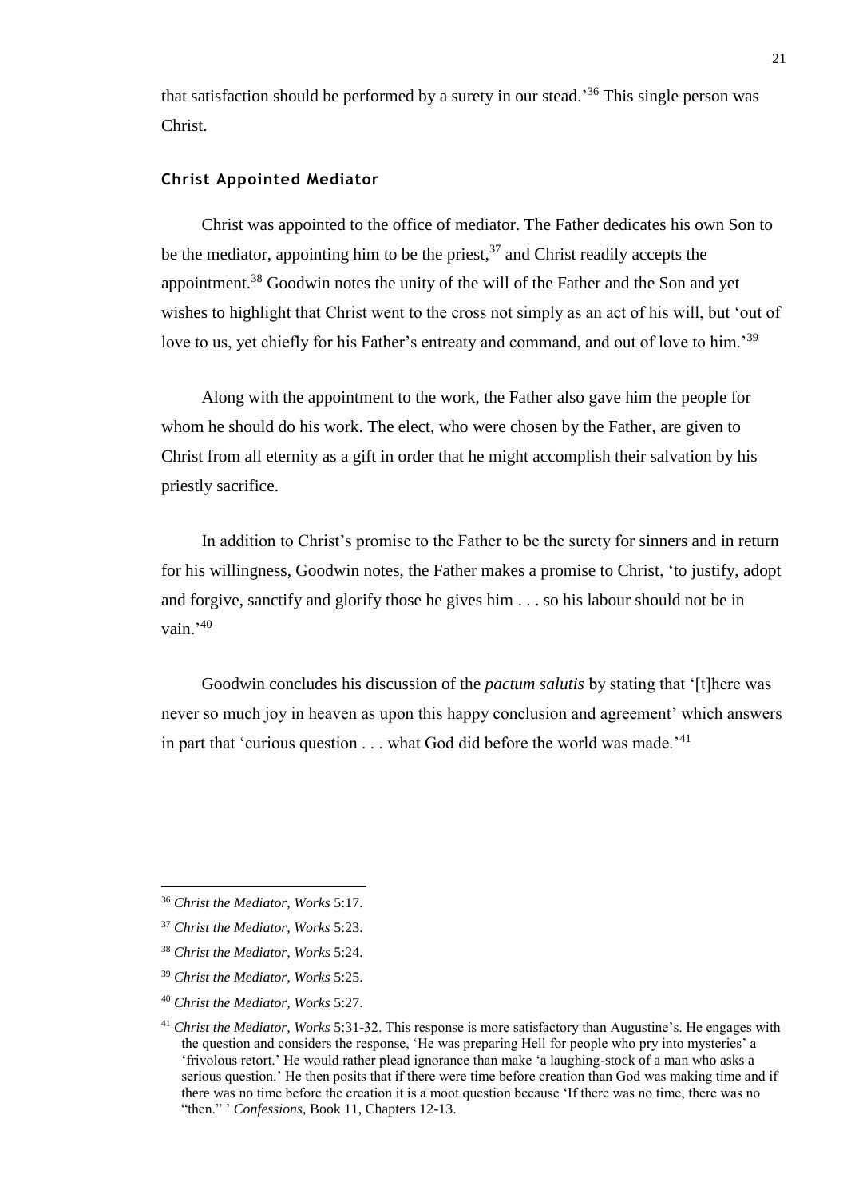that satisfaction should be performed by a surety in our stead.'[36] This single person was Christ.

### Christ Appointed Mediator

Christ was appointed to the office of mediator. The Father dedicates his own Son to be the mediator, appointing him to be the priest,[37] and Christ readily accepts the appointment.[38] Goodwin notes the unity of the will of the Father and the Son and yet wishes to highlight that Christ went to the cross not simply as an act of his will, but 'out of love to us, yet chiefly for his Father's entreaty and command, and out of love to him.'[39]

Along with the appointment to the work, the Father also gave him the people for whom he should do his work. The elect, who were chosen by the Father, are given to Christ from all eternity as a gift in order that he might accomplish their salvation by his priestly sacrifice.

In addition to Christ's promise to the Father to be the surety for sinners and in return for his willingness, Goodwin notes, the Father makes a promise to Christ, 'to justify, adopt and forgive, sanctify and glorify those he gives him . . . so his labour should not be in vain.'[40]

Goodwin concludes his discussion of the *pactum salutis* by stating that '[t]here was never so much joy in heaven as upon this happy conclusion and agreement' which answers in part that 'curious question . . . what God did before the world was made.'[41]

---

[36] *Christ the Mediator*, *Works* 5:17.

[37] *Christ the Mediator*, *Works* 5:23.

[38] *Christ the Mediator*, *Works* 5:24.

[39] *Christ the Mediator*, *Works* 5:25.

[40] *Christ the Mediator*, *Works* 5:27.

[41] *Christ the Mediator*, *Works* 5:31-32. This response is more satisfactory than Augustine's. He engages with the question and considers the response, 'He was preparing Hell for people who pry into mysteries' a 'frivolous retort.' He would rather plead ignorance than make 'a laughing-stock of a man who asks a serious question.' He then posits that if there were time before creation than God was making time and if there was no time before the creation it is a moot question because 'If there was no time, there was no "then." ' *Confessions*, Book 11, Chapters 12-13.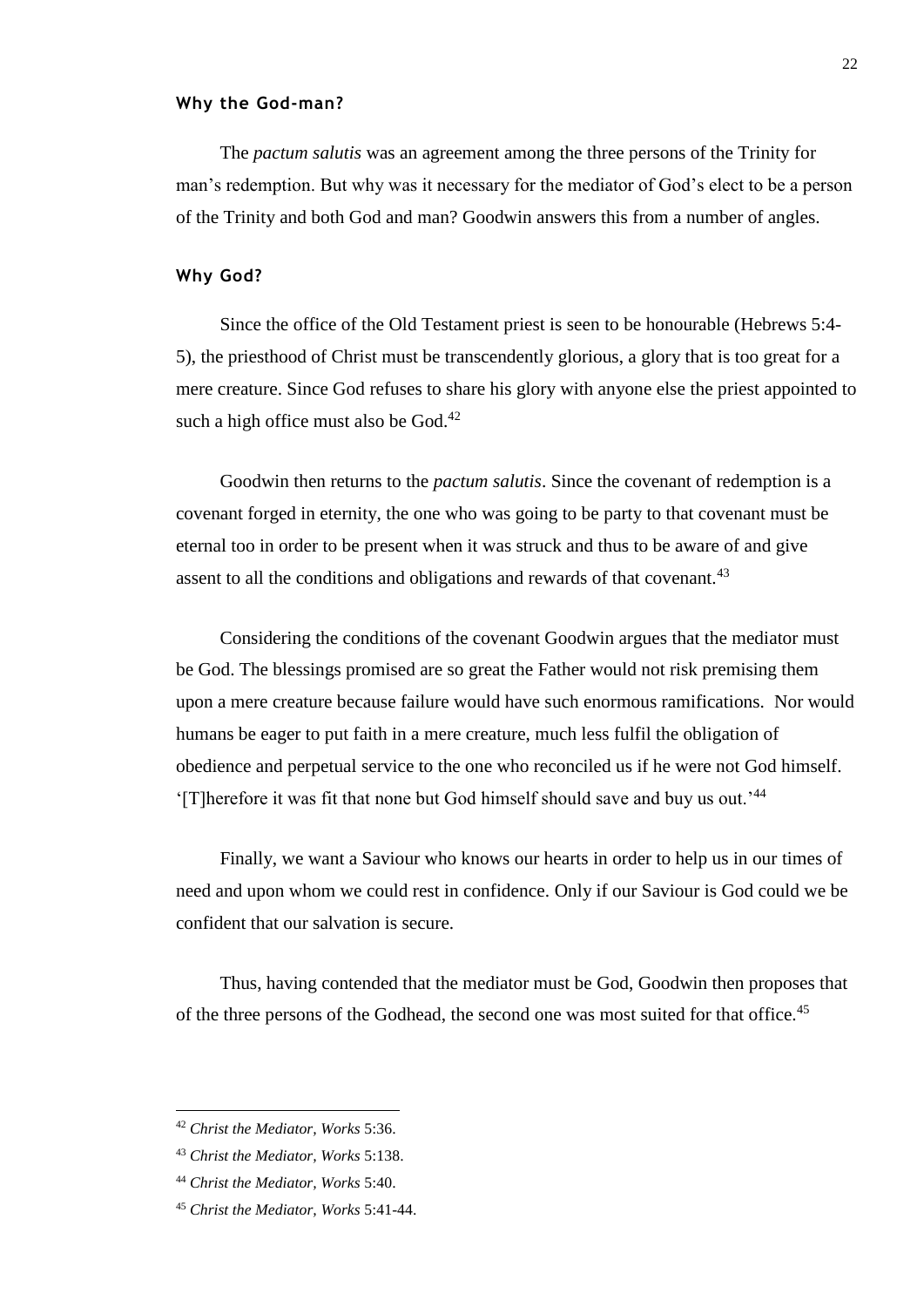### Why the God-man?

The *pactum salutis* was an agreement among the three persons of the Trinity for man's redemption. But why was it necessary for the mediator of God's elect to be a person of the Trinity and both God and man? Goodwin answers this from a number of angles.

### Why God?

Since the office of the Old Testament priest is seen to be honourable (Hebrews 5:4-5), the priesthood of Christ must be transcendently glorious, a glory that is too great for a mere creature. Since God refuses to share his glory with anyone else the priest appointed to such a high office must also be God.[42]

Goodwin then returns to the *pactum salutis*. Since the covenant of redemption is a covenant forged in eternity, the one who was going to be party to that covenant must be eternal too in order to be present when it was struck and thus to be aware of and give assent to all the conditions and obligations and rewards of that covenant.[43]

Considering the conditions of the covenant Goodwin argues that the mediator must be God. The blessings promised are so great the Father would not risk premising them upon a mere creature because failure would have such enormous ramifications. Nor would humans be eager to put faith in a mere creature, much less fulfil the obligation of obedience and perpetual service to the one who reconciled us if he were not God himself. '[T]herefore it was fit that none but God himself should save and buy us out.'[44]

Finally, we want a Saviour who knows our hearts in order to help us in our times of need and upon whom we could rest in confidence. Only if our Saviour is God could we be confident that our salvation is secure.

Thus, having contended that the mediator must be God, Goodwin then proposes that of the three persons of the Godhead, the second one was most suited for that office.[45]

---

[42] *Christ the Mediator, Works* 5:36.

[43] *Christ the Mediator, Works* 5:138.

[44] *Christ the Mediator, Works* 5:40.

[45] *Christ the Mediator, Works* 5:41-44.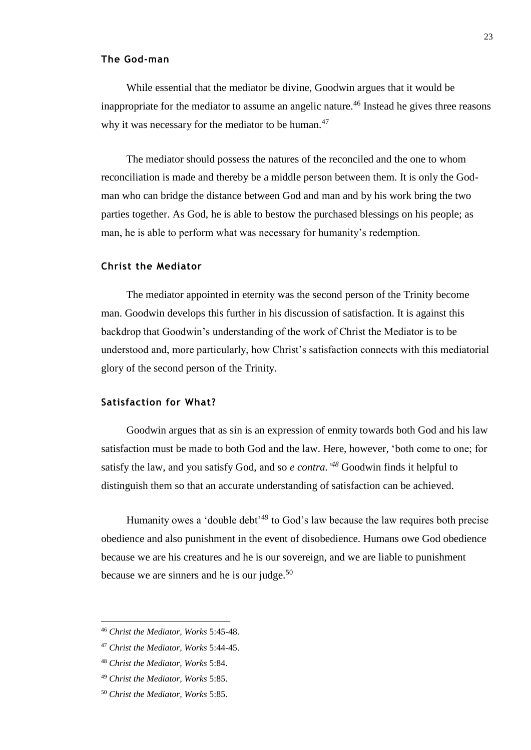### The God-man

While essential that the mediator be divine, Goodwin argues that it would be inappropriate for the mediator to assume an angelic nature.[46] Instead he gives three reasons why it was necessary for the mediator to be human.[47]

The mediator should possess the natures of the reconciled and the one to whom reconciliation is made and thereby be a middle person between them. It is only the God-man who can bridge the distance between God and man and by his work bring the two parties together. As God, he is able to bestow the purchased blessings on his people; as man, he is able to perform what was necessary for humanity's redemption.

### Christ the Mediator

The mediator appointed in eternity was the second person of the Trinity become man. Goodwin develops this further in his discussion of satisfaction. It is against this backdrop that Goodwin's understanding of the work of Christ the Mediator is to be understood and, more particularly, how Christ's satisfaction connects with this mediatorial glory of the second person of the Trinity.

### Satisfaction for What?

Goodwin argues that as sin is an expression of enmity towards both God and his law satisfaction must be made to both God and the law. Here, however, 'both come to one; for satisfy the law, and you satisfy God, and so *e contra.*'[48] Goodwin finds it helpful to distinguish them so that an accurate understanding of satisfaction can be achieved.

Humanity owes a 'double debt'[49] to God's law because the law requires both precise obedience and also punishment in the event of disobedience. Humans owe God obedience because we are his creatures and he is our sovereign, and we are liable to punishment because we are sinners and he is our judge.[50]

---

[46] *Christ the Mediator*, *Works* 5:45-48.

[47] *Christ the Mediator*, *Works* 5:44-45.

[48] *Christ the Mediator*, *Works* 5:84.

[49] *Christ the Mediator*, *Works* 5:85.

[50] *Christ the Mediator*, *Works* 5:85.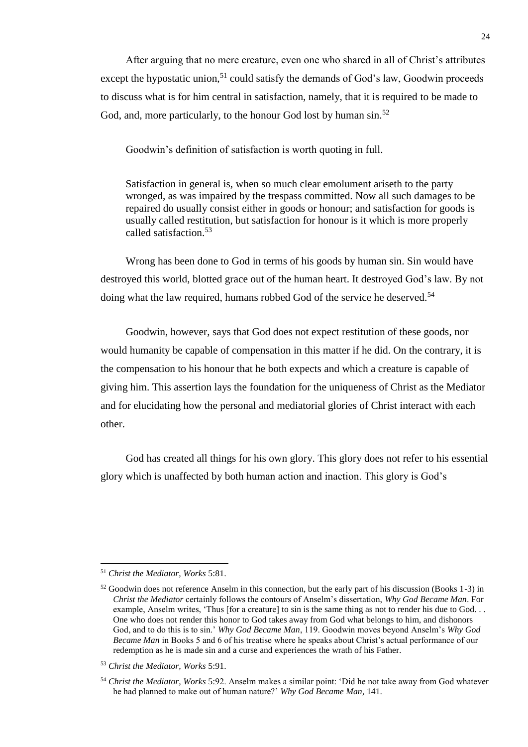After arguing that no mere creature, even one who shared in all of Christ's attributes except the hypostatic union,[51] could satisfy the demands of God's law, Goodwin proceeds to discuss what is for him central in satisfaction, namely, that it is required to be made to God, and, more particularly, to the honour God lost by human sin.[52]

Goodwin's definition of satisfaction is worth quoting in full.

> Satisfaction in general is, when so much clear emolument ariseth to the party wronged, as was impaired by the trespass committed. Now all such damages to be repaired do usually consist either in goods or honour; and satisfaction for goods is usually called restitution, but satisfaction for honour is it which is more properly called satisfaction.[53]

Wrong has been done to God in terms of his goods by human sin. Sin would have destroyed this world, blotted grace out of the human heart. It destroyed God's law. By not doing what the law required, humans robbed God of the service he deserved.[54]

Goodwin, however, says that God does not expect restitution of these goods, nor would humanity be capable of compensation in this matter if he did. On the contrary, it is the compensation to his honour that he both expects and which a creature is capable of giving him. This assertion lays the foundation for the uniqueness of Christ as the Mediator and for elucidating how the personal and mediatorial glories of Christ interact with each other.

God has created all things for his own glory. This glory does not refer to his essential glory which is unaffected by both human action and inaction. This glory is God's

---

[51] *Christ the Mediator*, *Works* 5:81.

[52] Goodwin does not reference Anselm in this connection, but the early part of his discussion (Books 1-3) in *Christ the Mediator* certainly follows the contours of Anselm's dissertation, *Why God Became Man*. For example, Anselm writes, 'Thus [for a creature] to sin is the same thing as not to render his due to God. . . One who does not render this honor to God takes away from God what belongs to him, and dishonors God, and to do this is to sin.' *Why God Became Man*, 119. Goodwin moves beyond Anselm's *Why God Became Man* in Books 5 and 6 of his treatise where he speaks about Christ's actual performance of our redemption as he is made sin and a curse and experiences the wrath of his Father.

[53] *Christ the Mediator*, *Works* 5:91.

[54] *Christ the Mediator*, *Works* 5:92. Anselm makes a similar point: 'Did he not take away from God whatever he had planned to make out of human nature?' *Why God Became Man*, 141.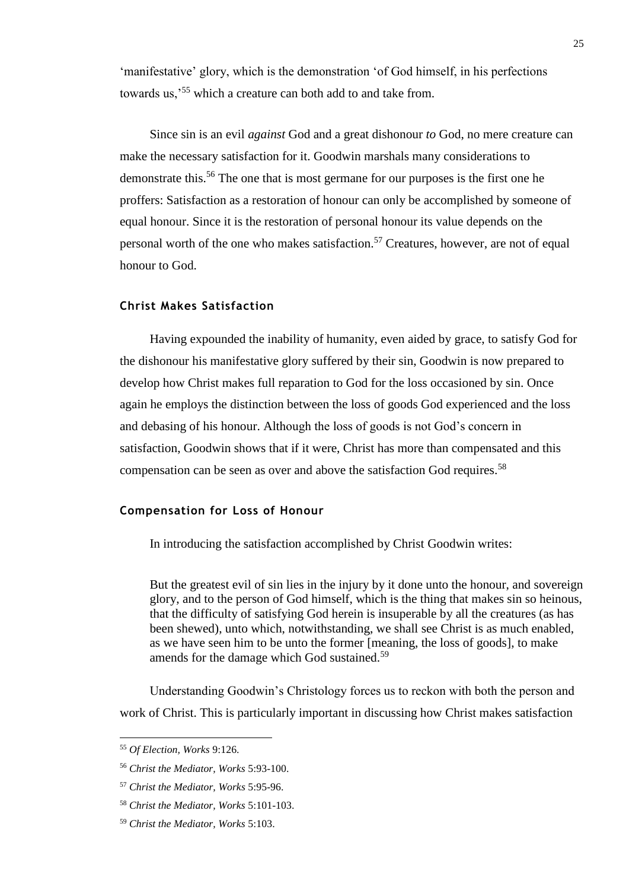'manifestative' glory, which is the demonstration 'of God himself, in his perfections towards us,'[55] which a creature can both add to and take from.

Since sin is an evil *against* God and a great dishonour *to* God, no mere creature can make the necessary satisfaction for it. Goodwin marshals many considerations to demonstrate this.[56] The one that is most germane for our purposes is the first one he proffers: Satisfaction as a restoration of honour can only be accomplished by someone of equal honour. Since it is the restoration of personal honour its value depends on the personal worth of the one who makes satisfaction.[57] Creatures, however, are not of equal honour to God.

### Christ Makes Satisfaction

Having expounded the inability of humanity, even aided by grace, to satisfy God for the dishonour his manifestative glory suffered by their sin, Goodwin is now prepared to develop how Christ makes full reparation to God for the loss occasioned by sin. Once again he employs the distinction between the loss of goods God experienced and the loss and debasing of his honour. Although the loss of goods is not God's concern in satisfaction, Goodwin shows that if it were, Christ has more than compensated and this compensation can be seen as over and above the satisfaction God requires.[58]

### Compensation for Loss of Honour

In introducing the satisfaction accomplished by Christ Goodwin writes:

> But the greatest evil of sin lies in the injury by it done unto the honour, and sovereign glory, and to the person of God himself, which is the thing that makes sin so heinous, that the difficulty of satisfying God herein is insuperable by all the creatures (as has been shewed), unto which, notwithstanding, we shall see Christ is as much enabled, as we have seen him to be unto the former [meaning, the loss of goods], to make amends for the damage which God sustained.[59]

Understanding Goodwin's Christology forces us to reckon with both the person and work of Christ. This is particularly important in discussing how Christ makes satisfaction

---

[55] *Of Election, Works* 9:126.

[56] *Christ the Mediator, Works* 5:93-100.

[57] *Christ the Mediator, Works* 5:95-96.

[58] *Christ the Mediator, Works* 5:101-103.

[59] *Christ the Mediator, Works* 5:103.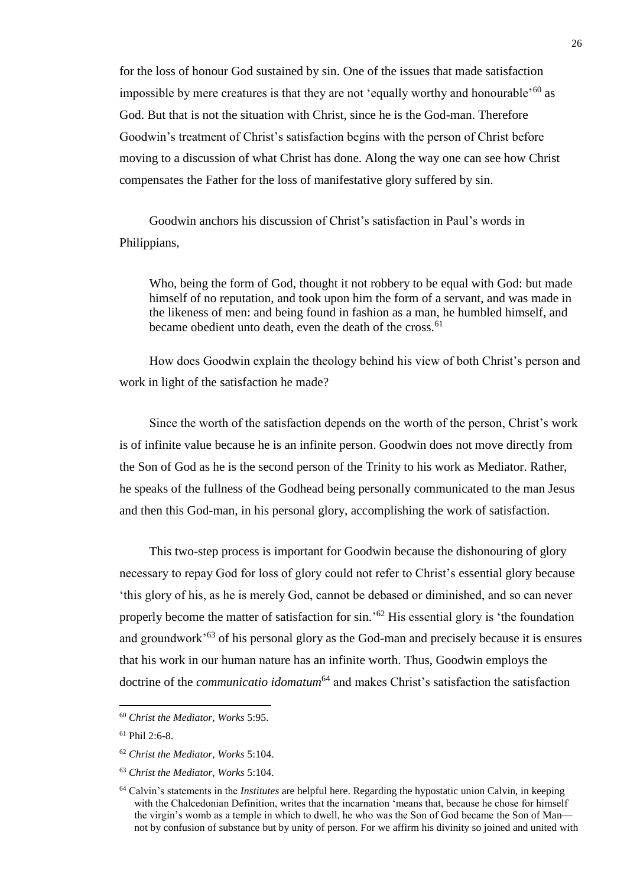for the loss of honour God sustained by sin. One of the issues that made satisfaction impossible by mere creatures is that they are not 'equally worthy and honourable'[60] as God. But that is not the situation with Christ, since he is the God-man. Therefore Goodwin's treatment of Christ's satisfaction begins with the person of Christ before moving to a discussion of what Christ has done. Along the way one can see how Christ compensates the Father for the loss of manifestative glory suffered by sin.

Goodwin anchors his discussion of Christ's satisfaction in Paul's words in Philippians,

> Who, being the form of God, thought it not robbery to be equal with God: but made himself of no reputation, and took upon him the form of a servant, and was made in the likeness of men: and being found in fashion as a man, he humbled himself, and became obedient unto death, even the death of the cross.[61]

How does Goodwin explain the theology behind his view of both Christ's person and work in light of the satisfaction he made?

Since the worth of the satisfaction depends on the worth of the person, Christ's work is of infinite value because he is an infinite person. Goodwin does not move directly from the Son of God as he is the second person of the Trinity to his work as Mediator. Rather, he speaks of the fullness of the Godhead being personally communicated to the man Jesus and then this God-man, in his personal glory, accomplishing the work of satisfaction.

This two-step process is important for Goodwin because the dishonouring of glory necessary to repay God for loss of glory could not refer to Christ's essential glory because 'this glory of his, as he is merely God, cannot be debased or diminished, and so can never properly become the matter of satisfaction for sin.'[62] His essential glory is 'the foundation and groundwork'[63] of his personal glory as the God-man and precisely because it is ensures that his work in our human nature has an infinite worth. Thus, Goodwin employs the doctrine of the *communicatio idomatum*[64] and makes Christ's satisfaction the satisfaction

---

[60] *Christ the Mediator*, *Works* 5:95.

[61] Phil 2:6-8.

[62] *Christ the Mediator*, *Works* 5:104.

[63] *Christ the Mediator*, *Works* 5:104.

[64] Calvin's statements in the *Institutes* are helpful here. Regarding the hypostatic union Calvin, in keeping with the Chalcedonian Definition, writes that the incarnation 'means that, because he chose for himself the virgin's womb as a temple in which to dwell, he who was the Son of God became the Son of Man—not by confusion of substance but by unity of person. For we affirm his divinity so joined and united with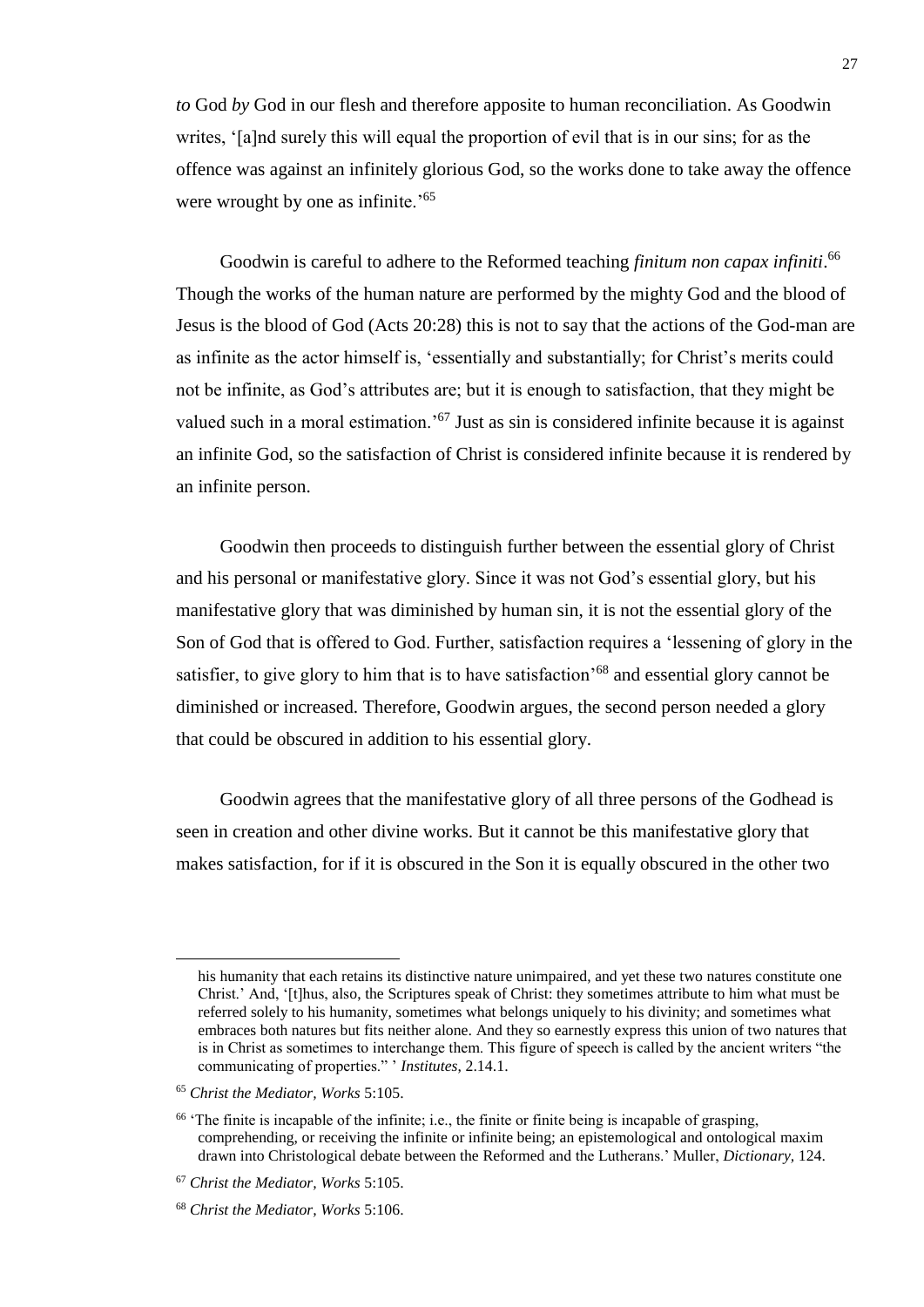*to* God *by* God in our flesh and therefore apposite to human reconciliation. As Goodwin writes, '[a]nd surely this will equal the proportion of evil that is in our sins; for as the offence was against an infinitely glorious God, so the works done to take away the offence were wrought by one as infinite.'[65]

Goodwin is careful to adhere to the Reformed teaching *finitum non capax infiniti*.[66] Though the works of the human nature are performed by the mighty God and the blood of Jesus is the blood of God (Acts 20:28) this is not to say that the actions of the God-man are as infinite as the actor himself is, 'essentially and substantially; for Christ's merits could not be infinite, as God's attributes are; but it is enough to satisfaction, that they might be valued such in a moral estimation.'[67] Just as sin is considered infinite because it is against an infinite God, so the satisfaction of Christ is considered infinite because it is rendered by an infinite person.

Goodwin then proceeds to distinguish further between the essential glory of Christ and his personal or manifestative glory. Since it was not God's essential glory, but his manifestative glory that was diminished by human sin, it is not the essential glory of the Son of God that is offered to God. Further, satisfaction requires a 'lessening of glory in the satisfier, to give glory to him that is to have satisfaction'[68] and essential glory cannot be diminished or increased. Therefore, Goodwin argues, the second person needed a glory that could be obscured in addition to his essential glory.

Goodwin agrees that the manifestative glory of all three persons of the Godhead is seen in creation and other divine works. But it cannot be this manifestative glory that makes satisfaction, for if it is obscured in the Son it is equally obscured in the other two

---

his humanity that each retains its distinctive nature unimpaired, and yet these two natures constitute one Christ.' And, '[t]hus, also, the Scriptures speak of Christ: they sometimes attribute to him what must be referred solely to his humanity, sometimes what belongs uniquely to his divinity; and sometimes what embraces both natures but fits neither alone. And they so earnestly express this union of two natures that is in Christ as sometimes to interchange them. This figure of speech is called by the ancient writers "the communicating of properties." ' *Institutes*, 2.14.1.

[65] *Christ the Mediator*, *Works* 5:105.

[66] 'The finite is incapable of the infinite; i.e., the finite or finite being is incapable of grasping, comprehending, or receiving the infinite or infinite being; an epistemological and ontological maxim drawn into Christological debate between the Reformed and the Lutherans.' Muller, *Dictionary*, 124.

[67] *Christ the Mediator, Works* 5:105.

[68] *Christ the Mediator, Works* 5:106.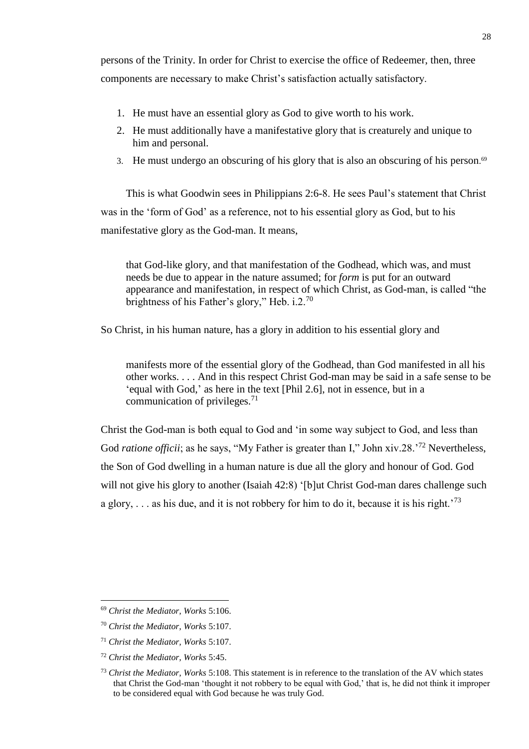persons of the Trinity. In order for Christ to exercise the office of Redeemer, then, three components are necessary to make Christ's satisfaction actually satisfactory.

1. He must have an essential glory as God to give worth to his work.
2. He must additionally have a manifestative glory that is creaturely and unique to him and personal.
3. He must undergo an obscuring of his glory that is also an obscuring of his person.[69]

This is what Goodwin sees in Philippians 2:6-8. He sees Paul's statement that Christ was in the 'form of God' as a reference, not to his essential glory as God, but to his manifestative glory as the God-man. It means,

> that God-like glory, and that manifestation of the Godhead, which was, and must needs be due to appear in the nature assumed; for *form* is put for an outward appearance and manifestation, in respect of which Christ, as God-man, is called "the brightness of his Father's glory," Heb. i.2.[70]

So Christ, in his human nature, has a glory in addition to his essential glory and

> manifests more of the essential glory of the Godhead, than God manifested in all his other works. . . . And in this respect Christ God-man may be said in a safe sense to be 'equal with God,' as here in the text [Phil 2.6], not in essence, but in a communication of privileges.[71]

Christ the God-man is both equal to God and 'in some way subject to God, and less than God *ratione officii*; as he says, "My Father is greater than I," John xiv.28.'[72] Nevertheless, the Son of God dwelling in a human nature is due all the glory and honour of God. God will not give his glory to another (Isaiah 42:8) '[b]ut Christ God-man dares challenge such a glory, . . . as his due, and it is not robbery for him to do it, because it is his right.'[73]

---

[69] *Christ the Mediator, Works* 5:106.

[70] *Christ the Mediator, Works* 5:107.

[71] *Christ the Mediator, Works* 5:107.

[72] *Christ the Mediator, Works* 5:45.

[73] *Christ the Mediator, Works* 5:108. This statement is in reference to the translation of the AV which states that Christ the God-man 'thought it not robbery to be equal with God,' that is, he did not think it improper to be considered equal with God because he was truly God.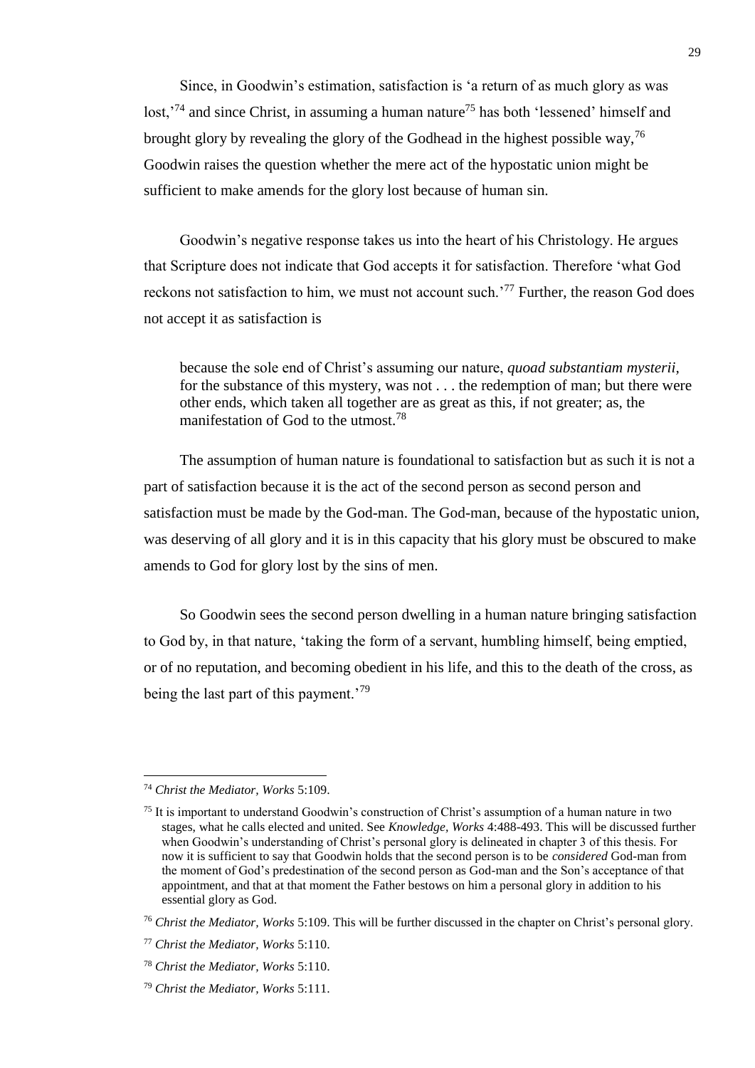Since, in Goodwin's estimation, satisfaction is 'a return of as much glory as was lost,'[74] and since Christ, in assuming a human nature[75] has both 'lessened' himself and brought glory by revealing the glory of the Godhead in the highest possible way,[76] Goodwin raises the question whether the mere act of the hypostatic union might be sufficient to make amends for the glory lost because of human sin.

Goodwin's negative response takes us into the heart of his Christology. He argues that Scripture does not indicate that God accepts it for satisfaction. Therefore 'what God reckons not satisfaction to him, we must not account such.'[77] Further, the reason God does not accept it as satisfaction is

> because the sole end of Christ's assuming our nature, *quoad substantiam mysterii*, for the substance of this mystery, was not . . . the redemption of man; but there were other ends, which taken all together are as great as this, if not greater; as, the manifestation of God to the utmost.[78]

The assumption of human nature is foundational to satisfaction but as such it is not a part of satisfaction because it is the act of the second person as second person and satisfaction must be made by the God-man. The God-man, because of the hypostatic union, was deserving of all glory and it is in this capacity that his glory must be obscured to make amends to God for glory lost by the sins of men.

So Goodwin sees the second person dwelling in a human nature bringing satisfaction to God by, in that nature, 'taking the form of a servant, humbling himself, being emptied, or of no reputation, and becoming obedient in his life, and this to the death of the cross, as being the last part of this payment.'[79]

---

[74] *Christ the Mediator, Works* 5:109.

[75] It is important to understand Goodwin's construction of Christ's assumption of a human nature in two stages, what he calls elected and united. See *Knowledge, Works* 4:488-493. This will be discussed further when Goodwin's understanding of Christ's personal glory is delineated in chapter 3 of this thesis. For now it is sufficient to say that Goodwin holds that the second person is to be *considered* God-man from the moment of God's predestination of the second person as God-man and the Son's acceptance of that appointment, and that at that moment the Father bestows on him a personal glory in addition to his essential glory as God.

[76] *Christ the Mediator, Works* 5:109. This will be further discussed in the chapter on Christ's personal glory.

[77] *Christ the Mediator, Works* 5:110.

[78] *Christ the Mediator, Works* 5:110.

[79] *Christ the Mediator, Works* 5:111.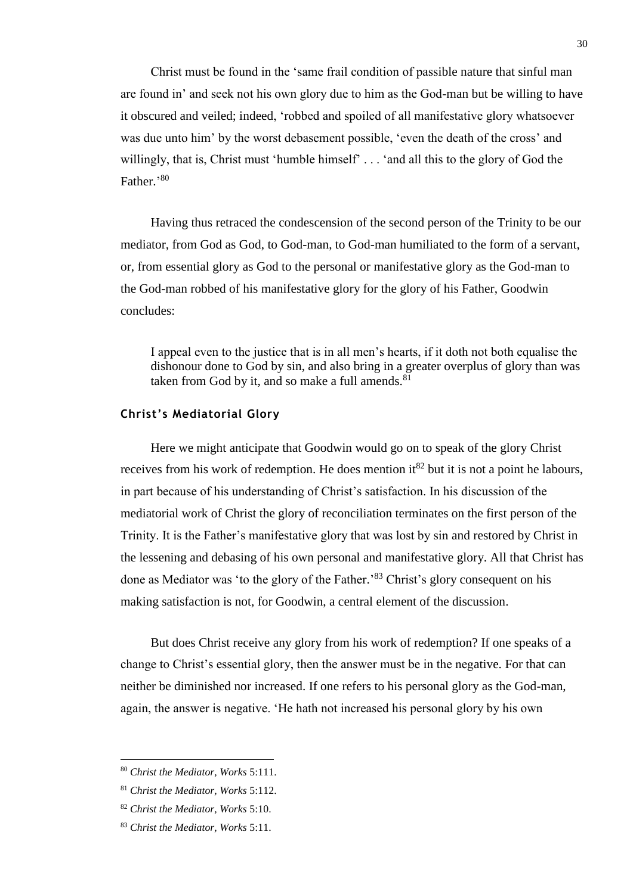Christ must be found in the 'same frail condition of passible nature that sinful man are found in' and seek not his own glory due to him as the God-man but be willing to have it obscured and veiled; indeed, 'robbed and spoiled of all manifestative glory whatsoever was due unto him' by the worst debasement possible, 'even the death of the cross' and willingly, that is, Christ must 'humble himself' . . . 'and all this to the glory of God the Father.'[80]

Having thus retraced the condescension of the second person of the Trinity to be our mediator, from God as God, to God-man, to God-man humiliated to the form of a servant, or, from essential glory as God to the personal or manifestative glory as the God-man to the God-man robbed of his manifestative glory for the glory of his Father, Goodwin concludes:

> I appeal even to the justice that is in all men's hearts, if it doth not both equalise the dishonour done to God by sin, and also bring in a greater overplus of glory than was taken from God by it, and so make a full amends.[81]

### Christ's Mediatorial Glory

Here we might anticipate that Goodwin would go on to speak of the glory Christ receives from his work of redemption. He does mention it[82] but it is not a point he labours, in part because of his understanding of Christ's satisfaction. In his discussion of the mediatorial work of Christ the glory of reconciliation terminates on the first person of the Trinity. It is the Father's manifestative glory that was lost by sin and restored by Christ in the lessening and debasing of his own personal and manifestative glory. All that Christ has done as Mediator was 'to the glory of the Father.'[83] Christ's glory consequent on his making satisfaction is not, for Goodwin, a central element of the discussion.

But does Christ receive any glory from his work of redemption? If one speaks of a change to Christ's essential glory, then the answer must be in the negative. For that can neither be diminished nor increased. If one refers to his personal glory as the God-man, again, the answer is negative. 'He hath not increased his personal glory by his own

---

[80] *Christ the Mediator*, *Works* 5:111.

[81] *Christ the Mediator*, *Works* 5:112.

[82] *Christ the Mediator*, *Works* 5:10.

[83] *Christ the Mediator*, *Works* 5:11.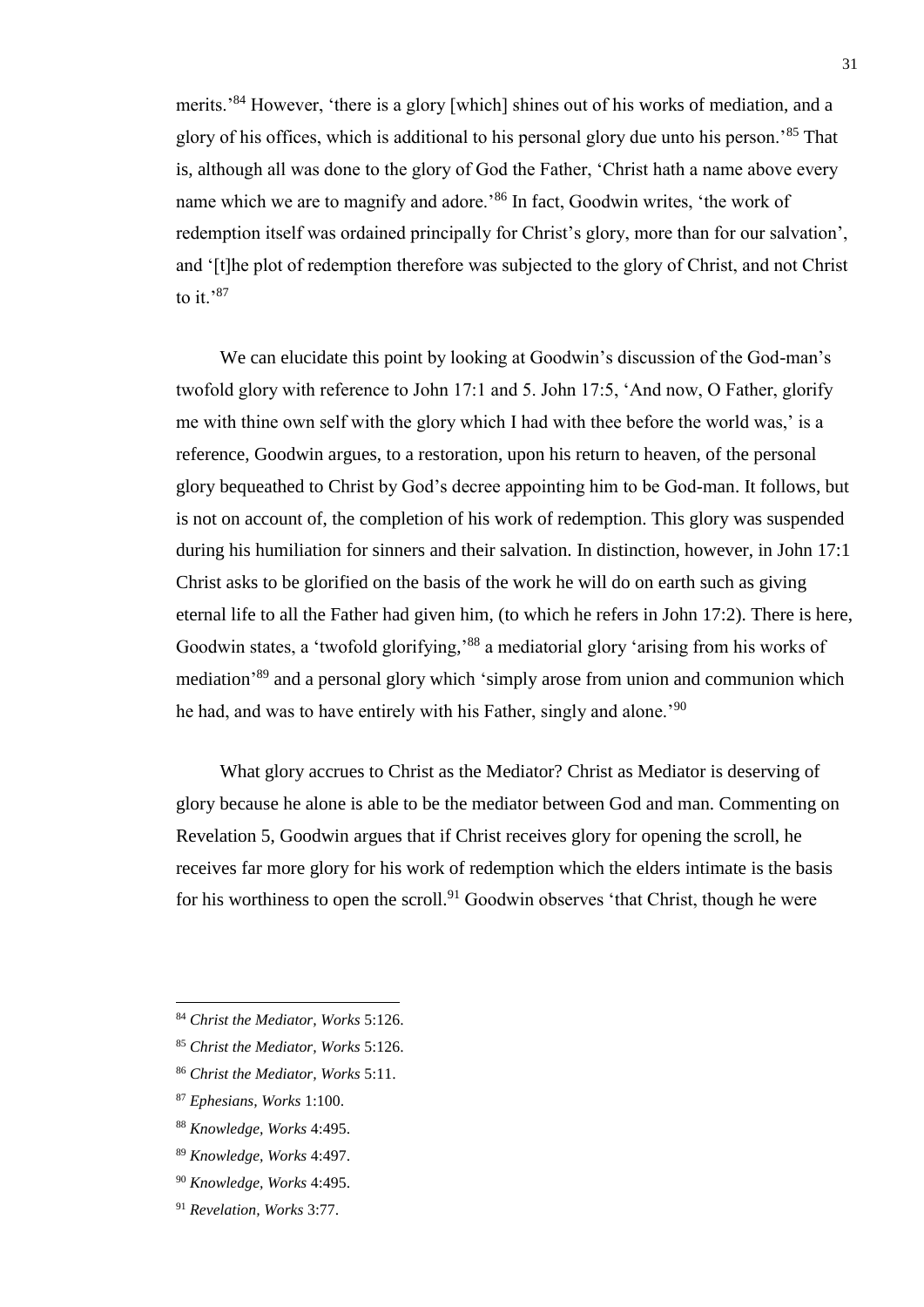merits.'[84] However, 'there is a glory [which] shines out of his works of mediation, and a glory of his offices, which is additional to his personal glory due unto his person.'[85] That is, although all was done to the glory of God the Father, 'Christ hath a name above every name which we are to magnify and adore.'[86] In fact, Goodwin writes, 'the work of redemption itself was ordained principally for Christ's glory, more than for our salvation', and '[t]he plot of redemption therefore was subjected to the glory of Christ, and not Christ to it.'[87]

We can elucidate this point by looking at Goodwin's discussion of the God-man's twofold glory with reference to John 17:1 and 5. John 17:5, 'And now, O Father, glorify me with thine own self with the glory which I had with thee before the world was,' is a reference, Goodwin argues, to a restoration, upon his return to heaven, of the personal glory bequeathed to Christ by God's decree appointing him to be God-man. It follows, but is not on account of, the completion of his work of redemption. This glory was suspended during his humiliation for sinners and their salvation. In distinction, however, in John 17:1 Christ asks to be glorified on the basis of the work he will do on earth such as giving eternal life to all the Father had given him, (to which he refers in John 17:2). There is here, Goodwin states, a 'twofold glorifying,'[88] a mediatorial glory 'arising from his works of mediation'[89] and a personal glory which 'simply arose from union and communion which he had, and was to have entirely with his Father, singly and alone.'[90]

What glory accrues to Christ as the Mediator? Christ as Mediator is deserving of glory because he alone is able to be the mediator between God and man. Commenting on Revelation 5, Goodwin argues that if Christ receives glory for opening the scroll, he receives far more glory for his work of redemption which the elders intimate is the basis for his worthiness to open the scroll.[91] Goodwin observes 'that Christ, though he were

[84] *Christ the Mediator*, *Works* 5:126.

[85] *Christ the Mediator*, *Works* 5:126.

[86] *Christ the Mediator*, *Works* 5:11.

[87] *Ephesians*, *Works* 1:100.

[88] *Knowledge*, *Works* 4:495.

[89] *Knowledge*, *Works* 4:497.

[90] *Knowledge*, *Works* 4:495.

[91] *Revelation*, *Works* 3:77.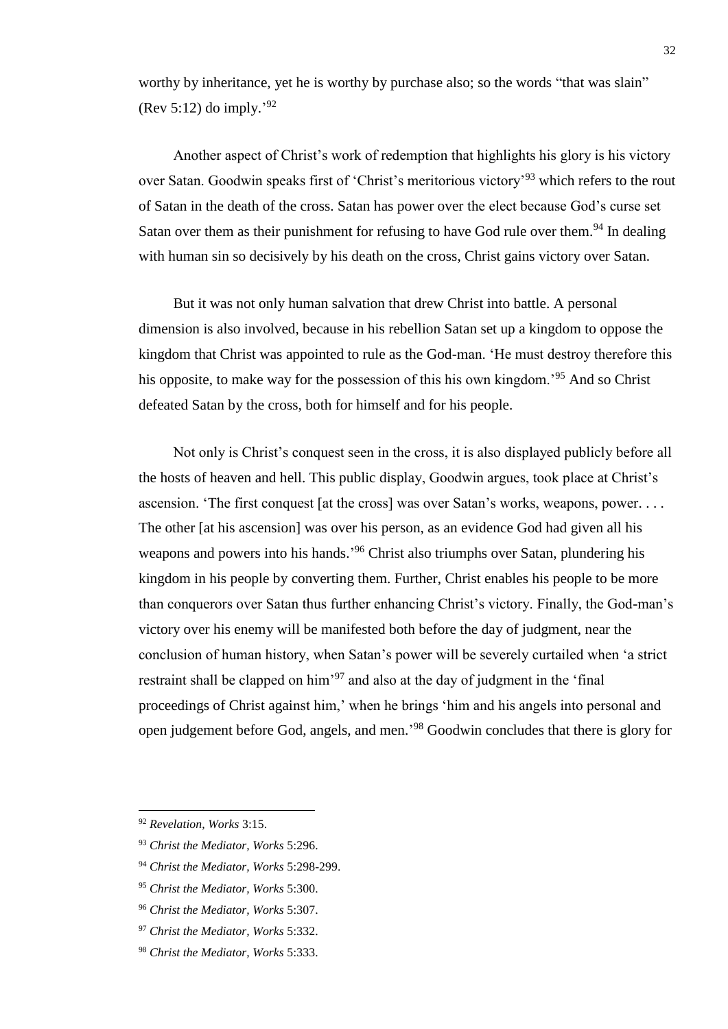worthy by inheritance, yet he is worthy by purchase also; so the words "that was slain" (Rev 5:12) do imply.'[92]

Another aspect of Christ's work of redemption that highlights his glory is his victory over Satan. Goodwin speaks first of 'Christ's meritorious victory'[93] which refers to the rout of Satan in the death of the cross. Satan has power over the elect because God's curse set Satan over them as their punishment for refusing to have God rule over them.[94] In dealing with human sin so decisively by his death on the cross, Christ gains victory over Satan.

But it was not only human salvation that drew Christ into battle. A personal dimension is also involved, because in his rebellion Satan set up a kingdom to oppose the kingdom that Christ was appointed to rule as the God-man. 'He must destroy therefore this his opposite, to make way for the possession of this his own kingdom.'[95] And so Christ defeated Satan by the cross, both for himself and for his people.

Not only is Christ's conquest seen in the cross, it is also displayed publicly before all the hosts of heaven and hell. This public display, Goodwin argues, took place at Christ's ascension. 'The first conquest [at the cross] was over Satan's works, weapons, power. . . . The other [at his ascension] was over his person, as an evidence God had given all his weapons and powers into his hands.'[96] Christ also triumphs over Satan, plundering his kingdom in his people by converting them. Further, Christ enables his people to be more than conquerors over Satan thus further enhancing Christ's victory. Finally, the God-man's victory over his enemy will be manifested both before the day of judgment, near the conclusion of human history, when Satan's power will be severely curtailed when 'a strict restraint shall be clapped on him'[97] and also at the day of judgment in the 'final proceedings of Christ against him,' when he brings 'him and his angels into personal and open judgement before God, angels, and men.'[98] Goodwin concludes that there is glory for

---

[92] *Revelation, Works* 3:15.

[93] *Christ the Mediator, Works* 5:296.

[94] *Christ the Mediator, Works* 5:298-299.

[95] *Christ the Mediator, Works* 5:300.

[96] *Christ the Mediator, Works* 5:307.

[97] *Christ the Mediator, Works* 5:332.

[98] *Christ the Mediator, Works* 5:333.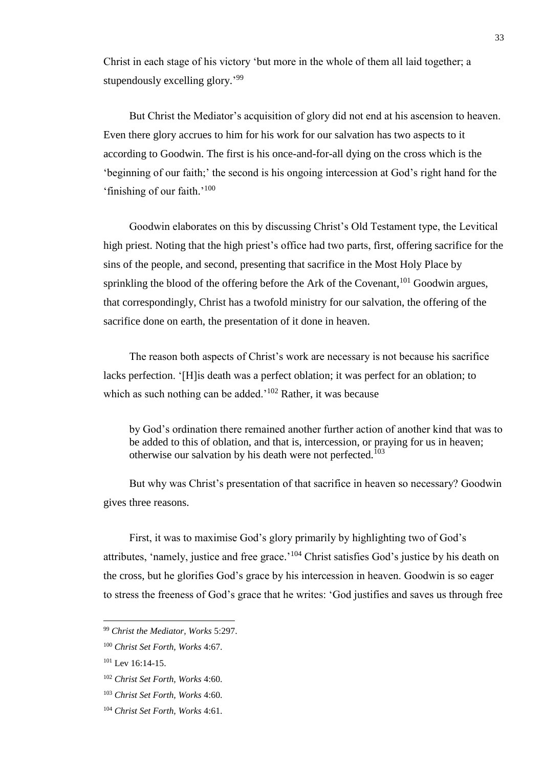Christ in each stage of his victory 'but more in the whole of them all laid together; a stupendously excelling glory.'[99]

But Christ the Mediator's acquisition of glory did not end at his ascension to heaven. Even there glory accrues to him for his work for our salvation has two aspects to it according to Goodwin. The first is his once-and-for-all dying on the cross which is the 'beginning of our faith;' the second is his ongoing intercession at God's right hand for the 'finishing of our faith.'[100]

Goodwin elaborates on this by discussing Christ's Old Testament type, the Levitical high priest. Noting that the high priest's office had two parts, first, offering sacrifice for the sins of the people, and second, presenting that sacrifice in the Most Holy Place by sprinkling the blood of the offering before the Ark of the Covenant,[101] Goodwin argues, that correspondingly, Christ has a twofold ministry for our salvation, the offering of the sacrifice done on earth, the presentation of it done in heaven.

The reason both aspects of Christ's work are necessary is not because his sacrifice lacks perfection. '[H]is death was a perfect oblation; it was perfect for an oblation; to which as such nothing can be added.'[102] Rather, it was because

> by God's ordination there remained another further action of another kind that was to be added to this of oblation, and that is, intercession, or praying for us in heaven; otherwise our salvation by his death were not perfected.[103]

But why was Christ's presentation of that sacrifice in heaven so necessary? Goodwin gives three reasons.

First, it was to maximise God's glory primarily by highlighting two of God's attributes, 'namely, justice and free grace.'[104] Christ satisfies God's justice by his death on the cross, but he glorifies God's grace by his intercession in heaven. Goodwin is so eager to stress the freeness of God's grace that he writes: 'God justifies and saves us through free

---

[99] *Christ the Mediator*, *Works* 5:297.

[100] *Christ Set Forth, Works* 4:67.

[101] Lev 16:14-15.

[102] *Christ Set Forth, Works* 4:60.

[103] *Christ Set Forth, Works* 4:60.

[104] *Christ Set Forth, Works* 4:61.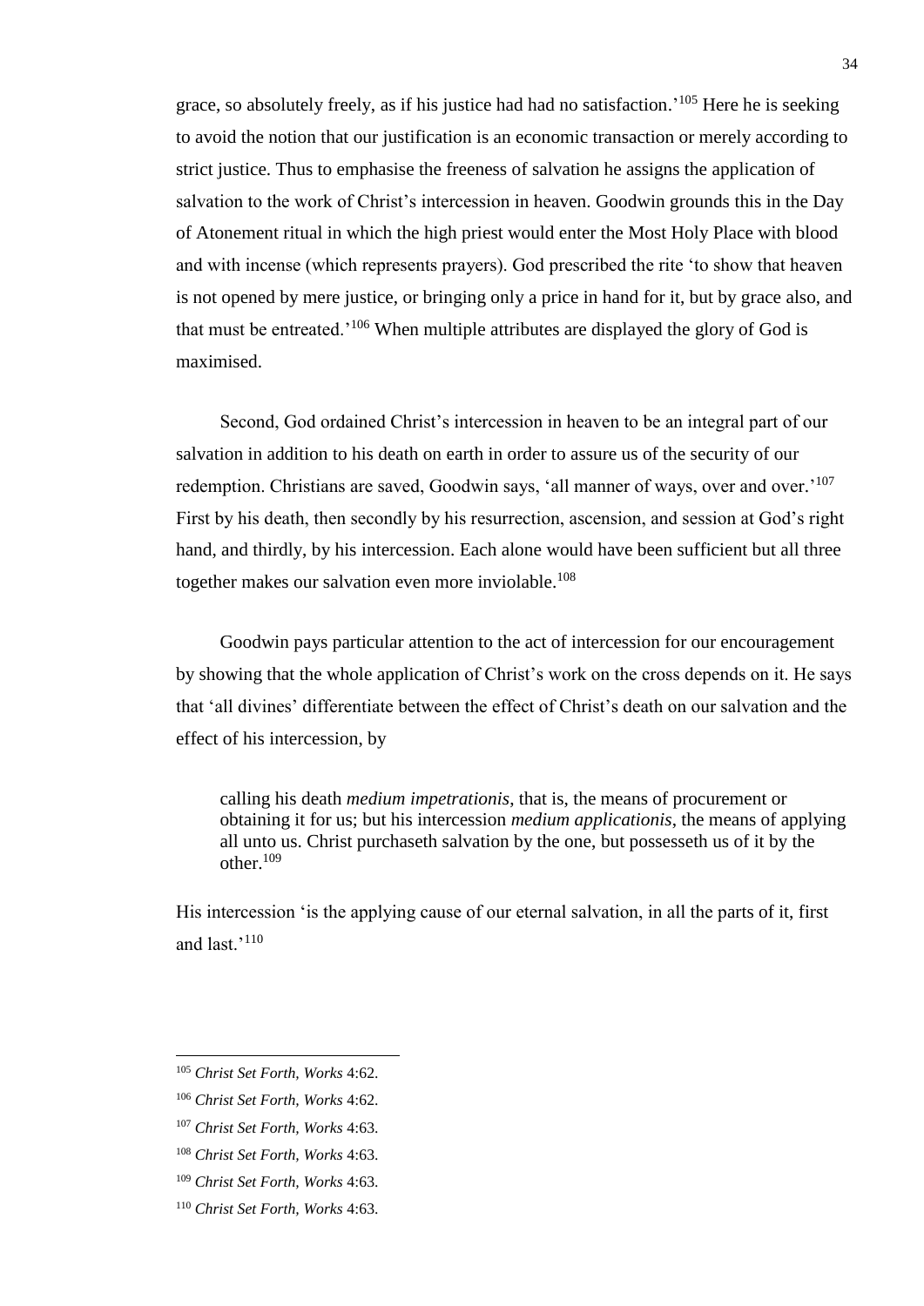grace, so absolutely freely, as if his justice had had no satisfaction.'[105] Here he is seeking to avoid the notion that our justification is an economic transaction or merely according to strict justice. Thus to emphasise the freeness of salvation he assigns the application of salvation to the work of Christ's intercession in heaven. Goodwin grounds this in the Day of Atonement ritual in which the high priest would enter the Most Holy Place with blood and with incense (which represents prayers). God prescribed the rite 'to show that heaven is not opened by mere justice, or bringing only a price in hand for it, but by grace also, and that must be entreated.'[106] When multiple attributes are displayed the glory of God is maximised.

Second, God ordained Christ's intercession in heaven to be an integral part of our salvation in addition to his death on earth in order to assure us of the security of our redemption. Christians are saved, Goodwin says, 'all manner of ways, over and over.'[107] First by his death, then secondly by his resurrection, ascension, and session at God's right hand, and thirdly, by his intercession. Each alone would have been sufficient but all three together makes our salvation even more inviolable.[108]

Goodwin pays particular attention to the act of intercession for our encouragement by showing that the whole application of Christ's work on the cross depends on it. He says that 'all divines' differentiate between the effect of Christ's death on our salvation and the effect of his intercession, by

> calling his death *medium impetrationis*, that is, the means of procurement or obtaining it for us; but his intercession *medium applicationis*, the means of applying all unto us. Christ purchaseth salvation by the one, but possesseth us of it by the other.[109]

His intercession 'is the applying cause of our eternal salvation, in all the parts of it, first and last.'[110]

---

[105] *Christ Set Forth, Works* 4:62.

[106] *Christ Set Forth, Works* 4:62.

[107] *Christ Set Forth, Works* 4:63.

[108] *Christ Set Forth, Works* 4:63.

[109] *Christ Set Forth, Works* 4:63.

[110] *Christ Set Forth, Works* 4:63.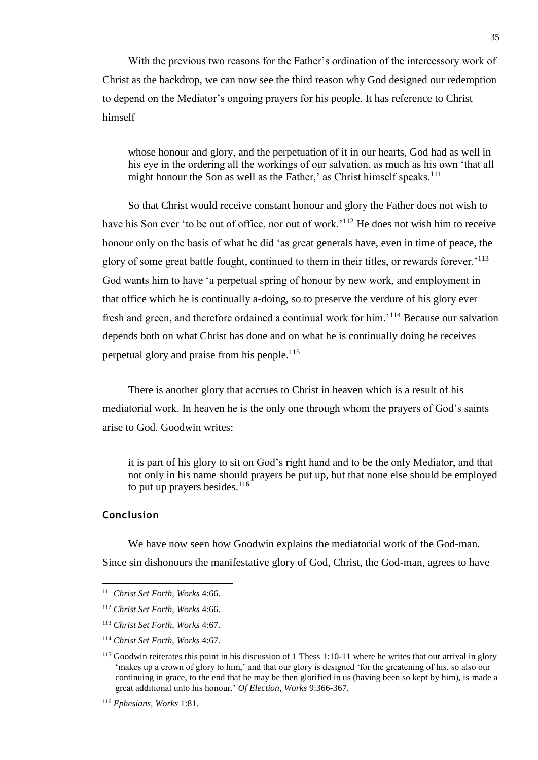With the previous two reasons for the Father's ordination of the intercessory work of Christ as the backdrop, we can now see the third reason why God designed our redemption to depend on the Mediator's ongoing prayers for his people. It has reference to Christ himself

> whose honour and glory, and the perpetuation of it in our hearts, God had as well in his eye in the ordering all the workings of our salvation, as much as his own 'that all might honour the Son as well as the Father,' as Christ himself speaks.[111]

So that Christ would receive constant honour and glory the Father does not wish to have his Son ever 'to be out of office, nor out of work.'[112] He does not wish him to receive honour only on the basis of what he did 'as great generals have, even in time of peace, the glory of some great battle fought, continued to them in their titles, or rewards forever.'[113] God wants him to have 'a perpetual spring of honour by new work, and employment in that office which he is continually a-doing, so to preserve the verdure of his glory ever fresh and green, and therefore ordained a continual work for him.'[114] Because our salvation depends both on what Christ has done and on what he is continually doing he receives perpetual glory and praise from his people.[115]

There is another glory that accrues to Christ in heaven which is a result of his mediatorial work. In heaven he is the only one through whom the prayers of God's saints arise to God. Goodwin writes:

> it is part of his glory to sit on God's right hand and to be the only Mediator, and that not only in his name should prayers be put up, but that none else should be employed to put up prayers besides.[116]

### Conclusion

We have now seen how Goodwin explains the mediatorial work of the God-man. Since sin dishonours the manifestative glory of God, Christ, the God-man, agrees to have

---

[111] *Christ Set Forth, Works* 4:66.

[112] *Christ Set Forth, Works* 4:66.

[113] *Christ Set Forth, Works* 4:67.

[114] *Christ Set Forth, Works* 4:67.

[115] Goodwin reiterates this point in his discussion of 1 Thess 1:10-11 where he writes that our arrival in glory 'makes up a crown of glory to him,' and that our glory is designed 'for the greatening of his, so also our continuing in grace, to the end that he may be then glorified in us (having been so kept by him), is made a great additional unto his honour.' *Of Election, Works* 9:366-367.

[116] *Ephesians, Works* 1:81.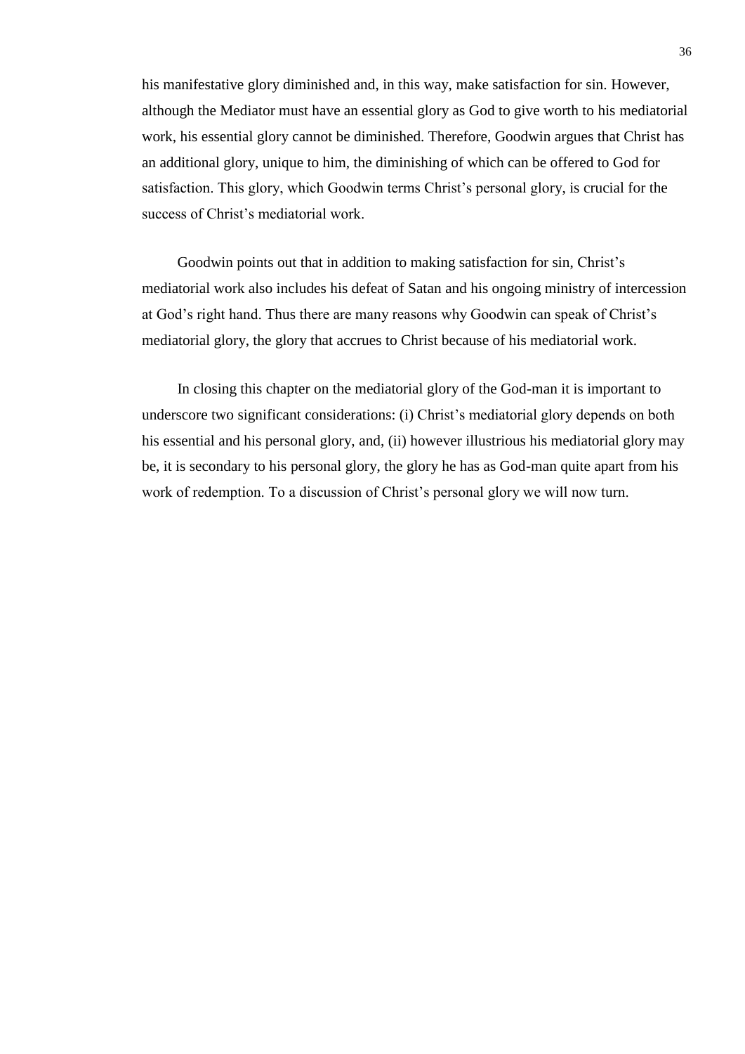his manifestative glory diminished and, in this way, make satisfaction for sin. However, although the Mediator must have an essential glory as God to give worth to his mediatorial work, his essential glory cannot be diminished. Therefore, Goodwin argues that Christ has an additional glory, unique to him, the diminishing of which can be offered to God for satisfaction. This glory, which Goodwin terms Christ's personal glory, is crucial for the success of Christ's mediatorial work.

Goodwin points out that in addition to making satisfaction for sin, Christ's mediatorial work also includes his defeat of Satan and his ongoing ministry of intercession at God's right hand. Thus there are many reasons why Goodwin can speak of Christ's mediatorial glory, the glory that accrues to Christ because of his mediatorial work.

In closing this chapter on the mediatorial glory of the God-man it is important to underscore two significant considerations: (i) Christ's mediatorial glory depends on both his essential and his personal glory, and, (ii) however illustrious his mediatorial glory may be, it is secondary to his personal glory, the glory he has as God-man quite apart from his work of redemption. To a discussion of Christ's personal glory we will now turn.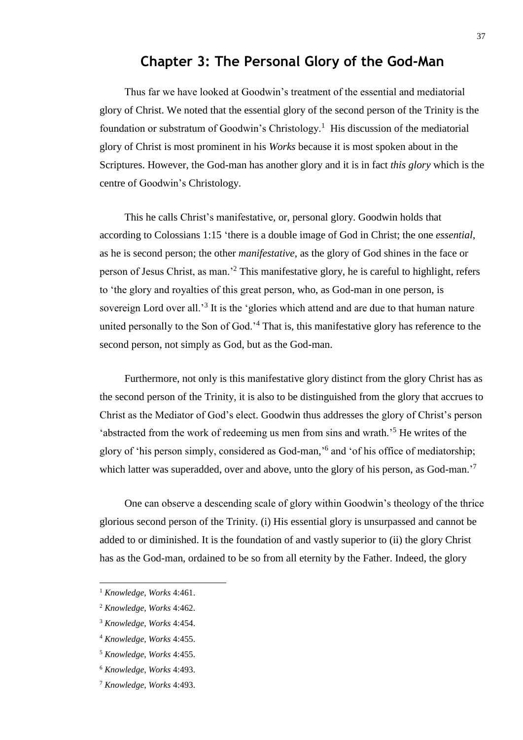# Chapter 3: The Personal Glory of the God-Man

Thus far we have looked at Goodwin's treatment of the essential and mediatorial glory of Christ. We noted that the essential glory of the second person of the Trinity is the foundation or substratum of Goodwin's Christology.[1] His discussion of the mediatorial glory of Christ is most prominent in his *Works* because it is most spoken about in the Scriptures. However, the God-man has another glory and it is in fact *this glory* which is the centre of Goodwin's Christology.

This he calls Christ's manifestative, or, personal glory. Goodwin holds that according to Colossians 1:15 'there is a double image of God in Christ; the one *essential*, as he is second person; the other *manifestative*, as the glory of God shines in the face or person of Jesus Christ, as man.'[2] This manifestative glory, he is careful to highlight, refers to 'the glory and royalties of this great person, who, as God-man in one person, is sovereign Lord over all.'[3] It is the 'glories which attend and are due to that human nature united personally to the Son of God.'[4] That is, this manifestative glory has reference to the second person, not simply as God, but as the God-man.

Furthermore, not only is this manifestative glory distinct from the glory Christ has as the second person of the Trinity, it is also to be distinguished from the glory that accrues to Christ as the Mediator of God's elect. Goodwin thus addresses the glory of Christ's person 'abstracted from the work of redeeming us men from sins and wrath.'[5] He writes of the glory of 'his person simply, considered as God-man,'[6] and 'of his office of mediatorship; which latter was superadded, over and above, unto the glory of his person, as God-man.'[7]

One can observe a descending scale of glory within Goodwin's theology of the thrice glorious second person of the Trinity. (i) His essential glory is unsurpassed and cannot be added to or diminished. It is the foundation of and vastly superior to (ii) the glory Christ has as the God-man, ordained to be so from all eternity by the Father. Indeed, the glory

[1] *Knowledge, Works* 4:461.

[2] *Knowledge, Works* 4:462.

[3] *Knowledge, Works* 4:454.

[4] *Knowledge, Works* 4:455.

[5] *Knowledge, Works* 4:455.

[6] *Knowledge, Works* 4:493.

[7] *Knowledge, Works* 4:493.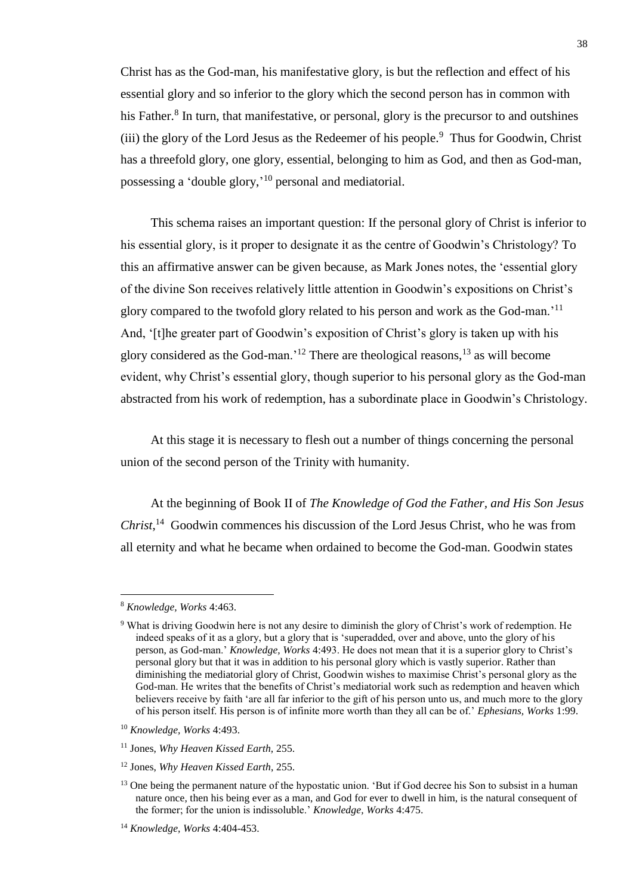Christ has as the God-man, his manifestative glory, is but the reflection and effect of his essential glory and so inferior to the glory which the second person has in common with his Father.[8] In turn, that manifestative, or personal, glory is the precursor to and outshines (iii) the glory of the Lord Jesus as the Redeemer of his people.[9] Thus for Goodwin, Christ has a threefold glory, one glory, essential, belonging to him as God, and then as God-man, possessing a 'double glory,'[10] personal and mediatorial.

This schema raises an important question: If the personal glory of Christ is inferior to his essential glory, is it proper to designate it as the centre of Goodwin's Christology? To this an affirmative answer can be given because, as Mark Jones notes, the 'essential glory of the divine Son receives relatively little attention in Goodwin's expositions on Christ's glory compared to the twofold glory related to his person and work as the God-man.'[11] And, '[t]he greater part of Goodwin's exposition of Christ's glory is taken up with his glory considered as the God-man.'[12] There are theological reasons,[13] as will become evident, why Christ's essential glory, though superior to his personal glory as the God-man abstracted from his work of redemption, has a subordinate place in Goodwin's Christology.

At this stage it is necessary to flesh out a number of things concerning the personal union of the second person of the Trinity with humanity.

At the beginning of Book II of *The Knowledge of God the Father, and His Son Jesus Christ,*[14] Goodwin commences his discussion of the Lord Jesus Christ, who he was from all eternity and what he became when ordained to become the God-man. Goodwin states

---

[8] *Knowledge, Works* 4:463.

[9] What is driving Goodwin here is not any desire to diminish the glory of Christ's work of redemption. He indeed speaks of it as a glory, but a glory that is 'superadded, over and above, unto the glory of his person, as God-man.' *Knowledge, Works* 4:493. He does not mean that it is a superior glory to Christ's personal glory but that it was in addition to his personal glory which is vastly superior. Rather than diminishing the mediatorial glory of Christ, Goodwin wishes to maximise Christ's personal glory as the God-man. He writes that the benefits of Christ's mediatorial work such as redemption and heaven which believers receive by faith 'are all far inferior to the gift of his person unto us, and much more to the glory of his person itself. His person is of infinite more worth than they all can be of.' *Ephesians, Works* 1:99.

[10] *Knowledge, Works* 4:493.

[11] Jones, *Why Heaven Kissed Earth,* 255.

[12] Jones, *Why Heaven Kissed Earth*, 255.

[13] One being the permanent nature of the hypostatic union. 'But if God decree his Son to subsist in a human nature once, then his being ever as a man, and God for ever to dwell in him, is the natural consequent of the former; for the union is indissoluble.' *Knowledge, Works* 4:475.

[14] *Knowledge, Works* 4:404-453.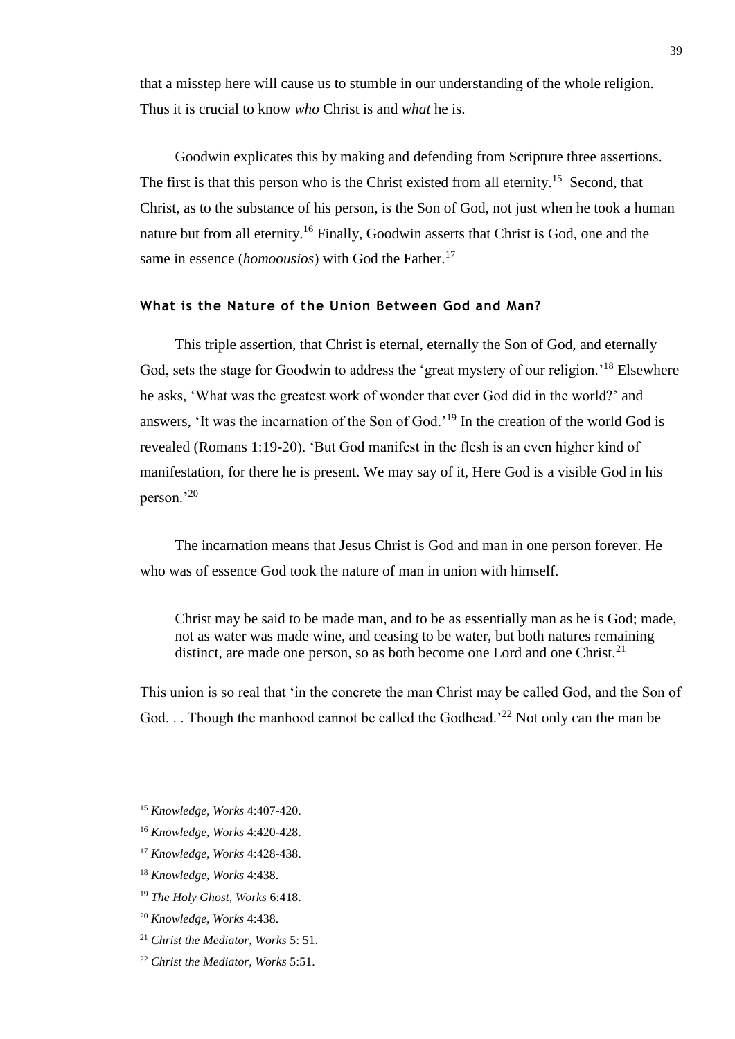that a misstep here will cause us to stumble in our understanding of the whole religion. Thus it is crucial to know *who* Christ is and *what* he is.

Goodwin explicates this by making and defending from Scripture three assertions. The first is that this person who is the Christ existed from all eternity.[15] Second, that Christ, as to the substance of his person, is the Son of God, not just when he took a human nature but from all eternity.[16] Finally, Goodwin asserts that Christ is God, one and the same in essence (*homoousios*) with God the Father.[17]

### What is the Nature of the Union Between God and Man?

This triple assertion, that Christ is eternal, eternally the Son of God, and eternally God, sets the stage for Goodwin to address the 'great mystery of our religion.'[18] Elsewhere he asks, 'What was the greatest work of wonder that ever God did in the world?' and answers, 'It was the incarnation of the Son of God.'[19] In the creation of the world God is revealed (Romans 1:19-20). 'But God manifest in the flesh is an even higher kind of manifestation, for there he is present. We may say of it, Here God is a visible God in his person.'[20]

The incarnation means that Jesus Christ is God and man in one person forever. He who was of essence God took the nature of man in union with himself.

> Christ may be said to be made man, and to be as essentially man as he is God; made, not as water was made wine, and ceasing to be water, but both natures remaining distinct, are made one person, so as both become one Lord and one Christ.[21]

This union is so real that 'in the concrete the man Christ may be called God, and the Son of God. . . Though the manhood cannot be called the Godhead.'[22] Not only can the man be

---

[15] *Knowledge, Works* 4:407-420.

[16] *Knowledge, Works* 4:420-428.

[17] *Knowledge, Works* 4:428-438.

[18] *Knowledge, Works* 4:438.

[19] *The Holy Ghost, Works* 6:418.

[20] *Knowledge, Works* 4:438.

[21] *Christ the Mediator, Works* 5: 51.

[22] *Christ the Mediator, Works* 5:51.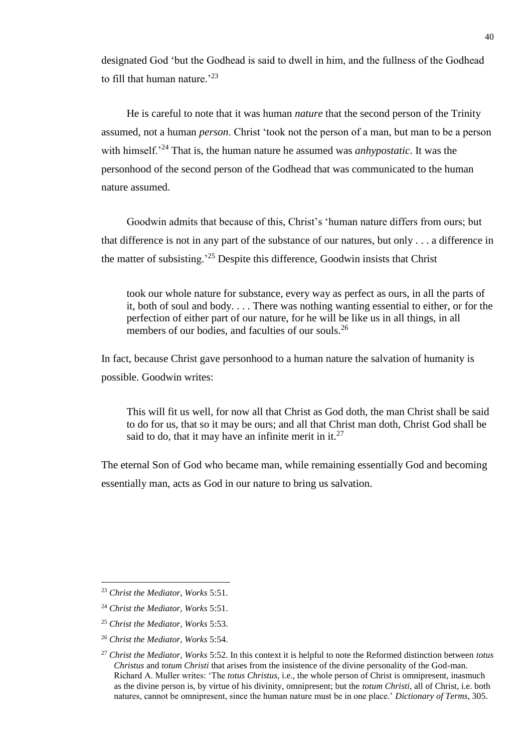designated God 'but the Godhead is said to dwell in him, and the fullness of the Godhead to fill that human nature.'[23]

He is careful to note that it was human *nature* that the second person of the Trinity assumed, not a human *person*. Christ 'took not the person of a man, but man to be a person with himself.'[24] That is, the human nature he assumed was *anhypostatic*. It was the personhood of the second person of the Godhead that was communicated to the human nature assumed.

Goodwin admits that because of this, Christ's 'human nature differs from ours; but that difference is not in any part of the substance of our natures, but only . . . a difference in the matter of subsisting.'[25] Despite this difference, Goodwin insists that Christ

> took our whole nature for substance, every way as perfect as ours, in all the parts of it, both of soul and body. . . . There was nothing wanting essential to either, or for the perfection of either part of our nature, for he will be like us in all things, in all members of our bodies, and faculties of our souls.[26]

In fact, because Christ gave personhood to a human nature the salvation of humanity is possible. Goodwin writes:

> This will fit us well, for now all that Christ as God doth, the man Christ shall be said to do for us, that so it may be ours; and all that Christ man doth, Christ God shall be said to do, that it may have an infinite merit in it.[27]

The eternal Son of God who became man, while remaining essentially God and becoming essentially man, acts as God in our nature to bring us salvation.

---

[23] *Christ the Mediator*, *Works* 5:51.

[24] *Christ the Mediator*, *Works* 5:51.

[25] *Christ the Mediator*, *Works* 5:53.

[26] *Christ the Mediator*, *Works* 5:54.

[27] *Christ the Mediator*, *Works* 5:52. In this context it is helpful to note the Reformed distinction between *totus Christus* and *totum Christi* that arises from the insistence of the divine personality of the God-man. Richard A. Muller writes: 'The *totus Christus*, i.e., the whole person of Christ is omnipresent, inasmuch as the divine person is, by virtue of his divinity, omnipresent; but the *totum Christi*, all of Christ, i.e. both natures, cannot be omnipresent, since the human nature must be in one place.' *Dictionary of Terms*, 305.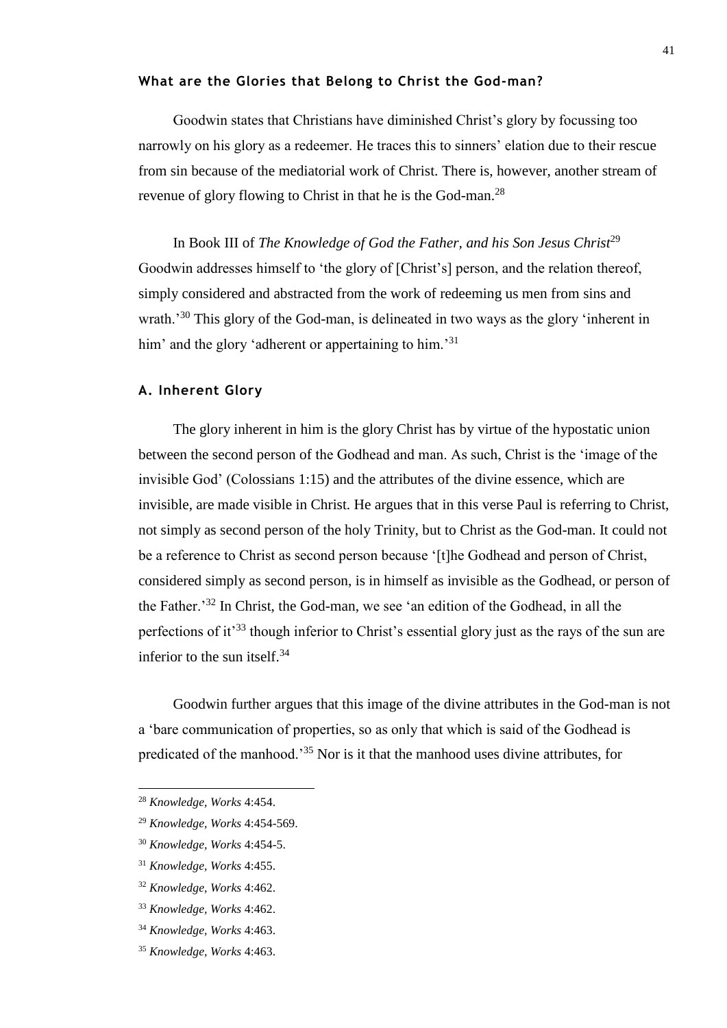### What are the Glories that Belong to Christ the God-man?

Goodwin states that Christians have diminished Christ's glory by focussing too narrowly on his glory as a redeemer. He traces this to sinners' elation due to their rescue from sin because of the mediatorial work of Christ. There is, however, another stream of revenue of glory flowing to Christ in that he is the God-man.[28]

In Book III of *The Knowledge of God the Father, and his Son Jesus Christ*[29] Goodwin addresses himself to 'the glory of [Christ's] person, and the relation thereof, simply considered and abstracted from the work of redeeming us men from sins and wrath.'[30] This glory of the God-man, is delineated in two ways as the glory 'inherent in him' and the glory 'adherent or appertaining to him.'[31]

#### A. Inherent Glory

The glory inherent in him is the glory Christ has by virtue of the hypostatic union between the second person of the Godhead and man. As such, Christ is the 'image of the invisible God' (Colossians 1:15) and the attributes of the divine essence, which are invisible, are made visible in Christ. He argues that in this verse Paul is referring to Christ, not simply as second person of the holy Trinity, but to Christ as the God-man. It could not be a reference to Christ as second person because '[t]he Godhead and person of Christ, considered simply as second person, is in himself as invisible as the Godhead, or person of the Father.'[32] In Christ, the God-man, we see 'an edition of the Godhead, in all the perfections of it'[33] though inferior to Christ's essential glory just as the rays of the sun are inferior to the sun itself.[34]

Goodwin further argues that this image of the divine attributes in the God-man is not a 'bare communication of properties, so as only that which is said of the Godhead is predicated of the manhood.'[35] Nor is it that the manhood uses divine attributes, for

---

[28] *Knowledge, Works* 4:454.

[29] *Knowledge, Works* 4:454-569.

[30] *Knowledge, Works* 4:454-5.

[31] *Knowledge, Works* 4:455.

[32] *Knowledge, Works* 4:462.

[33] *Knowledge, Works* 4:462.

[34] *Knowledge, Works* 4:463.

[35] *Knowledge, Works* 4:463.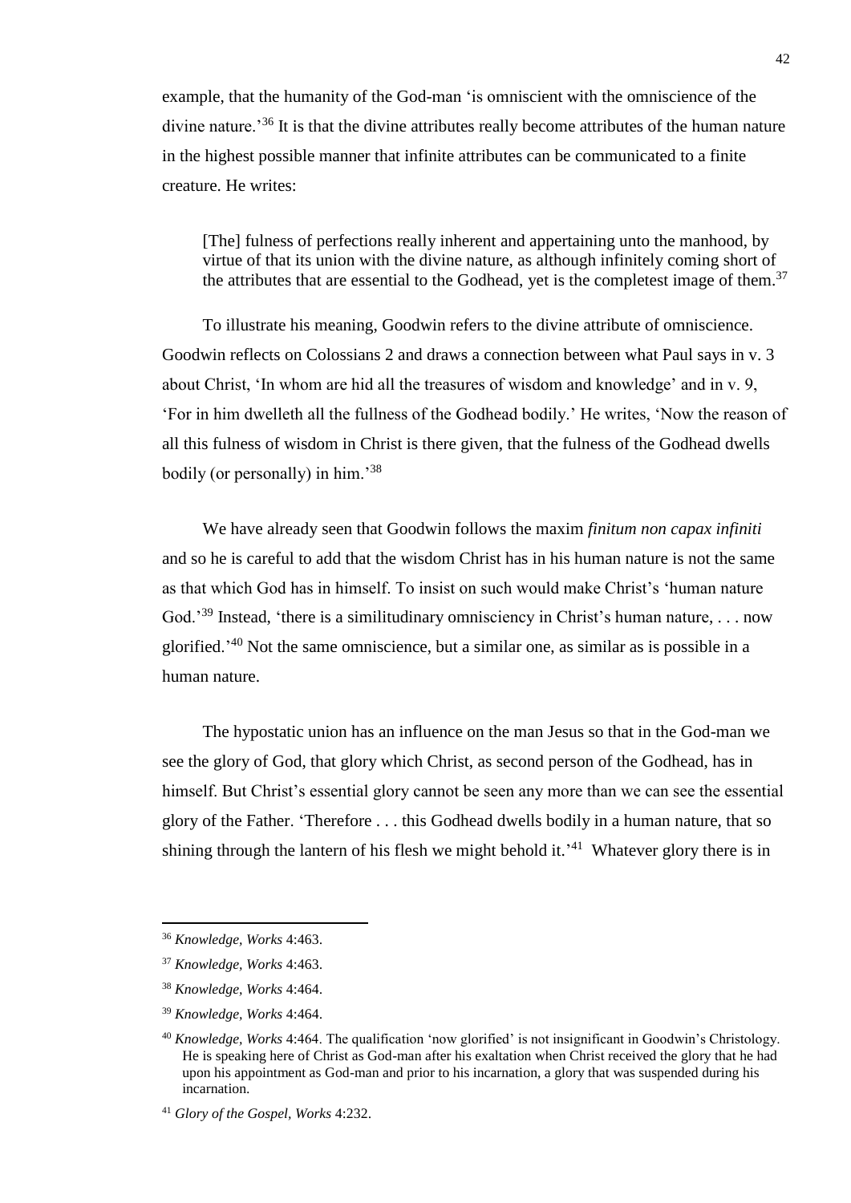example, that the humanity of the God-man 'is omniscient with the omniscience of the divine nature.'[36] It is that the divine attributes really become attributes of the human nature in the highest possible manner that infinite attributes can be communicated to a finite creature. He writes:

> [The] fulness of perfections really inherent and appertaining unto the manhood, by virtue of that its union with the divine nature, as although infinitely coming short of the attributes that are essential to the Godhead, yet is the completest image of them.[37]

To illustrate his meaning, Goodwin refers to the divine attribute of omniscience. Goodwin reflects on Colossians 2 and draws a connection between what Paul says in v. 3 about Christ, 'In whom are hid all the treasures of wisdom and knowledge' and in v. 9, 'For in him dwelleth all the fullness of the Godhead bodily.' He writes, 'Now the reason of all this fulness of wisdom in Christ is there given, that the fulness of the Godhead dwells bodily (or personally) in him.'[38]

We have already seen that Goodwin follows the maxim *finitum non capax infiniti* and so he is careful to add that the wisdom Christ has in his human nature is not the same as that which God has in himself. To insist on such would make Christ's 'human nature God.'[39] Instead, 'there is a similitudinary omnisciency in Christ's human nature, . . . now glorified.'[40] Not the same omniscience, but a similar one, as similar as is possible in a human nature.

The hypostatic union has an influence on the man Jesus so that in the God-man we see the glory of God, that glory which Christ, as second person of the Godhead, has in himself. But Christ's essential glory cannot be seen any more than we can see the essential glory of the Father. 'Therefore . . . this Godhead dwells bodily in a human nature, that so shining through the lantern of his flesh we might behold it.'[41] Whatever glory there is in

---

[36] *Knowledge, Works* 4:463.

[37] *Knowledge, Works* 4:463.

[38] *Knowledge, Works* 4:464.

[39] *Knowledge, Works* 4:464.

[40] *Knowledge, Works* 4:464. The qualification 'now glorified' is not insignificant in Goodwin's Christology. He is speaking here of Christ as God-man after his exaltation when Christ received the glory that he had upon his appointment as God-man and prior to his incarnation, a glory that was suspended during his incarnation.

[41] *Glory of the Gospel, Works* 4:232.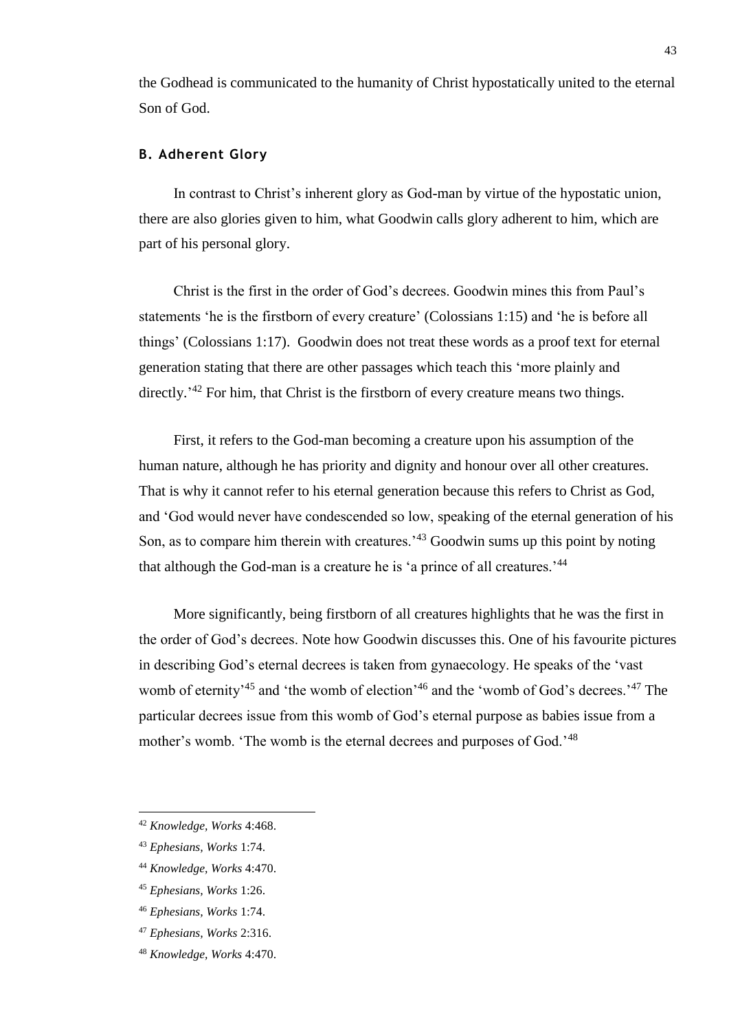the Godhead is communicated to the humanity of Christ hypostatically united to the eternal Son of God.

### B. Adherent Glory

In contrast to Christ's inherent glory as God-man by virtue of the hypostatic union, there are also glories given to him, what Goodwin calls glory adherent to him, which are part of his personal glory.

Christ is the first in the order of God's decrees. Goodwin mines this from Paul's statements 'he is the firstborn of every creature' (Colossians 1:15) and 'he is before all things' (Colossians 1:17). Goodwin does not treat these words as a proof text for eternal generation stating that there are other passages which teach this 'more plainly and directly.'[42] For him, that Christ is the firstborn of every creature means two things.

First, it refers to the God-man becoming a creature upon his assumption of the human nature, although he has priority and dignity and honour over all other creatures. That is why it cannot refer to his eternal generation because this refers to Christ as God, and 'God would never have condescended so low, speaking of the eternal generation of his Son, as to compare him therein with creatures.'[43] Goodwin sums up this point by noting that although the God-man is a creature he is 'a prince of all creatures.'[44]

More significantly, being firstborn of all creatures highlights that he was the first in the order of God's decrees. Note how Goodwin discusses this. One of his favourite pictures in describing God's eternal decrees is taken from gynaecology. He speaks of the 'vast womb of eternity'[45] and 'the womb of election'[46] and the 'womb of God's decrees.'[47] The particular decrees issue from this womb of God's eternal purpose as babies issue from a mother's womb. 'The womb is the eternal decrees and purposes of God.'[48]

---

[42] *Knowledge, Works* 4:468.

[43] *Ephesians, Works* 1:74.

[44] *Knowledge, Works* 4:470.

[45] *Ephesians, Works* 1:26.

[46] *Ephesians, Works* 1:74.

[47] *Ephesians, Works* 2:316.

[48] *Knowledge, Works* 4:470.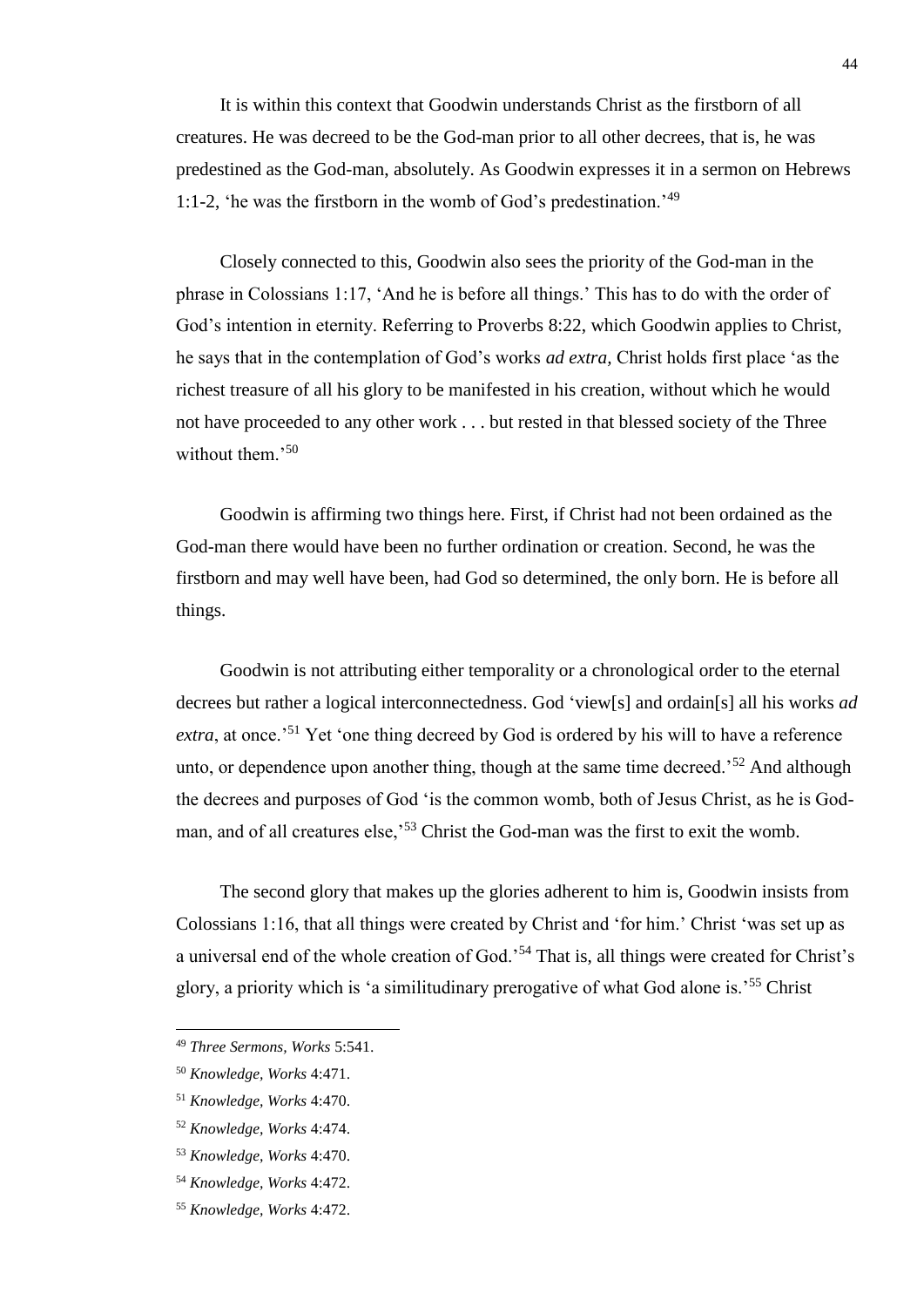It is within this context that Goodwin understands Christ as the firstborn of all creatures. He was decreed to be the God-man prior to all other decrees, that is, he was predestined as the God-man, absolutely. As Goodwin expresses it in a sermon on Hebrews 1:1-2, 'he was the firstborn in the womb of God's predestination.'[49]

Closely connected to this, Goodwin also sees the priority of the God-man in the phrase in Colossians 1:17, 'And he is before all things.' This has to do with the order of God's intention in eternity. Referring to Proverbs 8:22, which Goodwin applies to Christ, he says that in the contemplation of God's works *ad extra,* Christ holds first place 'as the richest treasure of all his glory to be manifested in his creation, without which he would not have proceeded to any other work . . . but rested in that blessed society of the Three without them.'[50]

Goodwin is affirming two things here. First, if Christ had not been ordained as the God-man there would have been no further ordination or creation. Second, he was the firstborn and may well have been, had God so determined, the only born. He is before all things.

Goodwin is not attributing either temporality or a chronological order to the eternal decrees but rather a logical interconnectedness. God 'view[s] and ordain[s] all his works *ad extra*, at once.'[51] Yet 'one thing decreed by God is ordered by his will to have a reference unto, or dependence upon another thing, though at the same time decreed.'[52] And although the decrees and purposes of God 'is the common womb, both of Jesus Christ, as he is God-man, and of all creatures else,'[53] Christ the God-man was the first to exit the womb.

The second glory that makes up the glories adherent to him is, Goodwin insists from Colossians 1:16, that all things were created by Christ and 'for him.' Christ 'was set up as a universal end of the whole creation of God.'[54] That is, all things were created for Christ's glory, a priority which is 'a similitudinary prerogative of what God alone is.'[55] Christ

---

[49] *Three Sermons, Works* 5:541.

[50] *Knowledge, Works* 4:471.

[51] *Knowledge, Works* 4:470.

[52] *Knowledge, Works* 4:474.

[53] *Knowledge, Works* 4:470.

[54] *Knowledge, Works* 4:472.

[55] *Knowledge, Works* 4:472.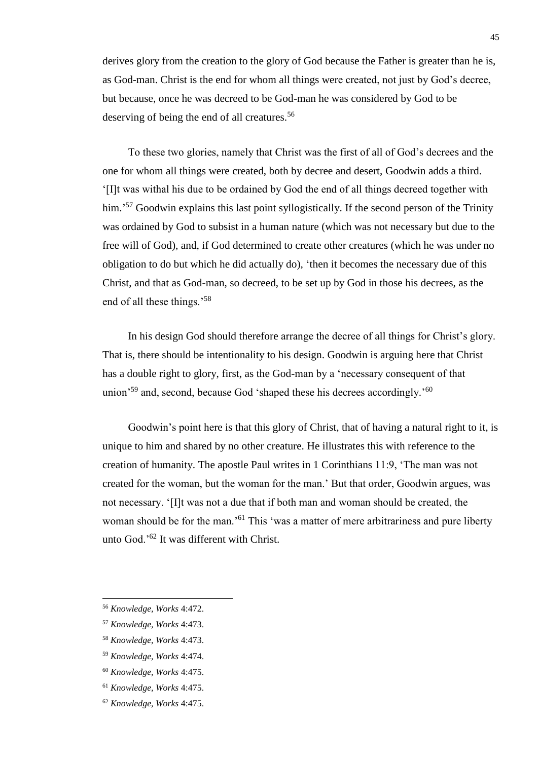derives glory from the creation to the glory of God because the Father is greater than he is, as God-man. Christ is the end for whom all things were created, not just by God's decree, but because, once he was decreed to be God-man he was considered by God to be deserving of being the end of all creatures.[56]

To these two glories, namely that Christ was the first of all of God's decrees and the one for whom all things were created, both by decree and desert, Goodwin adds a third. '[I]t was withal his due to be ordained by God the end of all things decreed together with him.'[57] Goodwin explains this last point syllogistically. If the second person of the Trinity was ordained by God to subsist in a human nature (which was not necessary but due to the free will of God), and, if God determined to create other creatures (which he was under no obligation to do but which he did actually do), 'then it becomes the necessary due of this Christ, and that as God-man, so decreed, to be set up by God in those his decrees, as the end of all these things.'[58]

In his design God should therefore arrange the decree of all things for Christ's glory. That is, there should be intentionality to his design. Goodwin is arguing here that Christ has a double right to glory, first, as the God-man by a 'necessary consequent of that union'[59] and, second, because God 'shaped these his decrees accordingly.'[60]

Goodwin's point here is that this glory of Christ, that of having a natural right to it, is unique to him and shared by no other creature. He illustrates this with reference to the creation of humanity. The apostle Paul writes in 1 Corinthians 11:9, 'The man was not created for the woman, but the woman for the man.' But that order, Goodwin argues, was not necessary. '[I]t was not a due that if both man and woman should be created, the woman should be for the man.'[61] This 'was a matter of mere arbitrariness and pure liberty unto God.'[62] It was different with Christ.

---

[56] *Knowledge, Works* 4:472.

[57] *Knowledge, Works* 4:473.

[58] *Knowledge, Works* 4:473.

[59] *Knowledge, Works* 4:474.

[60] *Knowledge, Works* 4:475.

[61] *Knowledge, Works* 4:475.

[62] *Knowledge, Works* 4:475.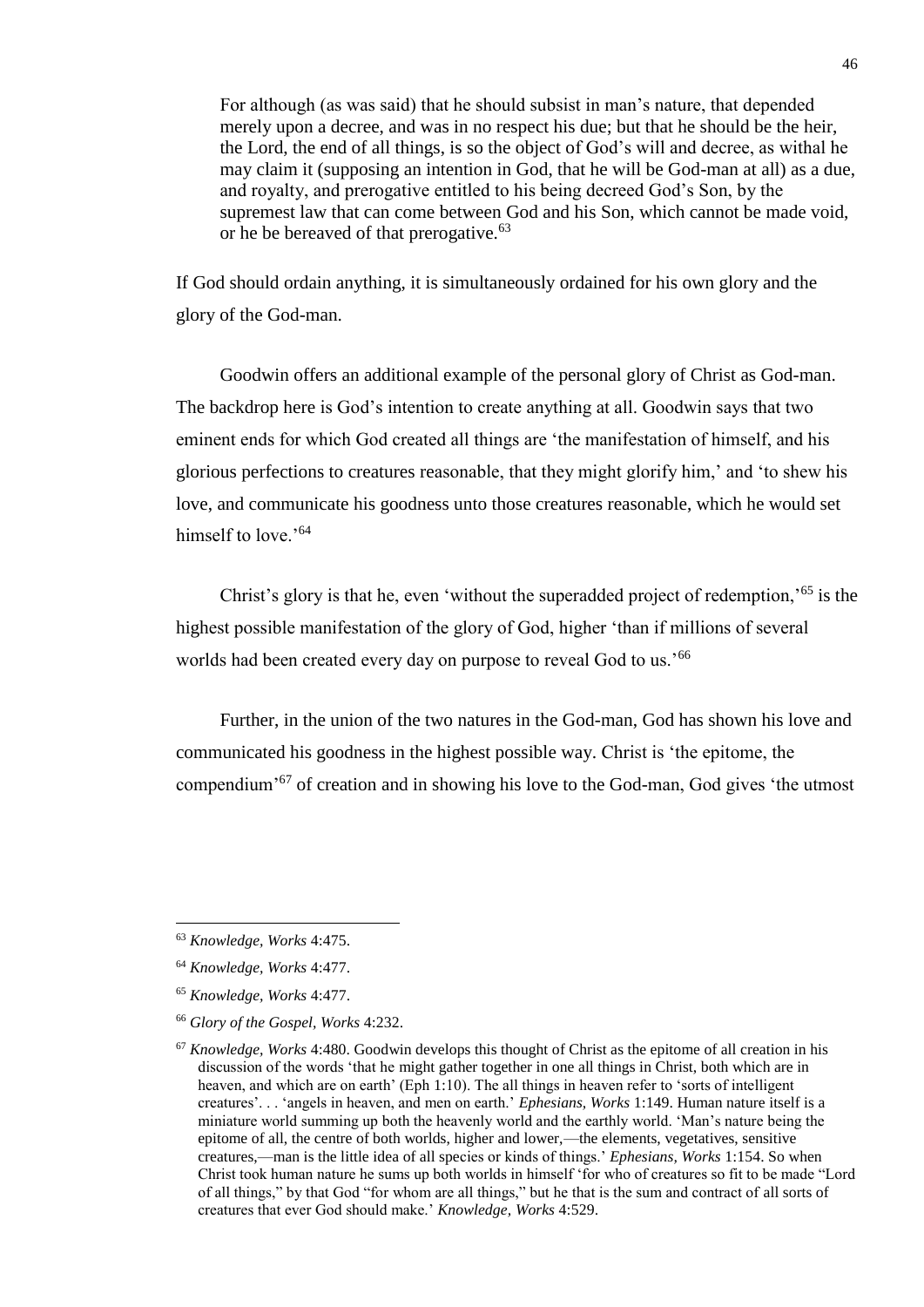> For although (as was said) that he should subsist in man's nature, that depended merely upon a decree, and was in no respect his due; but that he should be the heir, the Lord, the end of all things, is so the object of God's will and decree, as withal he may claim it (supposing an intention in God, that he will be God-man at all) as a due, and royalty, and prerogative entitled to his being decreed God's Son, by the supremest law that can come between God and his Son, which cannot be made void, or he be bereaved of that prerogative.[63]

If God should ordain anything, it is simultaneously ordained for his own glory and the glory of the God-man.

Goodwin offers an additional example of the personal glory of Christ as God-man. The backdrop here is God's intention to create anything at all. Goodwin says that two eminent ends for which God created all things are 'the manifestation of himself, and his glorious perfections to creatures reasonable, that they might glorify him,' and 'to shew his love, and communicate his goodness unto those creatures reasonable, which he would set himself to love.'[64]

Christ's glory is that he, even 'without the superadded project of redemption,'[65] is the highest possible manifestation of the glory of God, higher 'than if millions of several worlds had been created every day on purpose to reveal God to us.'[66]

Further, in the union of the two natures in the God-man, God has shown his love and communicated his goodness in the highest possible way. Christ is 'the epitome, the compendium'[67] of creation and in showing his love to the God-man, God gives 'the utmost

---

[63] *Knowledge, Works* 4:475.

[64] *Knowledge, Works* 4:477.

[65] *Knowledge, Works* 4:477.

[66] *Glory of the Gospel, Works* 4:232.

[67] *Knowledge, Works* 4:480. Goodwin develops this thought of Christ as the epitome of all creation in his discussion of the words 'that he might gather together in one all things in Christ, both which are in heaven, and which are on earth' (Eph 1:10). The all things in heaven refer to 'sorts of intelligent creatures'. . . 'angels in heaven, and men on earth.' *Ephesians, Works* 1:149. Human nature itself is a miniature world summing up both the heavenly world and the earthly world. 'Man's nature being the epitome of all, the centre of both worlds, higher and lower,—the elements, vegetatives, sensitive creatures,—man is the little idea of all species or kinds of things.' *Ephesians, Works* 1:154. So when Christ took human nature he sums up both worlds in himself 'for who of creatures so fit to be made "Lord of all things," by that God "for whom are all things," but he that is the sum and contract of all sorts of creatures that ever God should make.' *Knowledge, Works* 4:529.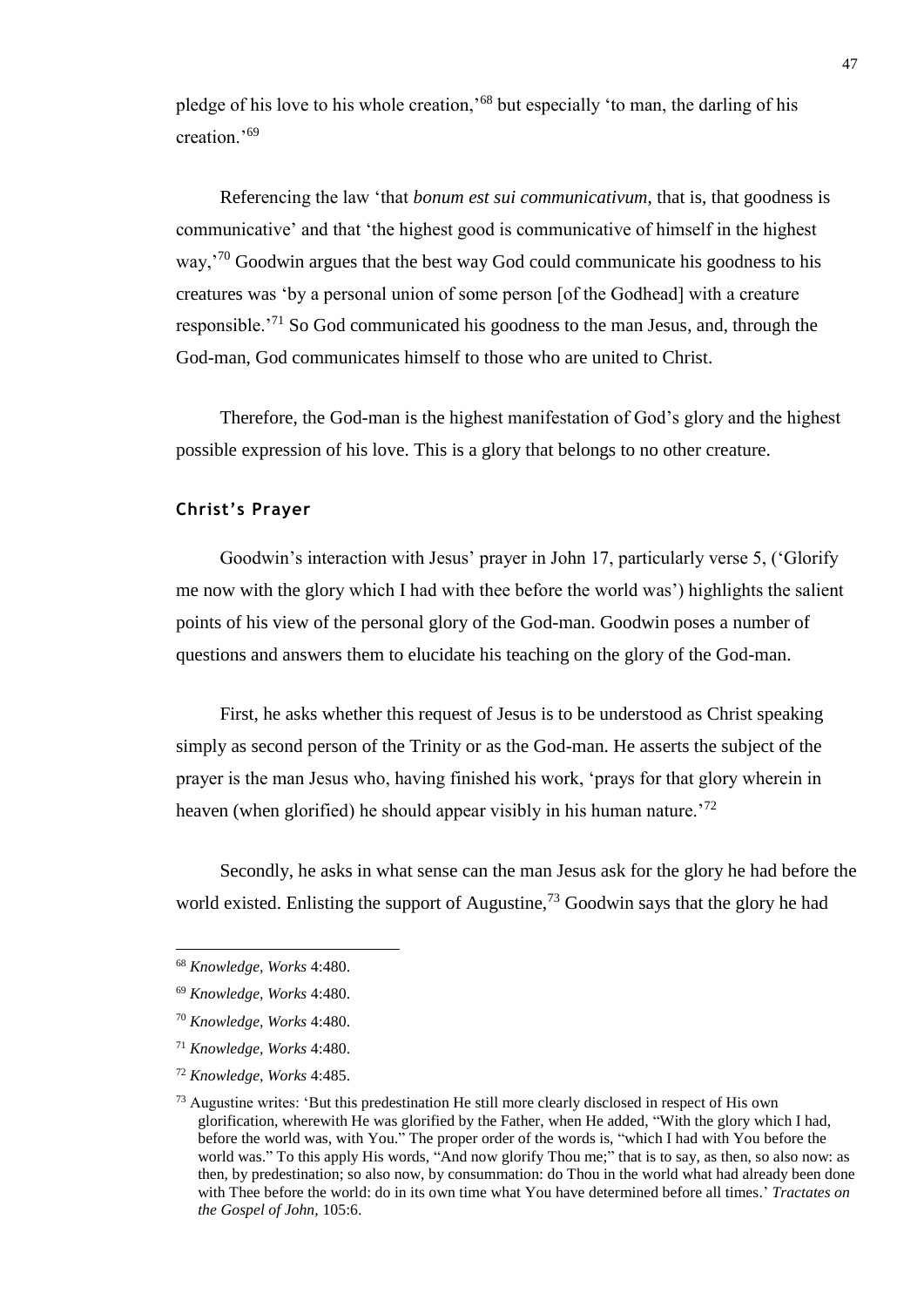pledge of his love to his whole creation,'[68] but especially 'to man, the darling of his creation.'[69]

Referencing the law 'that *bonum est sui communicativum*, that is, that goodness is communicative' and that 'the highest good is communicative of himself in the highest way,'[70] Goodwin argues that the best way God could communicate his goodness to his creatures was 'by a personal union of some person [of the Godhead] with a creature responsible.'[71] So God communicated his goodness to the man Jesus, and, through the God-man, God communicates himself to those who are united to Christ.

Therefore, the God-man is the highest manifestation of God's glory and the highest possible expression of his love. This is a glory that belongs to no other creature.

### Christ's Prayer

Goodwin's interaction with Jesus' prayer in John 17, particularly verse 5, ('Glorify me now with the glory which I had with thee before the world was') highlights the salient points of his view of the personal glory of the God-man. Goodwin poses a number of questions and answers them to elucidate his teaching on the glory of the God-man.

First, he asks whether this request of Jesus is to be understood as Christ speaking simply as second person of the Trinity or as the God-man. He asserts the subject of the prayer is the man Jesus who, having finished his work, 'prays for that glory wherein in heaven (when glorified) he should appear visibly in his human nature.'[72]

Secondly, he asks in what sense can the man Jesus ask for the glory he had before the world existed. Enlisting the support of Augustine,[73] Goodwin says that the glory he had

---

[68] *Knowledge, Works* 4:480.

[69] *Knowledge, Works* 4:480.

[70] *Knowledge, Works* 4:480.

[71] *Knowledge, Works* 4:480.

[72] *Knowledge, Works* 4:485.

[73] Augustine writes: 'But this predestination He still more clearly disclosed in respect of His own glorification, wherewith He was glorified by the Father, when He added, "With the glory which I had, before the world was, with You." The proper order of the words is, "which I had with You before the world was." To this apply His words, "And now glorify Thou me;" that is to say, as then, so also now: as then, by predestination; so also now, by consummation: do Thou in the world what had already been done with Thee before the world: do in its own time what You have determined before all times.' *Tractates on the Gospel of John*, 105:6.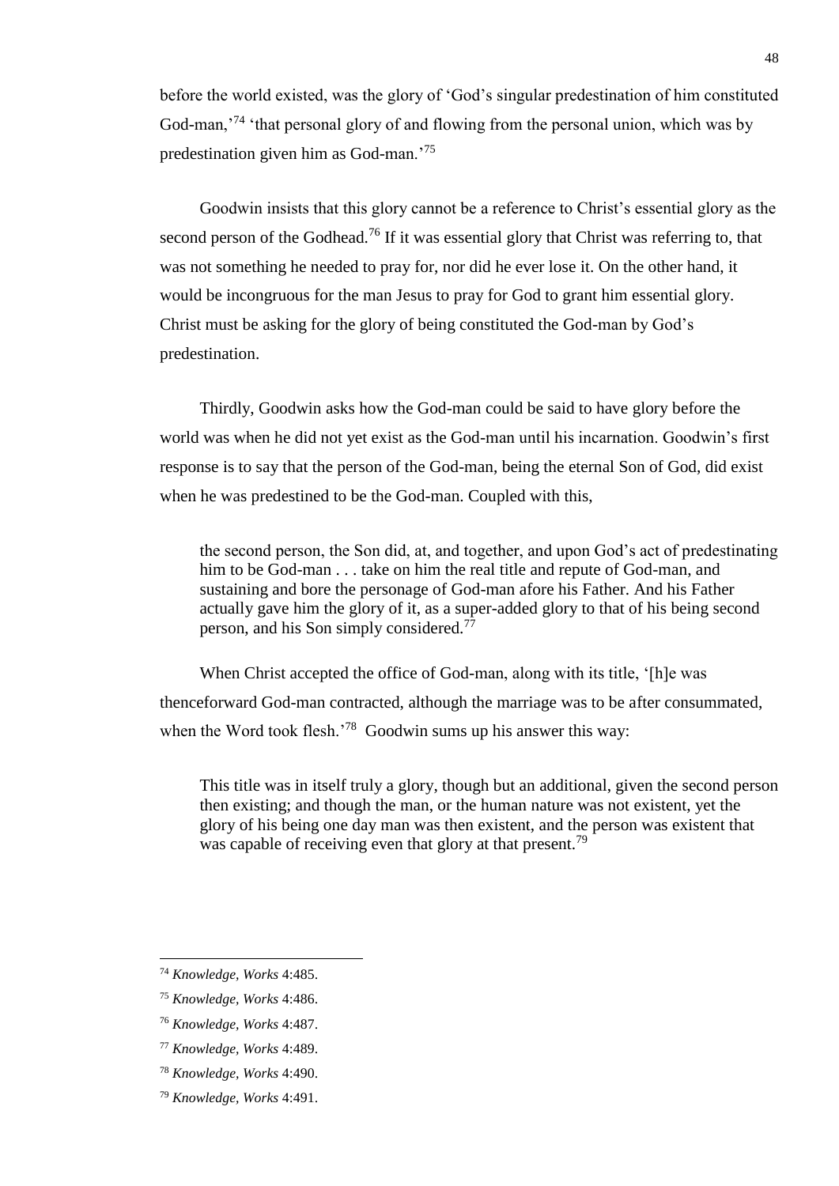before the world existed, was the glory of 'God's singular predestination of him constituted God-man,'[74] 'that personal glory of and flowing from the personal union, which was by predestination given him as God-man.'[75]

Goodwin insists that this glory cannot be a reference to Christ's essential glory as the second person of the Godhead.[76] If it was essential glory that Christ was referring to, that was not something he needed to pray for, nor did he ever lose it. On the other hand, it would be incongruous for the man Jesus to pray for God to grant him essential glory. Christ must be asking for the glory of being constituted the God-man by God's predestination.

Thirdly, Goodwin asks how the God-man could be said to have glory before the world was when he did not yet exist as the God-man until his incarnation. Goodwin's first response is to say that the person of the God-man, being the eternal Son of God, did exist when he was predestined to be the God-man. Coupled with this,

> the second person, the Son did, at, and together, and upon God's act of predestinating him to be God-man . . . take on him the real title and repute of God-man, and sustaining and bore the personage of God-man afore his Father. And his Father actually gave him the glory of it, as a super-added glory to that of his being second person, and his Son simply considered.[77]

When Christ accepted the office of God-man, along with its title, '[h]e was thenceforward God-man contracted, although the marriage was to be after consummated, when the Word took flesh.'[78] Goodwin sums up his answer this way:

> This title was in itself truly a glory, though but an additional, given the second person then existing; and though the man, or the human nature was not existent, yet the glory of his being one day man was then existent, and the person was existent that was capable of receiving even that glory at that present.[79]

---

[74] *Knowledge, Works* 4:485.

[75] *Knowledge, Works* 4:486.

[76] *Knowledge, Works* 4:487.

[77] *Knowledge, Works* 4:489.

[78] *Knowledge, Works* 4:490.

[79] *Knowledge, Works* 4:491.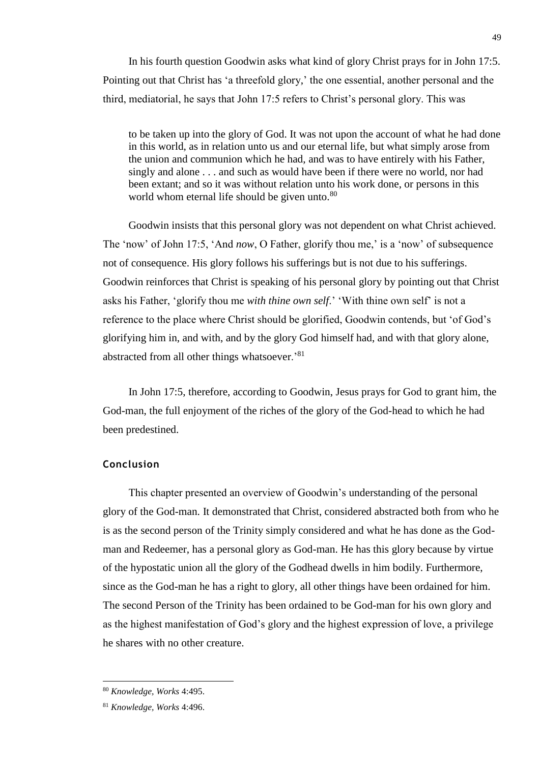In his fourth question Goodwin asks what kind of glory Christ prays for in John 17:5. Pointing out that Christ has 'a threefold glory,' the one essential, another personal and the third, mediatorial, he says that John 17:5 refers to Christ's personal glory. This was

> to be taken up into the glory of God. It was not upon the account of what he had done in this world, as in relation unto us and our eternal life, but what simply arose from the union and communion which he had, and was to have entirely with his Father, singly and alone . . . and such as would have been if there were no world, nor had been extant; and so it was without relation unto his work done, or persons in this world whom eternal life should be given unto.[80]

Goodwin insists that this personal glory was not dependent on what Christ achieved. The 'now' of John 17:5, 'And *now*, O Father, glorify thou me,' is a 'now' of subsequence not of consequence. His glory follows his sufferings but is not due to his sufferings. Goodwin reinforces that Christ is speaking of his personal glory by pointing out that Christ asks his Father, 'glorify thou me *with thine own self*.' 'With thine own self' is not a reference to the place where Christ should be glorified, Goodwin contends, but 'of God's glorifying him in, and with, and by the glory God himself had, and with that glory alone, abstracted from all other things whatsoever.'[81]

In John 17:5, therefore, according to Goodwin, Jesus prays for God to grant him, the God-man, the full enjoyment of the riches of the glory of the God-head to which he had been predestined.

## Conclusion

This chapter presented an overview of Goodwin's understanding of the personal glory of the God-man. It demonstrated that Christ, considered abstracted both from who he is as the second person of the Trinity simply considered and what he has done as the God-man and Redeemer, has a personal glory as God-man. He has this glory because by virtue of the hypostatic union all the glory of the Godhead dwells in him bodily. Furthermore, since as the God-man he has a right to glory, all other things have been ordained for him. The second Person of the Trinity has been ordained to be God-man for his own glory and as the highest manifestation of God's glory and the highest expression of love, a privilege he shares with no other creature.

---

[80] *Knowledge, Works* 4:495.

[81] *Knowledge, Works* 4:496.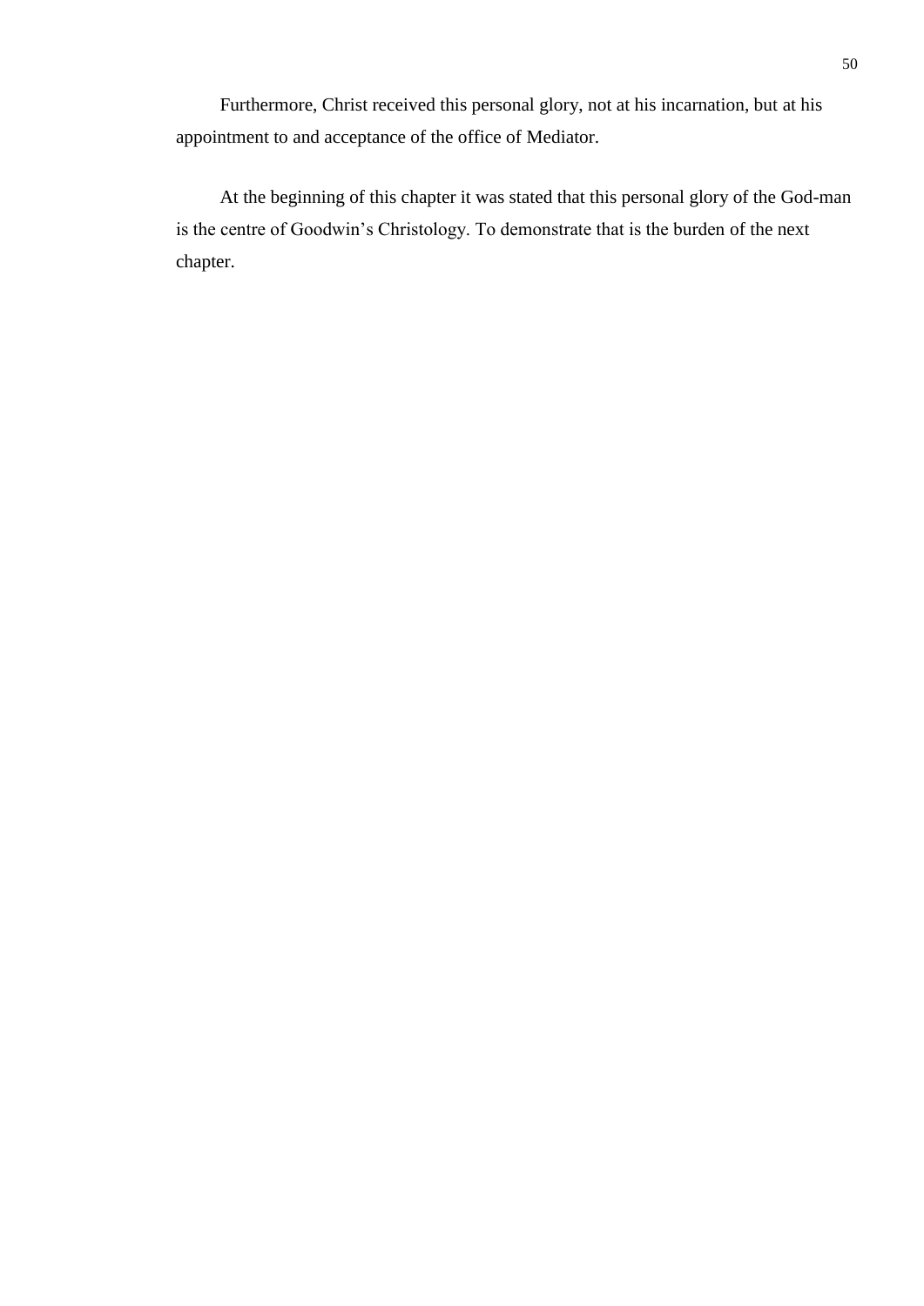Furthermore, Christ received this personal glory, not at his incarnation, but at his appointment to and acceptance of the office of Mediator.

At the beginning of this chapter it was stated that this personal glory of the God-man is the centre of Goodwin's Christology. To demonstrate that is the burden of the next chapter.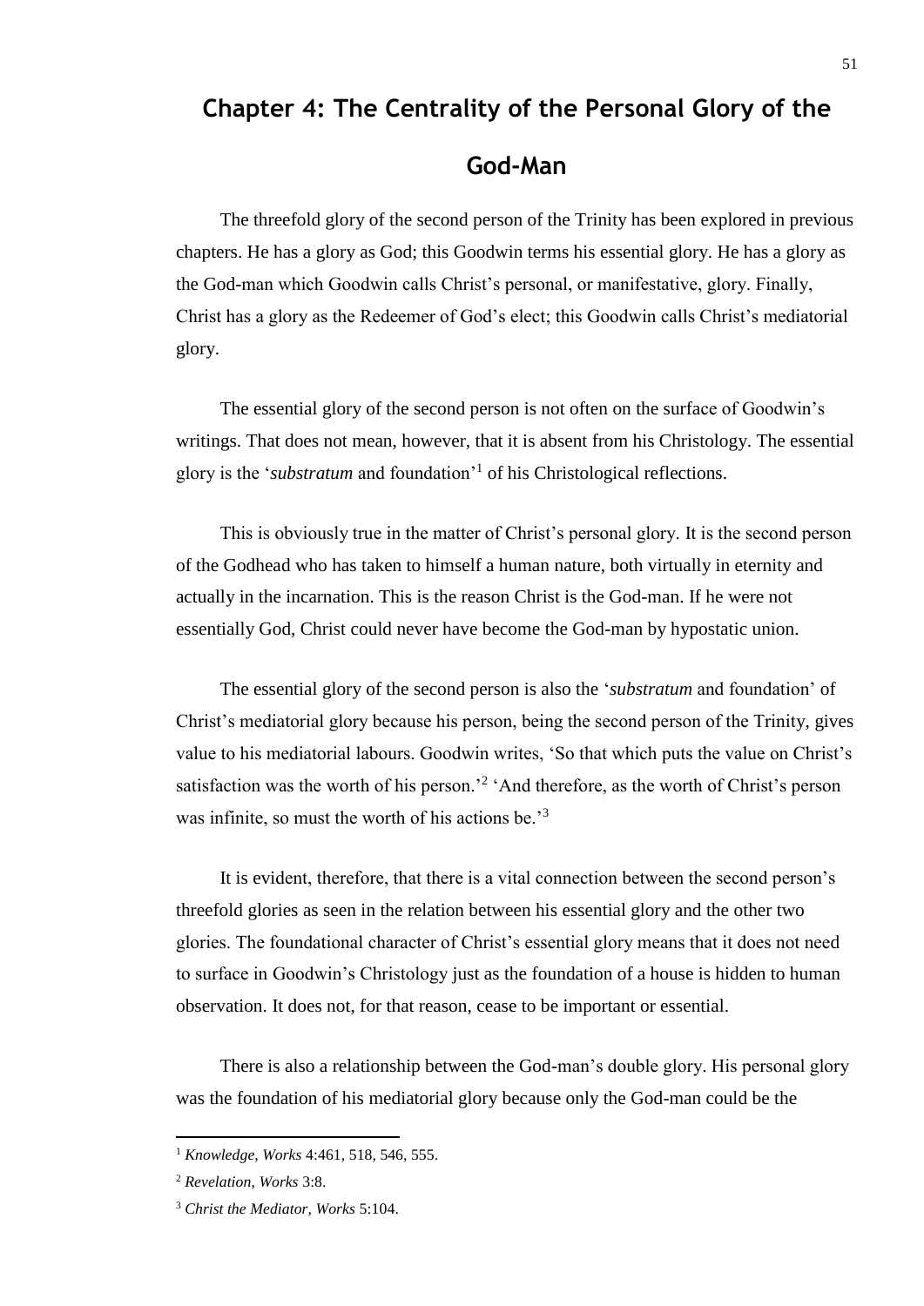# Chapter 4: The Centrality of the Personal Glory of the God-Man

The threefold glory of the second person of the Trinity has been explored in previous chapters. He has a glory as God; this Goodwin terms his essential glory. He has a glory as the God-man which Goodwin calls Christ's personal, or manifestative, glory. Finally, Christ has a glory as the Redeemer of God's elect; this Goodwin calls Christ's mediatorial glory.

The essential glory of the second person is not often on the surface of Goodwin's writings. That does not mean, however, that it is absent from his Christology. The essential glory is the '*substratum* and foundation'[1] of his Christological reflections.

This is obviously true in the matter of Christ's personal glory. It is the second person of the Godhead who has taken to himself a human nature, both virtually in eternity and actually in the incarnation. This is the reason Christ is the God-man. If he were not essentially God, Christ could never have become the God-man by hypostatic union.

The essential glory of the second person is also the '*substratum* and foundation' of Christ's mediatorial glory because his person, being the second person of the Trinity, gives value to his mediatorial labours. Goodwin writes, 'So that which puts the value on Christ's satisfaction was the worth of his person.'[2] 'And therefore, as the worth of Christ's person was infinite, so must the worth of his actions be.'[3]

It is evident, therefore, that there is a vital connection between the second person's threefold glories as seen in the relation between his essential glory and the other two glories. The foundational character of Christ's essential glory means that it does not need to surface in Goodwin's Christology just as the foundation of a house is hidden to human observation. It does not, for that reason, cease to be important or essential.

There is also a relationship between the God-man's double glory. His personal glory was the foundation of his mediatorial glory because only the God-man could be the

---

[1] *Knowledge, Works* 4:461, 518, 546, 555.

[2] *Revelation, Works* 3:8.

[3] *Christ the Mediator, Works* 5:104.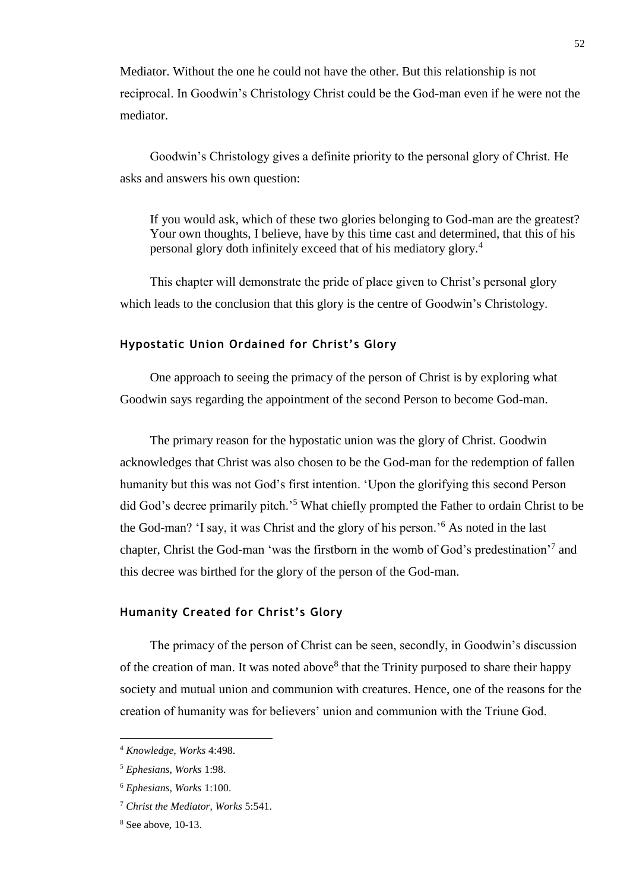Mediator. Without the one he could not have the other. But this relationship is not reciprocal. In Goodwin's Christology Christ could be the God-man even if he were not the mediator.

Goodwin's Christology gives a definite priority to the personal glory of Christ. He asks and answers his own question:

> If you would ask, which of these two glories belonging to God-man are the greatest? Your own thoughts, I believe, have by this time cast and determined, that this of his personal glory doth infinitely exceed that of his mediatory glory.[4]

This chapter will demonstrate the pride of place given to Christ's personal glory which leads to the conclusion that this glory is the centre of Goodwin's Christology.

### Hypostatic Union Ordained for Christ's Glory

One approach to seeing the primacy of the person of Christ is by exploring what Goodwin says regarding the appointment of the second Person to become God-man.

The primary reason for the hypostatic union was the glory of Christ. Goodwin acknowledges that Christ was also chosen to be the God-man for the redemption of fallen humanity but this was not God's first intention. 'Upon the glorifying this second Person did God's decree primarily pitch.'[5] What chiefly prompted the Father to ordain Christ to be the God-man? 'I say, it was Christ and the glory of his person.'[6] As noted in the last chapter, Christ the God-man 'was the firstborn in the womb of God's predestination'[7] and this decree was birthed for the glory of the person of the God-man.

### Humanity Created for Christ's Glory

The primacy of the person of Christ can be seen, secondly, in Goodwin's discussion of the creation of man. It was noted above[8] that the Trinity purposed to share their happy society and mutual union and communion with creatures. Hence, one of the reasons for the creation of humanity was for believers' union and communion with the Triune God.

---

[4] *Knowledge, Works* 4:498.

[5] *Ephesians, Works* 1:98.

[6] *Ephesians, Works* 1:100.

[7] *Christ the Mediator, Works* 5:541.

[8] See above, 10-13.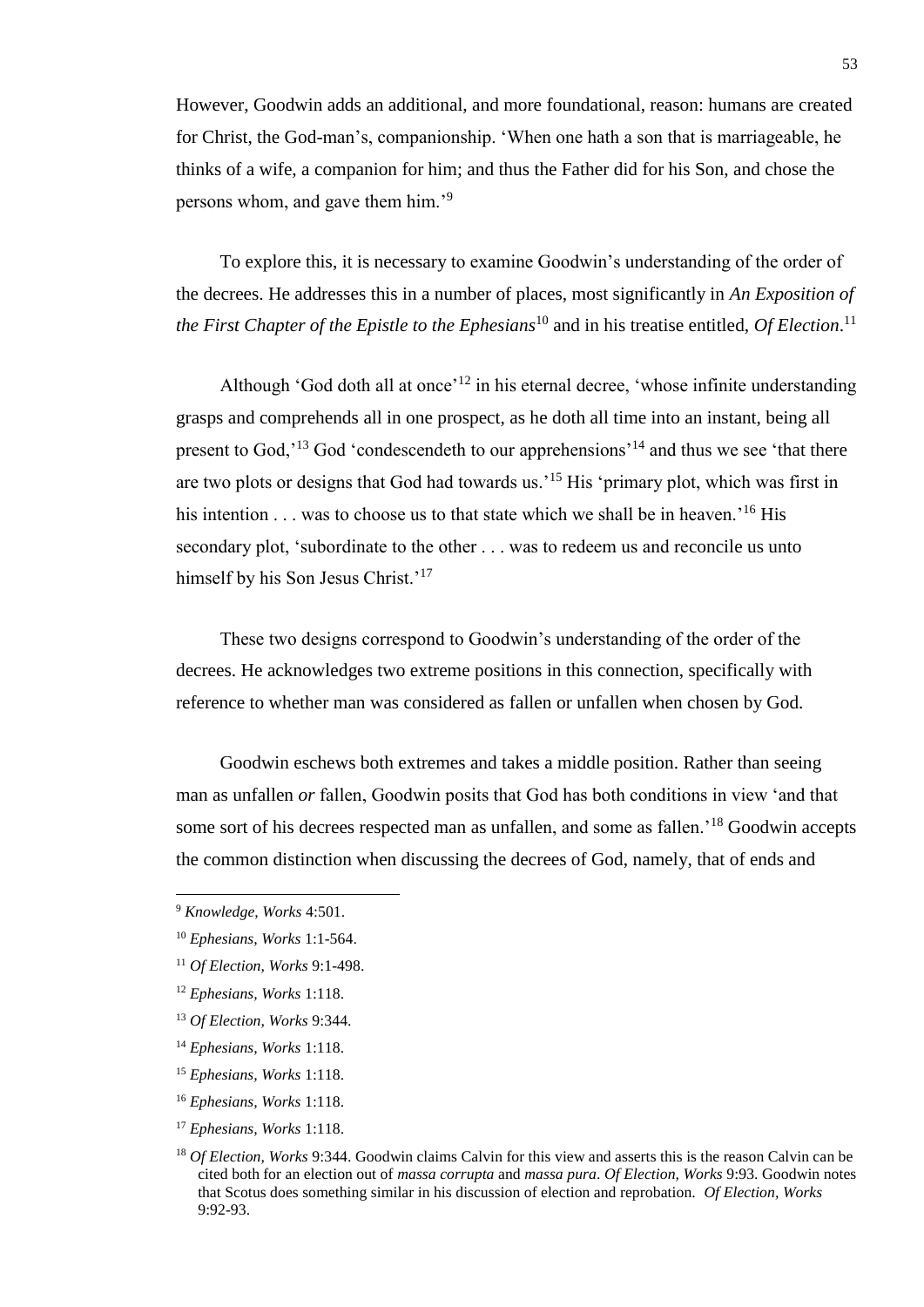However, Goodwin adds an additional, and more foundational, reason: humans are created for Christ, the God-man's, companionship. 'When one hath a son that is marriageable, he thinks of a wife, a companion for him; and thus the Father did for his Son, and chose the persons whom, and gave them him.'[9]

To explore this, it is necessary to examine Goodwin's understanding of the order of the decrees. He addresses this in a number of places, most significantly in *An Exposition of the First Chapter of the Epistle to the Ephesians*[10] and in his treatise entitled, *Of Election*.[11]

Although 'God doth all at once'[12] in his eternal decree, 'whose infinite understanding grasps and comprehends all in one prospect, as he doth all time into an instant, being all present to God,'[13] God 'condescendeth to our apprehensions'[14] and thus we see 'that there are two plots or designs that God had towards us.'[15] His 'primary plot, which was first in his intention . . . was to choose us to that state which we shall be in heaven.'[16] His secondary plot, 'subordinate to the other . . . was to redeem us and reconcile us unto himself by his Son Jesus Christ.'[17]

These two designs correspond to Goodwin's understanding of the order of the decrees. He acknowledges two extreme positions in this connection, specifically with reference to whether man was considered as fallen or unfallen when chosen by God.

Goodwin eschews both extremes and takes a middle position. Rather than seeing man as unfallen *or* fallen, Goodwin posits that God has both conditions in view 'and that some sort of his decrees respected man as unfallen, and some as fallen.'[18] Goodwin accepts the common distinction when discussing the decrees of God, namely, that of ends and

---

[9] *Knowledge, Works* 4:501.

[10] *Ephesians, Works* 1:1-564.

[11] *Of Election, Works* 9:1-498.

[12] *Ephesians, Works* 1:118.

[13] *Of Election, Works* 9:344.

[14] *Ephesians, Works* 1:118.

[15] *Ephesians, Works* 1:118.

[16] *Ephesians, Works* 1:118.

[17] *Ephesians, Works* 1:118.

[18] *Of Election, Works* 9:344. Goodwin claims Calvin for this view and asserts this is the reason Calvin can be cited both for an election out of *massa corrupta* and *massa pura*. *Of Election, Works* 9:93. Goodwin notes that Scotus does something similar in his discussion of election and reprobation. *Of Election, Works* 9:92-93.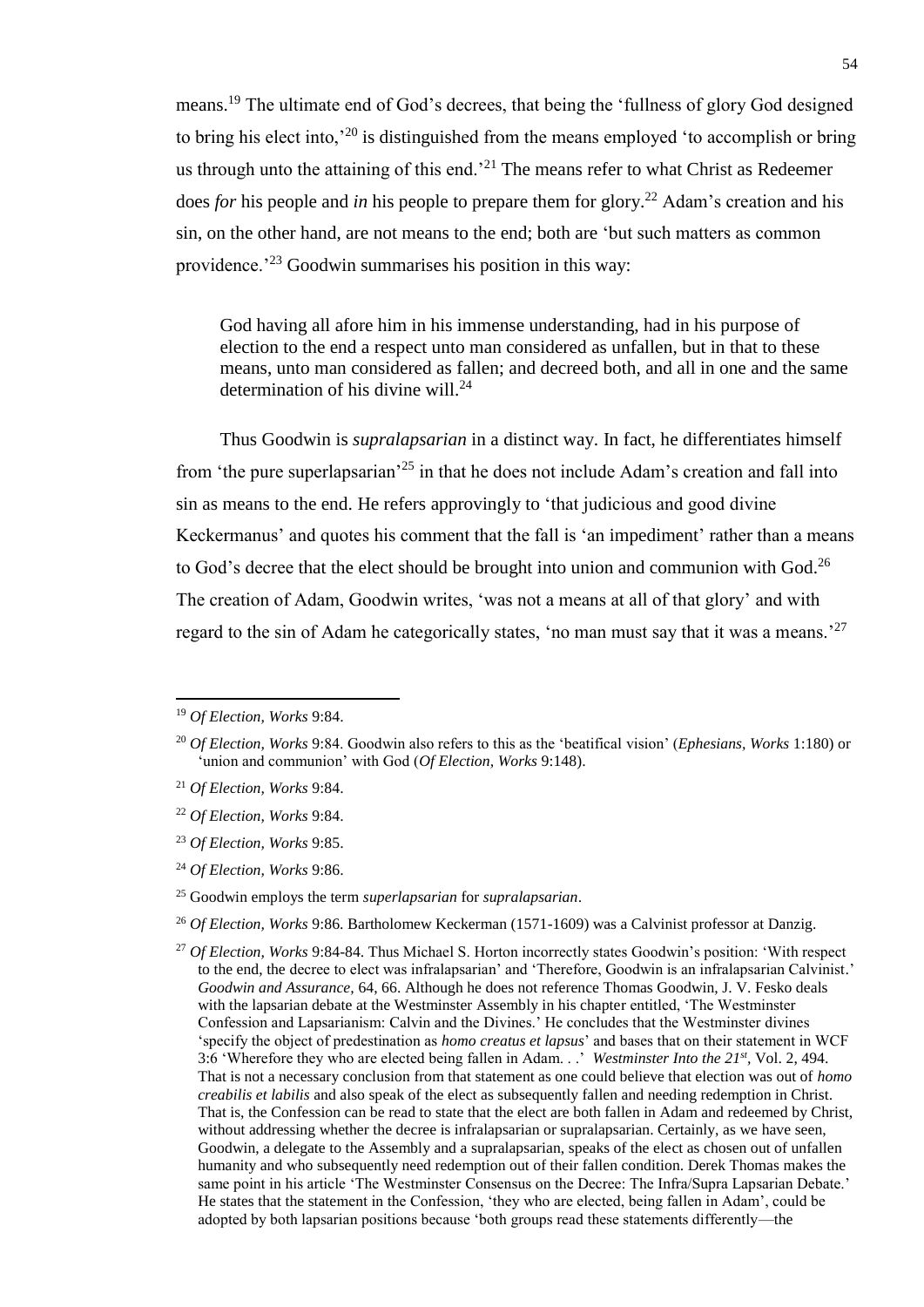means.[19] The ultimate end of God's decrees, that being the 'fullness of glory God designed to bring his elect into,'[20] is distinguished from the means employed 'to accomplish or bring us through unto the attaining of this end.'[21] The means refer to what Christ as Redeemer does *for* his people and *in* his people to prepare them for glory.[22] Adam's creation and his sin, on the other hand, are not means to the end; both are 'but such matters as common providence.'[23] Goodwin summarises his position in this way:

> God having all afore him in his immense understanding, had in his purpose of election to the end a respect unto man considered as unfallen, but in that to these means, unto man considered as fallen; and decreed both, and all in one and the same determination of his divine will.[24]

Thus Goodwin is *supralapsarian* in a distinct way. In fact, he differentiates himself from 'the pure superlapsarian'[25] in that he does not include Adam's creation and fall into sin as means to the end. He refers approvingly to 'that judicious and good divine Keckermanus' and quotes his comment that the fall is 'an impediment' rather than a means to God's decree that the elect should be brought into union and communion with God.[26] The creation of Adam, Goodwin writes, 'was not a means at all of that glory' and with regard to the sin of Adam he categorically states, 'no man must say that it was a means.'[27]

---

[19] *Of Election, Works* 9:84.

[20] *Of Election, Works* 9:84. Goodwin also refers to this as the 'beatifical vision' (*Ephesians, Works* 1:180) or 'union and communion' with God (*Of Election, Works* 9:148).

[21] *Of Election, Works* 9:84.

[22] *Of Election, Works* 9:84.

[23] *Of Election, Works* 9:85.

[24] *Of Election, Works* 9:86.

[25] Goodwin employs the term *superlapsarian* for *supralapsarian*.

[26] *Of Election, Works* 9:86. Bartholomew Keckerman (1571-1609) was a Calvinist professor at Danzig.

[27] *Of Election, Works* 9:84-84. Thus Michael S. Horton incorrectly states Goodwin's position: 'With respect to the end, the decree to elect was infralapsarian' and 'Therefore, Goodwin is an infralapsarian Calvinist.' *Goodwin and Assurance*, 64, 66. Although he does not reference Thomas Goodwin, J. V. Fesko deals with the lapsarian debate at the Westminster Assembly in his chapter entitled, 'The Westminster Confession and Lapsarianism: Calvin and the Divines.' He concludes that the Westminster divines 'specify the object of predestination as *homo creatus et lapsus*' and bases that on their statement in WCF 3:6 'Wherefore they who are elected being fallen in Adam. . .' *Westminster Into the 21st*, Vol. 2, 494. That is not a necessary conclusion from that statement as one could believe that election was out of *homo creabilis et labilis* and also speak of the elect as subsequently fallen and needing redemption in Christ. That is, the Confession can be read to state that the elect are both fallen in Adam and redeemed by Christ, without addressing whether the decree is infralapsarian or supralapsarian. Certainly, as we have seen, Goodwin, a delegate to the Assembly and a supralapsarian, speaks of the elect as chosen out of unfallen humanity and who subsequently need redemption out of their fallen condition. Derek Thomas makes the same point in his article 'The Westminster Consensus on the Decree: The Infra/Supra Lapsarian Debate.' He states that the statement in the Confession, 'they who are elected, being fallen in Adam', could be adopted by both lapsarian positions because 'both groups read these statements differently—the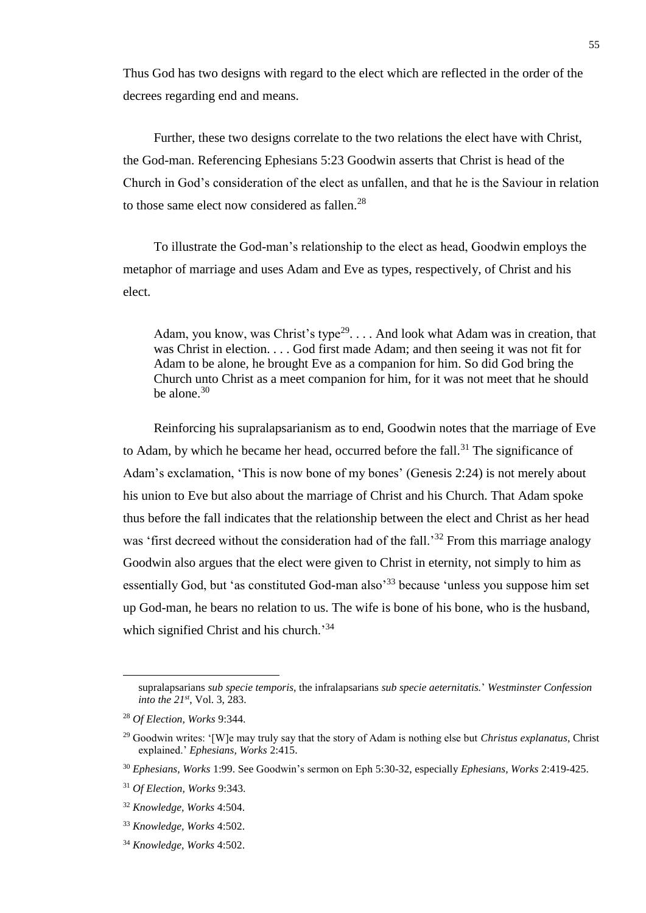Thus God has two designs with regard to the elect which are reflected in the order of the decrees regarding end and means.

Further, these two designs correlate to the two relations the elect have with Christ, the God-man. Referencing Ephesians 5:23 Goodwin asserts that Christ is head of the Church in God's consideration of the elect as unfallen, and that he is the Saviour in relation to those same elect now considered as fallen.[28]

To illustrate the God-man's relationship to the elect as head, Goodwin employs the metaphor of marriage and uses Adam and Eve as types, respectively, of Christ and his elect.

> Adam, you know, was Christ's type[29]. . . . And look what Adam was in creation, that was Christ in election. . . . God first made Adam; and then seeing it was not fit for Adam to be alone, he brought Eve as a companion for him. So did God bring the Church unto Christ as a meet companion for him, for it was not meet that he should be alone.[30]

Reinforcing his supralapsarianism as to end, Goodwin notes that the marriage of Eve to Adam, by which he became her head, occurred before the fall.[31] The significance of Adam's exclamation, 'This is now bone of my bones' (Genesis 2:24) is not merely about his union to Eve but also about the marriage of Christ and his Church. That Adam spoke thus before the fall indicates that the relationship between the elect and Christ as her head was 'first decreed without the consideration had of the fall.'[32] From this marriage analogy Goodwin also argues that the elect were given to Christ in eternity, not simply to him as essentially God, but 'as constituted God-man also'[33] because 'unless you suppose him set up God-man, he bears no relation to us. The wife is bone of his bone, who is the husband, which signified Christ and his church.'[34]

---

supralapsarians *sub specie temporis*, the infralapsarians *sub specie aeternitatis*.' *Westminster Confession into the 21st*, Vol. 3, 283.

[28] *Of Election, Works* 9:344.

[29] Goodwin writes: '[W]e may truly say that the story of Adam is nothing else but *Christus explanatus*, Christ explained.' *Ephesians, Works* 2:415.

[30] *Ephesians, Works* 1:99. See Goodwin's sermon on Eph 5:30-32, especially *Ephesians, Works* 2:419-425.

[31] *Of Election, Works* 9:343.

[32] *Knowledge, Works* 4:504.

[33] *Knowledge, Works* 4:502.

[34] *Knowledge, Works* 4:502.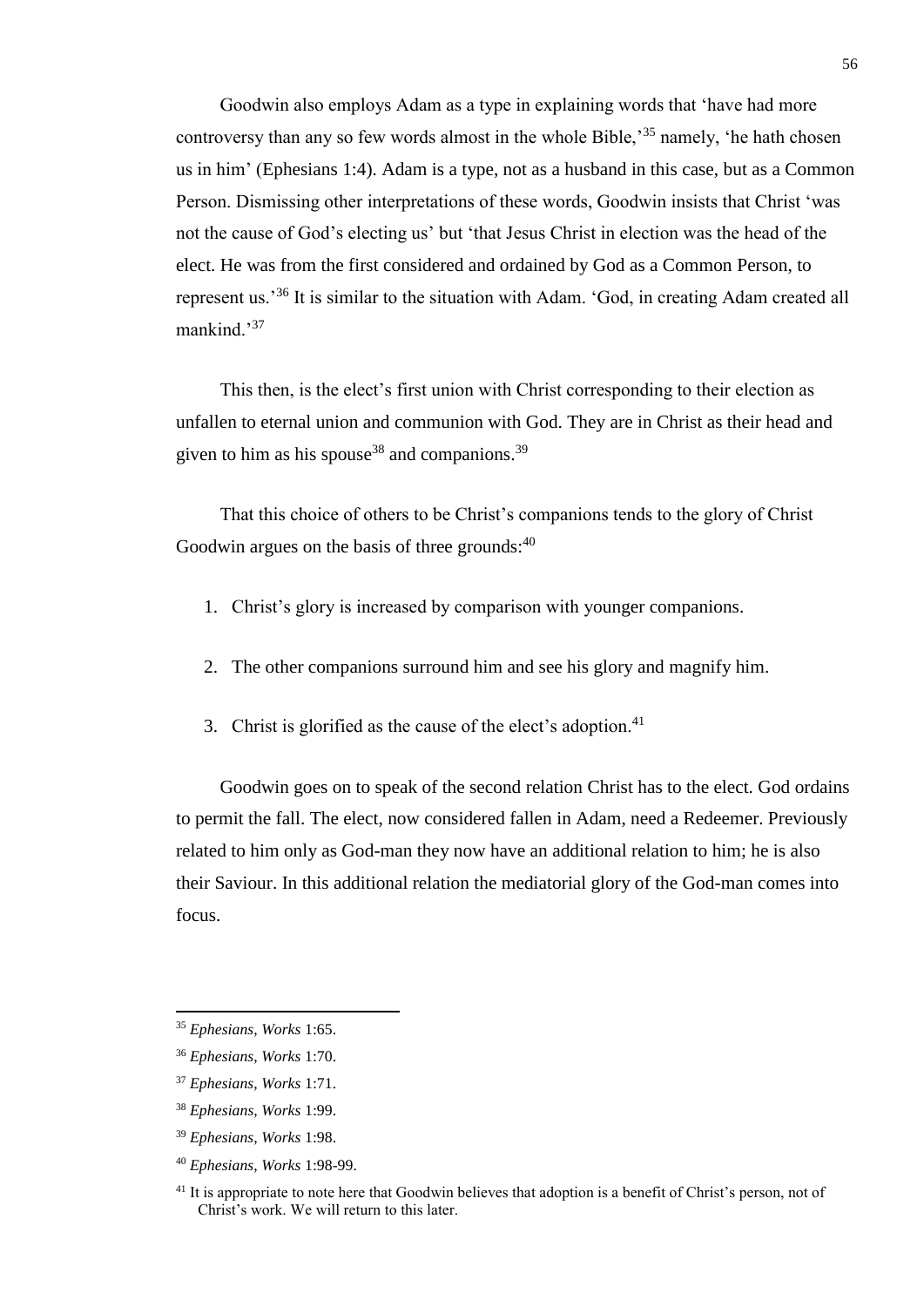Goodwin also employs Adam as a type in explaining words that 'have had more controversy than any so few words almost in the whole Bible,'[35] namely, 'he hath chosen us in him' (Ephesians 1:4). Adam is a type, not as a husband in this case, but as a Common Person. Dismissing other interpretations of these words, Goodwin insists that Christ 'was not the cause of God's electing us' but 'that Jesus Christ in election was the head of the elect. He was from the first considered and ordained by God as a Common Person, to represent us.'[36] It is similar to the situation with Adam. 'God, in creating Adam created all mankind.'[37]

This then, is the elect's first union with Christ corresponding to their election as unfallen to eternal union and communion with God. They are in Christ as their head and given to him as his spouse[38] and companions.[39]

That this choice of others to be Christ's companions tends to the glory of Christ Goodwin argues on the basis of three grounds:[40]

1. Christ's glory is increased by comparison with younger companions.
2. The other companions surround him and see his glory and magnify him.
3. Christ is glorified as the cause of the elect's adoption.[41]

Goodwin goes on to speak of the second relation Christ has to the elect. God ordains to permit the fall. The elect, now considered fallen in Adam, need a Redeemer. Previously related to him only as God-man they now have an additional relation to him; he is also their Saviour. In this additional relation the mediatorial glory of the God-man comes into focus.

---

[35] *Ephesians, Works* 1:65.

[36] *Ephesians, Works* 1:70.

[37] *Ephesians, Works* 1:71.

[38] *Ephesians, Works* 1:99.

[39] *Ephesians, Works* 1:98.

[40] *Ephesians, Works* 1:98-99.

[41] It is appropriate to note here that Goodwin believes that adoption is a benefit of Christ's person, not of Christ's work. We will return to this later.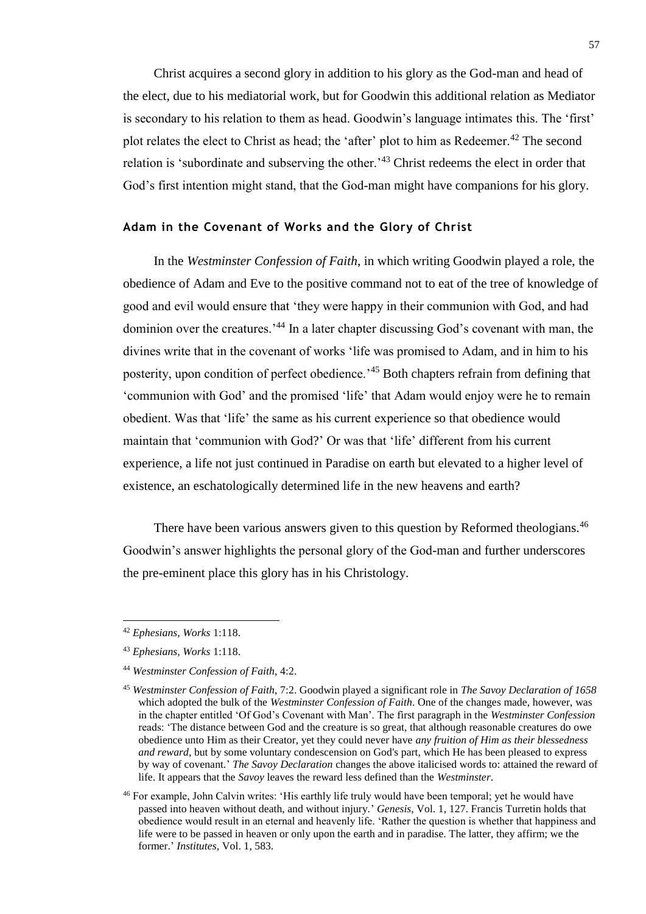Christ acquires a second glory in addition to his glory as the God-man and head of the elect, due to his mediatorial work, but for Goodwin this additional relation as Mediator is secondary to his relation to them as head. Goodwin's language intimates this. The 'first' plot relates the elect to Christ as head; the 'after' plot to him as Redeemer.[42] The second relation is 'subordinate and subserving the other.'[43] Christ redeems the elect in order that God's first intention might stand, that the God-man might have companions for his glory.

### Adam in the Covenant of Works and the Glory of Christ

In the *Westminster Confession of Faith*, in which writing Goodwin played a role, the obedience of Adam and Eve to the positive command not to eat of the tree of knowledge of good and evil would ensure that 'they were happy in their communion with God, and had dominion over the creatures.'[44] In a later chapter discussing God's covenant with man, the divines write that in the covenant of works 'life was promised to Adam, and in him to his posterity, upon condition of perfect obedience.'[45] Both chapters refrain from defining that 'communion with God' and the promised 'life' that Adam would enjoy were he to remain obedient. Was that 'life' the same as his current experience so that obedience would maintain that 'communion with God?' Or was that 'life' different from his current experience, a life not just continued in Paradise on earth but elevated to a higher level of existence, an eschatologically determined life in the new heavens and earth?

There have been various answers given to this question by Reformed theologians.[46] Goodwin's answer highlights the personal glory of the God-man and further underscores the pre-eminent place this glory has in his Christology.

---

[42] *Ephesians, Works* 1:118.

[43] *Ephesians, Works* 1:118.

[44] *Westminster Confession of Faith*, 4:2.

[45] *Westminster Confession of Faith*, 7:2. Goodwin played a significant role in *The Savoy Declaration of 1658* which adopted the bulk of the *Westminster Confession of Faith*. One of the changes made, however, was in the chapter entitled 'Of God's Covenant with Man'. The first paragraph in the *Westminster Confession* reads: 'The distance between God and the creature is so great, that although reasonable creatures do owe obedience unto Him as their Creator, yet they could never have *any fruition of Him as their blessedness and reward*, but by some voluntary condescension on God's part, which He has been pleased to express by way of covenant.' *The Savoy Declaration* changes the above italicised words to: attained the reward of life. It appears that the *Savoy* leaves the reward less defined than the *Westminster*.

[46] For example, John Calvin writes: 'His earthly life truly would have been temporal; yet he would have passed into heaven without death, and without injury.' *Genesis*, Vol. 1, 127. Francis Turretin holds that obedience would result in an eternal and heavenly life. 'Rather the question is whether that happiness and life were to be passed in heaven or only upon the earth and in paradise. The latter, they affirm; we the former.' *Institutes,* Vol. 1, 583.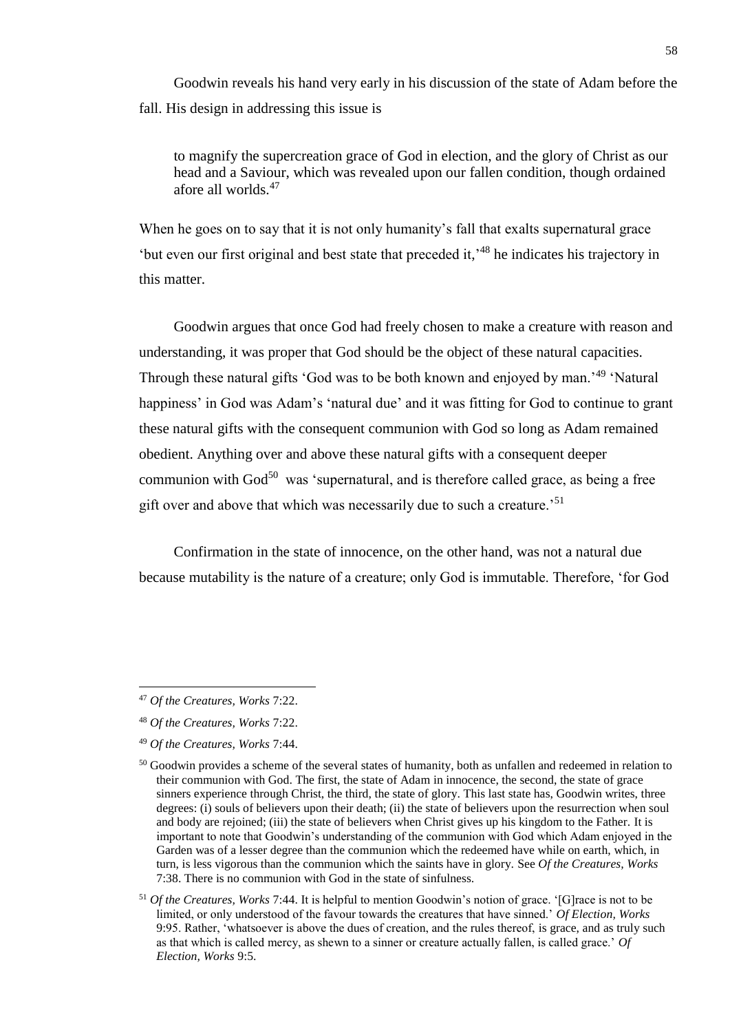Goodwin reveals his hand very early in his discussion of the state of Adam before the fall. His design in addressing this issue is

> to magnify the supercreation grace of God in election, and the glory of Christ as our head and a Saviour, which was revealed upon our fallen condition, though ordained afore all worlds.[47]

When he goes on to say that it is not only humanity's fall that exalts supernatural grace 'but even our first original and best state that preceded it,'[48] he indicates his trajectory in this matter.

Goodwin argues that once God had freely chosen to make a creature with reason and understanding, it was proper that God should be the object of these natural capacities. Through these natural gifts 'God was to be both known and enjoyed by man.'[49] 'Natural happiness' in God was Adam's 'natural due' and it was fitting for God to continue to grant these natural gifts with the consequent communion with God so long as Adam remained obedient. Anything over and above these natural gifts with a consequent deeper communion with God[50] was 'supernatural, and is therefore called grace, as being a free gift over and above that which was necessarily due to such a creature.'[51]

Confirmation in the state of innocence, on the other hand, was not a natural due because mutability is the nature of a creature; only God is immutable. Therefore, 'for God

---

[47] *Of the Creatures, Works* 7:22.

[48] *Of the Creatures, Works* 7:22.

[49] *Of the Creatures, Works* 7:44.

[50] Goodwin provides a scheme of the several states of humanity, both as unfallen and redeemed in relation to their communion with God. The first, the state of Adam in innocence, the second, the state of grace sinners experience through Christ, the third, the state of glory. This last state has, Goodwin writes, three degrees: (i) souls of believers upon their death; (ii) the state of believers upon the resurrection when soul and body are rejoined; (iii) the state of believers when Christ gives up his kingdom to the Father. It is important to note that Goodwin's understanding of the communion with God which Adam enjoyed in the Garden was of a lesser degree than the communion which the redeemed have while on earth, which, in turn, is less vigorous than the communion which the saints have in glory. See *Of the Creatures, Works* 7:38. There is no communion with God in the state of sinfulness.

[51] *Of the Creatures, Works* 7:44. It is helpful to mention Goodwin's notion of grace. '[G]race is not to be limited, or only understood of the favour towards the creatures that have sinned.' *Of Election, Works* 9:95. Rather, 'whatsoever is above the dues of creation, and the rules thereof, is grace, and as truly such as that which is called mercy, as shewn to a sinner or creature actually fallen, is called grace.' *Of Election, Works* 9:5.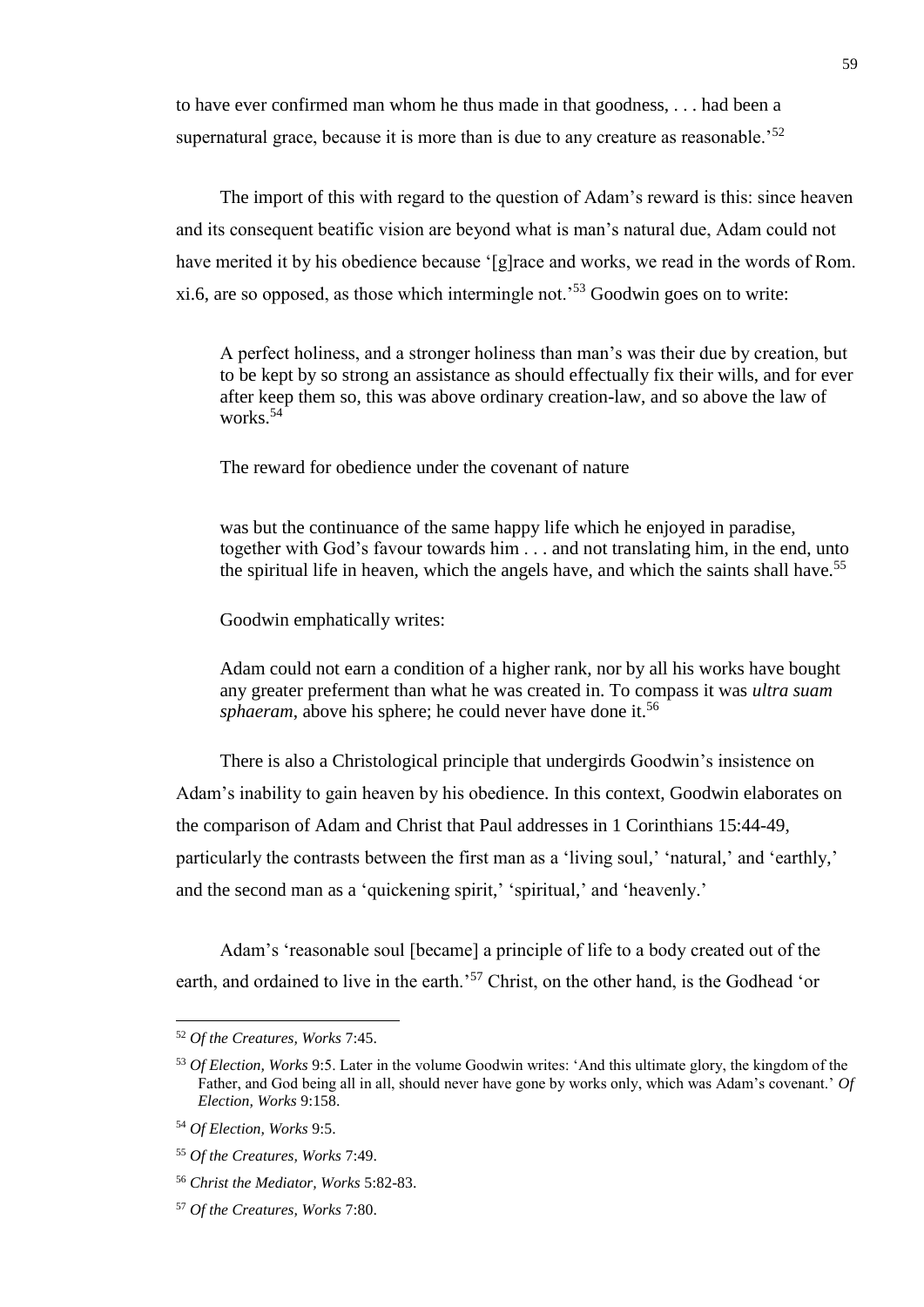to have ever confirmed man whom he thus made in that goodness, . . . had been a supernatural grace, because it is more than is due to any creature as reasonable.'[52]

The import of this with regard to the question of Adam's reward is this: since heaven and its consequent beatific vision are beyond what is man's natural due, Adam could not have merited it by his obedience because '[g]race and works, we read in the words of Rom. xi.6, are so opposed, as those which intermingle not.'[53] Goodwin goes on to write:

> A perfect holiness, and a stronger holiness than man's was their due by creation, but to be kept by so strong an assistance as should effectually fix their wills, and for ever after keep them so, this was above ordinary creation-law, and so above the law of works.[54]

The reward for obedience under the covenant of nature

> was but the continuance of the same happy life which he enjoyed in paradise, together with God's favour towards him . . . and not translating him, in the end, unto the spiritual life in heaven, which the angels have, and which the saints shall have.[55]

Goodwin emphatically writes:

> Adam could not earn a condition of a higher rank, nor by all his works have bought any greater preferment than what he was created in. To compass it was *ultra suam sphaeram*, above his sphere; he could never have done it.[56]

There is also a Christological principle that undergirds Goodwin's insistence on Adam's inability to gain heaven by his obedience. In this context, Goodwin elaborates on the comparison of Adam and Christ that Paul addresses in 1 Corinthians 15:44-49, particularly the contrasts between the first man as a 'living soul,' 'natural,' and 'earthly,' and the second man as a 'quickening spirit,' 'spiritual,' and 'heavenly.'

Adam's 'reasonable soul [became] a principle of life to a body created out of the earth, and ordained to live in the earth.'[57] Christ, on the other hand, is the Godhead 'or

---

[52] *Of the Creatures, Works* 7:45.

[53] *Of Election, Works* 9:5. Later in the volume Goodwin writes: 'And this ultimate glory, the kingdom of the Father, and God being all in all, should never have gone by works only, which was Adam's covenant.' *Of Election, Works* 9:158.

[54] *Of Election, Works* 9:5.

[55] *Of the Creatures, Works* 7:49.

[56] *Christ the Mediator, Works* 5:82-83.

[57] *Of the Creatures, Works* 7:80.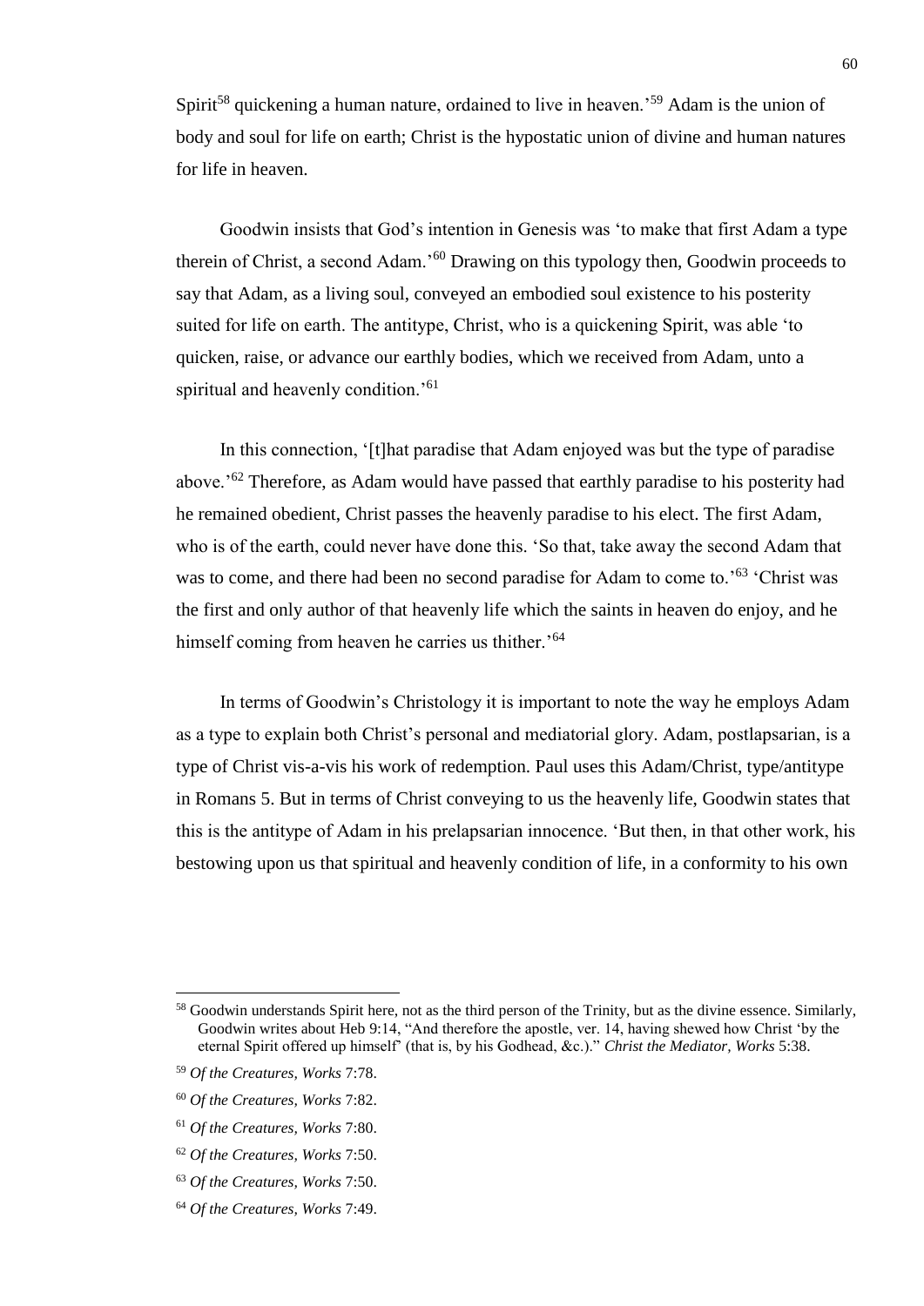Spirit[58] quickening a human nature, ordained to live in heaven.'[59] Adam is the union of body and soul for life on earth; Christ is the hypostatic union of divine and human natures for life in heaven.

Goodwin insists that God's intention in Genesis was 'to make that first Adam a type therein of Christ, a second Adam.'[60] Drawing on this typology then, Goodwin proceeds to say that Adam, as a living soul, conveyed an embodied soul existence to his posterity suited for life on earth. The antitype, Christ, who is a quickening Spirit, was able 'to quicken, raise, or advance our earthly bodies, which we received from Adam, unto a spiritual and heavenly condition.'[61]

In this connection, '[t]hat paradise that Adam enjoyed was but the type of paradise above.'[62] Therefore, as Adam would have passed that earthly paradise to his posterity had he remained obedient, Christ passes the heavenly paradise to his elect. The first Adam, who is of the earth, could never have done this. 'So that, take away the second Adam that was to come, and there had been no second paradise for Adam to come to.'[63] 'Christ was the first and only author of that heavenly life which the saints in heaven do enjoy, and he himself coming from heaven he carries us thither.'[64]

In terms of Goodwin's Christology it is important to note the way he employs Adam as a type to explain both Christ's personal and mediatorial glory. Adam, postlapsarian, is a type of Christ vis-a-vis his work of redemption. Paul uses this Adam/Christ, type/antitype in Romans 5. But in terms of Christ conveying to us the heavenly life, Goodwin states that this is the antitype of Adam in his prelapsarian innocence. 'But then, in that other work, his bestowing upon us that spiritual and heavenly condition of life, in a conformity to his own

---

[58] Goodwin understands Spirit here, not as the third person of the Trinity, but as the divine essence. Similarly, Goodwin writes about Heb 9:14, "And therefore the apostle, ver. 14, having shewed how Christ 'by the eternal Spirit offered up himself' (that is, by his Godhead, &c.)." *Christ the Mediator, Works* 5:38.

[59] *Of the Creatures, Works* 7:78.

[60] *Of the Creatures, Works* 7:82.

[61] *Of the Creatures, Works* 7:80.

[62] *Of the Creatures, Works* 7:50.

[63] *Of the Creatures, Works* 7:50.

[64] *Of the Creatures, Works* 7:49.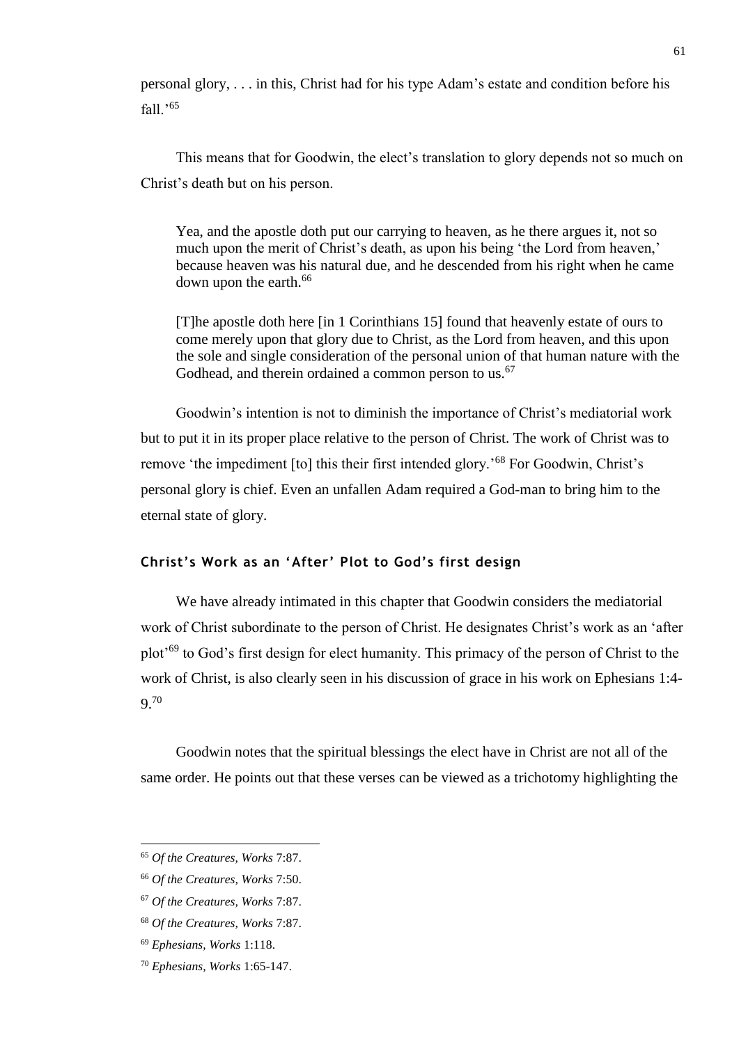personal glory, . . . in this, Christ had for his type Adam's estate and condition before his fall.'[65]

This means that for Goodwin, the elect's translation to glory depends not so much on Christ's death but on his person.

> Yea, and the apostle doth put our carrying to heaven, as he there argues it, not so much upon the merit of Christ's death, as upon his being 'the Lord from heaven,' because heaven was his natural due, and he descended from his right when he came down upon the earth.[66]
>
> [T]he apostle doth here [in 1 Corinthians 15] found that heavenly estate of ours to come merely upon that glory due to Christ, as the Lord from heaven, and this upon the sole and single consideration of the personal union of that human nature with the Godhead, and therein ordained a common person to us.[67]

Goodwin's intention is not to diminish the importance of Christ's mediatorial work but to put it in its proper place relative to the person of Christ. The work of Christ was to remove 'the impediment [to] this their first intended glory.'[68] For Goodwin, Christ's personal glory is chief. Even an unfallen Adam required a God-man to bring him to the eternal state of glory.

### Christ's Work as an 'After' Plot to God's first design

We have already intimated in this chapter that Goodwin considers the mediatorial work of Christ subordinate to the person of Christ. He designates Christ's work as an 'after plot'[69] to God's first design for elect humanity. This primacy of the person of Christ to the work of Christ, is also clearly seen in his discussion of grace in his work on Ephesians 1:4-9.[70]

Goodwin notes that the spiritual blessings the elect have in Christ are not all of the same order. He points out that these verses can be viewed as a trichotomy highlighting the

---

[65] *Of the Creatures, Works* 7:87.

[66] *Of the Creatures, Works* 7:50.

[67] *Of the Creatures, Works* 7:87.

[68] *Of the Creatures, Works* 7:87.

[69] *Ephesians, Works* 1:118.

[70] *Ephesians, Works* 1:65-147.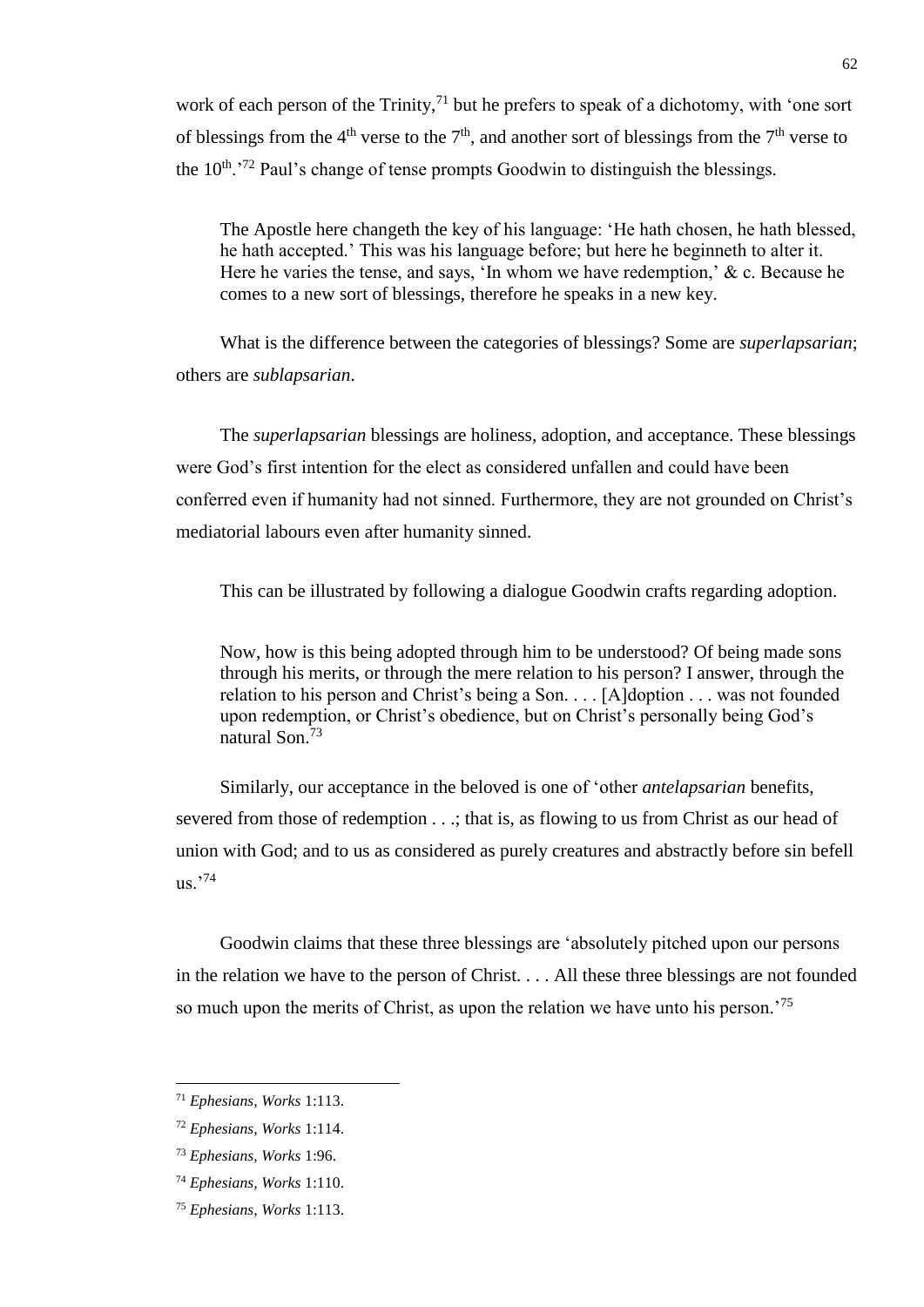work of each person of the Trinity,[71] but he prefers to speak of a dichotomy, with 'one sort of blessings from the 4th verse to the 7th, and another sort of blessings from the 7th verse to the 10th.'[72] Paul's change of tense prompts Goodwin to distinguish the blessings.

> The Apostle here changeth the key of his language: 'He hath chosen, he hath blessed, he hath accepted.' This was his language before; but here he beginneth to alter it. Here he varies the tense, and says, 'In whom we have redemption,' & c. Because he comes to a new sort of blessings, therefore he speaks in a new key.

What is the difference between the categories of blessings? Some are *superlapsarian*; others are *sublapsarian*.

The *superlapsarian* blessings are holiness, adoption, and acceptance. These blessings were God's first intention for the elect as considered unfallen and could have been conferred even if humanity had not sinned. Furthermore, they are not grounded on Christ's mediatorial labours even after humanity sinned.

This can be illustrated by following a dialogue Goodwin crafts regarding adoption.

> Now, how is this being adopted through him to be understood? Of being made sons through his merits, or through the mere relation to his person? I answer, through the relation to his person and Christ's being a Son. . . . [A]doption . . . was not founded upon redemption, or Christ's obedience, but on Christ's personally being God's natural Son.[73]

Similarly, our acceptance in the beloved is one of 'other *antelapsarian* benefits, severed from those of redemption . . .; that is, as flowing to us from Christ as our head of union with God; and to us as considered as purely creatures and abstractly before sin befell us.'[74]

Goodwin claims that these three blessings are 'absolutely pitched upon our persons in the relation we have to the person of Christ. . . . All these three blessings are not founded so much upon the merits of Christ, as upon the relation we have unto his person.'[75]

---

[71] *Ephesians, Works* 1:113.

[72] *Ephesians, Works* 1:114.

[73] *Ephesians, Works* 1:96.

[74] *Ephesians, Works* 1:110.

[75] *Ephesians, Works* 1:113.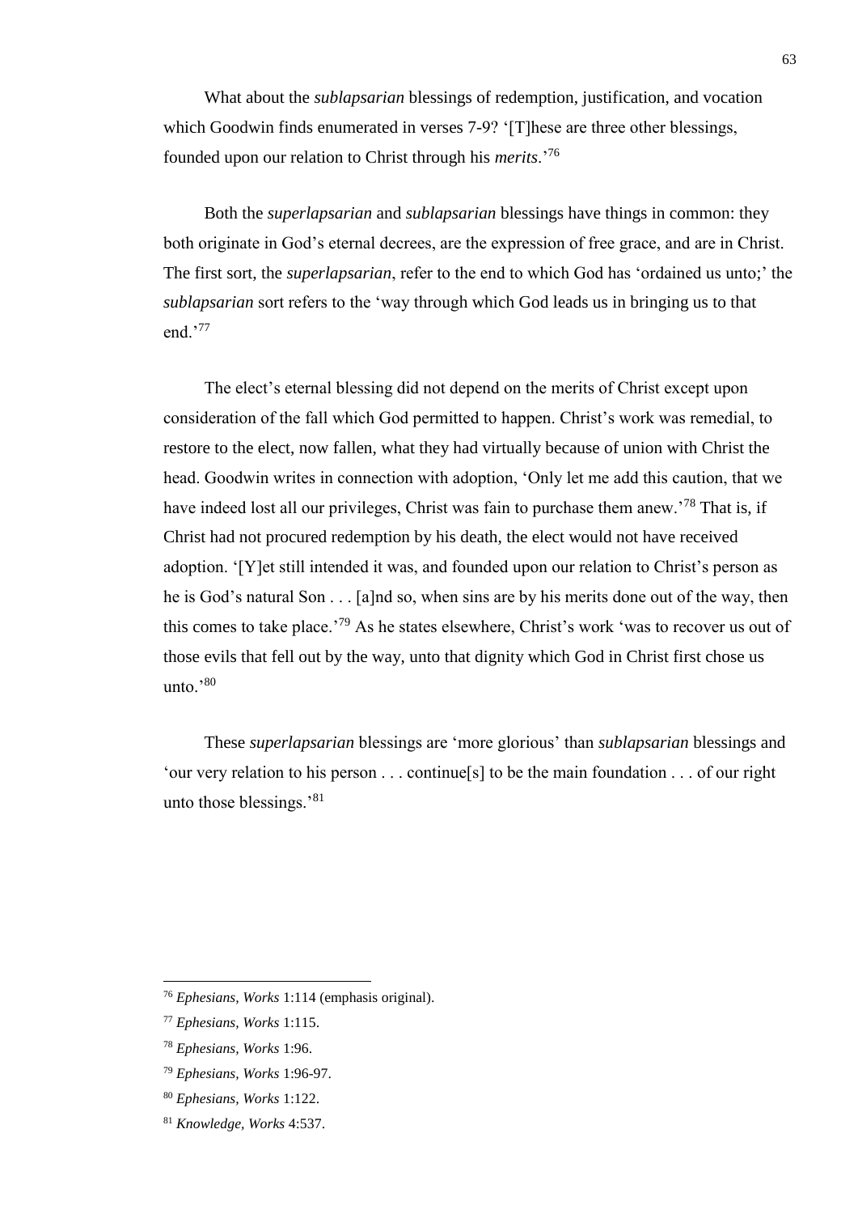What about the *sublapsarian* blessings of redemption, justification, and vocation which Goodwin finds enumerated in verses 7-9? '[T]hese are three other blessings, founded upon our relation to Christ through his *merits*.'[76]

Both the *superlapsarian* and *sublapsarian* blessings have things in common: they both originate in God's eternal decrees, are the expression of free grace, and are in Christ. The first sort, the *superlapsarian*, refer to the end to which God has 'ordained us unto;' the *sublapsarian* sort refers to the 'way through which God leads us in bringing us to that end.'[77]

The elect's eternal blessing did not depend on the merits of Christ except upon consideration of the fall which God permitted to happen. Christ's work was remedial, to restore to the elect, now fallen, what they had virtually because of union with Christ the head. Goodwin writes in connection with adoption, 'Only let me add this caution, that we have indeed lost all our privileges, Christ was fain to purchase them anew.'[78] That is, if Christ had not procured redemption by his death, the elect would not have received adoption. '[Y]et still intended it was, and founded upon our relation to Christ's person as he is God's natural Son . . . [a]nd so, when sins are by his merits done out of the way, then this comes to take place.'[79] As he states elsewhere, Christ's work 'was to recover us out of those evils that fell out by the way, unto that dignity which God in Christ first chose us unto.'[80]

These *superlapsarian* blessings are 'more glorious' than *sublapsarian* blessings and 'our very relation to his person . . . continue[s] to be the main foundation . . . of our right unto those blessings.'[81]

---

[76] *Ephesians, Works* 1:114 (emphasis original).

[77] *Ephesians, Works* 1:115.

[78] *Ephesians, Works* 1:96.

[79] *Ephesians, Works* 1:96-97.

[80] *Ephesians, Works* 1:122.

[81] *Knowledge, Works* 4:537.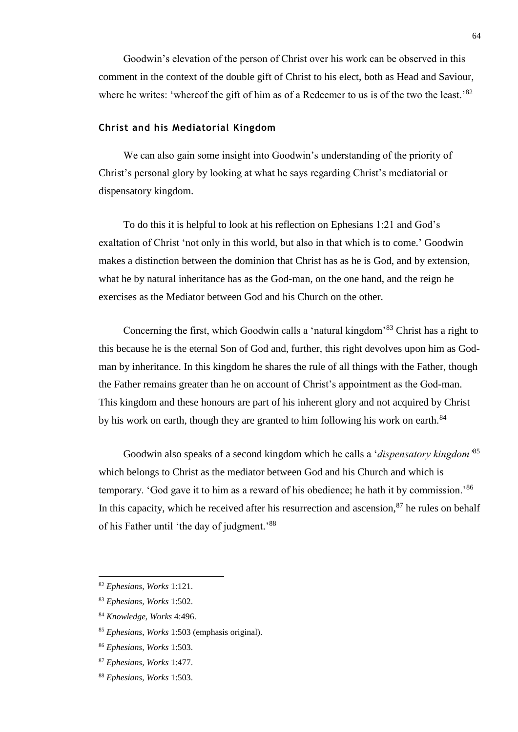Goodwin's elevation of the person of Christ over his work can be observed in this comment in the context of the double gift of Christ to his elect, both as Head and Saviour, where he writes: 'whereof the gift of him as of a Redeemer to us is of the two the least.'[82]

### Christ and his Mediatorial Kingdom

We can also gain some insight into Goodwin's understanding of the priority of Christ's personal glory by looking at what he says regarding Christ's mediatorial or dispensatory kingdom.

To do this it is helpful to look at his reflection on Ephesians 1:21 and God's exaltation of Christ 'not only in this world, but also in that which is to come.' Goodwin makes a distinction between the dominion that Christ has as he is God, and by extension, what he by natural inheritance has as the God-man, on the one hand, and the reign he exercises as the Mediator between God and his Church on the other.

Concerning the first, which Goodwin calls a 'natural kingdom'[83] Christ has a right to this because he is the eternal Son of God and, further, this right devolves upon him as God-man by inheritance. In this kingdom he shares the rule of all things with the Father, though the Father remains greater than he on account of Christ's appointment as the God-man. This kingdom and these honours are part of his inherent glory and not acquired by Christ by his work on earth, though they are granted to him following his work on earth.[84]

Goodwin also speaks of a second kingdom which he calls a '*dispensatory kingdom*'[85] which belongs to Christ as the mediator between God and his Church and which is temporary. 'God gave it to him as a reward of his obedience; he hath it by commission.'[86] In this capacity, which he received after his resurrection and ascension,[87] he rules on behalf of his Father until 'the day of judgment.'[88]

---

[82] *Ephesians, Works* 1:121.

[83] *Ephesians, Works* 1:502.

[84] *Knowledge, Works* 4:496.

[85] *Ephesians, Works* 1:503 (emphasis original).

[86] *Ephesians, Works* 1:503.

[87] *Ephesians, Works* 1:477.

[88] *Ephesians, Works* 1:503.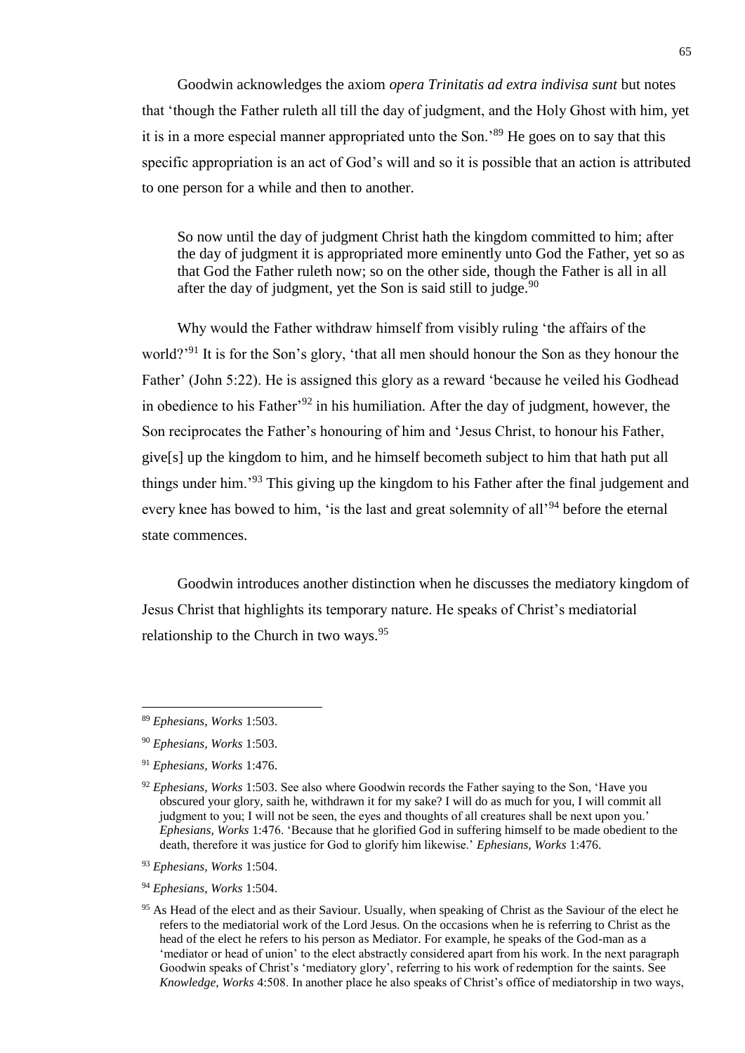Goodwin acknowledges the axiom *opera Trinitatis ad extra indivisa sunt* but notes that 'though the Father ruleth all till the day of judgment, and the Holy Ghost with him, yet it is in a more especial manner appropriated unto the Son.'[89] He goes on to say that this specific appropriation is an act of God's will and so it is possible that an action is attributed to one person for a while and then to another.

> So now until the day of judgment Christ hath the kingdom committed to him; after the day of judgment it is appropriated more eminently unto God the Father, yet so as that God the Father ruleth now; so on the other side, though the Father is all in all after the day of judgment, yet the Son is said still to judge.[90]

Why would the Father withdraw himself from visibly ruling 'the affairs of the world?'[91] It is for the Son's glory, 'that all men should honour the Son as they honour the Father' (John 5:22). He is assigned this glory as a reward 'because he veiled his Godhead in obedience to his Father'[92] in his humiliation. After the day of judgment, however, the Son reciprocates the Father's honouring of him and 'Jesus Christ, to honour his Father, give[s] up the kingdom to him, and he himself becometh subject to him that hath put all things under him.'[93] This giving up the kingdom to his Father after the final judgement and every knee has bowed to him, 'is the last and great solemnity of all'[94] before the eternal state commences.

Goodwin introduces another distinction when he discusses the mediatory kingdom of Jesus Christ that highlights its temporary nature. He speaks of Christ's mediatorial relationship to the Church in two ways.[95]

---

[89] *Ephesians, Works* 1:503.

[90] *Ephesians, Works* 1:503.

[91] *Ephesians, Works* 1:476.

[92] *Ephesians, Works* 1:503. See also where Goodwin records the Father saying to the Son, 'Have you obscured your glory, saith he, withdrawn it for my sake? I will do as much for you, I will commit all judgment to you; I will not be seen, the eyes and thoughts of all creatures shall be next upon you.' *Ephesians, Works* 1:476. 'Because that he glorified God in suffering himself to be made obedient to the death, therefore it was justice for God to glorify him likewise.' *Ephesians, Works* 1:476.

[93] *Ephesians, Works* 1:504.

[94] *Ephesians, Works* 1:504.

[95] As Head of the elect and as their Saviour. Usually, when speaking of Christ as the Saviour of the elect he refers to the mediatorial work of the Lord Jesus. On the occasions when he is referring to Christ as the head of the elect he refers to his person as Mediator. For example, he speaks of the God-man as a 'mediator or head of union' to the elect abstractly considered apart from his work. In the next paragraph Goodwin speaks of Christ's 'mediatory glory', referring to his work of redemption for the saints. See *Knowledge, Works* 4:508. In another place he also speaks of Christ's office of mediatorship in two ways,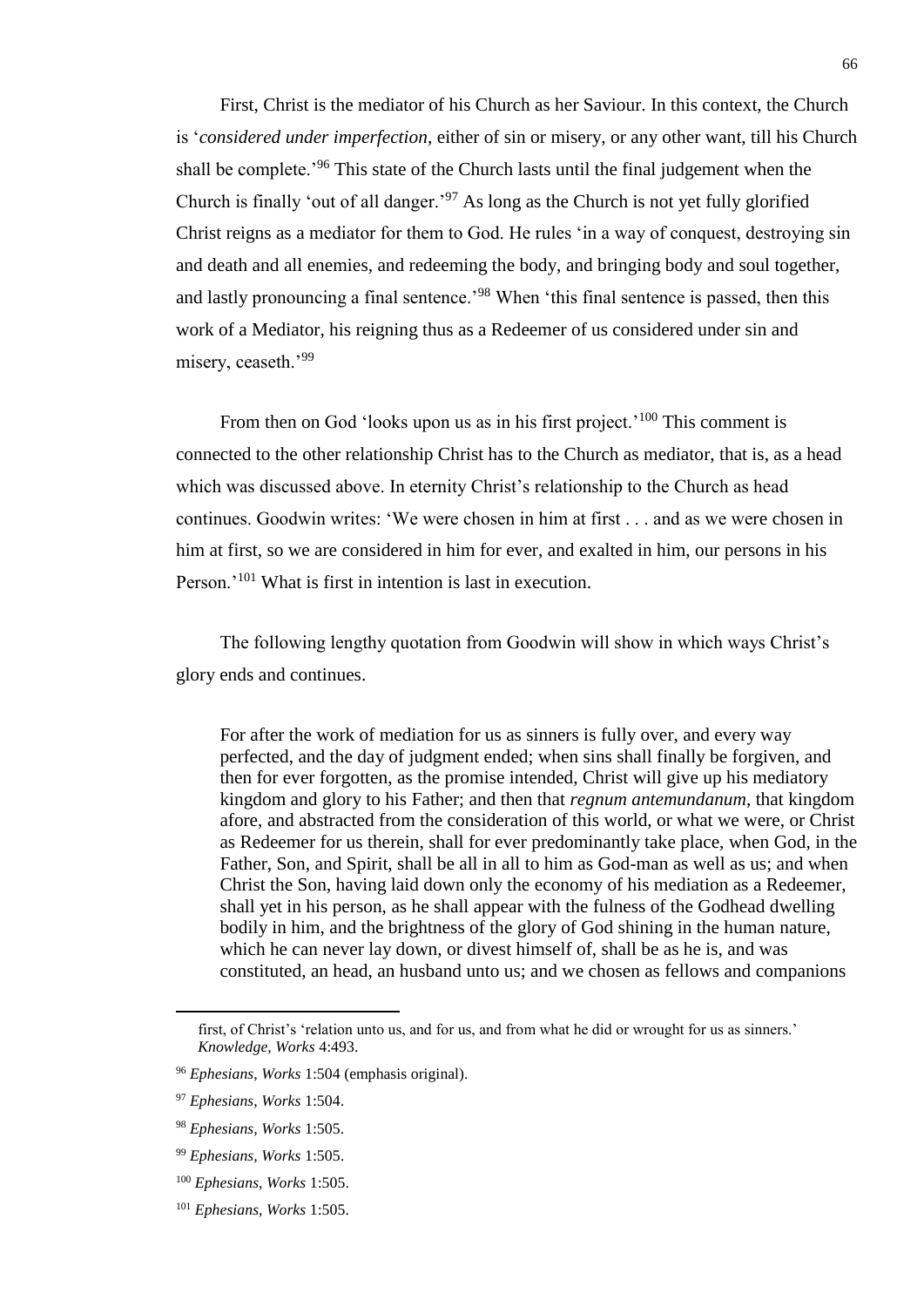First, Christ is the mediator of his Church as her Saviour. In this context, the Church is '*considered under imperfection*, either of sin or misery, or any other want, till his Church shall be complete.'[96] This state of the Church lasts until the final judgement when the Church is finally 'out of all danger.'[97] As long as the Church is not yet fully glorified Christ reigns as a mediator for them to God. He rules 'in a way of conquest, destroying sin and death and all enemies, and redeeming the body, and bringing body and soul together, and lastly pronouncing a final sentence.'[98] When 'this final sentence is passed, then this work of a Mediator, his reigning thus as a Redeemer of us considered under sin and misery, ceaseth.'[99]

From then on God 'looks upon us as in his first project.'[100] This comment is connected to the other relationship Christ has to the Church as mediator, that is, as a head which was discussed above. In eternity Christ's relationship to the Church as head continues. Goodwin writes: 'We were chosen in him at first . . . and as we were chosen in him at first, so we are considered in him for ever, and exalted in him, our persons in his Person.'[101] What is first in intention is last in execution.

The following lengthy quotation from Goodwin will show in which ways Christ's glory ends and continues.

> For after the work of mediation for us as sinners is fully over, and every way perfected, and the day of judgment ended; when sins shall finally be forgiven, and then for ever forgotten, as the promise intended, Christ will give up his mediatory kingdom and glory to his Father; and then that *regnum antemundanum*, that kingdom afore, and abstracted from the consideration of this world, or what we were, or Christ as Redeemer for us therein, shall for ever predominantly take place, when God, in the Father, Son, and Spirit, shall be all in all to him as God-man as well as us; and when Christ the Son, having laid down only the economy of his mediation as a Redeemer, shall yet in his person, as he shall appear with the fulness of the Godhead dwelling bodily in him, and the brightness of the glory of God shining in the human nature, which he can never lay down, or divest himself of, shall be as he is, and was constituted, an head, an husband unto us; and we chosen as fellows and companions

---

first, of Christ's 'relation unto us, and for us, and from what he did or wrought for us as sinners.' *Knowledge, Works* 4:493.

[96] *Ephesians, Works* 1:504 (emphasis original).

[97] *Ephesians, Works* 1:504.

[98] *Ephesians, Works* 1:505.

[99] *Ephesians, Works* 1:505.

[100] *Ephesians, Works* 1:505.

[101] *Ephesians, Works* 1:505.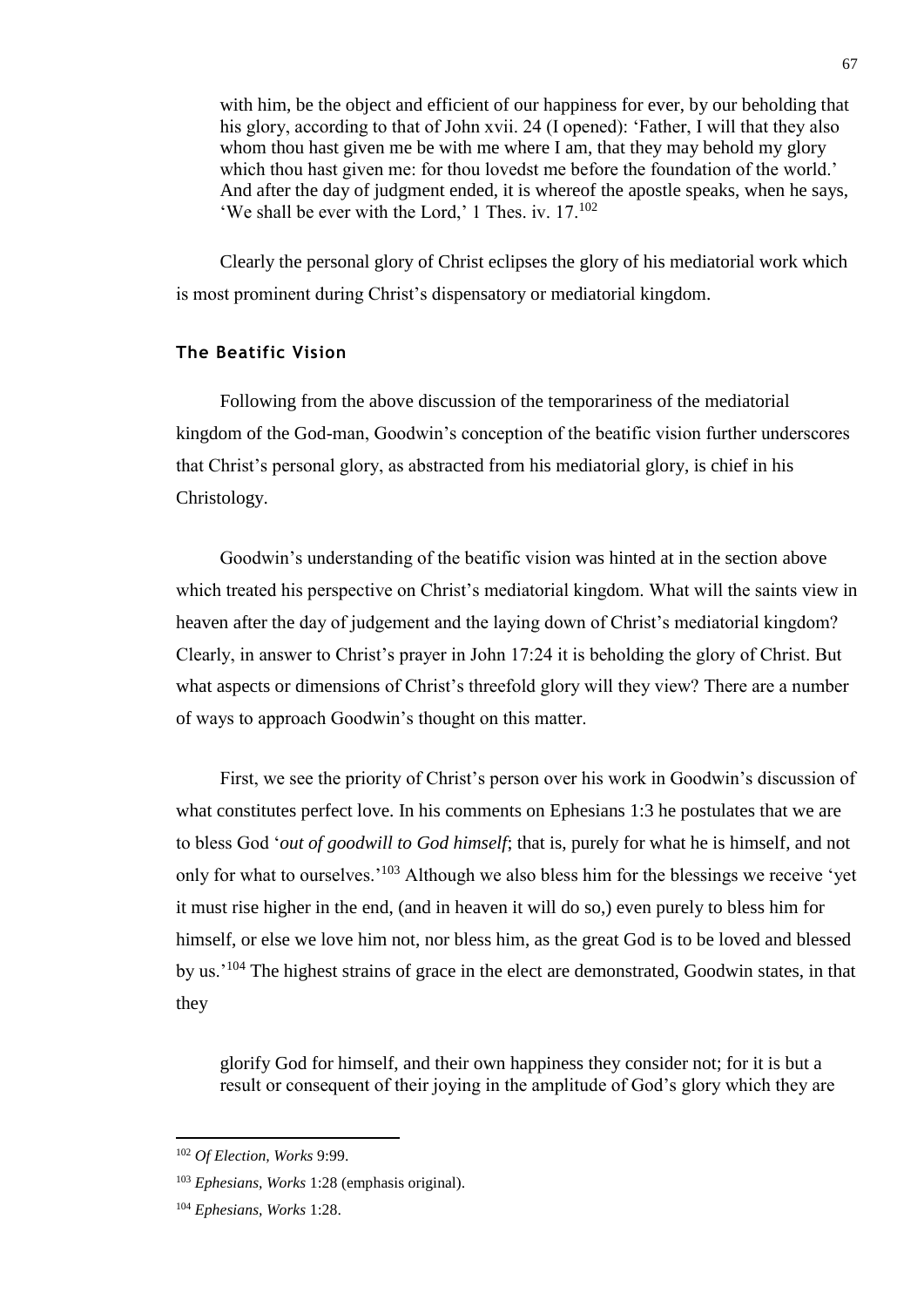> with him, be the object and efficient of our happiness for ever, by our beholding that his glory, according to that of John xvii. 24 (I opened): 'Father, I will that they also whom thou hast given me be with me where I am, that they may behold my glory which thou hast given me: for thou lovedst me before the foundation of the world.' And after the day of judgment ended, it is whereof the apostle speaks, when he says, 'We shall be ever with the Lord,' 1 Thes. iv. 17.[102]

Clearly the personal glory of Christ eclipses the glory of his mediatorial work which is most prominent during Christ's dispensatory or mediatorial kingdom.

### The Beatific Vision

Following from the above discussion of the temporariness of the mediatorial kingdom of the God-man, Goodwin's conception of the beatific vision further underscores that Christ's personal glory, as abstracted from his mediatorial glory, is chief in his Christology.

Goodwin's understanding of the beatific vision was hinted at in the section above which treated his perspective on Christ's mediatorial kingdom. What will the saints view in heaven after the day of judgement and the laying down of Christ's mediatorial kingdom? Clearly, in answer to Christ's prayer in John 17:24 it is beholding the glory of Christ. But what aspects or dimensions of Christ's threefold glory will they view? There are a number of ways to approach Goodwin's thought on this matter.

First, we see the priority of Christ's person over his work in Goodwin's discussion of what constitutes perfect love. In his comments on Ephesians 1:3 he postulates that we are to bless God '*out of goodwill to God himself*; that is, purely for what he is himself, and not only for what to ourselves.'[103] Although we also bless him for the blessings we receive 'yet it must rise higher in the end, (and in heaven it will do so,) even purely to bless him for himself, or else we love him not, nor bless him, as the great God is to be loved and blessed by us.'[104] The highest strains of grace in the elect are demonstrated, Goodwin states, in that they

> glorify God for himself, and their own happiness they consider not; for it is but a result or consequent of their joying in the amplitude of God's glory which they are

---

[102] *Of Election, Works* 9:99.

[103] *Ephesians, Works* 1:28 (emphasis original).

[104] *Ephesians, Works* 1:28.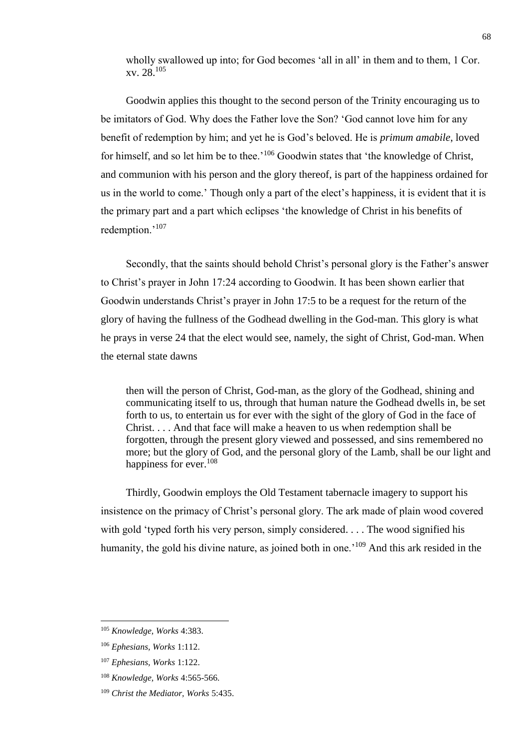> wholly swallowed up into; for God becomes 'all in all' in them and to them, 1 Cor. xv. 28.[105]

Goodwin applies this thought to the second person of the Trinity encouraging us to be imitators of God. Why does the Father love the Son? 'God cannot love him for any benefit of redemption by him; and yet he is God's beloved. He is *primum amabile*, loved for himself, and so let him be to thee.'[106] Goodwin states that 'the knowledge of Christ, and communion with his person and the glory thereof, is part of the happiness ordained for us in the world to come.' Though only a part of the elect's happiness, it is evident that it is the primary part and a part which eclipses 'the knowledge of Christ in his benefits of redemption.'[107]

Secondly, that the saints should behold Christ's personal glory is the Father's answer to Christ's prayer in John 17:24 according to Goodwin. It has been shown earlier that Goodwin understands Christ's prayer in John 17:5 to be a request for the return of the glory of having the fullness of the Godhead dwelling in the God-man. This glory is what he prays in verse 24 that the elect would see, namely, the sight of Christ, God-man. When the eternal state dawns

> then will the person of Christ, God-man, as the glory of the Godhead, shining and communicating itself to us, through that human nature the Godhead dwells in, be set forth to us, to entertain us for ever with the sight of the glory of God in the face of Christ. . . . And that face will make a heaven to us when redemption shall be forgotten, through the present glory viewed and possessed, and sins remembered no more; but the glory of God, and the personal glory of the Lamb, shall be our light and happiness for ever.[108]

Thirdly, Goodwin employs the Old Testament tabernacle imagery to support his insistence on the primacy of Christ's personal glory. The ark made of plain wood covered with gold 'typed forth his very person, simply considered. . . . The wood signified his humanity, the gold his divine nature, as joined both in one.'[109] And this ark resided in the

---

[105] *Knowledge, Works* 4:383.

[106] *Ephesians, Works* 1:112.

[107] *Ephesians, Works* 1:122.

[108] *Knowledge, Works* 4:565-566.

[109] *Christ the Mediator, Works* 5:435.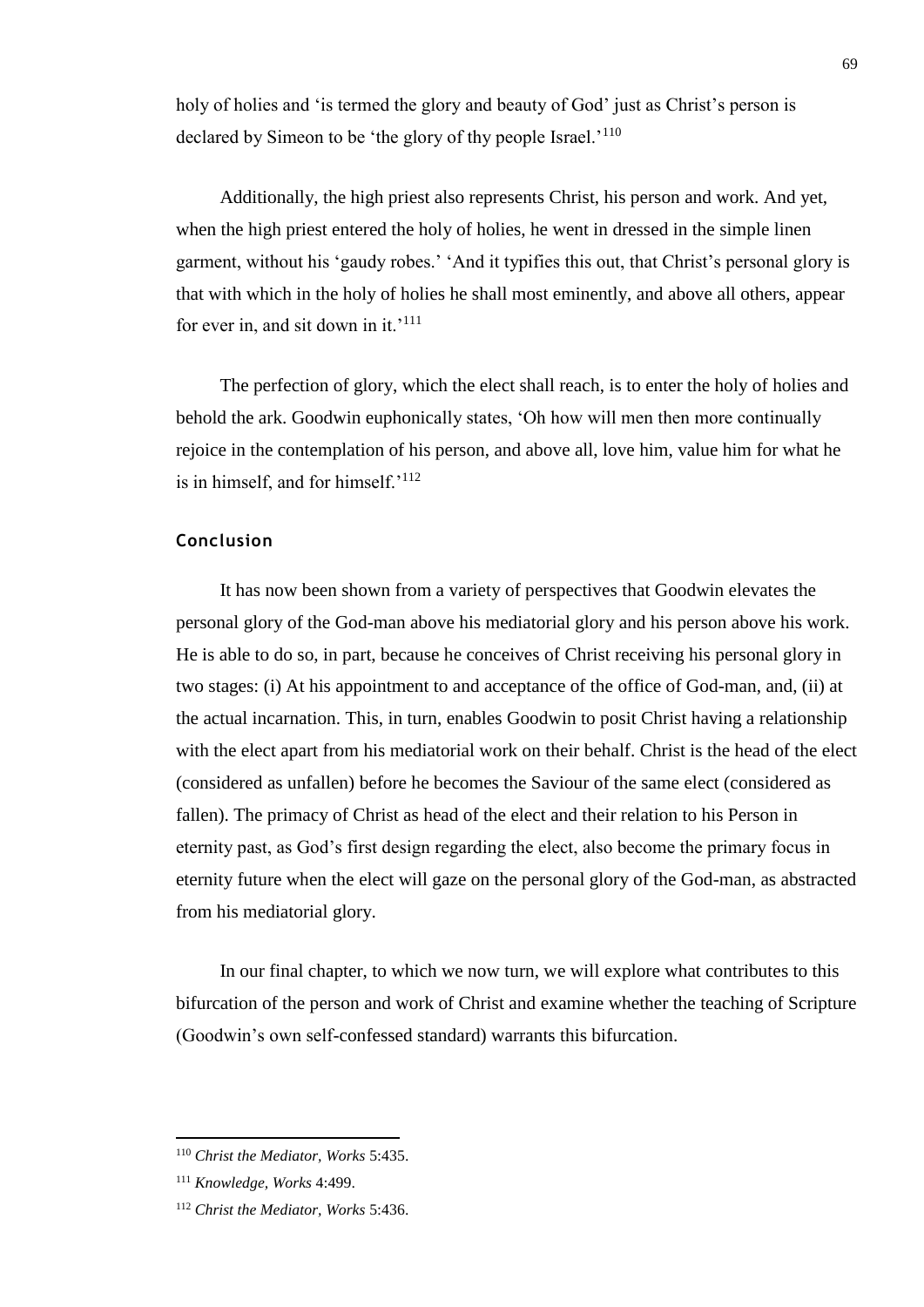holy of holies and 'is termed the glory and beauty of God' just as Christ's person is declared by Simeon to be 'the glory of thy people Israel.'[110]

Additionally, the high priest also represents Christ, his person and work. And yet, when the high priest entered the holy of holies, he went in dressed in the simple linen garment, without his 'gaudy robes.' 'And it typifies this out, that Christ's personal glory is that with which in the holy of holies he shall most eminently, and above all others, appear for ever in, and sit down in it.'[111]

The perfection of glory, which the elect shall reach, is to enter the holy of holies and behold the ark. Goodwin euphonically states, 'Oh how will men then more continually rejoice in the contemplation of his person, and above all, love him, value him for what he is in himself, and for himself.'[112]

### Conclusion

It has now been shown from a variety of perspectives that Goodwin elevates the personal glory of the God-man above his mediatorial glory and his person above his work. He is able to do so, in part, because he conceives of Christ receiving his personal glory in two stages: (i) At his appointment to and acceptance of the office of God-man, and, (ii) at the actual incarnation. This, in turn, enables Goodwin to posit Christ having a relationship with the elect apart from his mediatorial work on their behalf. Christ is the head of the elect (considered as unfallen) before he becomes the Saviour of the same elect (considered as fallen). The primacy of Christ as head of the elect and their relation to his Person in eternity past, as God's first design regarding the elect, also become the primary focus in eternity future when the elect will gaze on the personal glory of the God-man, as abstracted from his mediatorial glory.

In our final chapter, to which we now turn, we will explore what contributes to this bifurcation of the person and work of Christ and examine whether the teaching of Scripture (Goodwin's own self-confessed standard) warrants this bifurcation.

---

[110] *Christ the Mediator, Works* 5:435.

[111] *Knowledge, Works* 4:499.

[112] *Christ the Mediator, Works* 5:436.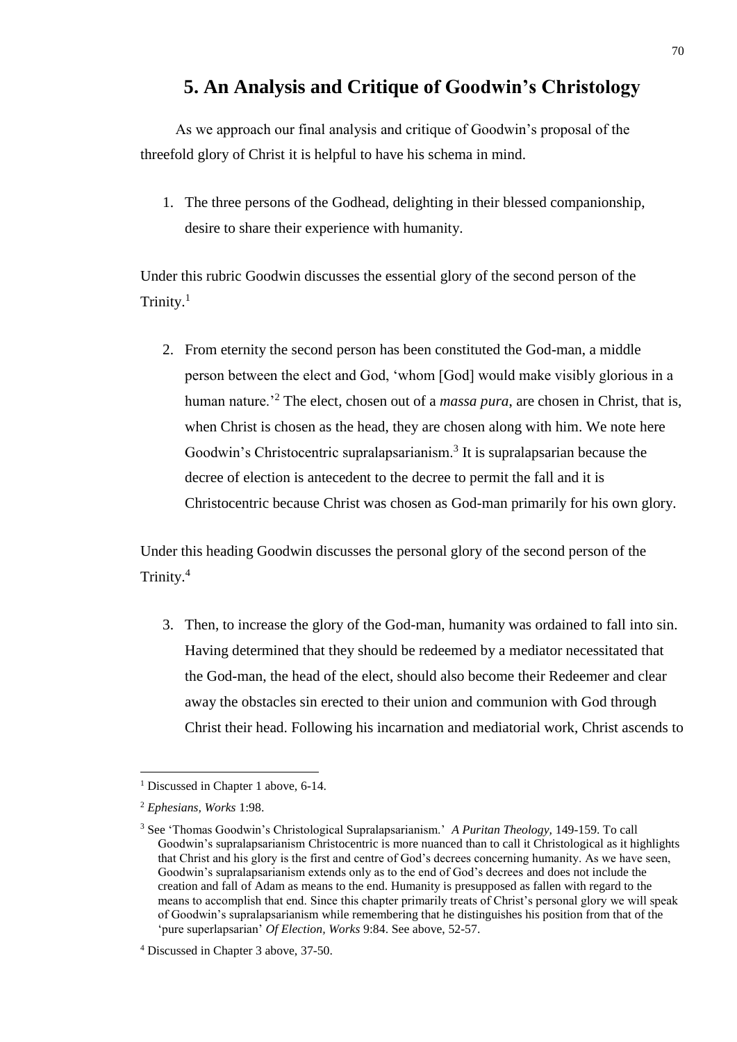# 5. An Analysis and Critique of Goodwin's Christology

As we approach our final analysis and critique of Goodwin's proposal of the threefold glory of Christ it is helpful to have his schema in mind.

1. The three persons of the Godhead, delighting in their blessed companionship, desire to share their experience with humanity.

Under this rubric Goodwin discusses the essential glory of the second person of the Trinity.[1]

2. From eternity the second person has been constituted the God-man, a middle person between the elect and God, 'whom [God] would make visibly glorious in a human nature.'[2] The elect, chosen out of a *massa pura*, are chosen in Christ, that is, when Christ is chosen as the head, they are chosen along with him. We note here Goodwin's Christocentric supralapsarianism.[3] It is supralapsarian because the decree of election is antecedent to the decree to permit the fall and it is Christocentric because Christ was chosen as God-man primarily for his own glory.

Under this heading Goodwin discusses the personal glory of the second person of the Trinity.[4]

3. Then, to increase the glory of the God-man, humanity was ordained to fall into sin. Having determined that they should be redeemed by a mediator necessitated that the God-man, the head of the elect, should also become their Redeemer and clear away the obstacles sin erected to their union and communion with God through Christ their head. Following his incarnation and mediatorial work, Christ ascends to

---

[1] Discussed in Chapter 1 above, 6-14.

[2] *Ephesians, Works* 1:98.

[3] See 'Thomas Goodwin's Christological Supralapsarianism.' *A Puritan Theology,* 149-159. To call Goodwin's supralapsarianism Christocentric is more nuanced than to call it Christological as it highlights that Christ and his glory is the first and centre of God's decrees concerning humanity. As we have seen, Goodwin's supralapsarianism extends only as to the end of God's decrees and does not include the creation and fall of Adam as means to the end. Humanity is presupposed as fallen with regard to the means to accomplish that end. Since this chapter primarily treats of Christ's personal glory we will speak of Goodwin's supralapsarianism while remembering that he distinguishes his position from that of the 'pure superlapsarian' *Of Election, Works* 9:84. See above, 52-57.

[4] Discussed in Chapter 3 above, 37-50.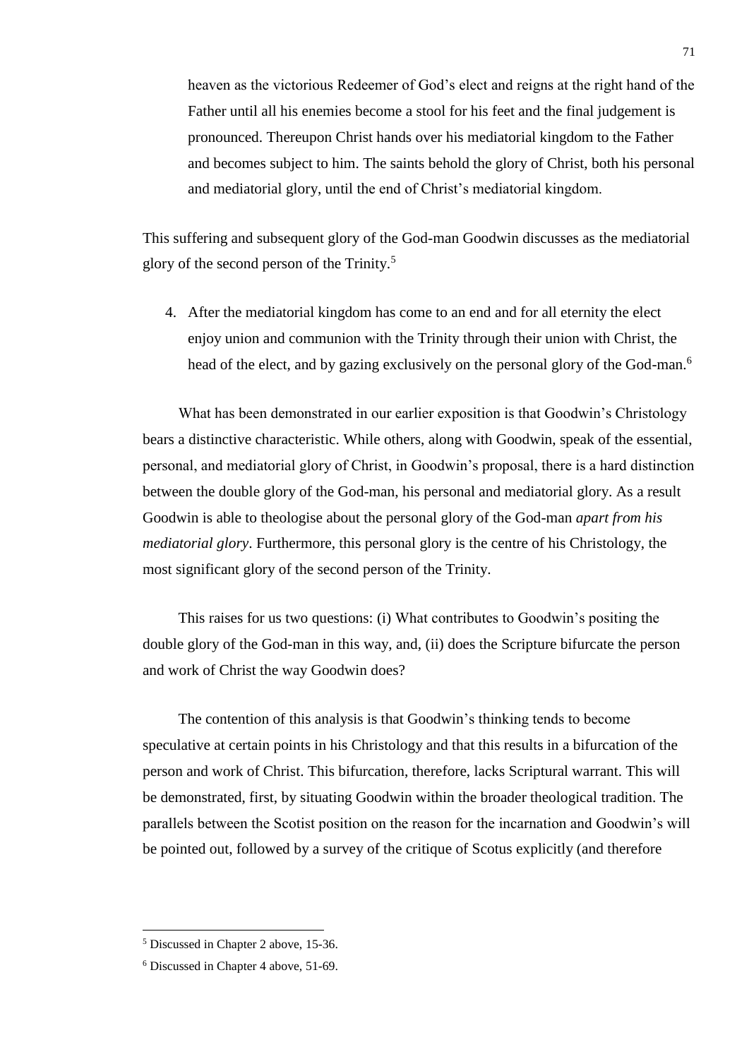heaven as the victorious Redeemer of God's elect and reigns at the right hand of the Father until all his enemies become a stool for his feet and the final judgement is pronounced. Thereupon Christ hands over his mediatorial kingdom to the Father and becomes subject to him. The saints behold the glory of Christ, both his personal and mediatorial glory, until the end of Christ's mediatorial kingdom.

This suffering and subsequent glory of the God-man Goodwin discusses as the mediatorial glory of the second person of the Trinity.[5]

4. After the mediatorial kingdom has come to an end and for all eternity the elect enjoy union and communion with the Trinity through their union with Christ, the head of the elect, and by gazing exclusively on the personal glory of the God-man.[6]

What has been demonstrated in our earlier exposition is that Goodwin's Christology bears a distinctive characteristic. While others, along with Goodwin, speak of the essential, personal, and mediatorial glory of Christ, in Goodwin's proposal, there is a hard distinction between the double glory of the God-man, his personal and mediatorial glory. As a result Goodwin is able to theologise about the personal glory of the God-man *apart from his mediatorial glory*. Furthermore, this personal glory is the centre of his Christology, the most significant glory of the second person of the Trinity.

This raises for us two questions: (i) What contributes to Goodwin's positing the double glory of the God-man in this way, and, (ii) does the Scripture bifurcate the person and work of Christ the way Goodwin does?

The contention of this analysis is that Goodwin's thinking tends to become speculative at certain points in his Christology and that this results in a bifurcation of the person and work of Christ. This bifurcation, therefore, lacks Scriptural warrant. This will be demonstrated, first, by situating Goodwin within the broader theological tradition. The parallels between the Scotist position on the reason for the incarnation and Goodwin's will be pointed out, followed by a survey of the critique of Scotus explicitly (and therefore

---

[5] Discussed in Chapter 2 above, 15-36.

[6] Discussed in Chapter 4 above, 51-69.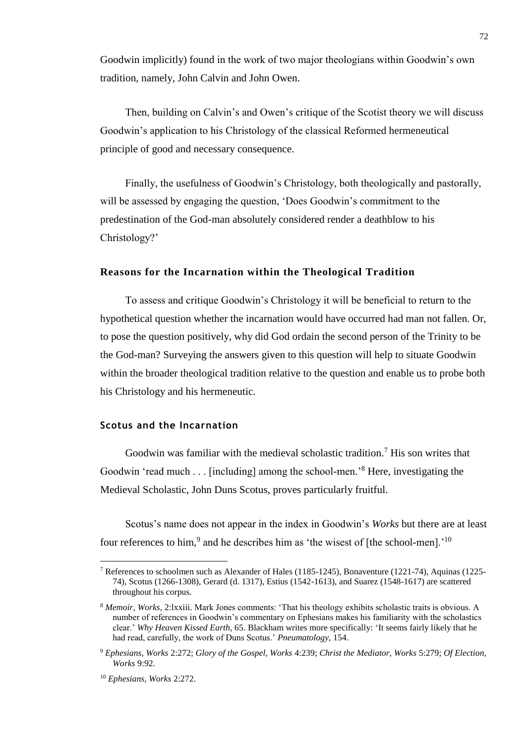Goodwin implicitly) found in the work of two major theologians within Goodwin's own tradition, namely, John Calvin and John Owen.

Then, building on Calvin's and Owen's critique of the Scotist theory we will discuss Goodwin's application to his Christology of the classical Reformed hermeneutical principle of good and necessary consequence.

Finally, the usefulness of Goodwin's Christology, both theologically and pastorally, will be assessed by engaging the question, 'Does Goodwin's commitment to the predestination of the God-man absolutely considered render a deathblow to his Christology?'

## Reasons for the Incarnation within the Theological Tradition

To assess and critique Goodwin's Christology it will be beneficial to return to the hypothetical question whether the incarnation would have occurred had man not fallen. Or, to pose the question positively, why did God ordain the second person of the Trinity to be the God-man? Surveying the answers given to this question will help to situate Goodwin within the broader theological tradition relative to the question and enable us to probe both his Christology and his hermeneutic.

### Scotus and the Incarnation

Goodwin was familiar with the medieval scholastic tradition.[7] His son writes that Goodwin 'read much . . . [including] among the school-men.'[8] Here, investigating the Medieval Scholastic, John Duns Scotus, proves particularly fruitful.

Scotus's name does not appear in the index in Goodwin's *Works* but there are at least four references to him,[9] and he describes him as 'the wisest of [the school-men].'[10]

---

[7] References to schoolmen such as Alexander of Hales (1185-1245), Bonaventure (1221-74), Aquinas (1225-74), Scotus (1266-1308), Gerard (d. 1317), Estius (1542-1613), and Suarez (1548-1617) are scattered throughout his corpus.

[8] *Memoir, Works,* 2:lxxiii. Mark Jones comments: 'That his theology exhibits scholastic traits is obvious. A number of references in Goodwin's commentary on Ephesians makes his familiarity with the scholastics clear.' *Why Heaven Kissed Earth,* 65. Blackham writes more specifically: 'It seems fairly likely that he had read, carefully, the work of Duns Scotus.' *Pneumatology,* 154.

[9] *Ephesians, Works* 2:272; *Glory of the Gospel, Works* 4:239; *Christ the Mediator, Works* 5:279; *Of Election, Works* 9:92.

[10] *Ephesians, Works* 2:272.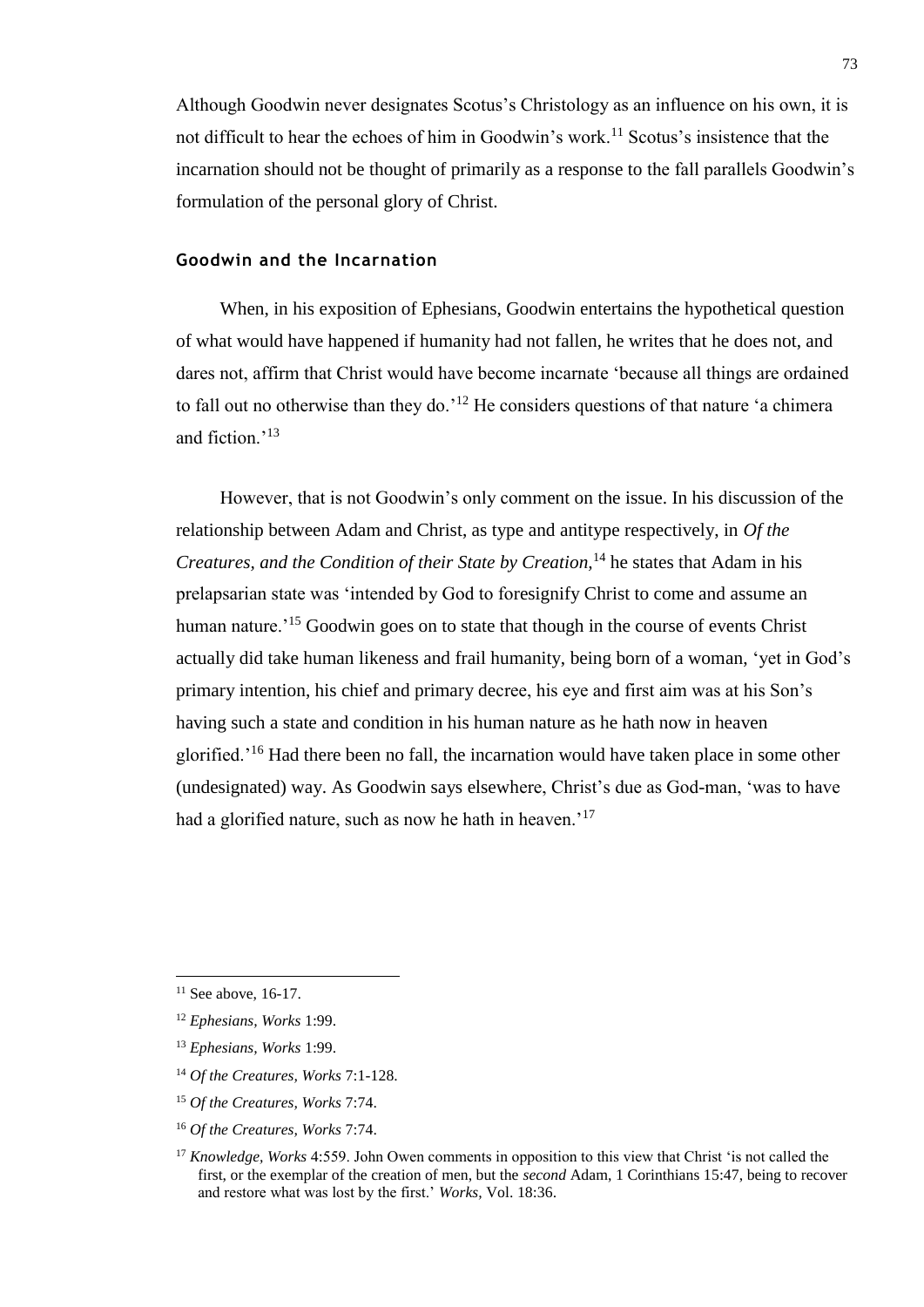Although Goodwin never designates Scotus's Christology as an influence on his own, it is not difficult to hear the echoes of him in Goodwin's work.[11] Scotus's insistence that the incarnation should not be thought of primarily as a response to the fall parallels Goodwin's formulation of the personal glory of Christ.

### Goodwin and the Incarnation

When, in his exposition of Ephesians, Goodwin entertains the hypothetical question of what would have happened if humanity had not fallen, he writes that he does not, and dares not, affirm that Christ would have become incarnate 'because all things are ordained to fall out no otherwise than they do.'[12] He considers questions of that nature 'a chimera and fiction.'[13]

However, that is not Goodwin's only comment on the issue. In his discussion of the relationship between Adam and Christ, as type and antitype respectively, in *Of the Creatures, and the Condition of their State by Creation,*[14] he states that Adam in his prelapsarian state was 'intended by God to foresignify Christ to come and assume an human nature.'[15] Goodwin goes on to state that though in the course of events Christ actually did take human likeness and frail humanity, being born of a woman, 'yet in God's primary intention, his chief and primary decree, his eye and first aim was at his Son's having such a state and condition in his human nature as he hath now in heaven glorified.'[16] Had there been no fall, the incarnation would have taken place in some other (undesignated) way. As Goodwin says elsewhere, Christ's due as God-man, 'was to have had a glorified nature, such as now he hath in heaven.'[17]

---

[11] See above, 16-17.

[12] *Ephesians, Works* 1:99.

[13] *Ephesians, Works* 1:99.

[14] *Of the Creatures, Works* 7:1-128.

[15] *Of the Creatures, Works* 7:74.

[16] *Of the Creatures, Works* 7:74.

[17] *Knowledge, Works* 4:559. John Owen comments in opposition to this view that Christ 'is not called the first, or the exemplar of the creation of men, but the *second* Adam, 1 Corinthians 15:47, being to recover and restore what was lost by the first.' *Works,* Vol. 18:36.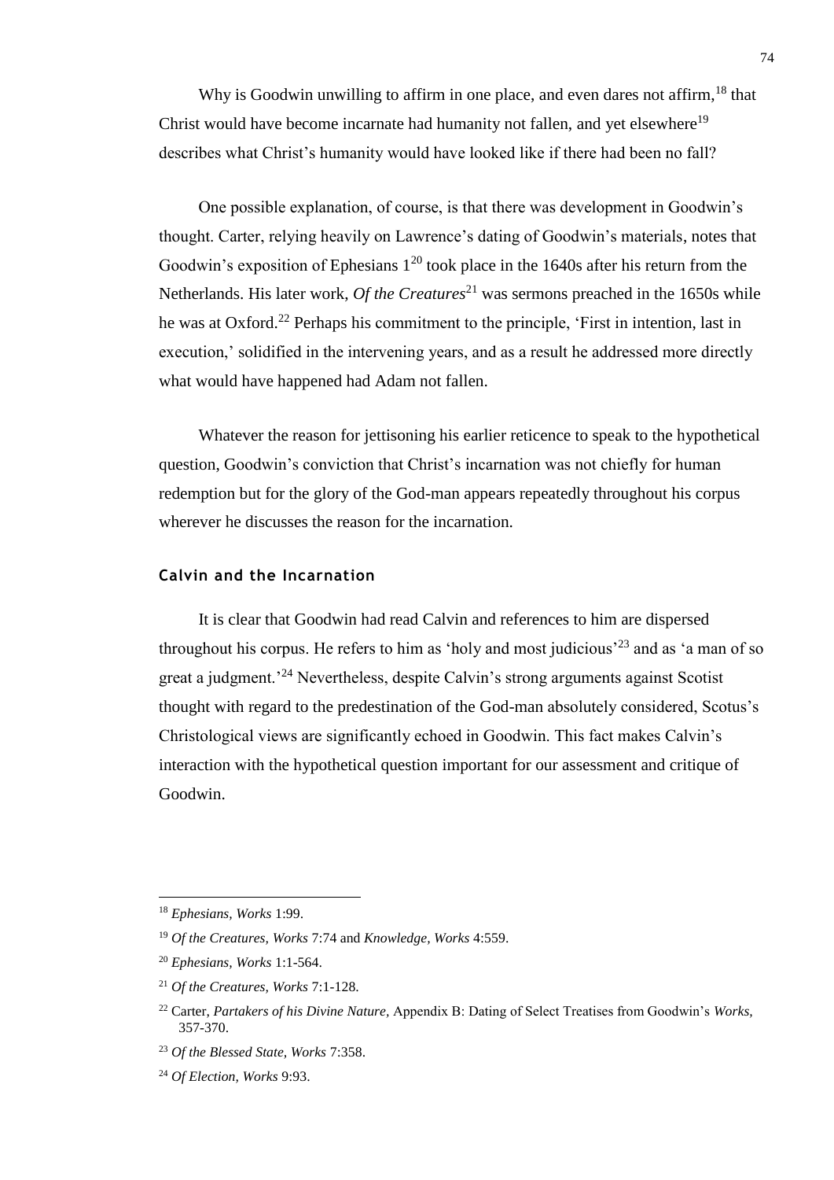Why is Goodwin unwilling to affirm in one place, and even dares not affirm,[18] that Christ would have become incarnate had humanity not fallen, and yet elsewhere[19] describes what Christ's humanity would have looked like if there had been no fall?

One possible explanation, of course, is that there was development in Goodwin's thought. Carter, relying heavily on Lawrence's dating of Goodwin's materials, notes that Goodwin's exposition of Ephesians 1[20] took place in the 1640s after his return from the Netherlands. His later work, *Of the Creatures*[21] was sermons preached in the 1650s while he was at Oxford.[22] Perhaps his commitment to the principle, 'First in intention, last in execution,' solidified in the intervening years, and as a result he addressed more directly what would have happened had Adam not fallen.

Whatever the reason for jettisoning his earlier reticence to speak to the hypothetical question, Goodwin's conviction that Christ's incarnation was not chiefly for human redemption but for the glory of the God-man appears repeatedly throughout his corpus wherever he discusses the reason for the incarnation.

### Calvin and the Incarnation

It is clear that Goodwin had read Calvin and references to him are dispersed throughout his corpus. He refers to him as 'holy and most judicious'[23] and as 'a man of so great a judgment.'[24] Nevertheless, despite Calvin's strong arguments against Scotist thought with regard to the predestination of the God-man absolutely considered, Scotus's Christological views are significantly echoed in Goodwin. This fact makes Calvin's interaction with the hypothetical question important for our assessment and critique of Goodwin.

---

[18] *Ephesians, Works* 1:99.

[19] *Of the Creatures, Works* 7:74 and *Knowledge, Works* 4:559.

[20] *Ephesians, Works* 1:1-564.

[21] *Of the Creatures, Works* 7:1-128.

[22] Carter, *Partakers of his Divine Nature,* Appendix B: Dating of Select Treatises from Goodwin's *Works,* 357-370.

[23] *Of the Blessed State, Works* 7:358.

[24] *Of Election, Works* 9:93.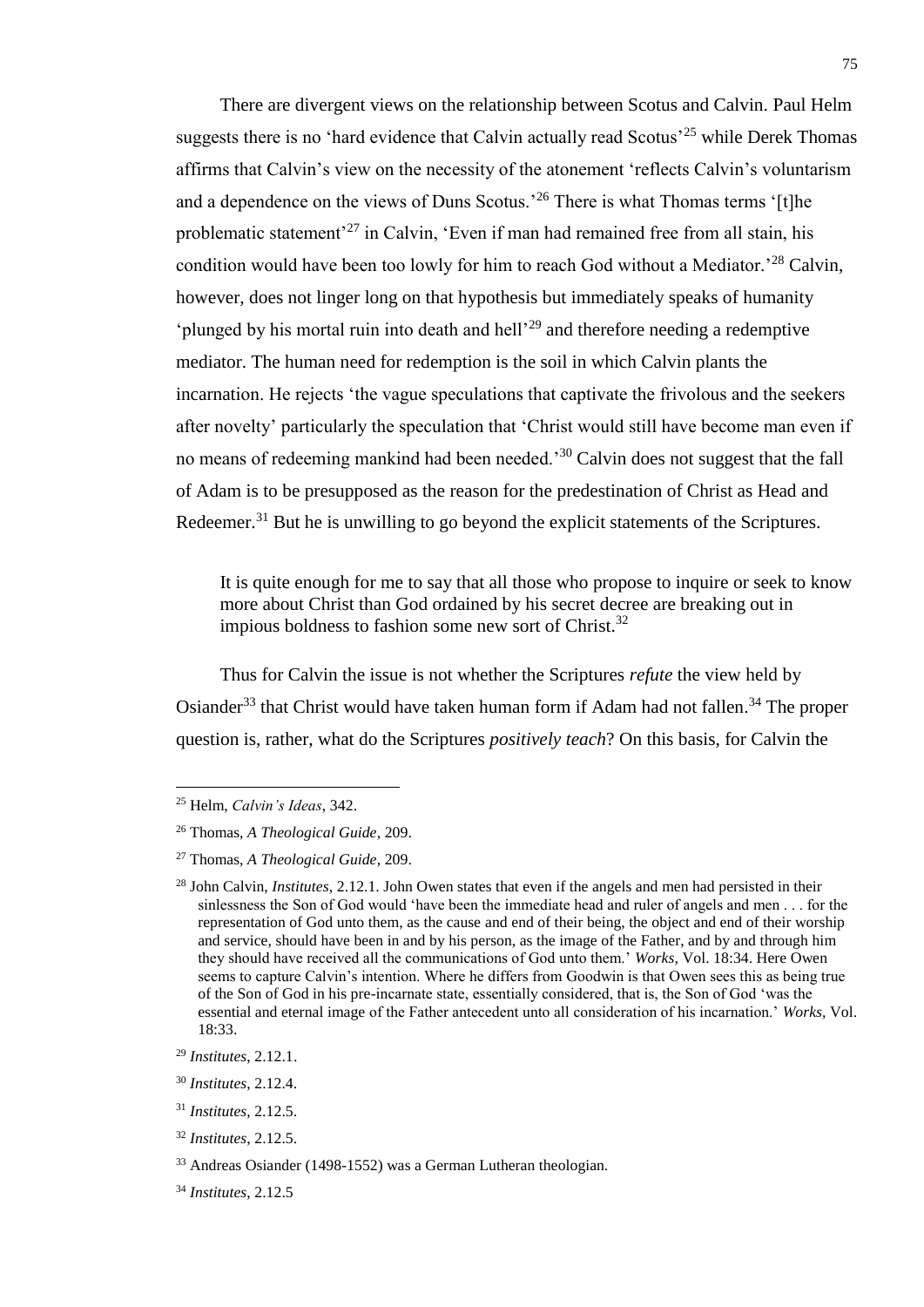There are divergent views on the relationship between Scotus and Calvin. Paul Helm suggests there is no 'hard evidence that Calvin actually read Scotus'[25] while Derek Thomas affirms that Calvin's view on the necessity of the atonement 'reflects Calvin's voluntarism and a dependence on the views of Duns Scotus.'[26] There is what Thomas terms '[t]he problematic statement'[27] in Calvin, 'Even if man had remained free from all stain, his condition would have been too lowly for him to reach God without a Mediator.'[28] Calvin, however, does not linger long on that hypothesis but immediately speaks of humanity 'plunged by his mortal ruin into death and hell'[29] and therefore needing a redemptive mediator. The human need for redemption is the soil in which Calvin plants the incarnation. He rejects 'the vague speculations that captivate the frivolous and the seekers after novelty' particularly the speculation that 'Christ would still have become man even if no means of redeeming mankind had been needed.'[30] Calvin does not suggest that the fall of Adam is to be presupposed as the reason for the predestination of Christ as Head and Redeemer.[31] But he is unwilling to go beyond the explicit statements of the Scriptures.

> It is quite enough for me to say that all those who propose to inquire or seek to know more about Christ than God ordained by his secret decree are breaking out in impious boldness to fashion some new sort of Christ.[32]

Thus for Calvin the issue is not whether the Scriptures *refute* the view held by Osiander[33] that Christ would have taken human form if Adam had not fallen.[34] The proper question is, rather, what do the Scriptures *positively teach*? On this basis, for Calvin the

---

[25] Helm, *Calvin's Ideas*, 342.

[26] Thomas, *A Theological Guide*, 209.

[27] Thomas, *A Theological Guide*, 209.

[28] John Calvin, *Institutes*, 2.12.1. John Owen states that even if the angels and men had persisted in their sinlessness the Son of God would 'have been the immediate head and ruler of angels and men . . . for the representation of God unto them, as the cause and end of their being, the object and end of their worship and service, should have been in and by his person, as the image of the Father, and by and through him they should have received all the communications of God unto them.' *Works*, Vol. 18:34. Here Owen seems to capture Calvin's intention. Where he differs from Goodwin is that Owen sees this as being true of the Son of God in his pre-incarnate state, essentially considered, that is, the Son of God 'was the essential and eternal image of the Father antecedent unto all consideration of his incarnation.' *Works*, Vol. 18:33.

[29] *Institutes*, 2.12.1.

[30] *Institutes*, 2.12.4.

[31] *Institutes*, 2.12.5.

[32] *Institutes*, 2.12.5.

[33] Andreas Osiander (1498-1552) was a German Lutheran theologian.

[34] *Institutes*, 2.12.5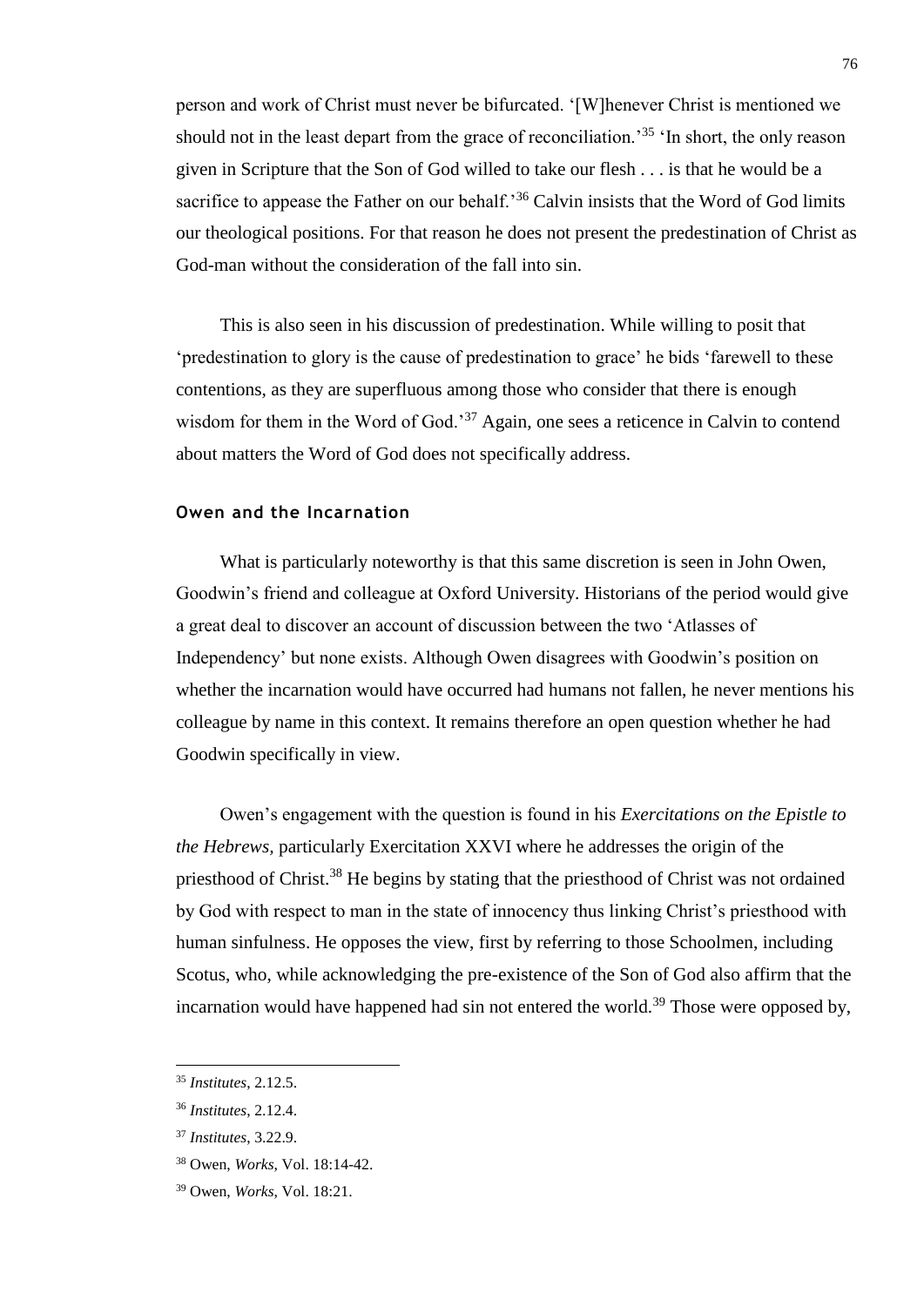person and work of Christ must never be bifurcated. '[W]henever Christ is mentioned we should not in the least depart from the grace of reconciliation.'[35] 'In short, the only reason given in Scripture that the Son of God willed to take our flesh . . . is that he would be a sacrifice to appease the Father on our behalf.'[36] Calvin insists that the Word of God limits our theological positions. For that reason he does not present the predestination of Christ as God-man without the consideration of the fall into sin.

This is also seen in his discussion of predestination. While willing to posit that 'predestination to glory is the cause of predestination to grace' he bids 'farewell to these contentions, as they are superfluous among those who consider that there is enough wisdom for them in the Word of God.'[37] Again, one sees a reticence in Calvin to contend about matters the Word of God does not specifically address.

### Owen and the Incarnation

What is particularly noteworthy is that this same discretion is seen in John Owen, Goodwin's friend and colleague at Oxford University. Historians of the period would give a great deal to discover an account of discussion between the two 'Atlasses of Independency' but none exists. Although Owen disagrees with Goodwin's position on whether the incarnation would have occurred had humans not fallen, he never mentions his colleague by name in this context. It remains therefore an open question whether he had Goodwin specifically in view.

Owen's engagement with the question is found in his *Exercitations on the Epistle to the Hebrews*, particularly Exercitation XXVI where he addresses the origin of the priesthood of Christ.[38] He begins by stating that the priesthood of Christ was not ordained by God with respect to man in the state of innocency thus linking Christ's priesthood with human sinfulness. He opposes the view, first by referring to those Schoolmen, including Scotus, who, while acknowledging the pre-existence of the Son of God also affirm that the incarnation would have happened had sin not entered the world.[39] Those were opposed by,

---

[35] *Institutes*, 2.12.5.

[36] *Institutes*, 2.12.4.

[37] *Institutes*, 3.22.9.

[38] Owen, *Works*, Vol. 18:14-42.

[39] Owen, *Works*, Vol. 18:21.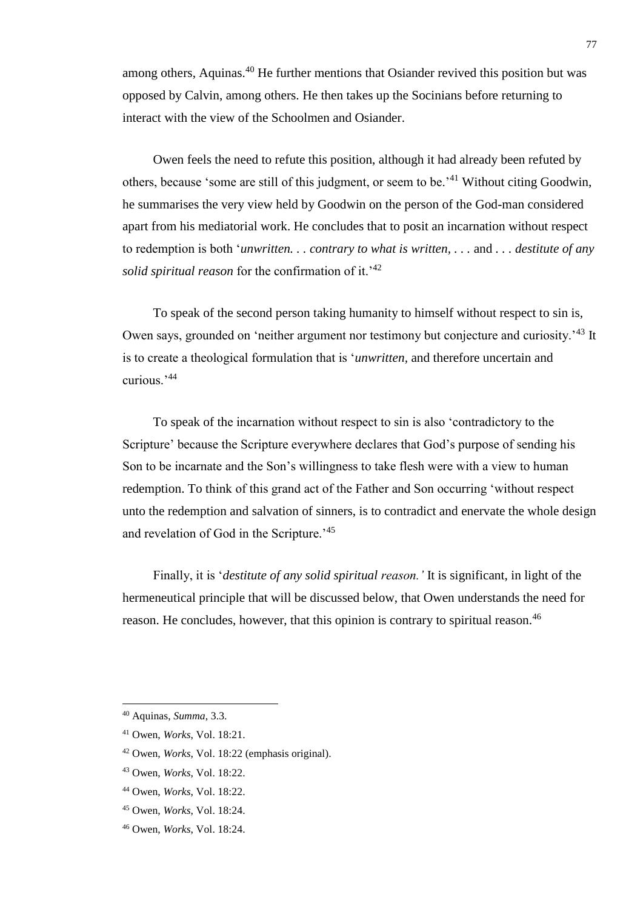among others, Aquinas.[40] He further mentions that Osiander revived this position but was opposed by Calvin, among others. He then takes up the Socinians before returning to interact with the view of the Schoolmen and Osiander.

Owen feels the need to refute this position, although it had already been refuted by others, because 'some are still of this judgment, or seem to be.'[41] Without citing Goodwin, he summarises the very view held by Goodwin on the person of the God-man considered apart from his mediatorial work. He concludes that to posit an incarnation without respect to redemption is both '*unwritten. . . contrary to what is written, . . .* and . . . *destitute of any solid spiritual reason* for the confirmation of it.'[42]

To speak of the second person taking humanity to himself without respect to sin is, Owen says, grounded on 'neither argument nor testimony but conjecture and curiosity.'[43] It is to create a theological formulation that is '*unwritten*, and therefore uncertain and curious.'[44]

To speak of the incarnation without respect to sin is also 'contradictory to the Scripture' because the Scripture everywhere declares that God's purpose of sending his Son to be incarnate and the Son's willingness to take flesh were with a view to human redemption. To think of this grand act of the Father and Son occurring 'without respect unto the redemption and salvation of sinners, is to contradict and enervate the whole design and revelation of God in the Scripture.'[45]

Finally, it is '*destitute of any solid spiritual reason.'* It is significant, in light of the hermeneutical principle that will be discussed below, that Owen understands the need for reason. He concludes, however, that this opinion is contrary to spiritual reason.[46]

---

[40] Aquinas, *Summa*, 3.3.

[41] Owen, *Works*, Vol. 18:21.

[42] Owen, *Works*, Vol. 18:22 (emphasis original).

[43] Owen, *Works*, Vol. 18:22.

[44] Owen, *Works*, Vol. 18:22.

[45] Owen, *Works*, Vol. 18:24.

[46] Owen, *Works*, Vol. 18:24.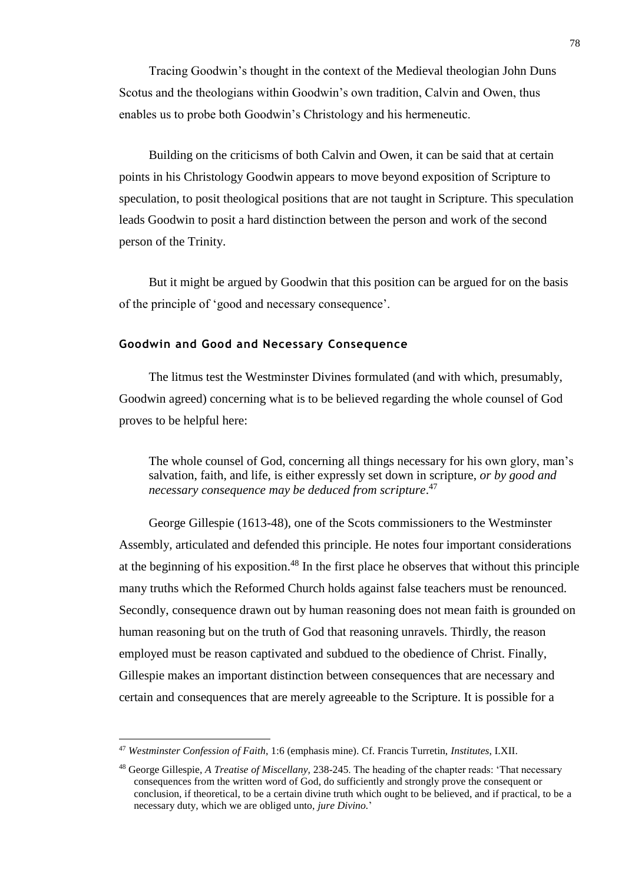Tracing Goodwin's thought in the context of the Medieval theologian John Duns Scotus and the theologians within Goodwin's own tradition, Calvin and Owen, thus enables us to probe both Goodwin's Christology and his hermeneutic.

Building on the criticisms of both Calvin and Owen, it can be said that at certain points in his Christology Goodwin appears to move beyond exposition of Scripture to speculation, to posit theological positions that are not taught in Scripture. This speculation leads Goodwin to posit a hard distinction between the person and work of the second person of the Trinity.

But it might be argued by Goodwin that this position can be argued for on the basis of the principle of 'good and necessary consequence'.

### Goodwin and Good and Necessary Consequence

The litmus test the Westminster Divines formulated (and with which, presumably, Goodwin agreed) concerning what is to be believed regarding the whole counsel of God proves to be helpful here:

> The whole counsel of God, concerning all things necessary for his own glory, man's salvation, faith, and life, is either expressly set down in scripture, *or by good and necessary consequence may be deduced from scripture*.[47]

George Gillespie (1613-48), one of the Scots commissioners to the Westminster Assembly, articulated and defended this principle. He notes four important considerations at the beginning of his exposition.[48] In the first place he observes that without this principle many truths which the Reformed Church holds against false teachers must be renounced. Secondly, consequence drawn out by human reasoning does not mean faith is grounded on human reasoning but on the truth of God that reasoning unravels. Thirdly, the reason employed must be reason captivated and subdued to the obedience of Christ. Finally, Gillespie makes an important distinction between consequences that are necessary and certain and consequences that are merely agreeable to the Scripture. It is possible for a

---

[47] *Westminster Confession of Faith*, 1:6 (emphasis mine). Cf. Francis Turretin, *Institutes*, I.XII.

[48] George Gillespie, *A Treatise of Miscellany,* 238-245. The heading of the chapter reads: 'That necessary consequences from the written word of God, do sufficiently and strongly prove the consequent or conclusion, if theoretical, to be a certain divine truth which ought to be believed, and if practical, to be a necessary duty, which we are obliged unto, *jure Divino.*'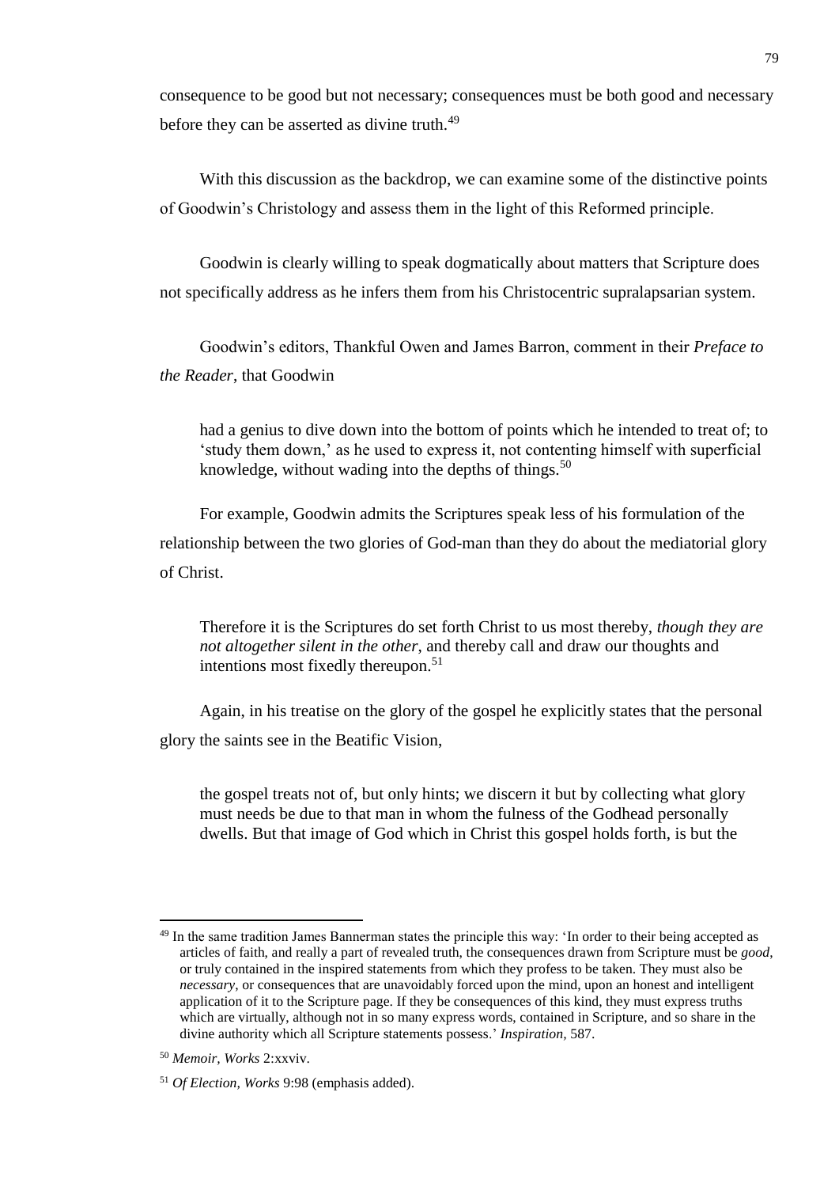consequence to be good but not necessary; consequences must be both good and necessary before they can be asserted as divine truth.[49]

With this discussion as the backdrop, we can examine some of the distinctive points of Goodwin's Christology and assess them in the light of this Reformed principle.

Goodwin is clearly willing to speak dogmatically about matters that Scripture does not specifically address as he infers them from his Christocentric supralapsarian system.

Goodwin's editors, Thankful Owen and James Barron, comment in their *Preface to the Reader*, that Goodwin

> had a genius to dive down into the bottom of points which he intended to treat of; to 'study them down,' as he used to express it, not contenting himself with superficial knowledge, without wading into the depths of things.[50]

For example, Goodwin admits the Scriptures speak less of his formulation of the relationship between the two glories of God-man than they do about the mediatorial glory of Christ.

> Therefore it is the Scriptures do set forth Christ to us most thereby, *though they are not altogether silent in the other*, and thereby call and draw our thoughts and intentions most fixedly thereupon.[51]

Again, in his treatise on the glory of the gospel he explicitly states that the personal glory the saints see in the Beatific Vision,

> the gospel treats not of, but only hints; we discern it but by collecting what glory must needs be due to that man in whom the fulness of the Godhead personally dwells. But that image of God which in Christ this gospel holds forth, is but the

---

[49] In the same tradition James Bannerman states the principle this way: 'In order to their being accepted as articles of faith, and really a part of revealed truth, the consequences drawn from Scripture must be *good*, or truly contained in the inspired statements from which they profess to be taken. They must also be *necessary*, or consequences that are unavoidably forced upon the mind, upon an honest and intelligent application of it to the Scripture page. If they be consequences of this kind, they must express truths which are virtually, although not in so many express words, contained in Scripture, and so share in the divine authority which all Scripture statements possess.' *Inspiration*, 587.

[50] *Memoir*, *Works* 2:xxviv.

[51] *Of Election*, *Works* 9:98 (emphasis added).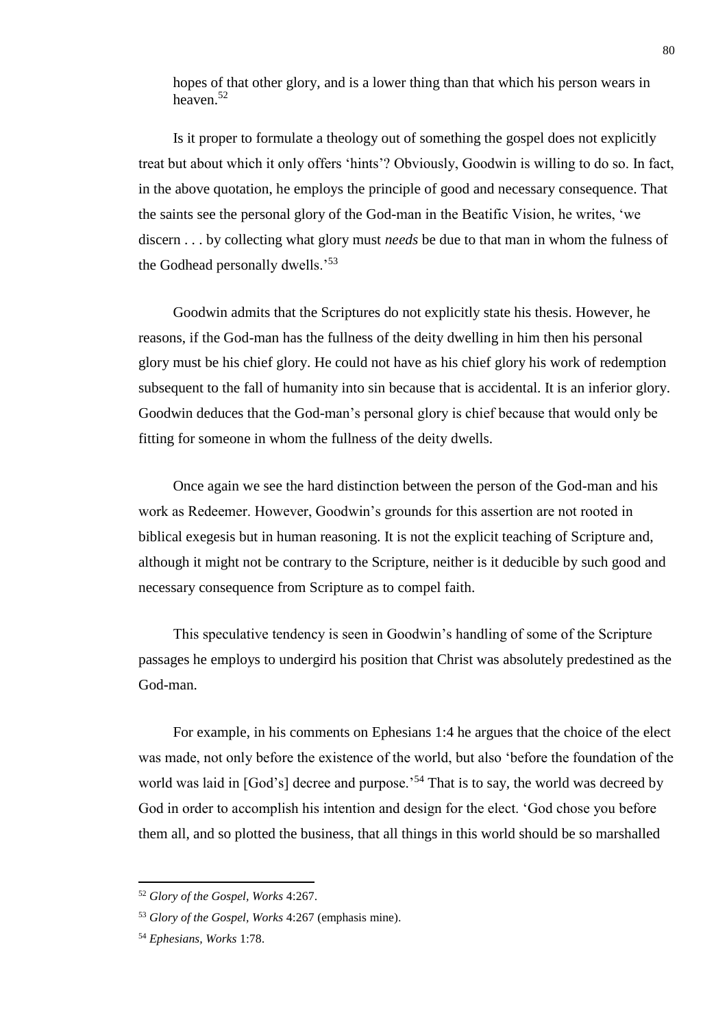> hopes of that other glory, and is a lower thing than that which his person wears in heaven.[52]

Is it proper to formulate a theology out of something the gospel does not explicitly treat but about which it only offers 'hints'? Obviously, Goodwin is willing to do so. In fact, in the above quotation, he employs the principle of good and necessary consequence. That the saints see the personal glory of the God-man in the Beatific Vision, he writes, 'we discern . . . by collecting what glory must *needs* be due to that man in whom the fulness of the Godhead personally dwells.'[53]

Goodwin admits that the Scriptures do not explicitly state his thesis. However, he reasons, if the God-man has the fullness of the deity dwelling in him then his personal glory must be his chief glory. He could not have as his chief glory his work of redemption subsequent to the fall of humanity into sin because that is accidental. It is an inferior glory. Goodwin deduces that the God-man's personal glory is chief because that would only be fitting for someone in whom the fullness of the deity dwells.

Once again we see the hard distinction between the person of the God-man and his work as Redeemer. However, Goodwin's grounds for this assertion are not rooted in biblical exegesis but in human reasoning. It is not the explicit teaching of Scripture and, although it might not be contrary to the Scripture, neither is it deducible by such good and necessary consequence from Scripture as to compel faith.

This speculative tendency is seen in Goodwin's handling of some of the Scripture passages he employs to undergird his position that Christ was absolutely predestined as the God-man.

For example, in his comments on Ephesians 1:4 he argues that the choice of the elect was made, not only before the existence of the world, but also 'before the foundation of the world was laid in [God's] decree and purpose.'[54] That is to say, the world was decreed by God in order to accomplish his intention and design for the elect. 'God chose you before them all, and so plotted the business, that all things in this world should be so marshalled

---

[52] *Glory of the Gospel, Works* 4:267.

[53] *Glory of the Gospel, Works* 4:267 (emphasis mine).

[54] *Ephesians, Works* 1:78.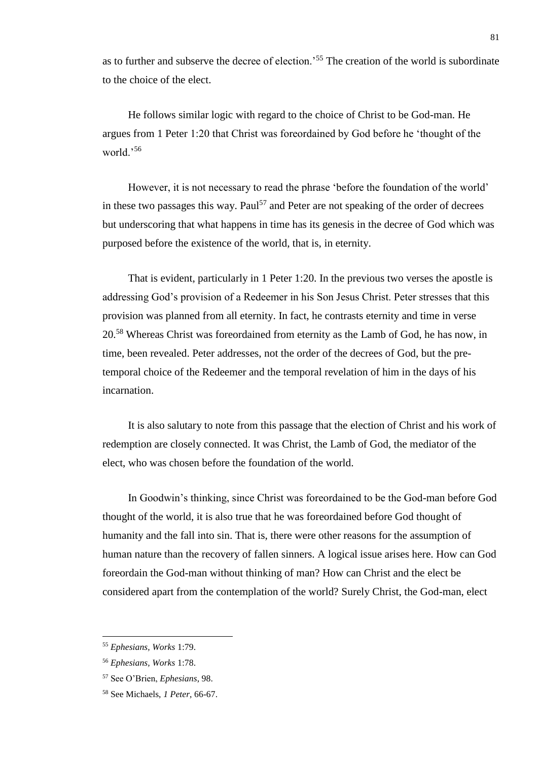as to further and subserve the decree of election.'[55] The creation of the world is subordinate to the choice of the elect.

He follows similar logic with regard to the choice of Christ to be God-man. He argues from 1 Peter 1:20 that Christ was foreordained by God before he 'thought of the world.'[56]

However, it is not necessary to read the phrase 'before the foundation of the world' in these two passages this way. Paul[57] and Peter are not speaking of the order of decrees but underscoring that what happens in time has its genesis in the decree of God which was purposed before the existence of the world, that is, in eternity.

That is evident, particularly in 1 Peter 1:20. In the previous two verses the apostle is addressing God's provision of a Redeemer in his Son Jesus Christ. Peter stresses that this provision was planned from all eternity. In fact, he contrasts eternity and time in verse 20.[58] Whereas Christ was foreordained from eternity as the Lamb of God, he has now, in time, been revealed. Peter addresses, not the order of the decrees of God, but the pre-temporal choice of the Redeemer and the temporal revelation of him in the days of his incarnation.

It is also salutary to note from this passage that the election of Christ and his work of redemption are closely connected. It was Christ, the Lamb of God, the mediator of the elect, who was chosen before the foundation of the world.

In Goodwin's thinking, since Christ was foreordained to be the God-man before God thought of the world, it is also true that he was foreordained before God thought of humanity and the fall into sin. That is, there were other reasons for the assumption of human nature than the recovery of fallen sinners. A logical issue arises here. How can God foreordain the God-man without thinking of man? How can Christ and the elect be considered apart from the contemplation of the world? Surely Christ, the God-man, elect

---

[55] *Ephesians, Works* 1:79.

[56] *Ephesians, Works* 1:78.

[57] See O'Brien, *Ephesians*, 98.

[58] See Michaels, *1 Peter*, 66-67.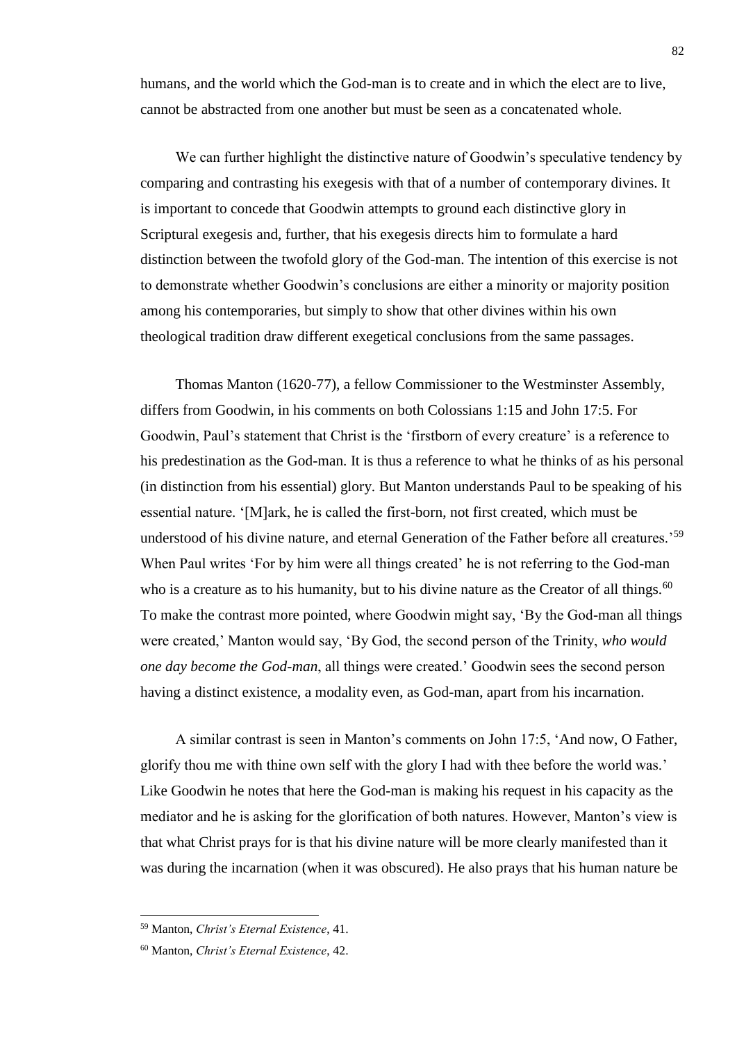humans, and the world which the God-man is to create and in which the elect are to live, cannot be abstracted from one another but must be seen as a concatenated whole.

We can further highlight the distinctive nature of Goodwin's speculative tendency by comparing and contrasting his exegesis with that of a number of contemporary divines. It is important to concede that Goodwin attempts to ground each distinctive glory in Scriptural exegesis and, further, that his exegesis directs him to formulate a hard distinction between the twofold glory of the God-man. The intention of this exercise is not to demonstrate whether Goodwin's conclusions are either a minority or majority position among his contemporaries, but simply to show that other divines within his own theological tradition draw different exegetical conclusions from the same passages.

Thomas Manton (1620-77), a fellow Commissioner to the Westminster Assembly, differs from Goodwin, in his comments on both Colossians 1:15 and John 17:5. For Goodwin, Paul's statement that Christ is the 'firstborn of every creature' is a reference to his predestination as the God-man. It is thus a reference to what he thinks of as his personal (in distinction from his essential) glory. But Manton understands Paul to be speaking of his essential nature. '[M]ark, he is called the first-born, not first created, which must be understood of his divine nature, and eternal Generation of the Father before all creatures.'[59] When Paul writes 'For by him were all things created' he is not referring to the God-man who is a creature as to his humanity, but to his divine nature as the Creator of all things.[60] To make the contrast more pointed, where Goodwin might say, 'By the God-man all things were created,' Manton would say, 'By God, the second person of the Trinity, *who would one day become the God-man*, all things were created.' Goodwin sees the second person having a distinct existence, a modality even, as God-man, apart from his incarnation.

A similar contrast is seen in Manton's comments on John 17:5, 'And now, O Father, glorify thou me with thine own self with the glory I had with thee before the world was.' Like Goodwin he notes that here the God-man is making his request in his capacity as the mediator and he is asking for the glorification of both natures. However, Manton's view is that what Christ prays for is that his divine nature will be more clearly manifested than it was during the incarnation (when it was obscured). He also prays that his human nature be

---

[59] Manton, *Christ's Eternal Existence*, 41.

[60] Manton, *Christ's Eternal Existence*, 42.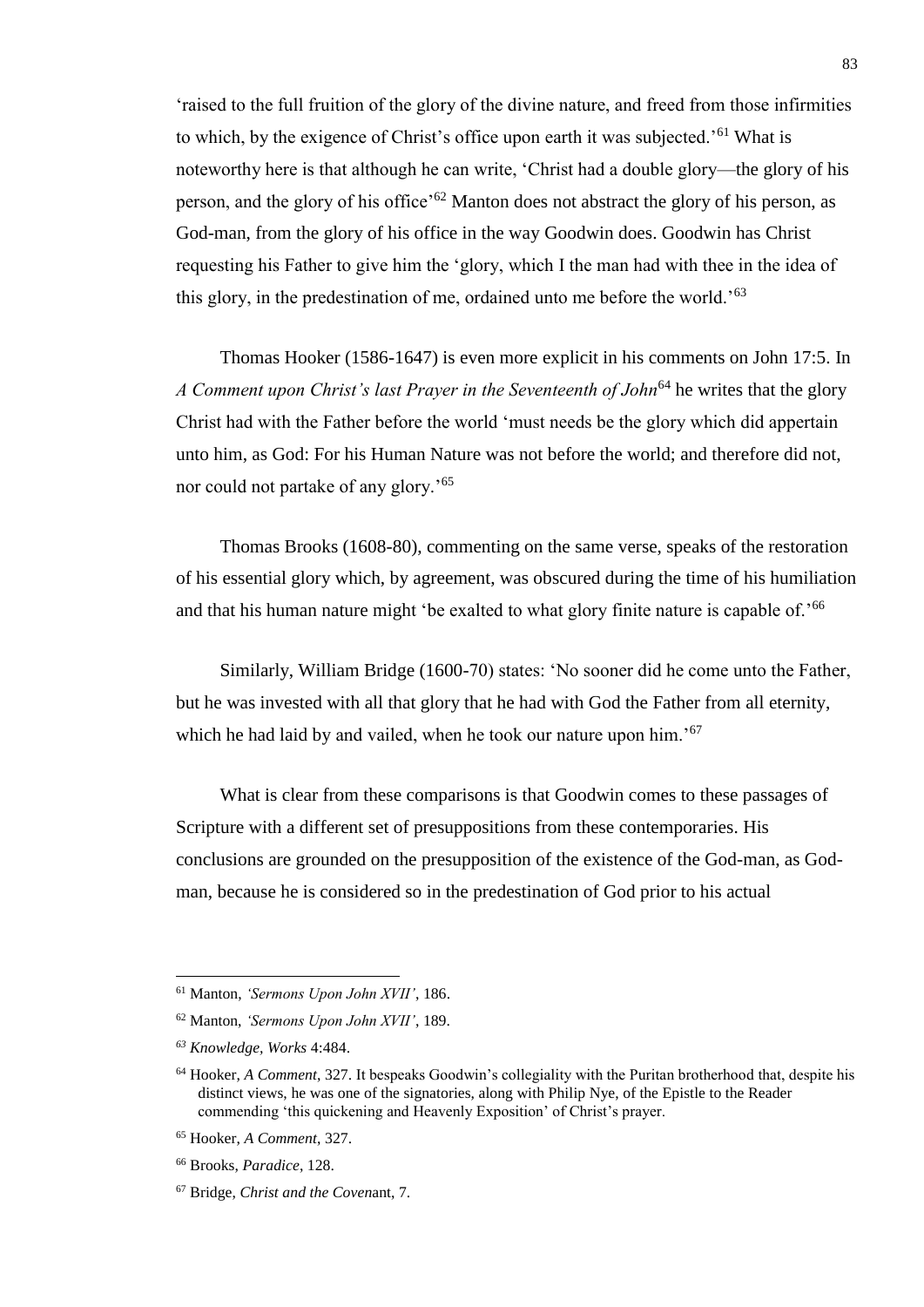'raised to the full fruition of the glory of the divine nature, and freed from those infirmities to which, by the exigence of Christ's office upon earth it was subjected.'[61] What is noteworthy here is that although he can write, 'Christ had a double glory—the glory of his person, and the glory of his office'[62] Manton does not abstract the glory of his person, as God-man, from the glory of his office in the way Goodwin does. Goodwin has Christ requesting his Father to give him the 'glory, which I the man had with thee in the idea of this glory, in the predestination of me, ordained unto me before the world.'[63]

Thomas Hooker (1586-1647) is even more explicit in his comments on John 17:5. In *A Comment upon Christ's last Prayer in the Seventeenth of John*[64] he writes that the glory Christ had with the Father before the world 'must needs be the glory which did appertain unto him, as God: For his Human Nature was not before the world; and therefore did not, nor could not partake of any glory.'[65]

Thomas Brooks (1608-80), commenting on the same verse, speaks of the restoration of his essential glory which, by agreement, was obscured during the time of his humiliation and that his human nature might 'be exalted to what glory finite nature is capable of.'[66]

Similarly, William Bridge (1600-70) states: 'No sooner did he come unto the Father, but he was invested with all that glory that he had with God the Father from all eternity, which he had laid by and vailed, when he took our nature upon him.'[67]

What is clear from these comparisons is that Goodwin comes to these passages of Scripture with a different set of presuppositions from these contemporaries. His conclusions are grounded on the presupposition of the existence of the God-man, as God-man, because he is considered so in the predestination of God prior to his actual

---

[61] Manton, *'Sermons Upon John XVII'*, 186.

[62] Manton, *'Sermons Upon John XVII'*, 189.

[63] *Knowledge, Works* 4:484.

[64] Hooker, *A Comment*, 327. It bespeaks Goodwin's collegiality with the Puritan brotherhood that, despite his distinct views, he was one of the signatories, along with Philip Nye, of the Epistle to the Reader commending 'this quickening and Heavenly Exposition' of Christ's prayer.

[65] Hooker, *A Comment*, 327.

[66] Brooks, *Paradice*, 128.

[67] Bridge, *Christ and the Covenant*, 7.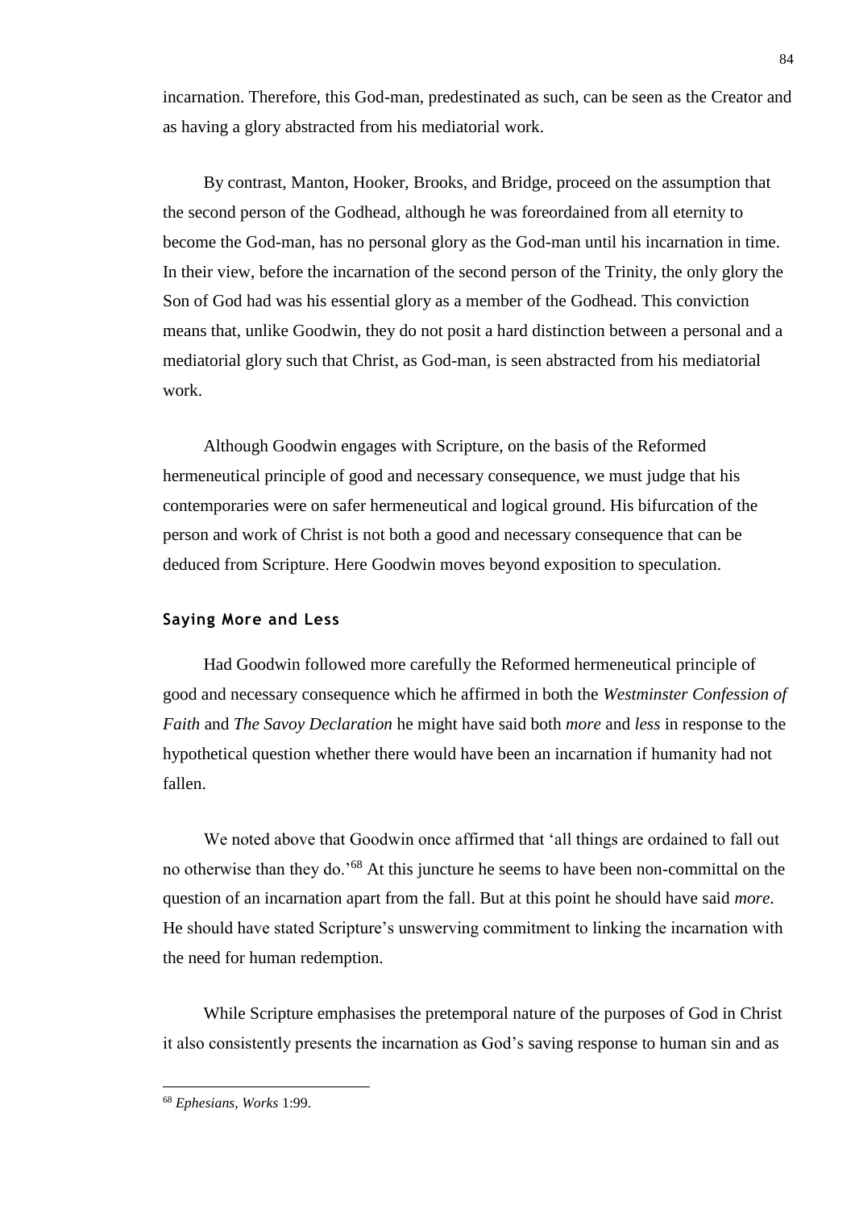incarnation. Therefore, this God-man, predestinated as such, can be seen as the Creator and as having a glory abstracted from his mediatorial work.

By contrast, Manton, Hooker, Brooks, and Bridge, proceed on the assumption that the second person of the Godhead, although he was foreordained from all eternity to become the God-man, has no personal glory as the God-man until his incarnation in time. In their view, before the incarnation of the second person of the Trinity, the only glory the Son of God had was his essential glory as a member of the Godhead. This conviction means that, unlike Goodwin, they do not posit a hard distinction between a personal and a mediatorial glory such that Christ, as God-man, is seen abstracted from his mediatorial work.

Although Goodwin engages with Scripture, on the basis of the Reformed hermeneutical principle of good and necessary consequence, we must judge that his contemporaries were on safer hermeneutical and logical ground. His bifurcation of the person and work of Christ is not both a good and necessary consequence that can be deduced from Scripture. Here Goodwin moves beyond exposition to speculation.

### Saying More and Less

Had Goodwin followed more carefully the Reformed hermeneutical principle of good and necessary consequence which he affirmed in both the *Westminster Confession of Faith* and *The Savoy Declaration* he might have said both *more* and *less* in response to the hypothetical question whether there would have been an incarnation if humanity had not fallen.

We noted above that Goodwin once affirmed that 'all things are ordained to fall out no otherwise than they do.'[68] At this juncture he seems to have been non-committal on the question of an incarnation apart from the fall. But at this point he should have said *more*. He should have stated Scripture's unswerving commitment to linking the incarnation with the need for human redemption.

While Scripture emphasises the pretemporal nature of the purposes of God in Christ it also consistently presents the incarnation as God's saving response to human sin and as

[68] *Ephesians*, *Works* 1:99.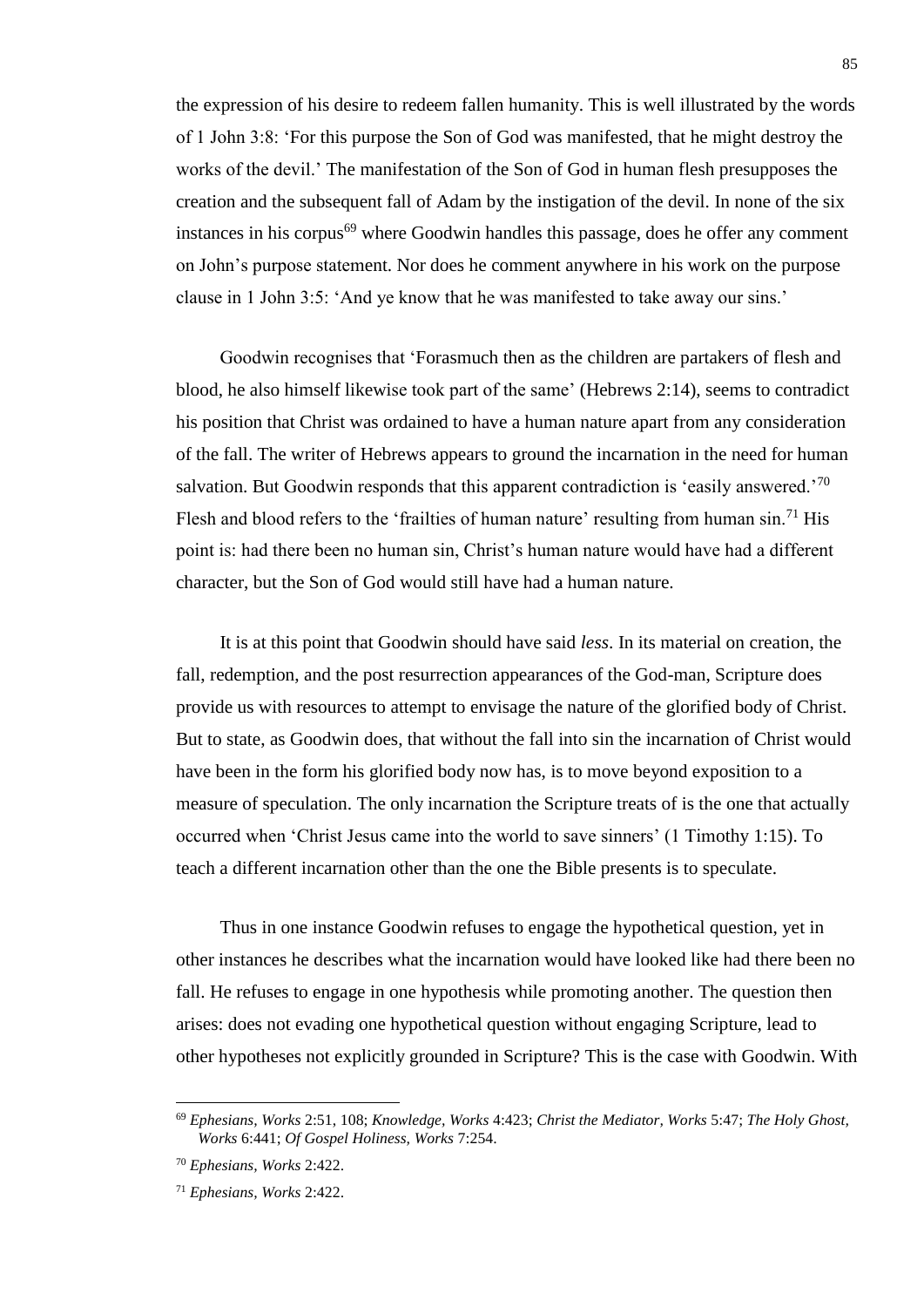the expression of his desire to redeem fallen humanity. This is well illustrated by the words of 1 John 3:8: 'For this purpose the Son of God was manifested, that he might destroy the works of the devil.' The manifestation of the Son of God in human flesh presupposes the creation and the subsequent fall of Adam by the instigation of the devil. In none of the six instances in his corpus[69] where Goodwin handles this passage, does he offer any comment on John's purpose statement. Nor does he comment anywhere in his work on the purpose clause in 1 John 3:5: 'And ye know that he was manifested to take away our sins.'

Goodwin recognises that 'Forasmuch then as the children are partakers of flesh and blood, he also himself likewise took part of the same' (Hebrews 2:14), seems to contradict his position that Christ was ordained to have a human nature apart from any consideration of the fall. The writer of Hebrews appears to ground the incarnation in the need for human salvation. But Goodwin responds that this apparent contradiction is 'easily answered.'[70] Flesh and blood refers to the 'frailties of human nature' resulting from human sin.[71] His point is: had there been no human sin, Christ's human nature would have had a different character, but the Son of God would still have had a human nature.

It is at this point that Goodwin should have said *less*. In its material on creation, the fall, redemption, and the post resurrection appearances of the God-man, Scripture does provide us with resources to attempt to envisage the nature of the glorified body of Christ. But to state, as Goodwin does, that without the fall into sin the incarnation of Christ would have been in the form his glorified body now has, is to move beyond exposition to a measure of speculation. The only incarnation the Scripture treats of is the one that actually occurred when 'Christ Jesus came into the world to save sinners' (1 Timothy 1:15). To teach a different incarnation other than the one the Bible presents is to speculate.

Thus in one instance Goodwin refuses to engage the hypothetical question, yet in other instances he describes what the incarnation would have looked like had there been no fall. He refuses to engage in one hypothesis while promoting another. The question then arises: does not evading one hypothetical question without engaging Scripture, lead to other hypotheses not explicitly grounded in Scripture? This is the case with Goodwin. With

---

[69] *Ephesians, Works* 2:51, 108; *Knowledge, Works* 4:423; *Christ the Mediator, Works* 5:47; *The Holy Ghost, Works* 6:441; *Of Gospel Holiness, Works* 7:254.

[70] *Ephesians, Works* 2:422.

[71] *Ephesians, Works* 2:422.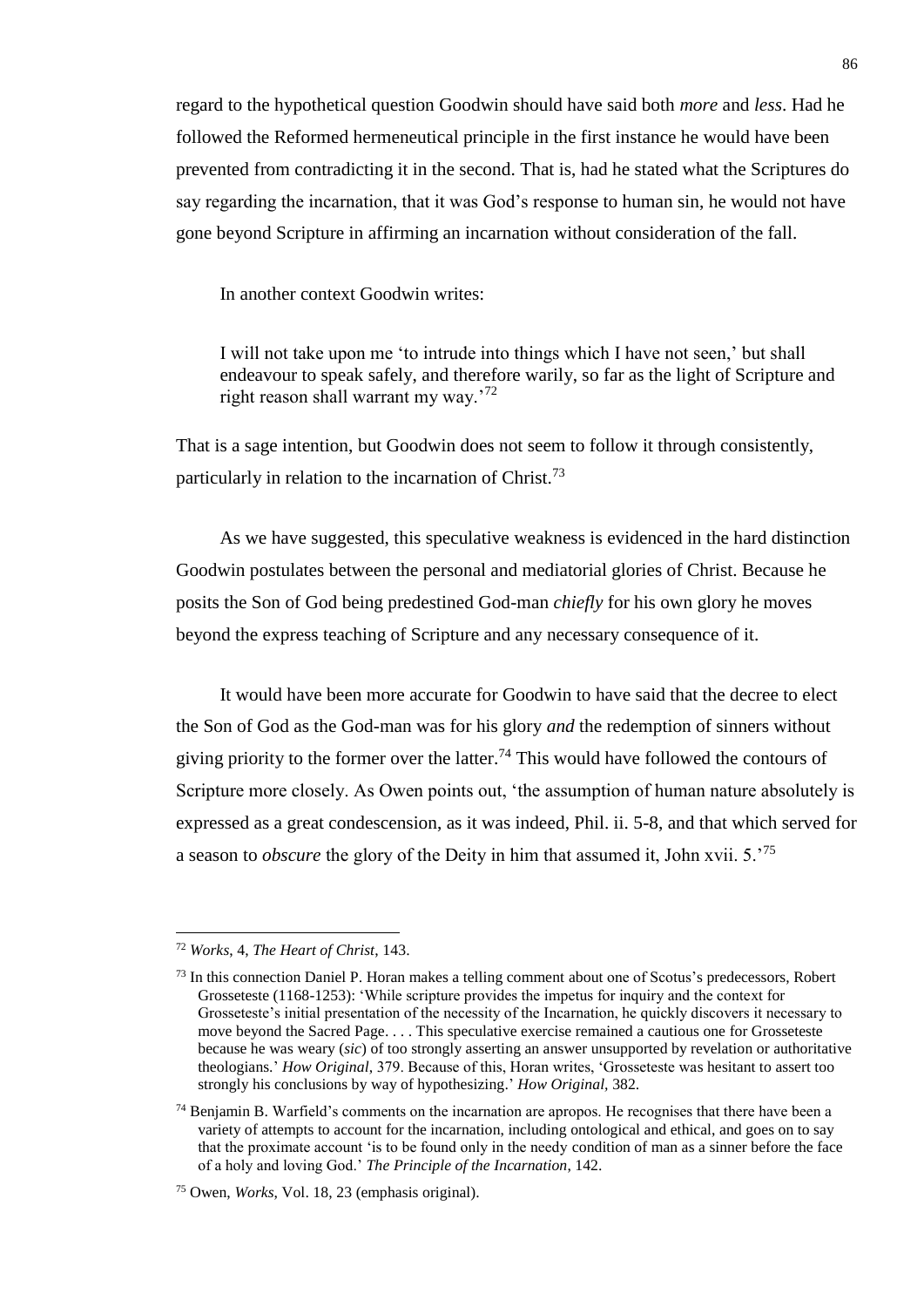regard to the hypothetical question Goodwin should have said both *more* and *less*. Had he followed the Reformed hermeneutical principle in the first instance he would have been prevented from contradicting it in the second. That is, had he stated what the Scriptures do say regarding the incarnation, that it was God's response to human sin, he would not have gone beyond Scripture in affirming an incarnation without consideration of the fall.

In another context Goodwin writes:

> I will not take upon me 'to intrude into things which I have not seen,' but shall endeavour to speak safely, and therefore warily, so far as the light of Scripture and right reason shall warrant my way.'[72]

That is a sage intention, but Goodwin does not seem to follow it through consistently, particularly in relation to the incarnation of Christ.[73]

As we have suggested, this speculative weakness is evidenced in the hard distinction Goodwin postulates between the personal and mediatorial glories of Christ. Because he posits the Son of God being predestined God-man *chiefly* for his own glory he moves beyond the express teaching of Scripture and any necessary consequence of it.

It would have been more accurate for Goodwin to have said that the decree to elect the Son of God as the God-man was for his glory *and* the redemption of sinners without giving priority to the former over the latter.[74] This would have followed the contours of Scripture more closely. As Owen points out, 'the assumption of human nature absolutely is expressed as a great condescension, as it was indeed, Phil. ii. 5-8, and that which served for a season to *obscure* the glory of the Deity in him that assumed it, John xvii. 5.'[75]

---

[72] *Works*, 4, *The Heart of Christ*, 143.

[73] In this connection Daniel P. Horan makes a telling comment about one of Scotus's predecessors, Robert Grosseteste (1168-1253): 'While scripture provides the impetus for inquiry and the context for Grosseteste's initial presentation of the necessity of the Incarnation, he quickly discovers it necessary to move beyond the Sacred Page. . . . This speculative exercise remained a cautious one for Grosseteste because he was weary (*sic*) of too strongly asserting an answer unsupported by revelation or authoritative theologians.' *How Original*, 379. Because of this, Horan writes, 'Grosseteste was hesitant to assert too strongly his conclusions by way of hypothesizing.' *How Original*, 382.

[74] Benjamin B. Warfield's comments on the incarnation are apropos. He recognises that there have been a variety of attempts to account for the incarnation, including ontological and ethical, and goes on to say that the proximate account 'is to be found only in the needy condition of man as a sinner before the face of a holy and loving God.' *The Principle of the Incarnation*, 142.

[75] Owen, *Works*, Vol. 18, 23 (emphasis original).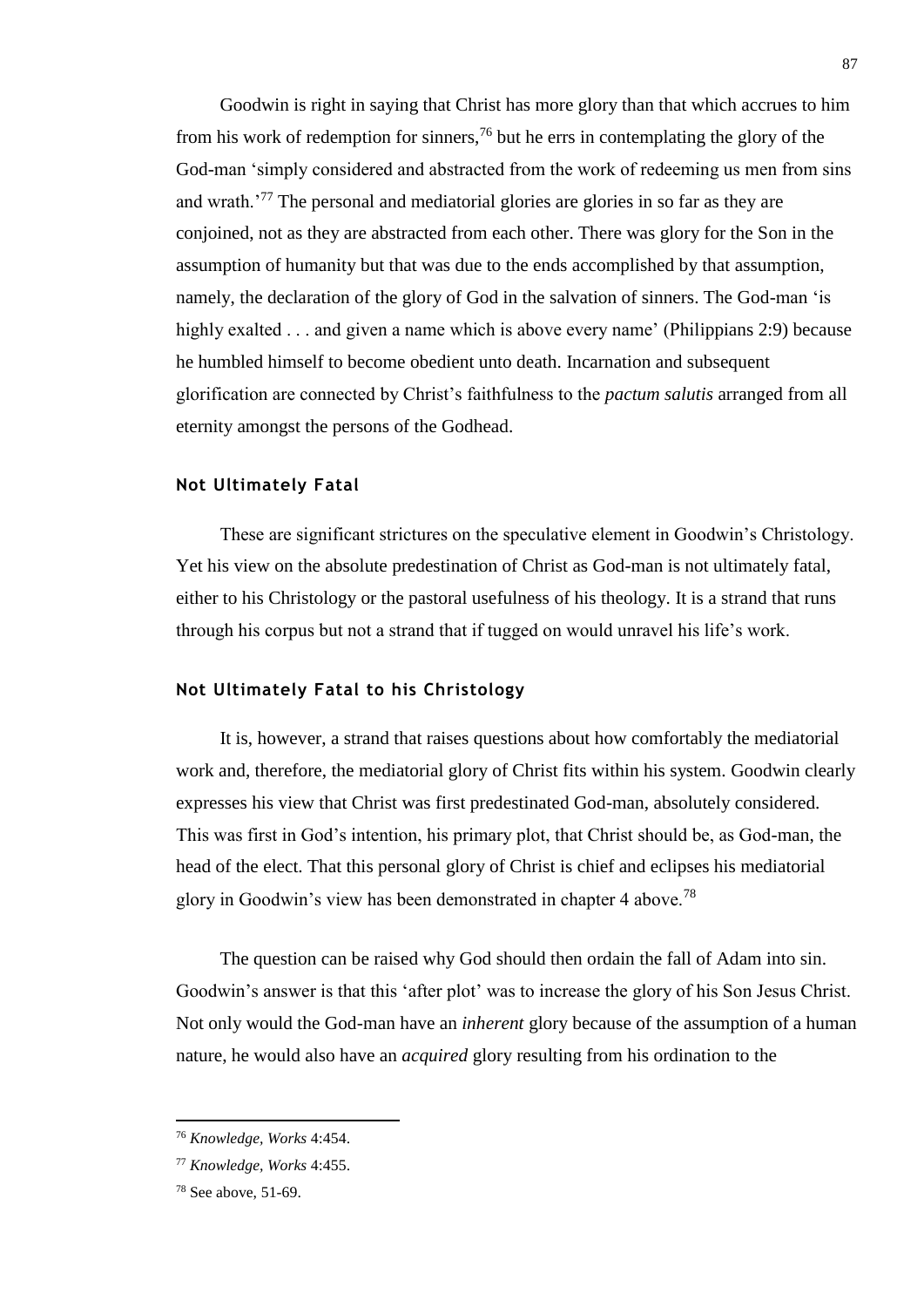Goodwin is right in saying that Christ has more glory than that which accrues to him from his work of redemption for sinners,[76] but he errs in contemplating the glory of the God-man 'simply considered and abstracted from the work of redeeming us men from sins and wrath.'[77] The personal and mediatorial glories are glories in so far as they are conjoined, not as they are abstracted from each other. There was glory for the Son in the assumption of humanity but that was due to the ends accomplished by that assumption, namely, the declaration of the glory of God in the salvation of sinners. The God-man 'is highly exalted . . . and given a name which is above every name' (Philippians 2:9) because he humbled himself to become obedient unto death. Incarnation and subsequent glorification are connected by Christ's faithfulness to the *pactum salutis* arranged from all eternity amongst the persons of the Godhead.

### Not Ultimately Fatal

These are significant strictures on the speculative element in Goodwin's Christology. Yet his view on the absolute predestination of Christ as God-man is not ultimately fatal, either to his Christology or the pastoral usefulness of his theology. It is a strand that runs through his corpus but not a strand that if tugged on would unravel his life's work.

### Not Ultimately Fatal to his Christology

It is, however, a strand that raises questions about how comfortably the mediatorial work and, therefore, the mediatorial glory of Christ fits within his system. Goodwin clearly expresses his view that Christ was first predestinated God-man, absolutely considered. This was first in God's intention, his primary plot, that Christ should be, as God-man, the head of the elect. That this personal glory of Christ is chief and eclipses his mediatorial glory in Goodwin's view has been demonstrated in chapter 4 above.[78]

The question can be raised why God should then ordain the fall of Adam into sin. Goodwin's answer is that this 'after plot' was to increase the glory of his Son Jesus Christ. Not only would the God-man have an *inherent* glory because of the assumption of a human nature, he would also have an *acquired* glory resulting from his ordination to the

---

[76] *Knowledge, Works* 4:454.

[77] *Knowledge, Works* 4:455.

[78] See above, 51-69.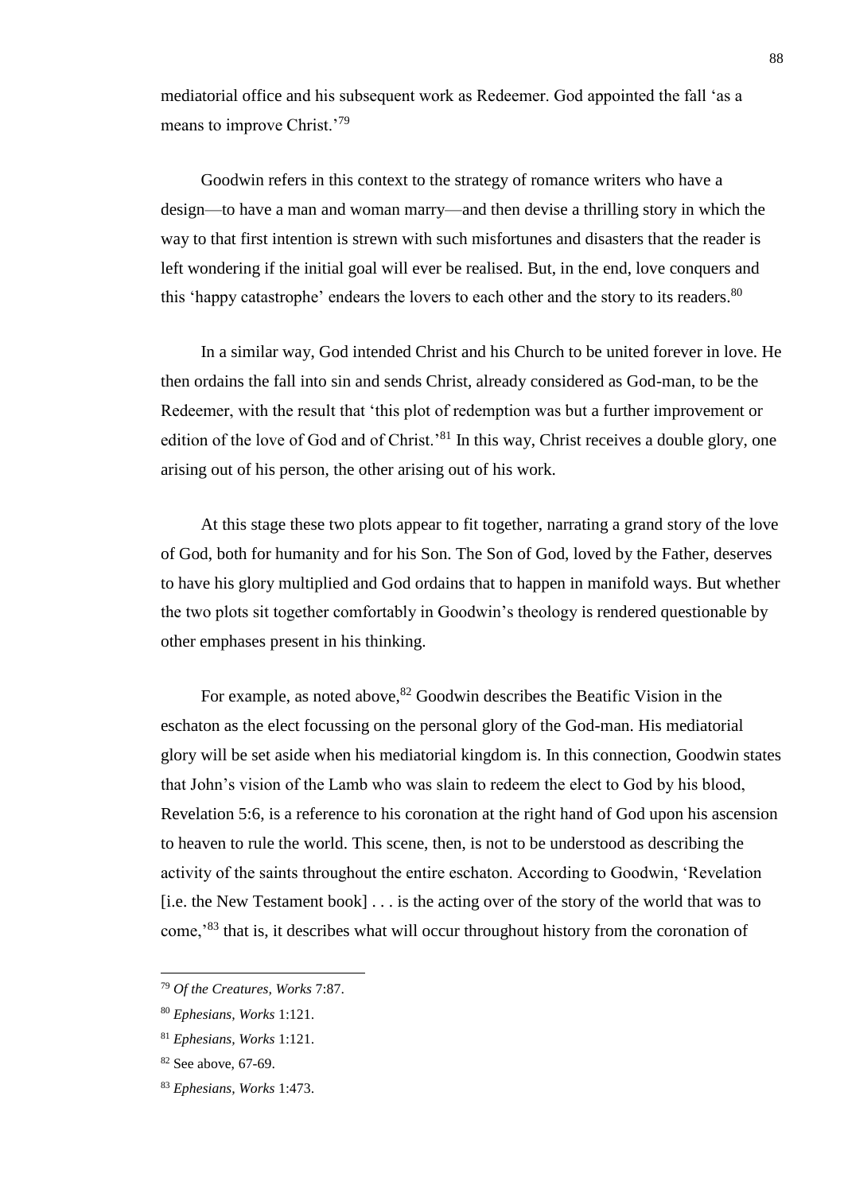mediatorial office and his subsequent work as Redeemer. God appointed the fall 'as a means to improve Christ.'[79]

Goodwin refers in this context to the strategy of romance writers who have a design—to have a man and woman marry—and then devise a thrilling story in which the way to that first intention is strewn with such misfortunes and disasters that the reader is left wondering if the initial goal will ever be realised. But, in the end, love conquers and this 'happy catastrophe' endears the lovers to each other and the story to its readers.[80]

In a similar way, God intended Christ and his Church to be united forever in love. He then ordains the fall into sin and sends Christ, already considered as God-man, to be the Redeemer, with the result that 'this plot of redemption was but a further improvement or edition of the love of God and of Christ.'[81] In this way, Christ receives a double glory, one arising out of his person, the other arising out of his work.

At this stage these two plots appear to fit together, narrating a grand story of the love of God, both for humanity and for his Son. The Son of God, loved by the Father, deserves to have his glory multiplied and God ordains that to happen in manifold ways. But whether the two plots sit together comfortably in Goodwin's theology is rendered questionable by other emphases present in his thinking.

For example, as noted above,[82] Goodwin describes the Beatific Vision in the eschaton as the elect focussing on the personal glory of the God-man. His mediatorial glory will be set aside when his mediatorial kingdom is. In this connection, Goodwin states that John's vision of the Lamb who was slain to redeem the elect to God by his blood, Revelation 5:6, is a reference to his coronation at the right hand of God upon his ascension to heaven to rule the world. This scene, then, is not to be understood as describing the activity of the saints throughout the entire eschaton. According to Goodwin, 'Revelation [i.e. the New Testament book] . . . is the acting over of the story of the world that was to come,'[83] that is, it describes what will occur throughout history from the coronation of

---

[79] *Of the Creatures, Works* 7:87.

[80] *Ephesians, Works* 1:121.

[81] *Ephesians, Works* 1:121.

[82] See above, 67-69.

[83] *Ephesians, Works* 1:473.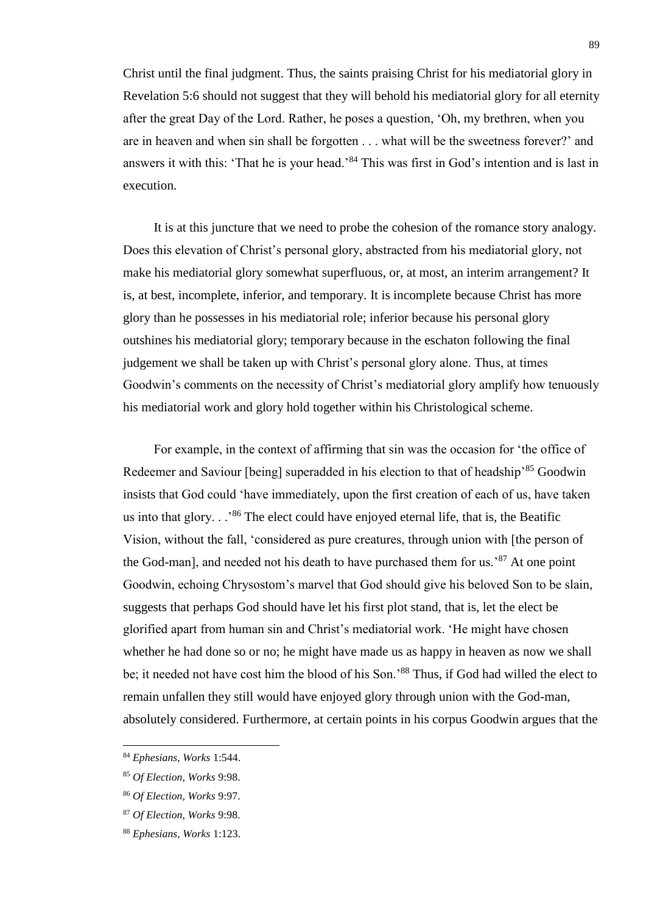Christ until the final judgment. Thus, the saints praising Christ for his mediatorial glory in Revelation 5:6 should not suggest that they will behold his mediatorial glory for all eternity after the great Day of the Lord. Rather, he poses a question, 'Oh, my brethren, when you are in heaven and when sin shall be forgotten . . . what will be the sweetness forever?' and answers it with this: 'That he is your head.'[84] This was first in God's intention and is last in execution.

It is at this juncture that we need to probe the cohesion of the romance story analogy. Does this elevation of Christ's personal glory, abstracted from his mediatorial glory, not make his mediatorial glory somewhat superfluous, or, at most, an interim arrangement? It is, at best, incomplete, inferior, and temporary. It is incomplete because Christ has more glory than he possesses in his mediatorial role; inferior because his personal glory outshines his mediatorial glory; temporary because in the eschaton following the final judgement we shall be taken up with Christ's personal glory alone. Thus, at times Goodwin's comments on the necessity of Christ's mediatorial glory amplify how tenuously his mediatorial work and glory hold together within his Christological scheme.

For example, in the context of affirming that sin was the occasion for 'the office of Redeemer and Saviour [being] superadded in his election to that of headship'[85] Goodwin insists that God could 'have immediately, upon the first creation of each of us, have taken us into that glory. . .'[86] The elect could have enjoyed eternal life, that is, the Beatific Vision, without the fall, 'considered as pure creatures, through union with [the person of the God-man], and needed not his death to have purchased them for us.'[87] At one point Goodwin, echoing Chrysostom's marvel that God should give his beloved Son to be slain, suggests that perhaps God should have let his first plot stand, that is, let the elect be glorified apart from human sin and Christ's mediatorial work. 'He might have chosen whether he had done so or no; he might have made us as happy in heaven as now we shall be; it needed not have cost him the blood of his Son.'[88] Thus, if God had willed the elect to remain unfallen they still would have enjoyed glory through union with the God-man, absolutely considered. Furthermore, at certain points in his corpus Goodwin argues that the

[84] *Ephesians, Works* 1:544.

[85] *Of Election, Works* 9:98.

[86] *Of Election, Works* 9:97.

[87] *Of Election, Works* 9:98.

[88] *Ephesians, Works* 1:123.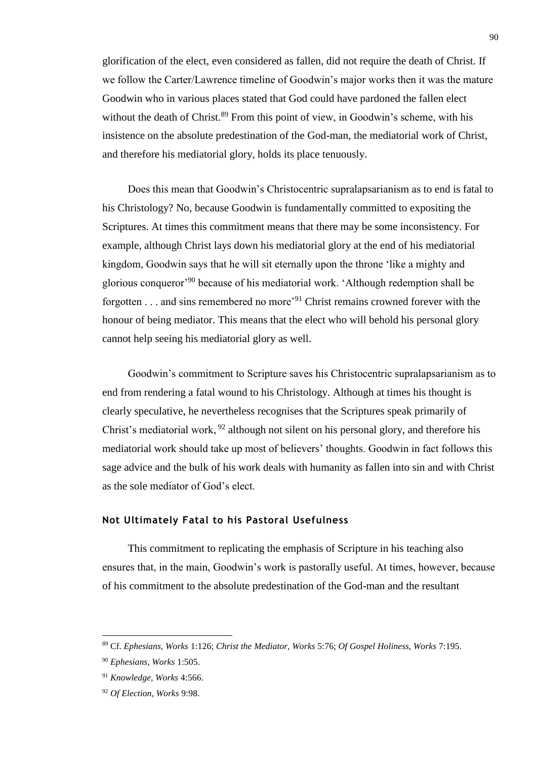glorification of the elect, even considered as fallen, did not require the death of Christ. If we follow the Carter/Lawrence timeline of Goodwin's major works then it was the mature Goodwin who in various places stated that God could have pardoned the fallen elect without the death of Christ.[89] From this point of view, in Goodwin's scheme, with his insistence on the absolute predestination of the God-man, the mediatorial work of Christ, and therefore his mediatorial glory, holds its place tenuously.

Does this mean that Goodwin's Christocentric supralapsarianism as to end is fatal to his Christology? No, because Goodwin is fundamentally committed to expositing the Scriptures. At times this commitment means that there may be some inconsistency. For example, although Christ lays down his mediatorial glory at the end of his mediatorial kingdom, Goodwin says that he will sit eternally upon the throne 'like a mighty and glorious conqueror'[90] because of his mediatorial work. 'Although redemption shall be forgotten . . . and sins remembered no more'[91] Christ remains crowned forever with the honour of being mediator. This means that the elect who will behold his personal glory cannot help seeing his mediatorial glory as well.

Goodwin's commitment to Scripture saves his Christocentric supralapsarianism as to end from rendering a fatal wound to his Christology. Although at times his thought is clearly speculative, he nevertheless recognises that the Scriptures speak primarily of Christ's mediatorial work,[92] although not silent on his personal glory, and therefore his mediatorial work should take up most of believers' thoughts. Goodwin in fact follows this sage advice and the bulk of his work deals with humanity as fallen into sin and with Christ as the sole mediator of God's elect.

### Not Ultimately Fatal to his Pastoral Usefulness

This commitment to replicating the emphasis of Scripture in his teaching also ensures that, in the main, Goodwin's work is pastorally useful. At times, however, because of his commitment to the absolute predestination of the God-man and the resultant

---

[89] Cf. *Ephesians, Works* 1:126; *Christ the Mediator, Works* 5:76; *Of Gospel Holiness, Works* 7:195.

[90] *Ephesians, Works* 1:505.

[91] *Knowledge, Works* 4:566.

[92] *Of Election, Works* 9:98.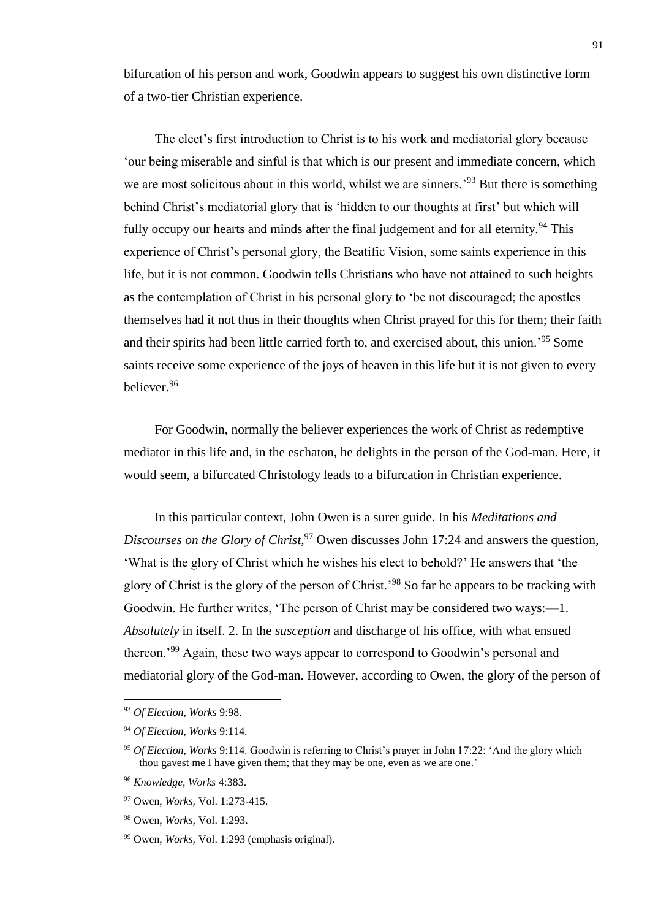bifurcation of his person and work, Goodwin appears to suggest his own distinctive form of a two-tier Christian experience.

The elect's first introduction to Christ is to his work and mediatorial glory because 'our being miserable and sinful is that which is our present and immediate concern, which we are most solicitous about in this world, whilst we are sinners.'[93] But there is something behind Christ's mediatorial glory that is 'hidden to our thoughts at first' but which will fully occupy our hearts and minds after the final judgement and for all eternity.[94] This experience of Christ's personal glory, the Beatific Vision, some saints experience in this life, but it is not common. Goodwin tells Christians who have not attained to such heights as the contemplation of Christ in his personal glory to 'be not discouraged; the apostles themselves had it not thus in their thoughts when Christ prayed for this for them; their faith and their spirits had been little carried forth to, and exercised about, this union.'[95] Some saints receive some experience of the joys of heaven in this life but it is not given to every believer.[96]

For Goodwin, normally the believer experiences the work of Christ as redemptive mediator in this life and, in the eschaton, he delights in the person of the God-man. Here, it would seem, a bifurcated Christology leads to a bifurcation in Christian experience.

In this particular context, John Owen is a surer guide. In his *Meditations and Discourses on the Glory of Christ,*[97] Owen discusses John 17:24 and answers the question, 'What is the glory of Christ which he wishes his elect to behold?' He answers that 'the glory of Christ is the glory of the person of Christ.'[98] So far he appears to be tracking with Goodwin. He further writes, 'The person of Christ may be considered two ways:—1. *Absolutely* in itself. 2. In the *susception* and discharge of his office, with what ensued thereon.'[99] Again, these two ways appear to correspond to Goodwin's personal and mediatorial glory of the God-man. However, according to Owen, the glory of the person of

---

[93] *Of Election, Works* 9:98.

[94] *Of Election, Works* 9:114.

[95] *Of Election, Works* 9:114. Goodwin is referring to Christ's prayer in John 17:22: 'And the glory which thou gavest me I have given them; that they may be one, even as we are one.'

[96] *Knowledge, Works* 4:383.

[97] Owen, *Works,* Vol. 1:273-415.

[98] Owen, *Works,* Vol. 1:293.

[99] Owen, *Works,* Vol. 1:293 (emphasis original).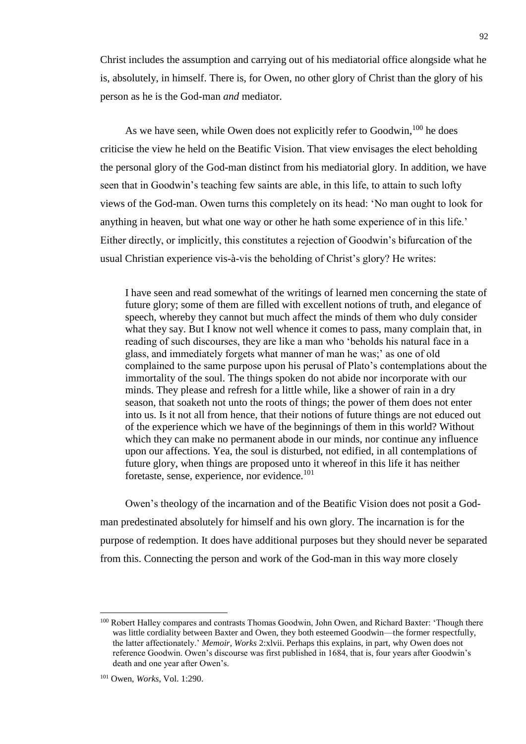Christ includes the assumption and carrying out of his mediatorial office alongside what he is, absolutely, in himself. There is, for Owen, no other glory of Christ than the glory of his person as he is the God-man *and* mediator.

As we have seen, while Owen does not explicitly refer to Goodwin,[100] he does criticise the view he held on the Beatific Vision. That view envisages the elect beholding the personal glory of the God-man distinct from his mediatorial glory. In addition, we have seen that in Goodwin's teaching few saints are able, in this life, to attain to such lofty views of the God-man. Owen turns this completely on its head: 'No man ought to look for anything in heaven, but what one way or other he hath some experience of in this life.' Either directly, or implicitly, this constitutes a rejection of Goodwin's bifurcation of the usual Christian experience vis-à-vis the beholding of Christ's glory? He writes:

> I have seen and read somewhat of the writings of learned men concerning the state of future glory; some of them are filled with excellent notions of truth, and elegance of speech, whereby they cannot but much affect the minds of them who duly consider what they say. But I know not well whence it comes to pass, many complain that, in reading of such discourses, they are like a man who 'beholds his natural face in a glass, and immediately forgets what manner of man he was;' as one of old complained to the same purpose upon his perusal of Plato's contemplations about the immortality of the soul. The things spoken do not abide nor incorporate with our minds. They please and refresh for a little while, like a shower of rain in a dry season, that soaketh not unto the roots of things; the power of them does not enter into us. Is it not all from hence, that their notions of future things are not educed out of the experience which we have of the beginnings of them in this world? Without which they can make no permanent abode in our minds, nor continue any influence upon our affections. Yea, the soul is disturbed, not edified, in all contemplations of future glory, when things are proposed unto it whereof in this life it has neither foretaste, sense, experience, nor evidence.[101]

Owen's theology of the incarnation and of the Beatific Vision does not posit a God-man predestinated absolutely for himself and his own glory. The incarnation is for the purpose of redemption. It does have additional purposes but they should never be separated from this. Connecting the person and work of the God-man in this way more closely

---

[100] Robert Halley compares and contrasts Thomas Goodwin, John Owen, and Richard Baxter: 'Though there was little cordiality between Baxter and Owen, they both esteemed Goodwin—the former respectfully, the latter affectionately.' *Memoir*, *Works* 2:xlvii. Perhaps this explains, in part, why Owen does not reference Goodwin. Owen's discourse was first published in 1684, that is, four years after Goodwin's death and one year after Owen's.

[101] Owen, *Works*, Vol. 1:290.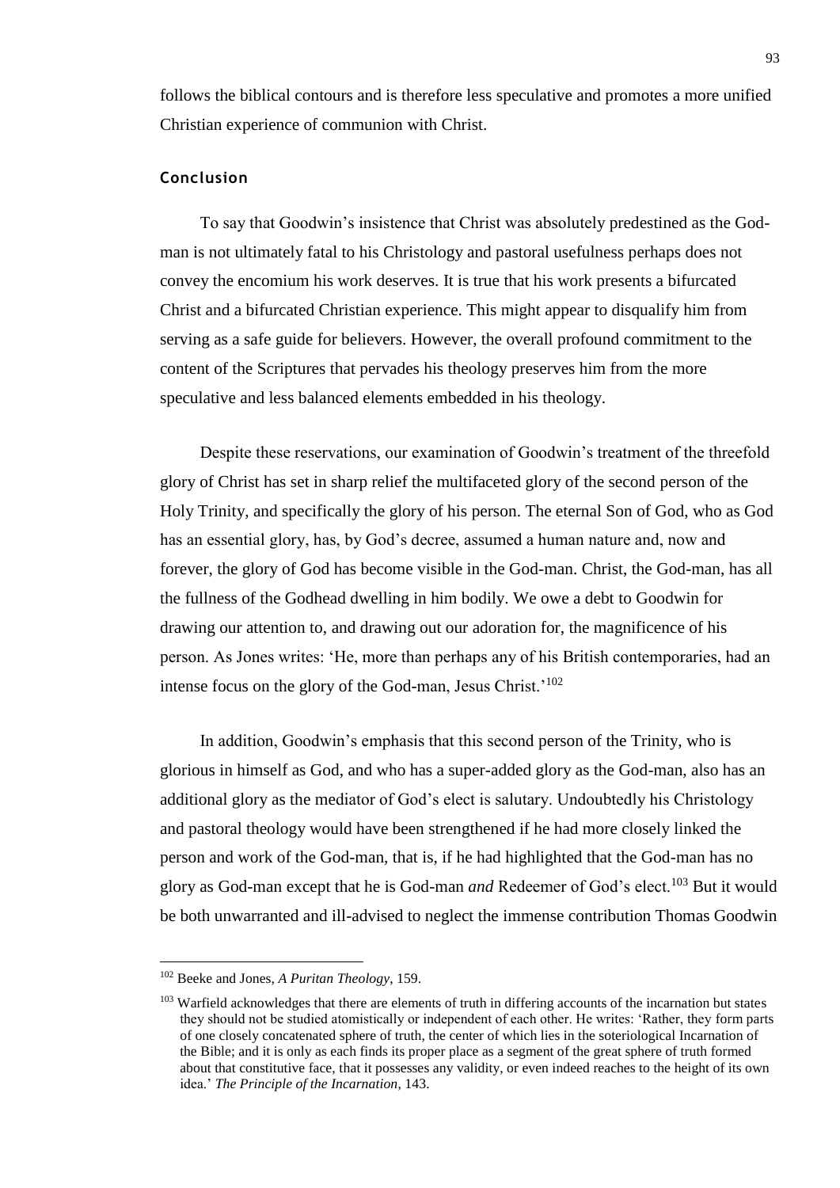follows the biblical contours and is therefore less speculative and promotes a more unified Christian experience of communion with Christ.

### Conclusion

To say that Goodwin's insistence that Christ was absolutely predestined as the God-man is not ultimately fatal to his Christology and pastoral usefulness perhaps does not convey the encomium his work deserves. It is true that his work presents a bifurcated Christ and a bifurcated Christian experience. This might appear to disqualify him from serving as a safe guide for believers. However, the overall profound commitment to the content of the Scriptures that pervades his theology preserves him from the more speculative and less balanced elements embedded in his theology.

Despite these reservations, our examination of Goodwin's treatment of the threefold glory of Christ has set in sharp relief the multifaceted glory of the second person of the Holy Trinity, and specifically the glory of his person. The eternal Son of God, who as God has an essential glory, has, by God's decree, assumed a human nature and, now and forever, the glory of God has become visible in the God-man. Christ, the God-man, has all the fullness of the Godhead dwelling in him bodily. We owe a debt to Goodwin for drawing our attention to, and drawing out our adoration for, the magnificence of his person. As Jones writes: 'He, more than perhaps any of his British contemporaries, had an intense focus on the glory of the God-man, Jesus Christ.'[102]

In addition, Goodwin's emphasis that this second person of the Trinity, who is glorious in himself as God, and who has a super-added glory as the God-man, also has an additional glory as the mediator of God's elect is salutary. Undoubtedly his Christology and pastoral theology would have been strengthened if he had more closely linked the person and work of the God-man, that is, if he had highlighted that the God-man has no glory as God-man except that he is God-man *and* Redeemer of God's elect.[103] But it would be both unwarranted and ill-advised to neglect the immense contribution Thomas Goodwin

---

[102] Beeke and Jones, *A Puritan Theology*, 159.

[103] Warfield acknowledges that there are elements of truth in differing accounts of the incarnation but states they should not be studied atomistically or independent of each other. He writes: 'Rather, they form parts of one closely concatenated sphere of truth, the center of which lies in the soteriological Incarnation of the Bible; and it is only as each finds its proper place as a segment of the great sphere of truth formed about that constitutive face, that it possesses any validity, or even indeed reaches to the height of its own idea.' *The Principle of the Incarnation*, 143.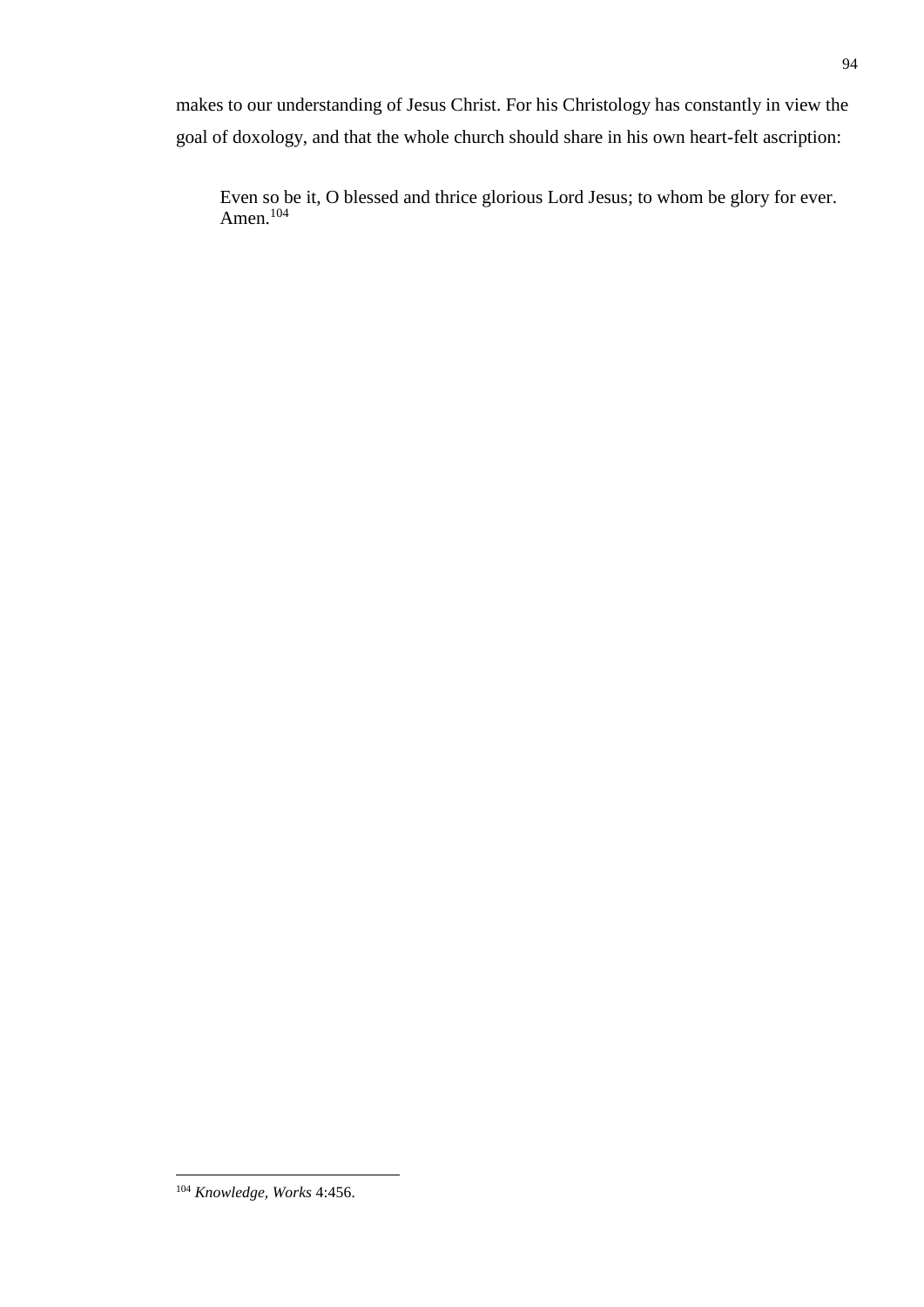makes to our understanding of Jesus Christ. For his Christology has constantly in view the goal of doxology, and that the whole church should share in his own heart-felt ascription:

> Even so be it, O blessed and thrice glorious Lord Jesus; to whom be glory for ever. Amen.[104]

---

[104] *Knowledge, Works* 4:456.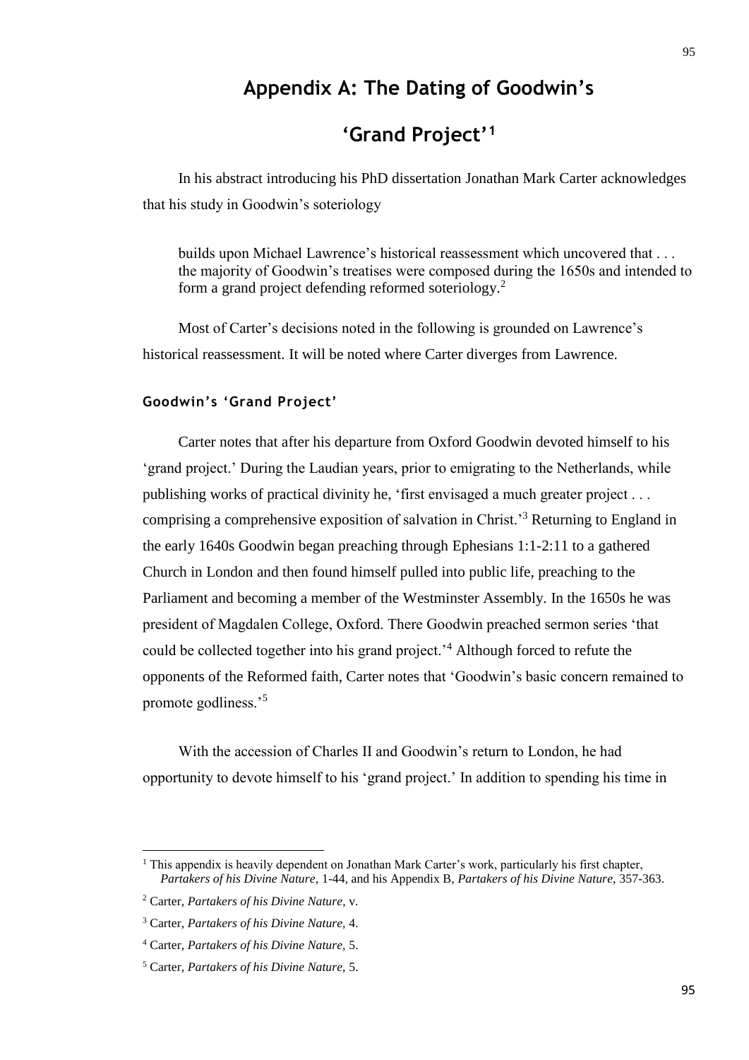# Appendix A: The Dating of Goodwin's 'Grand Project'[1]

In his abstract introducing his PhD dissertation Jonathan Mark Carter acknowledges that his study in Goodwin's soteriology

> builds upon Michael Lawrence's historical reassessment which uncovered that . . . the majority of Goodwin's treatises were composed during the 1650s and intended to form a grand project defending reformed soteriology.[2]

Most of Carter's decisions noted in the following is grounded on Lawrence's historical reassessment. It will be noted where Carter diverges from Lawrence.

### Goodwin's 'Grand Project'

Carter notes that after his departure from Oxford Goodwin devoted himself to his 'grand project.' During the Laudian years, prior to emigrating to the Netherlands, while publishing works of practical divinity he, 'first envisaged a much greater project . . . comprising a comprehensive exposition of salvation in Christ.'[3] Returning to England in the early 1640s Goodwin began preaching through Ephesians 1:1-2:11 to a gathered Church in London and then found himself pulled into public life, preaching to the Parliament and becoming a member of the Westminster Assembly. In the 1650s he was president of Magdalen College, Oxford. There Goodwin preached sermon series 'that could be collected together into his grand project.'[4] Although forced to refute the opponents of the Reformed faith, Carter notes that 'Goodwin's basic concern remained to promote godliness.'[5]

With the accession of Charles II and Goodwin's return to London, he had opportunity to devote himself to his 'grand project.' In addition to spending his time in

---

[1] This appendix is heavily dependent on Jonathan Mark Carter's work, particularly his first chapter, *Partakers of his Divine Nature*, 1-44, and his Appendix B, *Partakers of his Divine Nature*, 357-363.

[2] Carter, *Partakers of his Divine Nature*, v.

[3] Carter, *Partakers of his Divine Nature*, 4.

[4] Carter, *Partakers of his Divine Nature*, 5.

[5] Carter, *Partakers of his Divine Nature*, 5.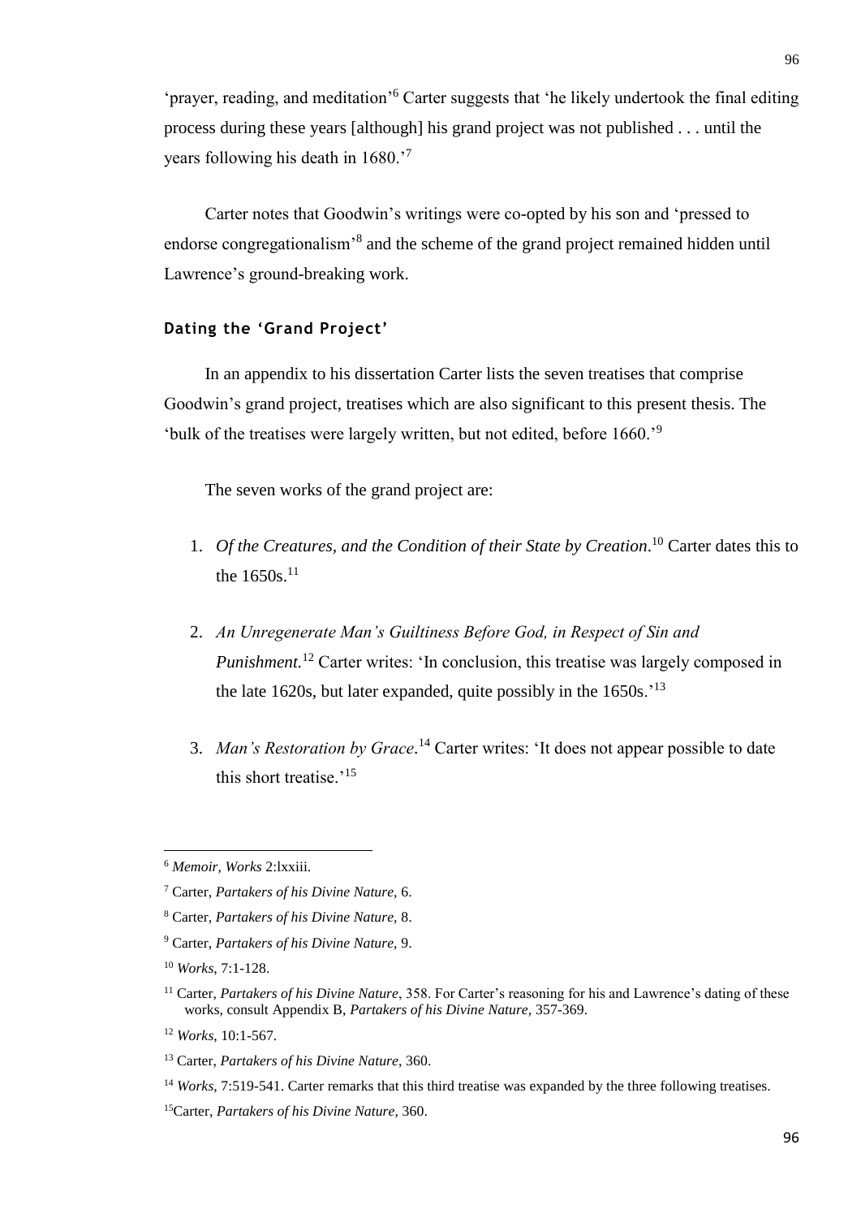'prayer, reading, and meditation'[6] Carter suggests that 'he likely undertook the final editing process during these years [although] his grand project was not published . . . until the years following his death in 1680.'[7]

Carter notes that Goodwin's writings were co-opted by his son and 'pressed to endorse congregationalism'[8] and the scheme of the grand project remained hidden until Lawrence's ground-breaking work.

### Dating the 'Grand Project'

In an appendix to his dissertation Carter lists the seven treatises that comprise Goodwin's grand project, treatises which are also significant to this present thesis. The 'bulk of the treatises were largely written, but not edited, before 1660.'[9]

The seven works of the grand project are:

1. *Of the Creatures, and the Condition of their State by Creation*.[10] Carter dates this to the 1650s.[11]

2. *An Unregenerate Man's Guiltiness Before God, in Respect of Sin and Punishment.*[12] Carter writes: 'In conclusion, this treatise was largely composed in the late 1620s, but later expanded, quite possibly in the 1650s.'[13]

3. *Man's Restoration by Grace*.[14] Carter writes: 'It does not appear possible to date this short treatise.'[15]

---

[6] *Memoir, Works* 2:lxxiii.

[7] Carter, *Partakers of his Divine Nature,* 6.

[8] Carter, *Partakers of his Divine Nature,* 8.

[9] Carter, *Partakers of his Divine Nature,* 9.

[10] *Works*, 7:1-128.

[11] Carter, *Partakers of his Divine Nature*, 358. For Carter's reasoning for his and Lawrence's dating of these works, consult Appendix B, *Partakers of his Divine Nature,* 357-369.

[12] *Works,* 10:1-567.

[13] Carter, *Partakers of his Divine Nature*, 360.

[14] *Works*, 7:519-541. Carter remarks that this third treatise was expanded by the three following treatises.

[15] Carter, *Partakers of his Divine Nature*, 360.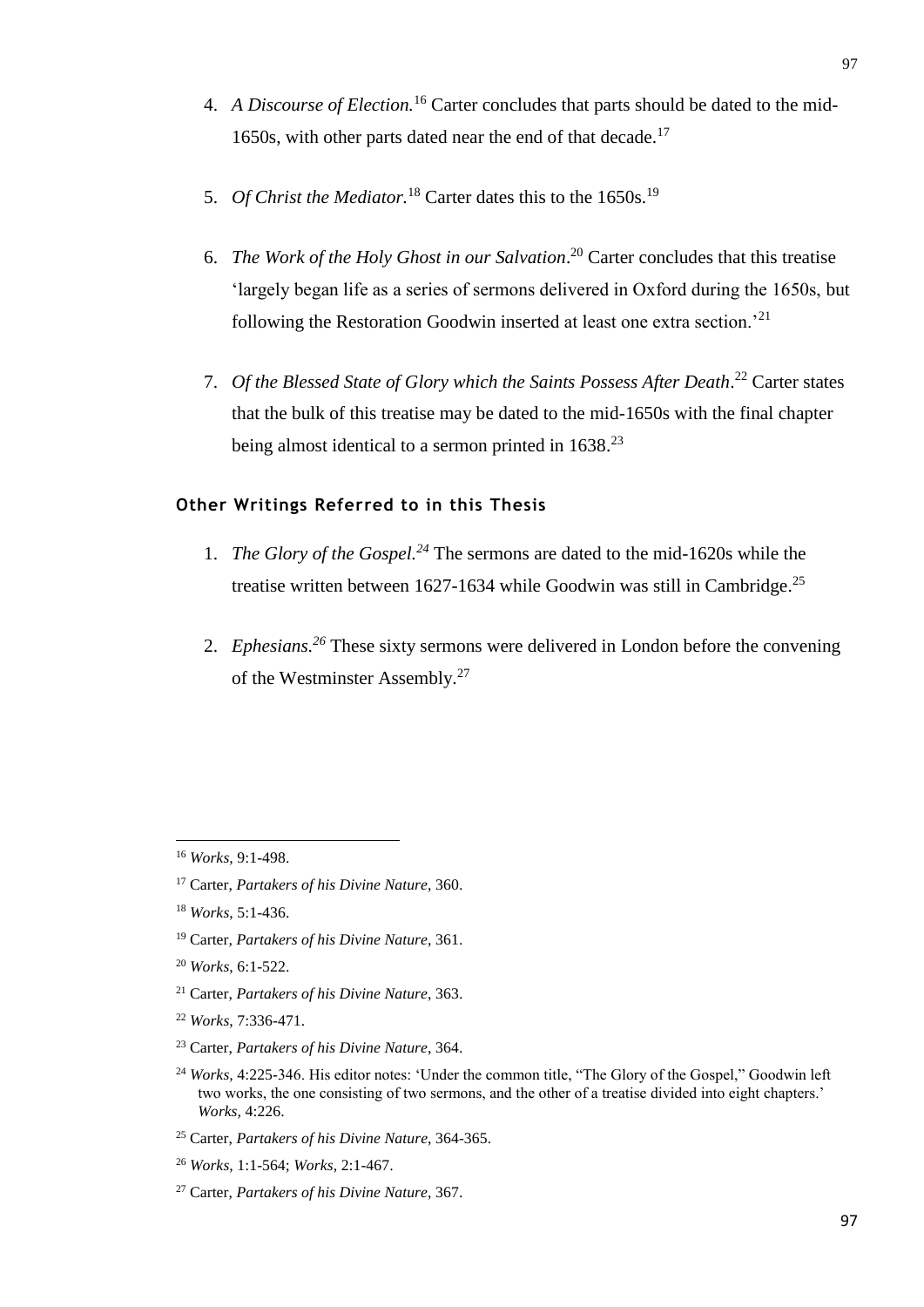4. *A Discourse of Election.*[16] Carter concludes that parts should be dated to the mid-1650s, with other parts dated near the end of that decade.[17]

5. *Of Christ the Mediator.*[18] Carter dates this to the 1650s.[19]

6. *The Work of the Holy Ghost in our Salvation*.[20] Carter concludes that this treatise 'largely began life as a series of sermons delivered in Oxford during the 1650s, but following the Restoration Goodwin inserted at least one extra section.'[21]

7. *Of the Blessed State of Glory which the Saints Possess After Death*.[22] Carter states that the bulk of this treatise may be dated to the mid-1650s with the final chapter being almost identical to a sermon printed in 1638.[23]

### Other Writings Referred to in this Thesis

1. *The Glory of the Gospel.*[24] The sermons are dated to the mid-1620s while the treatise written between 1627-1634 while Goodwin was still in Cambridge.[25]

2. *Ephesians.*[26] These sixty sermons were delivered in London before the convening of the Westminster Assembly.[27]

---

[16] *Works*, 9:1-498.

[17] Carter, *Partakers of his Divine Nature*, 360.

[18] *Works*, 5:1-436.

[19] Carter, *Partakers of his Divine Nature*, 361.

[20] *Works*, 6:1-522.

[21] Carter, *Partakers of his Divine Nature*, 363.

[22] *Works*, 7:336-471.

[23] Carter, *Partakers of his Divine Nature*, 364.

[24] *Works*, 4:225-346. His editor notes: 'Under the common title, "The Glory of the Gospel," Goodwin left two works, the one consisting of two sermons, and the other of a treatise divided into eight chapters.' *Works,* 4:226.

[25] Carter, *Partakers of his Divine Nature*, 364-365.

[26] *Works,* 1:1-564; *Works,* 2:1-467.

[27] Carter, *Partakers of his Divine Nature*, 367.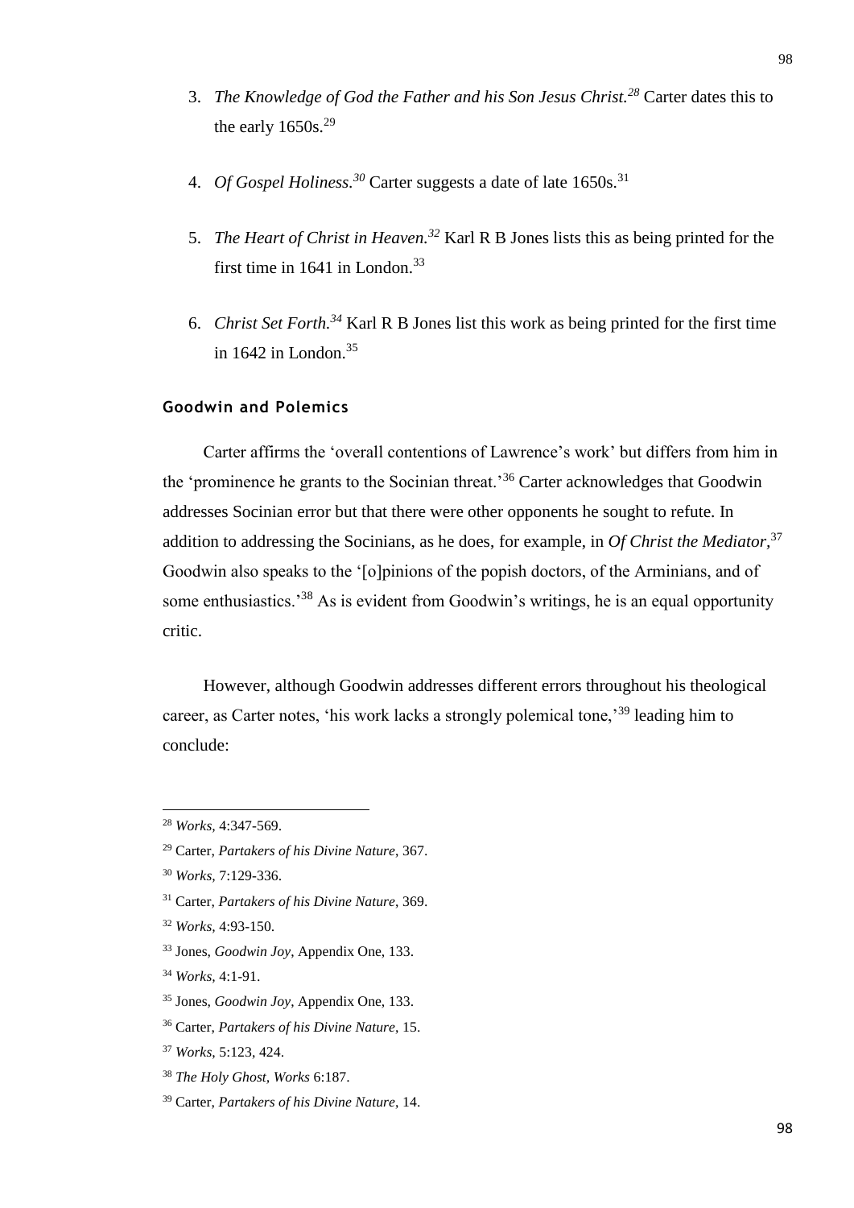3. *The Knowledge of God the Father and his Son Jesus Christ.*[28] Carter dates this to the early 1650s.[29]

4. *Of Gospel Holiness.*[30] Carter suggests a date of late 1650s.[31]

5. *The Heart of Christ in Heaven.*[32] Karl R B Jones lists this as being printed for the first time in 1641 in London.[33]

6. *Christ Set Forth.*[34] Karl R B Jones list this work as being printed for the first time in 1642 in London.[35]

#### Goodwin and Polemics

Carter affirms the 'overall contentions of Lawrence's work' but differs from him in the 'prominence he grants to the Socinian threat.'[36] Carter acknowledges that Goodwin addresses Socinian error but that there were other opponents he sought to refute. In addition to addressing the Socinians, as he does, for example, in *Of Christ the Mediator*,[37] Goodwin also speaks to the '[o]pinions of the popish doctors, of the Arminians, and of some enthusiastics.'[38] As is evident from Goodwin's writings, he is an equal opportunity critic.

However, although Goodwin addresses different errors throughout his theological career, as Carter notes, 'his work lacks a strongly polemical tone,'[39] leading him to conclude:

---

[28] *Works*, 4:347-569.

[29] Carter, *Partakers of his Divine Nature*, 367.

[30] *Works*, 7:129-336.

[31] Carter, *Partakers of his Divine Nature*, 369.

[32] *Works*, 4:93-150.

[33] Jones, *Goodwin Joy*, Appendix One, 133.

[34] *Works*, 4:1-91.

[35] Jones, *Goodwin Joy*, Appendix One, 133.

[36] Carter, *Partakers of his Divine Nature*, 15.

[37] *Works*, 5:123, 424.

[38] *The Holy Ghost*, *Works* 6:187.

[39] Carter, *Partakers of his Divine Nature*, 14.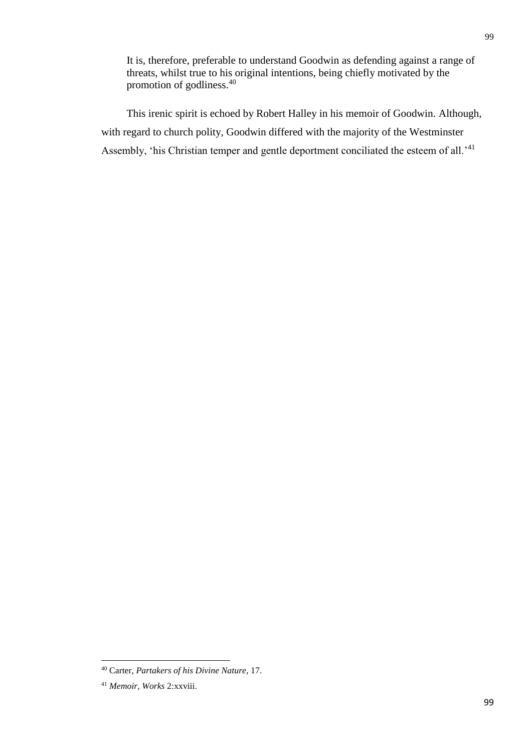> It is, therefore, preferable to understand Goodwin as defending against a range of threats, whilst true to his original intentions, being chiefly motivated by the promotion of godliness.[40]

This irenic spirit is echoed by Robert Halley in his memoir of Goodwin. Although, with regard to church polity, Goodwin differed with the majority of the Westminster Assembly, 'his Christian temper and gentle deportment conciliated the esteem of all.'[41]

---

[40] Carter, *Partakers of his Divine Nature*, 17.

[41] *Memoir*, *Works* 2:xxviii.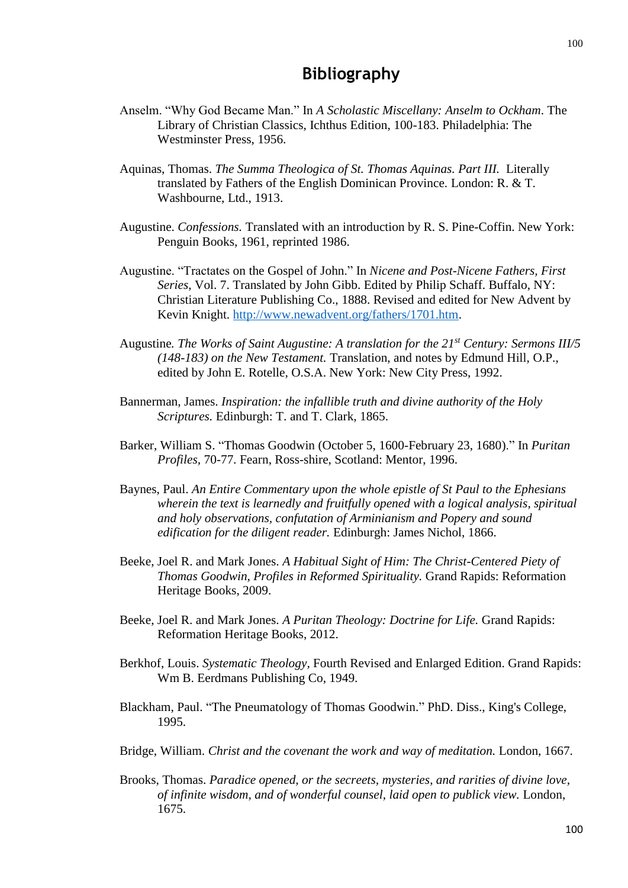# Bibliography

Anselm. "Why God Became Man." In *A Scholastic Miscellany: Anselm to Ockham*. The Library of Christian Classics, Ichthus Edition, 100-183. Philadelphia: The Westminster Press, 1956.

Aquinas, Thomas. *The Summa Theologica of St. Thomas Aquinas. Part III.* Literally translated by Fathers of the English Dominican Province. London: R. & T. Washbourne, Ltd., 1913.

Augustine. *Confessions.* Translated with an introduction by R. S. Pine-Coffin. New York: Penguin Books, 1961, reprinted 1986.

Augustine. "Tractates on the Gospel of John." In *Nicene and Post-Nicene Fathers, First Series*, Vol. 7. Translated by John Gibb. Edited by Philip Schaff. Buffalo, NY: Christian Literature Publishing Co., 1888. Revised and edited for New Advent by Kevin Knight. http://www.newadvent.org/fathers/1701.htm.

Augustine*. The Works of Saint Augustine: A translation for the 21st Century: Sermons III/5 (148-183) on the New Testament.* Translation, and notes by Edmund Hill, O.P., edited by John E. Rotelle, O.S.A. New York: New City Press, 1992.

Bannerman, James. *Inspiration: the infallible truth and divine authority of the Holy Scriptures.* Edinburgh: T. and T. Clark, 1865.

Barker, William S. "Thomas Goodwin (October 5, 1600-February 23, 1680)." In *Puritan Profiles*, 70-77. Fearn, Ross-shire, Scotland: Mentor, 1996.

Baynes, Paul. *An Entire Commentary upon the whole epistle of St Paul to the Ephesians wherein the text is learnedly and fruitfully opened with a logical analysis, spiritual and holy observations, confutation of Arminianism and Popery and sound edification for the diligent reader.* Edinburgh: James Nichol, 1866.

Beeke, Joel R. and Mark Jones. *A Habitual Sight of Him: The Christ-Centered Piety of Thomas Goodwin, Profiles in Reformed Spirituality.* Grand Rapids: Reformation Heritage Books, 2009.

Beeke, Joel R. and Mark Jones. *A Puritan Theology: Doctrine for Life.* Grand Rapids: Reformation Heritage Books, 2012.

Berkhof, Louis. *Systematic Theology*, Fourth Revised and Enlarged Edition. Grand Rapids: Wm B. Eerdmans Publishing Co, 1949.

Blackham, Paul. "The Pneumatology of Thomas Goodwin." PhD. Diss., King's College, 1995.

Bridge, William. *Christ and the covenant the work and way of meditation.* London, 1667.

Brooks, Thomas. *Paradice opened, or the secreets, mysteries, and rarities of divine love, of infinite wisdom, and of wonderful counsel, laid open to publick view.* London, 1675.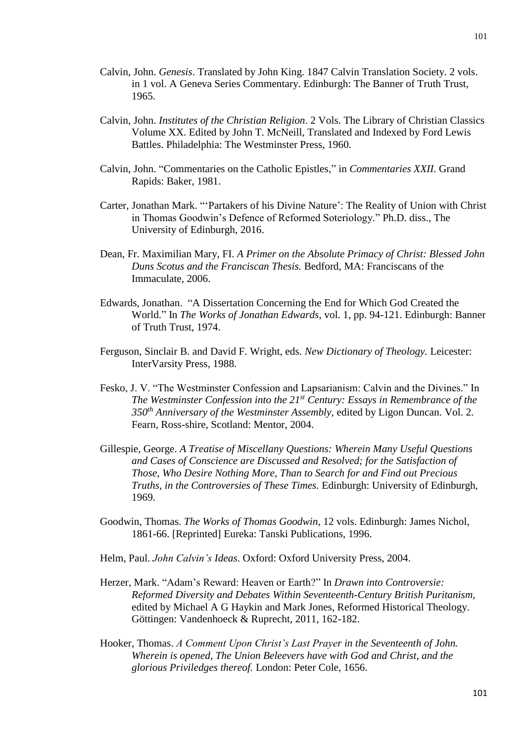Calvin, John. *Genesis*. Translated by John King. 1847 Calvin Translation Society. 2 vols. in 1 vol. A Geneva Series Commentary. Edinburgh: The Banner of Truth Trust, 1965.

Calvin, John. *Institutes of the Christian Religion*. 2 Vols. The Library of Christian Classics Volume XX. Edited by John T. McNeill, Translated and Indexed by Ford Lewis Battles. Philadelphia: The Westminster Press, 1960.

Calvin, John. "Commentaries on the Catholic Epistles," in *Commentaries XXII.* Grand Rapids: Baker, 1981.

Carter, Jonathan Mark. "'Partakers of his Divine Nature': The Reality of Union with Christ in Thomas Goodwin's Defence of Reformed Soteriology." Ph.D. diss., The University of Edinburgh, 2016.

Dean, Fr. Maximilian Mary, FI. *A Primer on the Absolute Primacy of Christ: Blessed John Duns Scotus and the Franciscan Thesis.* Bedford, MA: Franciscans of the Immaculate, 2006.

Edwards, Jonathan. "A Dissertation Concerning the End for Which God Created the World." In *The Works of Jonathan Edwards*, vol. 1, pp. 94-121. Edinburgh: Banner of Truth Trust, 1974.

Ferguson, Sinclair B. and David F. Wright, eds. *New Dictionary of Theology.* Leicester: InterVarsity Press, 1988.

Fesko, J. V. "The Westminster Confession and Lapsarianism: Calvin and the Divines." In *The Westminster Confession into the 21st Century: Essays in Remembrance of the 350th Anniversary of the Westminster Assembly*, edited by Ligon Duncan. Vol. 2. Fearn, Ross-shire, Scotland: Mentor, 2004.

Gillespie, George. *A Treatise of Miscellany Questions: Wherein Many Useful Questions and Cases of Conscience are Discussed and Resolved; for the Satisfaction of Those, Who Desire Nothing More, Than to Search for and Find out Precious Truths, in the Controversies of These Times.* Edinburgh: University of Edinburgh, 1969.

Goodwin, Thomas. *The Works of Thomas Goodwin*, 12 vols. Edinburgh: James Nichol, 1861-66. [Reprinted] Eureka: Tanski Publications, 1996.

Helm, Paul. *John Calvin's Ideas*. Oxford: Oxford University Press, 2004.

Herzer, Mark. "Adam's Reward: Heaven or Earth?" In *Drawn into Controversie: Reformed Diversity and Debates Within Seventeenth-Century British Puritanism,* edited by Michael A G Haykin and Mark Jones, Reformed Historical Theology. Göttingen: Vandenhoeck & Ruprecht, 2011, 162-182.

Hooker, Thomas. *A Comment Upon Christ's Last Prayer in the Seventeenth of John. Wherein is opened, The Union Beleevers have with God and Christ, and the glorious Priviledges thereof.* London: Peter Cole, 1656.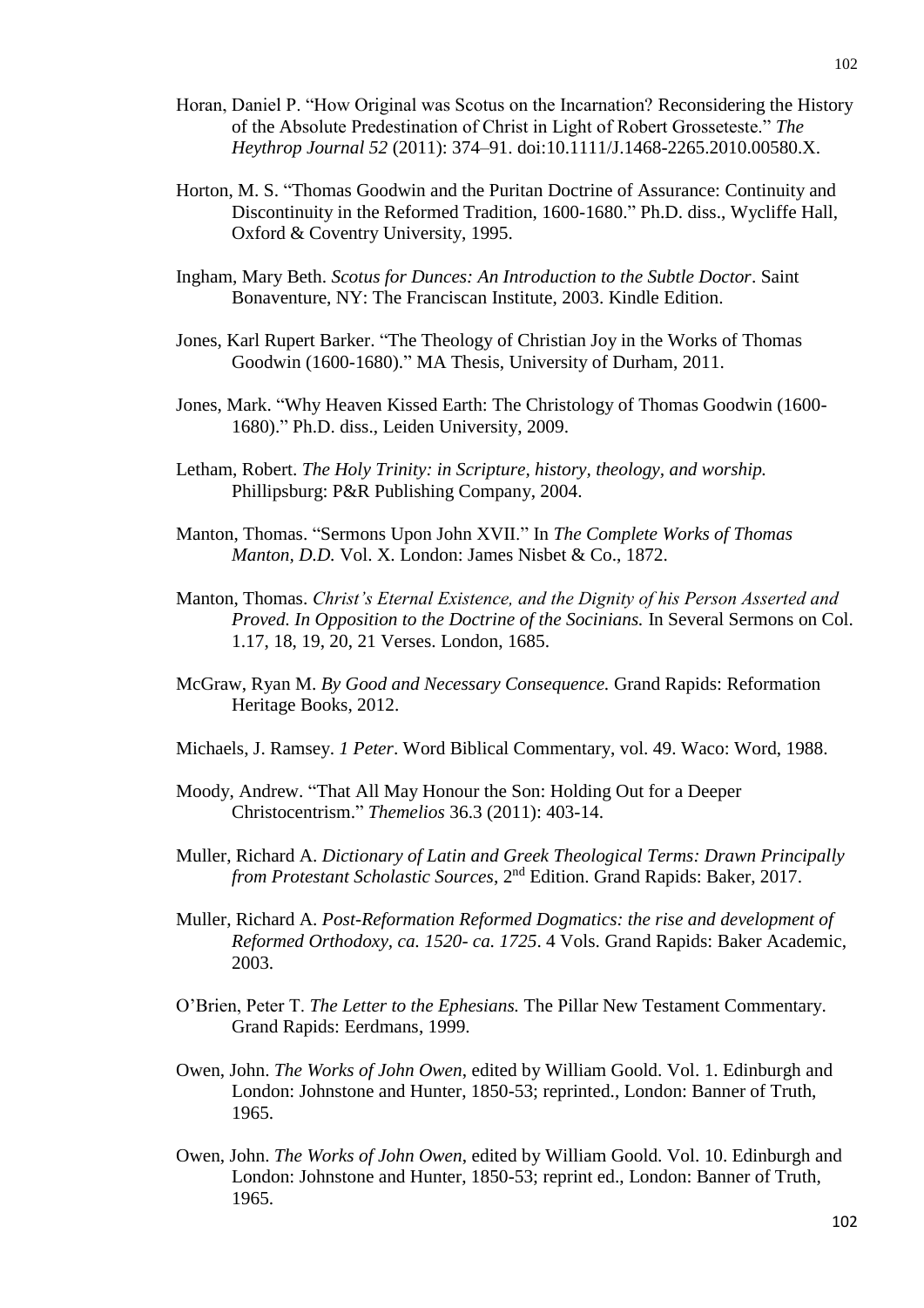Horan, Daniel P. "How Original was Scotus on the Incarnation? Reconsidering the History of the Absolute Predestination of Christ in Light of Robert Grosseteste." *The Heythrop Journal 52* (2011): 374–91. doi:10.1111/J.1468-2265.2010.00580.X.

Horton, M. S. "Thomas Goodwin and the Puritan Doctrine of Assurance: Continuity and Discontinuity in the Reformed Tradition, 1600-1680." Ph.D. diss., Wycliffe Hall, Oxford & Coventry University, 1995.

Ingham, Mary Beth. *Scotus for Dunces: An Introduction to the Subtle Doctor*. Saint Bonaventure, NY: The Franciscan Institute, 2003. Kindle Edition.

Jones, Karl Rupert Barker. "The Theology of Christian Joy in the Works of Thomas Goodwin (1600-1680)." MA Thesis, University of Durham, 2011.

Jones, Mark. "Why Heaven Kissed Earth: The Christology of Thomas Goodwin (1600-1680)." Ph.D. diss., Leiden University, 2009.

Letham, Robert. *The Holy Trinity: in Scripture, history, theology, and worship.* Phillipsburg: P&R Publishing Company, 2004.

Manton, Thomas. "Sermons Upon John XVII." In *The Complete Works of Thomas Manton, D.D.* Vol. X. London: James Nisbet & Co., 1872.

Manton, Thomas. *Christ's Eternal Existence, and the Dignity of his Person Asserted and Proved. In Opposition to the Doctrine of the Socinians.* In Several Sermons on Col. 1.17, 18, 19, 20, 21 Verses. London, 1685.

McGraw, Ryan M. *By Good and Necessary Consequence.* Grand Rapids: Reformation Heritage Books, 2012.

Michaels, J. Ramsey. *1 Peter*. Word Biblical Commentary, vol. 49. Waco: Word, 1988.

Moody, Andrew. "That All May Honour the Son: Holding Out for a Deeper Christocentrism." *Themelios* 36.3 (2011): 403-14.

Muller, Richard A. *Dictionary of Latin and Greek Theological Terms: Drawn Principally from Protestant Scholastic Sources*, 2nd Edition. Grand Rapids: Baker, 2017.

Muller, Richard A. *Post-Reformation Reformed Dogmatics: the rise and development of Reformed Orthodoxy, ca. 1520- ca. 1725*. 4 Vols. Grand Rapids: Baker Academic, 2003.

O'Brien, Peter T. *The Letter to the Ephesians.* The Pillar New Testament Commentary. Grand Rapids: Eerdmans, 1999.

Owen, John. *The Works of John Owen*, edited by William Goold. Vol. 1. Edinburgh and London: Johnstone and Hunter, 1850-53; reprinted., London: Banner of Truth, 1965.

Owen, John. *The Works of John Owen*, edited by William Goold. Vol. 10. Edinburgh and London: Johnstone and Hunter, 1850-53; reprint ed., London: Banner of Truth, 1965.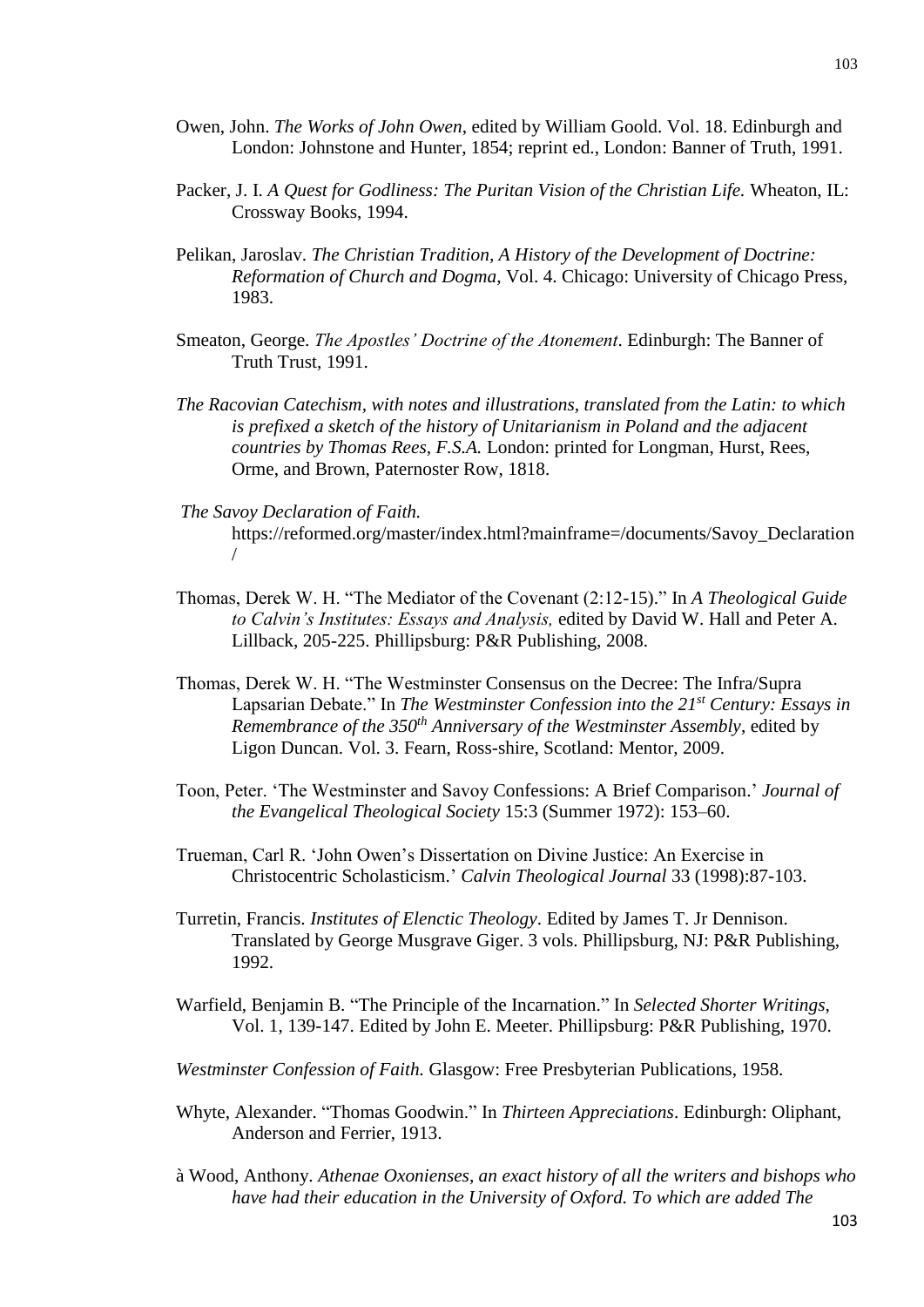Owen, John. *The Works of John Owen*, edited by William Goold. Vol. 18. Edinburgh and London: Johnstone and Hunter, 1854; reprint ed., London: Banner of Truth, 1991.

Packer, J. I. *A Quest for Godliness: The Puritan Vision of the Christian Life.* Wheaton, IL: Crossway Books, 1994.

Pelikan, Jaroslav. *The Christian Tradition, A History of the Development of Doctrine: Reformation of Church and Dogma*, Vol. 4. Chicago: University of Chicago Press, 1983.

Smeaton, George. *The Apostles' Doctrine of the Atonement*. Edinburgh: The Banner of Truth Trust, 1991.

*The Racovian Catechism, with notes and illustrations, translated from the Latin: to which is prefixed a sketch of the history of Unitarianism in Poland and the adjacent countries by Thomas Rees, F.S.A.* London: printed for Longman, Hurst, Rees, Orme, and Brown, Paternoster Row, 1818.

*The Savoy Declaration of Faith.* https://reformed.org/master/index.html?mainframe=/documents/Savoy_Declaration/

Thomas, Derek W. H. "The Mediator of the Covenant (2:12-15)." In *A Theological Guide to Calvin's Institutes: Essays and Analysis,* edited by David W. Hall and Peter A. Lillback, 205-225. Phillipsburg: P&R Publishing, 2008.

Thomas, Derek W. H. "The Westminster Consensus on the Decree: The Infra/Supra Lapsarian Debate." In *The Westminster Confession into the 21st Century: Essays in Remembrance of the 350th Anniversary of the Westminster Assembly*, edited by Ligon Duncan. Vol. 3. Fearn, Ross-shire, Scotland: Mentor, 2009.

Toon, Peter. 'The Westminster and Savoy Confessions: A Brief Comparison.' *Journal of the Evangelical Theological Society* 15:3 (Summer 1972): 153–60.

Trueman, Carl R. 'John Owen's Dissertation on Divine Justice: An Exercise in Christocentric Scholasticism.' *Calvin Theological Journal* 33 (1998):87-103.

Turretin, Francis. *Institutes of Elenctic Theology*. Edited by James T. Jr Dennison. Translated by George Musgrave Giger. 3 vols. Phillipsburg, NJ: P&R Publishing, 1992.

Warfield, Benjamin B. "The Principle of the Incarnation." In *Selected Shorter Writings*, Vol. 1, 139-147. Edited by John E. Meeter. Phillipsburg: P&R Publishing, 1970.

*Westminster Confession of Faith.* Glasgow: Free Presbyterian Publications, 1958.

Whyte, Alexander. "Thomas Goodwin." In *Thirteen Appreciations*. Edinburgh: Oliphant, Anderson and Ferrier, 1913.

à Wood, Anthony. *Athenae Oxonienses, an exact history of all the writers and bishops who have had their education in the University of Oxford. To which are added The*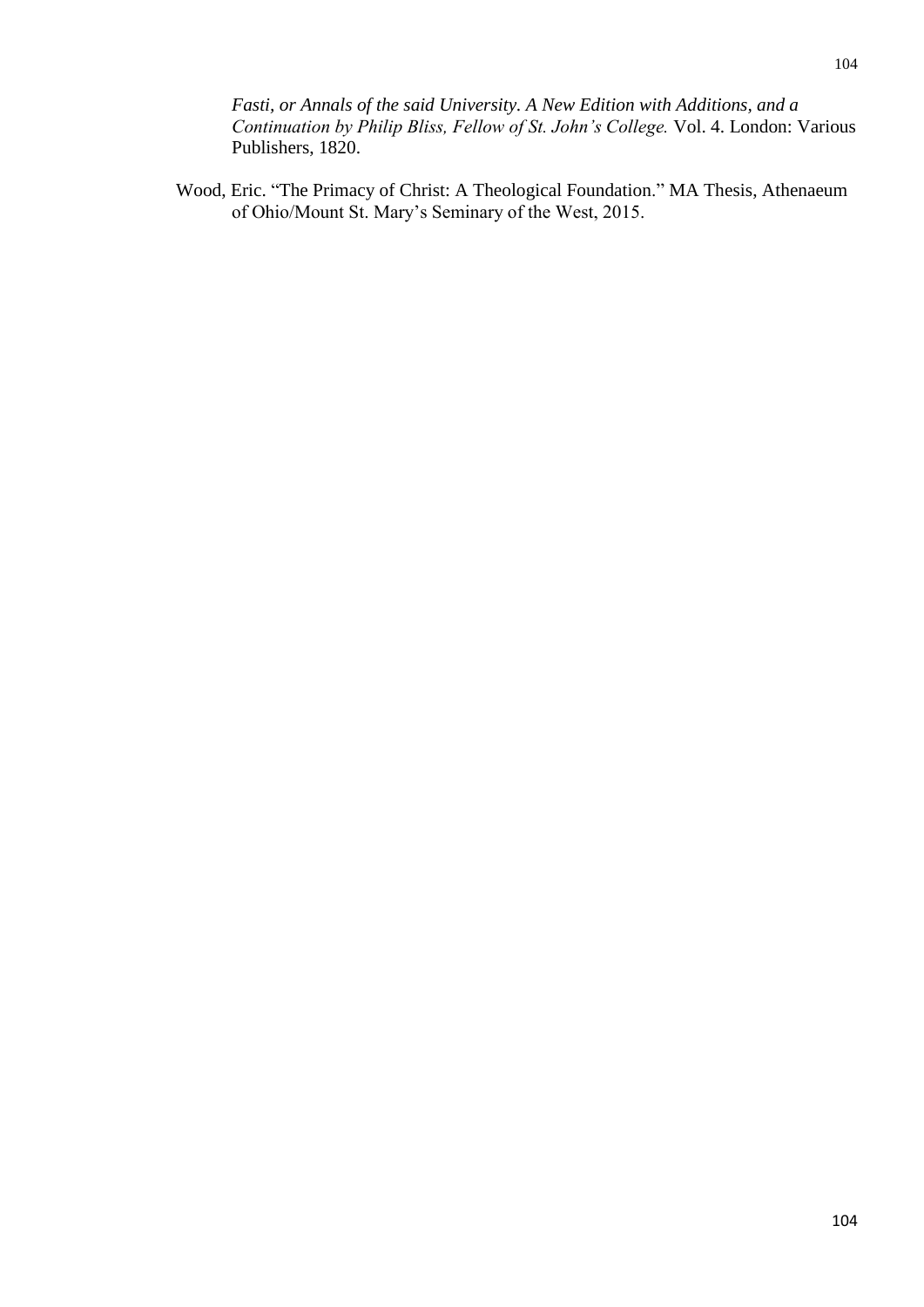*Fasti, or Annals of the said University. A New Edition with Additions, and a Continuation by Philip Bliss, Fellow of St. John's College.* Vol. 4. London: Various Publishers, 1820.

Wood, Eric. "The Primacy of Christ: A Theological Foundation." MA Thesis, Athenaeum of Ohio/Mount St. Mary's Seminary of the West, 2015.